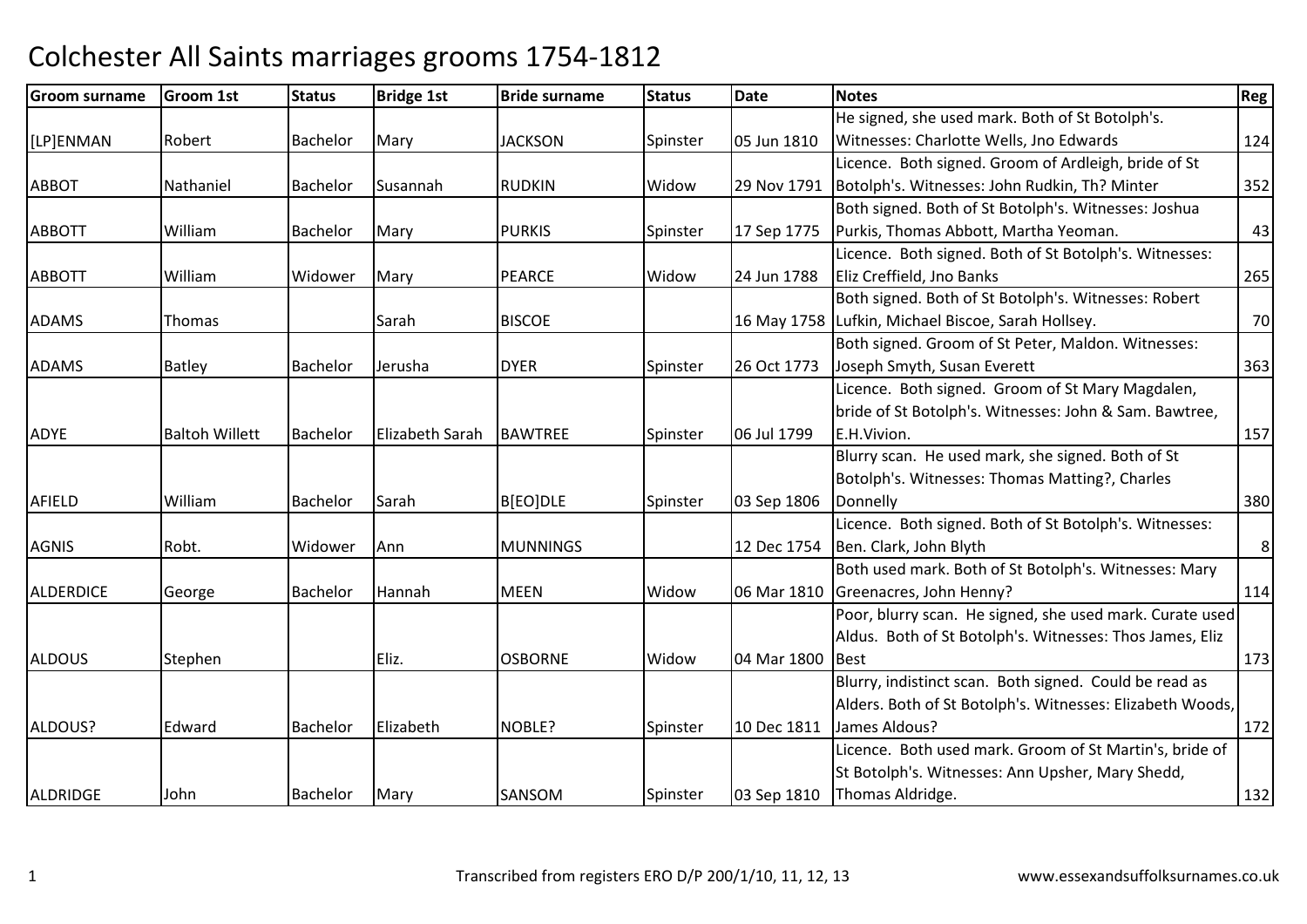# Colchester All Saints marriages grooms 1754-1812

| Groom surname | Groom 1st | Status | Bridge 1st | Bride surname | Status | Date | Notes | Reg |
|---|---|---|---|---|---|---|---|---|
| [LP]ENMAN | Robert | Bachelor | Mary | JACKSON | Spinster | 05 Jun 1810 | He signed, she used mark. Both of St Botolph's. Witnesses: Charlotte Wells, Jno Edwards | 124 |
| ABBOT | Nathaniel | Bachelor | Susannah | RUDKIN | Widow | 29 Nov 1791 | Licence. Both signed. Groom of Ardleigh, bride of St Botolph's. Witnesses: John Rudkin, Th? Minter | 352 |
| ABBOTT | William | Bachelor | Mary | PURKIS | Spinster | 17 Sep 1775 | Both signed. Both of St Botolph's. Witnesses: Joshua Purkis, Thomas Abbott, Martha Yeoman. | 43 |
| ABBOTT | William | Widower | Mary | PEARCE | Widow | 24 Jun 1788 | Licence. Both signed. Both of St Botolph's. Witnesses: Eliz Creffield, Jno Banks | 265 |
| ADAMS | Thomas | | Sarah | BISCOE | | 16 May 1758 | Both signed. Both of St Botolph's. Witnesses: Robert Lufkin, Michael Biscoe, Sarah Hollsey. | 70 |
| ADAMS | Batley | Bachelor | Jerusha | DYER | Spinster | 26 Oct 1773 | Both signed. Groom of St Peter, Maldon. Witnesses: Joseph Smyth, Susan Everett | 363 |
| ADYE | Baltoh Willett | Bachelor | Elizabeth Sarah | BAWTREE | Spinster | 06 Jul 1799 | Licence. Both signed. Groom of St Mary Magdalen, bride of St Botolph's. Witnesses: John & Sam. Bawtree, E.H.Vivion. | 157 |
| AFIELD | William | Bachelor | Sarah | B[EO]DLE | Spinster | 03 Sep 1806 | Blurry scan. He used mark, she signed. Both of St Botolph's. Witnesses: Thomas Matting?, Charles Donnelly | 380 |
| AGNIS | Robt. | Widower | Ann | MUNNINGS | | 12 Dec 1754 | Licence. Both signed. Both of St Botolph's. Witnesses: Ben. Clark, John Blyth | 8 |
| ALDERDICE | George | Bachelor | Hannah | MEEN | Widow | 06 Mar 1810 | Both used mark. Both of St Botolph's. Witnesses: Mary Greenacres, John Henny? | 114 |
| ALDOUS | Stephen | | Eliz. | OSBORNE | Widow | 04 Mar 1800 | Poor, blurry scan. He signed, she used mark. Curate used Aldus. Both of St Botolph's. Witnesses: Thos James, Eliz Best | 173 |
| ALDOUS? | Edward | Bachelor | Elizabeth | NOBLE? | Spinster | 10 Dec 1811 | Blurry, indistinct scan. Both signed. Could be read as Alders. Both of St Botolph's. Witnesses: Elizabeth Woods, James Aldous? | 172 |
| ALDRIDGE | John | Bachelor | Mary | SANSOM | Spinster | 03 Sep 1810 | Licence. Both used mark. Groom of St Martin's, bride of St Botolph's. Witnesses: Ann Upsher, Mary Shedd, Thomas Aldridge. | 132 |

Transcribed from registers ERO D/P 200/1/10, 11, 12, 13

www.essexandsuffolksurnames.co.uk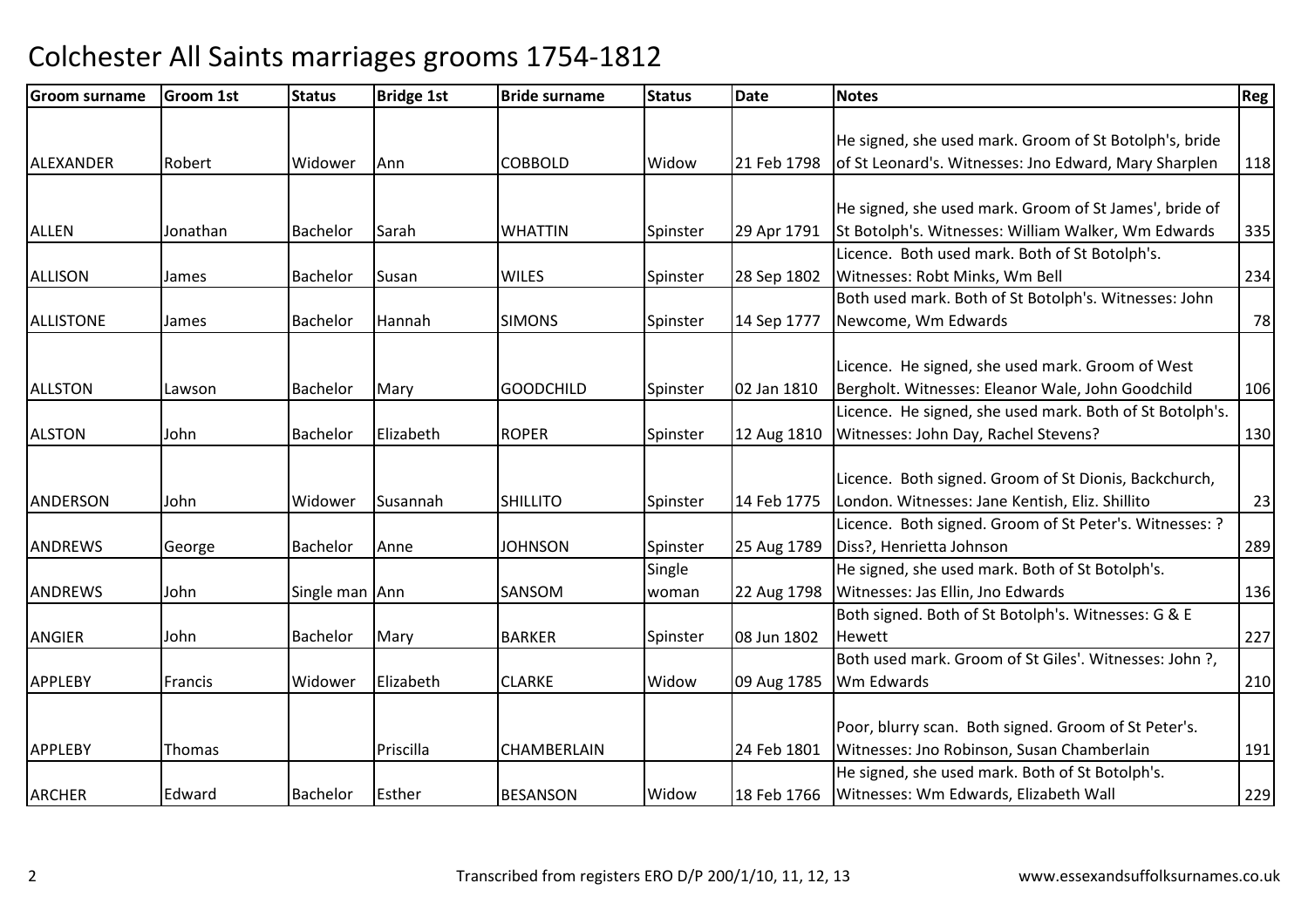# Colchester All Saints marriages grooms 1754-1812

| Groom surname | Groom 1st | Status | Bridge 1st | Bride surname | Status | Date | Notes | Reg |
|---|---|---|---|---|---|---|---|---|
| ALEXANDER | Robert | Widower | Ann | COBBOLD | Widow | 21 Feb 1798 | He signed, she used mark. Groom of St Botolph's, bride of St Leonard's. Witnesses: Jno Edward, Mary Sharplen | 118 |
| ALLEN | Jonathan | Bachelor | Sarah | WHATTIN | Spinster | 29 Apr 1791 | He signed, she used mark. Groom of St James', bride of St Botolph's. Witnesses: William Walker, Wm Edwards | 335 |
| ALLISON | James | Bachelor | Susan | WILES | Spinster | 28 Sep 1802 | Licence. Both used mark. Both of St Botolph's. Witnesses: Robt Minks, Wm Bell | 234 |
| ALLISTONE | James | Bachelor | Hannah | SIMONS | Spinster | 14 Sep 1777 | Both used mark. Both of St Botolph's. Witnesses: John Newcome, Wm Edwards | 78 |
| ALLSTON | Lawson | Bachelor | Mary | GOODCHILD | Spinster | 02 Jan 1810 | Licence. He signed, she used mark. Groom of West Bergholt. Witnesses: Eleanor Wale, John Goodchild | 106 |
| ALSTON | John | Bachelor | Elizabeth | ROPER | Spinster | 12 Aug 1810 | Licence. He signed, she used mark. Both of St Botolph's. Witnesses: John Day, Rachel Stevens? | 130 |
| ANDERSON | John | Widower | Susannah | SHILLITO | Spinster | 14 Feb 1775 | Licence. Both signed. Groom of St Dionis, Backchurch, London. Witnesses: Jane Kentish, Eliz. Shillito | 23 |
| ANDREWS | George | Bachelor | Anne | JOHNSON | Spinster | 25 Aug 1789 | Licence. Both signed. Groom of St Peter's. Witnesses: ? Diss?, Henrietta Johnson | 289 |
| ANDREWS | John | Single man | Ann | SANSOM | Single woman | 22 Aug 1798 | He signed, she used mark. Both of St Botolph's. Witnesses: Jas Ellin, Jno Edwards | 136 |
| ANGIER | John | Bachelor | Mary | BARKER | Spinster | 08 Jun 1802 | Both signed. Both of St Botolph's. Witnesses: G & E Hewett | 227 |
| APPLEBY | Francis | Widower | Elizabeth | CLARKE | Widow | 09 Aug 1785 | Both used mark. Groom of St Giles'. Witnesses: John ?, Wm Edwards | 210 |
| APPLEBY | Thomas | | Priscilla | CHAMBERLAIN | | 24 Feb 1801 | Poor, blurry scan. Both signed. Groom of St Peter's. Witnesses: Jno Robinson, Susan Chamberlain | 191 |
| ARCHER | Edward | Bachelor | Esther | BESANSON | Widow | 18 Feb 1766 | He signed, she used mark. Both of St Botolph's. Witnesses: Wm Edwards, Elizabeth Wall | 229 |

Transcribed from registers ERO D/P 200/1/10, 11, 12, 13

www.essexandsuffolksurnames.co.uk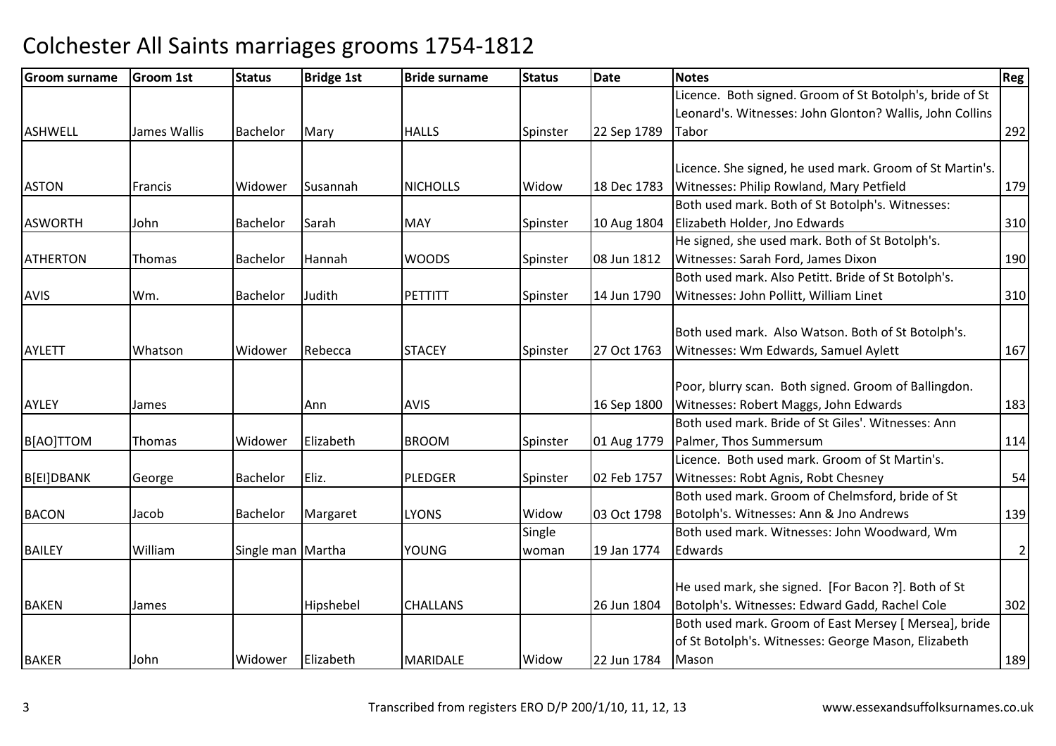# Colchester All Saints marriages grooms 1754-1812

| Groom surname | Groom 1st | Status | Bridge 1st | Bride surname | Status | Date | Notes | Reg |
|---|---|---|---|---|---|---|---|---|
| ASHWELL | James Wallis | Bachelor | Mary | HALLS | Spinster | 22 Sep 1789 | Licence. Both signed. Groom of St Botolph's, bride of St Leonard's. Witnesses: John Glonton? Wallis, John Collins Tabor | 292 |
| ASTON | Francis | Widower | Susannah | NICHOLLS | Widow | 18 Dec 1783 | Licence. She signed, he used mark. Groom of St Martin's. Witnesses: Philip Rowland, Mary Petfield | 179 |
| ASWORTH | John | Bachelor | Sarah | MAY | Spinster | 10 Aug 1804 | Both used mark. Both of St Botolph's. Witnesses: Elizabeth Holder, Jno Edwards | 310 |
| ATHERTON | Thomas | Bachelor | Hannah | WOODS | Spinster | 08 Jun 1812 | He signed, she used mark. Both of St Botolph's. Witnesses: Sarah Ford, James Dixon | 190 |
| AVIS | Wm. | Bachelor | Judith | PETTITT | Spinster | 14 Jun 1790 | Both used mark. Also Petitt. Bride of St Botolph's. Witnesses: John Pollitt, William Linet | 310 |
| AYLETT | Whatson | Widower | Rebecca | STACEY | Spinster | 27 Oct 1763 | Both used mark. Also Watson. Both of St Botolph's. Witnesses: Wm Edwards, Samuel Aylett | 167 |
| AYLEY | James | | Ann | AVIS | | 16 Sep 1800 | Poor, blurry scan. Both signed. Groom of Ballingdon. Witnesses: Robert Maggs, John Edwards | 183 |
| B[AO]TTOM | Thomas | Widower | Elizabeth | BROOM | Spinster | 01 Aug 1779 | Both used mark. Bride of St Giles'. Witnesses: Ann Palmer, Thos Summersum | 114 |
| B[EI]DBANK | George | Bachelor | Eliz. | PLEDGER | Spinster | 02 Feb 1757 | Licence. Both used mark. Groom of St Martin's. Witnesses: Robt Agnis, Robt Chesney | 54 |
| BACON | Jacob | Bachelor | Margaret | LYONS | Widow | 03 Oct 1798 | Both used mark. Groom of Chelmsford, bride of St Botolph's. Witnesses: Ann & Jno Andrews | 139 |
| BAILEY | William | Single man | Martha | YOUNG | Single woman | 19 Jan 1774 | Both used mark. Witnesses: John Woodward, Wm Edwards | 2 |
| BAKEN | James | | Hipshebel | CHALLANS | | 26 Jun 1804 | He used mark, she signed. [For Bacon ?]. Both of St Botolph's. Witnesses: Edward Gadd, Rachel Cole | 302 |
| BAKER | John | Widower | Elizabeth | MARIDALE | Widow | 22 Jun 1784 | Both used mark. Groom of East Mersey [ Mersea], bride of St Botolph's. Witnesses: George Mason, Elizabeth Mason | 189 |

Transcribed from registers ERO D/P 200/1/10, 11, 12, 13 www.essexandsuffolksurnames.co.uk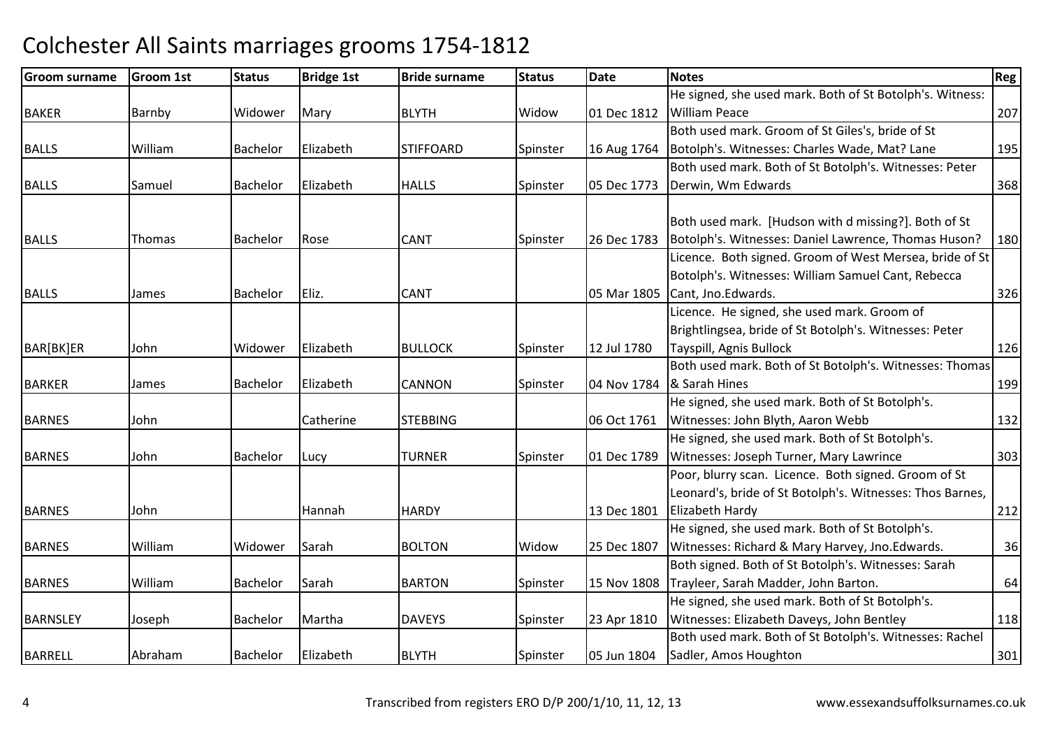# Colchester All Saints marriages grooms 1754-1812

| Groom surname | Groom 1st | Status | Bridge 1st | Bride surname | Status | Date | Notes | Reg |
|---|---|---|---|---|---|---|---|---|
| BAKER | Barnby | Widower | Mary | BLYTH | Widow | 01 Dec 1812 | He signed, she used mark. Both of St Botolph's. Witness: William Peace | 207 |
| BALLS | William | Bachelor | Elizabeth | STIFFOARD | Spinster | 16 Aug 1764 | Both used mark. Groom of St Giles's, bride of St Botolph's. Witnesses: Charles Wade, Mat? Lane | 195 |
| BALLS | Samuel | Bachelor | Elizabeth | HALLS | Spinster | 05 Dec 1773 | Both used mark. Both of St Botolph's. Witnesses: Peter Derwin, Wm Edwards | 368 |
| BALLS | Thomas | Bachelor | Rose | CANT | Spinster | 26 Dec 1783 | Both used mark. [Hudson with d missing?]. Both of St Botolph's. Witnesses: Daniel Lawrence, Thomas Huson? | 180 |
| BALLS | James | Bachelor | Eliz. | CANT | | 05 Mar 1805 | Licence. Both signed. Groom of West Mersea, bride of St Botolph's. Witnesses: William Samuel Cant, Rebecca Cant, Jno.Edwards. | 326 |
| BAR[BK]ER | John | Widower | Elizabeth | BULLOCK | Spinster | 12 Jul 1780 | Licence. He signed, she used mark. Groom of Brightlingsea, bride of St Botolph's. Witnesses: Peter Tayspill, Agnis Bullock | 126 |
| BARKER | James | Bachelor | Elizabeth | CANNON | Spinster | 04 Nov 1784 | Both used mark. Both of St Botolph's. Witnesses: Thomas & Sarah Hines | 199 |
| BARNES | John | | Catherine | STEBBING | | 06 Oct 1761 | He signed, she used mark. Both of St Botolph's. Witnesses: John Blyth, Aaron Webb | 132 |
| BARNES | John | Bachelor | Lucy | TURNER | Spinster | 01 Dec 1789 | He signed, she used mark. Both of St Botolph's. Witnesses: Joseph Turner, Mary Lawrince | 303 |
| BARNES | John | | Hannah | HARDY | | 13 Dec 1801 | Poor, blurry scan. Licence. Both signed. Groom of St Leonard's, bride of St Botolph's. Witnesses: Thos Barnes, Elizabeth Hardy | 212 |
| BARNES | William | Widower | Sarah | BOLTON | Widow | 25 Dec 1807 | He signed, she used mark. Both of St Botolph's. Witnesses: Richard & Mary Harvey, Jno.Edwards. | 36 |
| BARNES | William | Bachelor | Sarah | BARTON | Spinster | 15 Nov 1808 | Both signed. Both of St Botolph's. Witnesses: Sarah Trayleer, Sarah Madder, John Barton. | 64 |
| BARNSLEY | Joseph | Bachelor | Martha | DAVEYS | Spinster | 23 Apr 1810 | He signed, she used mark. Both of St Botolph's. Witnesses: Elizabeth Daveys, John Bentley | 118 |
| BARRELL | Abraham | Bachelor | Elizabeth | BLYTH | Spinster | 05 Jun 1804 | Both used mark. Both of St Botolph's. Witnesses: Rachel Sadler, Amos Houghton | 301 |

Transcribed from registers ERO D/P 200/1/10, 11, 12, 13 www.essexandsuffolksurnames.co.uk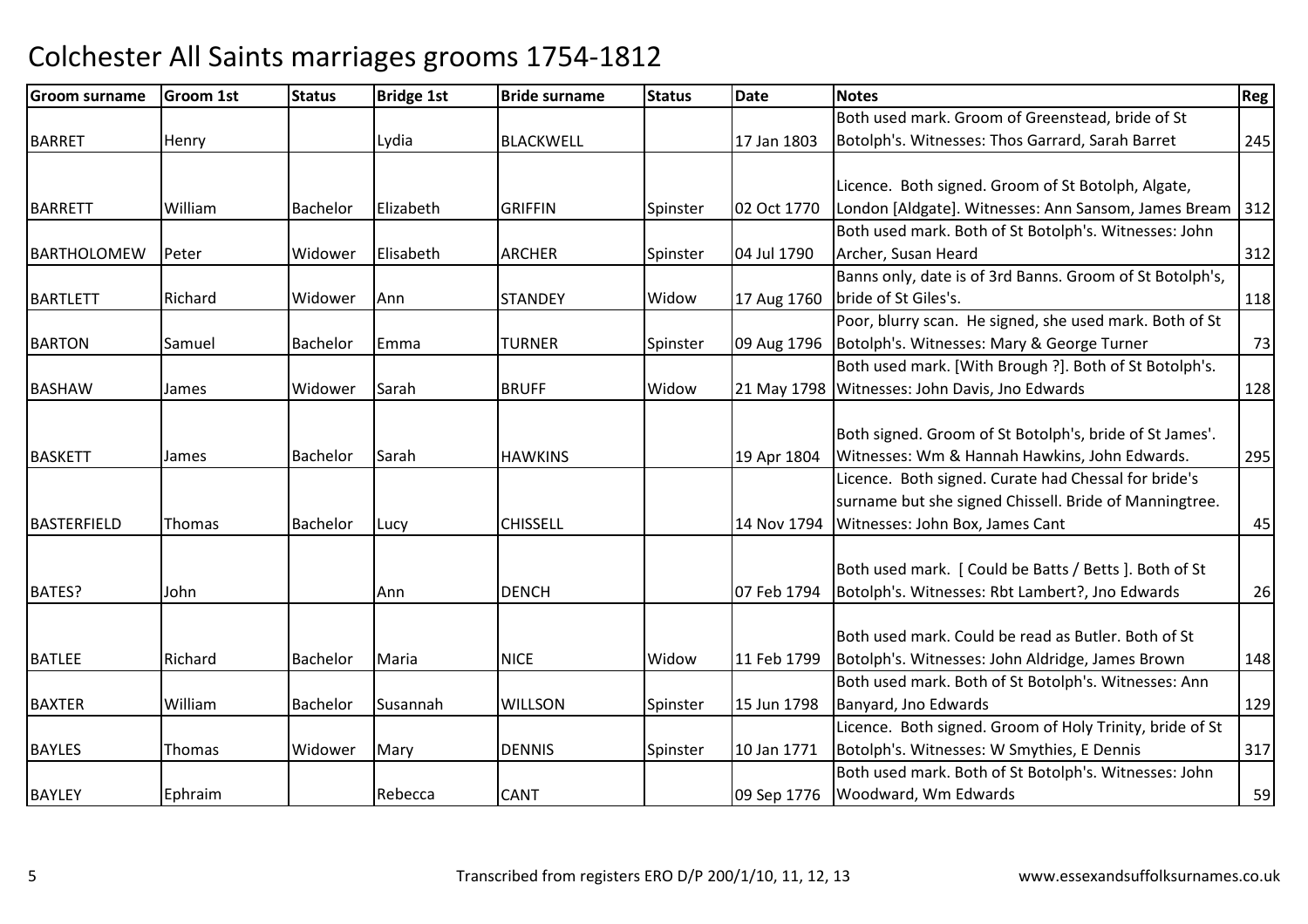# Colchester All Saints marriages grooms 1754-1812

| Groom surname | Groom 1st | Status | Bridge 1st | Bride surname | Status | Date | Notes | Reg |
|---|---|---|---|---|---|---|---|---|
| BARRET | Henry | | Lydia | BLACKWELL | | 17 Jan 1803 | Both used mark. Groom of Greenstead, bride of St Botolph's. Witnesses: Thos Garrard, Sarah Barret | 245 |
| BARRETT | William | Bachelor | Elizabeth | GRIFFIN | Spinster | 02 Oct 1770 | Licence. Both signed. Groom of St Botolph, Algate, London [Aldgate]. Witnesses: Ann Sansom, James Bream | 312 |
| BARTHOLOMEW | Peter | Widower | Elisabeth | ARCHER | Spinster | 04 Jul 1790 | Both used mark. Both of St Botolph's. Witnesses: John Archer, Susan Heard | 312 |
| BARTLETT | Richard | Widower | Ann | STANDEY | Widow | 17 Aug 1760 | Banns only, date is of 3rd Banns. Groom of St Botolph's, bride of St Giles's. | 118 |
| BARTON | Samuel | Bachelor | Emma | TURNER | Spinster | 09 Aug 1796 | Poor, blurry scan. He signed, she used mark. Both of St Botolph's. Witnesses: Mary & George Turner | 73 |
| BASHAW | James | Widower | Sarah | BRUFF | Widow | 21 May 1798 | Both used mark. [With Brough ?]. Both of St Botolph's. Witnesses: John Davis, Jno Edwards | 128 |
| BASKETT | James | Bachelor | Sarah | HAWKINS | | 19 Apr 1804 | Both signed. Groom of St Botolph's, bride of St James'. Witnesses: Wm & Hannah Hawkins, John Edwards. | 295 |
| BASTERFIELD | Thomas | Bachelor | Lucy | CHISSELL | | 14 Nov 1794 | Licence. Both signed. Curate had Chessal for bride's surname but she signed Chissell. Bride of Manningtree. Witnesses: John Box, James Cant | 45 |
| BATES? | John | | Ann | DENCH | | 07 Feb 1794 | Both used mark. [ Could be Batts / Betts ]. Both of St Botolph's. Witnesses: Rbt Lambert?, Jno Edwards | 26 |
| BATLEE | Richard | Bachelor | Maria | NICE | Widow | 11 Feb 1799 | Both used mark. Could be read as Butler. Both of St Botolph's. Witnesses: John Aldridge, James Brown | 148 |
| BAXTER | William | Bachelor | Susannah | WILLSON | Spinster | 15 Jun 1798 | Both used mark. Both of St Botolph's. Witnesses: Ann Banyard, Jno Edwards | 129 |
| BAYLES | Thomas | Widower | Mary | DENNIS | Spinster | 10 Jan 1771 | Licence. Both signed. Groom of Holy Trinity, bride of St Botolph's. Witnesses: W Smythies, E Dennis | 317 |
| BAYLEY | Ephraim | | Rebecca | CANT | | 09 Sep 1776 | Both used mark. Both of St Botolph's. Witnesses: John Woodward, Wm Edwards | 59 |

Transcribed from registers ERO D/P 200/1/10, 11, 12, 13

www.essexandsuffolksurnames.co.uk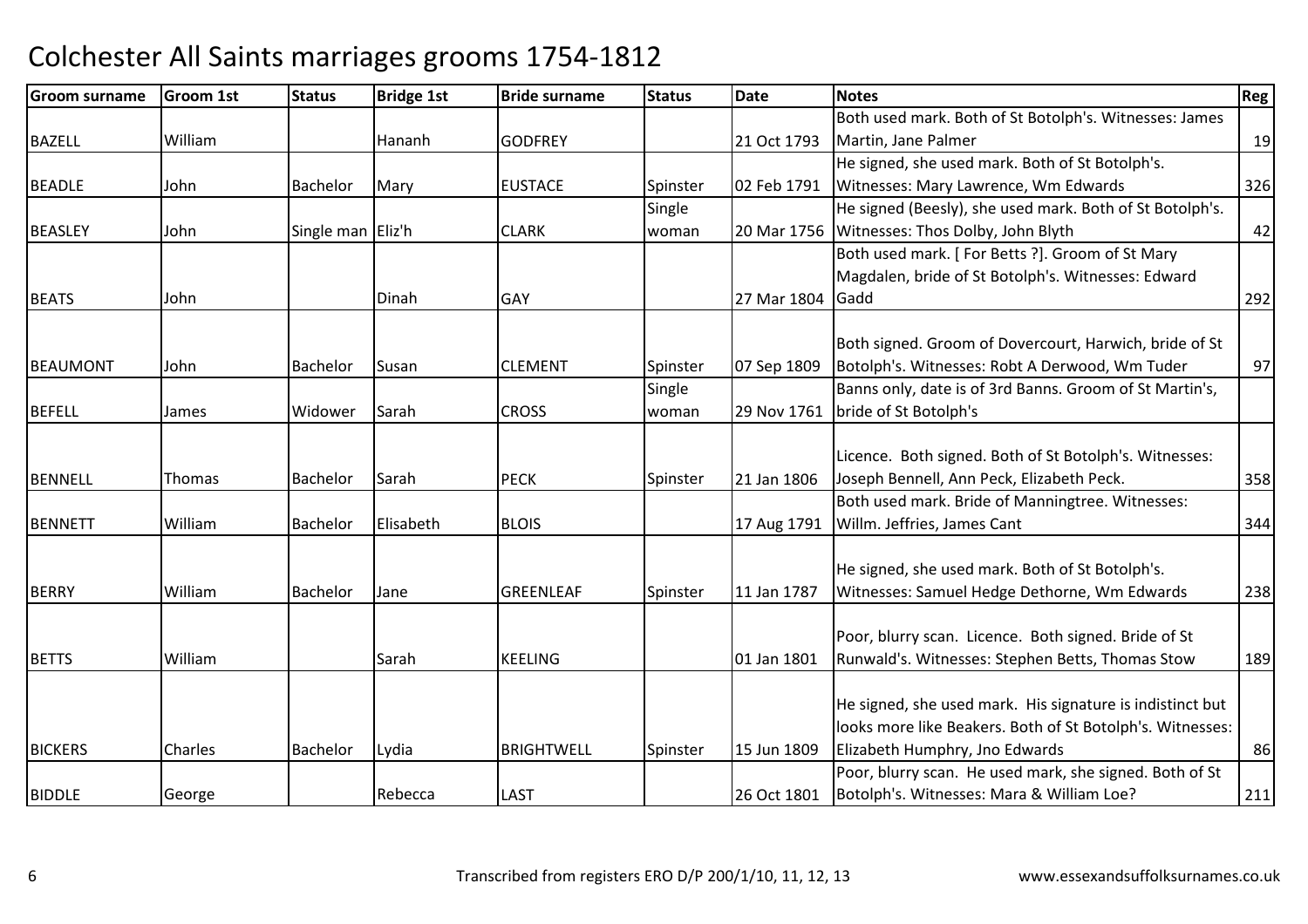# Colchester All Saints marriages grooms 1754-1812

| Groom surname | Groom 1st | Status | Bridge 1st | Bride surname | Status | Date | Notes | Reg |
|---|---|---|---|---|---|---|---|---|
| BAZELL | William | | Hananh | GODFREY | | 21 Oct 1793 | Both used mark. Both of St Botolph's. Witnesses: James Martin, Jane Palmer | 19 |
| BEADLE | John | Bachelor | Mary | EUSTACE | Spinster | 02 Feb 1791 | He signed, she used mark. Both of St Botolph's. Witnesses: Mary Lawrence, Wm Edwards | 326 |
| BEASLEY | John | Single man | Eliz'h | CLARK | Single woman | 20 Mar 1756 | He signed (Beesly), she used mark. Both of St Botolph's. Witnesses: Thos Dolby, John Blyth | 42 |
| BEATS | John | | Dinah | GAY | | 27 Mar 1804 | Both used mark. [ For Betts ?]. Groom of St Mary Magdalen, bride of St Botolph's. Witnesses: Edward Gadd | 292 |
| BEAUMONT | John | Bachelor | Susan | CLEMENT | Spinster | 07 Sep 1809 | Both signed. Groom of Dovercourt, Harwich, bride of St Botolph's. Witnesses: Robt A Derwood, Wm Tuder | 97 |
| BEFELL | James | Widower | Sarah | CROSS | Single woman | 29 Nov 1761 | Banns only, date is of 3rd Banns. Groom of St Martin's, bride of St Botolph's | |
| BENNELL | Thomas | Bachelor | Sarah | PECK | Spinster | 21 Jan 1806 | Licence. Both signed. Both of St Botolph's. Witnesses: Joseph Bennell, Ann Peck, Elizabeth Peck. | 358 |
| BENNETT | William | Bachelor | Elisabeth | BLOIS | | 17 Aug 1791 | Both used mark. Bride of Manningtree. Witnesses: Willm. Jeffries, James Cant | 344 |
| BERRY | William | Bachelor | Jane | GREENLEAF | Spinster | 11 Jan 1787 | He signed, she used mark. Both of St Botolph's. Witnesses: Samuel Hedge Dethorne, Wm Edwards | 238 |
| BETTS | William | | Sarah | KEELING | | 01 Jan 1801 | Poor, blurry scan. Licence. Both signed. Bride of St Runwald's. Witnesses: Stephen Betts, Thomas Stow | 189 |
| BICKERS | Charles | Bachelor | Lydia | BRIGHTWELL | Spinster | 15 Jun 1809 | He signed, she used mark. His signature is indistinct but looks more like Beakers. Both of St Botolph's. Witnesses: Elizabeth Humphry, Jno Edwards | 86 |
| BIDDLE | George | | Rebecca | LAST | | 26 Oct 1801 | Poor, blurry scan. He used mark, she signed. Both of St Botolph's. Witnesses: Mara & William Loe? | 211 |

Transcribed from registers ERO D/P 200/1/10, 11, 12, 13 www.essexandsuffolksurnames.co.uk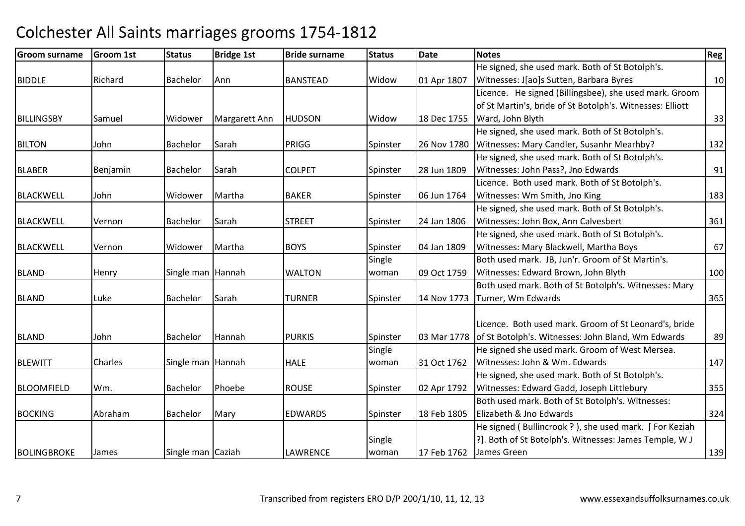# Colchester All Saints marriages grooms 1754-1812

| Groom surname | Groom 1st | Status | Bridge 1st | Bride surname | Status | Date | Notes | Reg |
|---|---|---|---|---|---|---|---|---|
| BIDDLE | Richard | Bachelor | Ann | BANSTEAD | Widow | 01 Apr 1807 | He signed, she used mark. Both of St Botolph's. Witnesses: J[ao]s Sutten, Barbara Byres | 10 |
| BILLINGSBY | Samuel | Widower | Margarett Ann | HUDSON | Widow | 18 Dec 1755 | Licence. He signed (Billingsbee), she used mark. Groom of St Martin's, bride of St Botolph's. Witnesses: Elliott Ward, John Blyth | 33 |
| BILTON | John | Bachelor | Sarah | PRIGG | Spinster | 26 Nov 1780 | He signed, she used mark. Both of St Botolph's. Witnesses: Mary Candler, Susanhr Mearhby? | 132 |
| BLABER | Benjamin | Bachelor | Sarah | COLPET | Spinster | 28 Jun 1809 | He signed, she used mark. Both of St Botolph's. Witnesses: John Pass?, Jno Edwards | 91 |
| BLACKWELL | John | Widower | Martha | BAKER | Spinster | 06 Jun 1764 | Licence. Both used mark. Both of St Botolph's. Witnesses: Wm Smith, Jno King | 183 |
| BLACKWELL | Vernon | Bachelor | Sarah | STREET | Spinster | 24 Jan 1806 | He signed, she used mark. Both of St Botolph's. Witnesses: John Box, Ann Calvesbert | 361 |
| BLACKWELL | Vernon | Widower | Martha | BOYS | Spinster | 04 Jan 1809 | He signed, she used mark. Both of St Botolph's. Witnesses: Mary Blackwell, Martha Boys | 67 |
| BLAND | Henry | Single man | Hannah | WALTON | Single woman | 09 Oct 1759 | Both used mark. JB, Jun'r. Groom of St Martin's. Witnesses: Edward Brown, John Blyth | 100 |
| BLAND | Luke | Bachelor | Sarah | TURNER | Spinster | 14 Nov 1773 | Both used mark. Both of St Botolph's. Witnesses: Mary Turner, Wm Edwards | 365 |
| BLAND | John | Bachelor | Hannah | PURKIS | Spinster | 03 Mar 1778 | Licence. Both used mark. Groom of St Leonard's, bride of St Botolph's. Witnesses: John Bland, Wm Edwards | 89 |
| BLEWITT | Charles | Single man | Hannah | HALE | Single woman | 31 Oct 1762 | He signed she used mark. Groom of West Mersea. Witnesses: John & Wm. Edwards | 147 |
| BLOOMFIELD | Wm. | Bachelor | Phoebe | ROUSE | Spinster | 02 Apr 1792 | He signed, she used mark. Both of St Botolph's. Witnesses: Edward Gadd, Joseph Littlebury | 355 |
| BOCKING | Abraham | Bachelor | Mary | EDWARDS | Spinster | 18 Feb 1805 | Both used mark. Both of St Botolph's. Witnesses: Elizabeth & Jno Edwards | 324 |
| BOLINGBROKE | James | Single man | Caziah | LAWRENCE | Single woman | 17 Feb 1762 | He signed ( Bullincrook ? ), she used mark. [ For Keziah ?]. Both of St Botolph's. Witnesses: James Temple, W J James Green | 139 |

Transcribed from registers ERO D/P 200/1/10, 11, 12, 13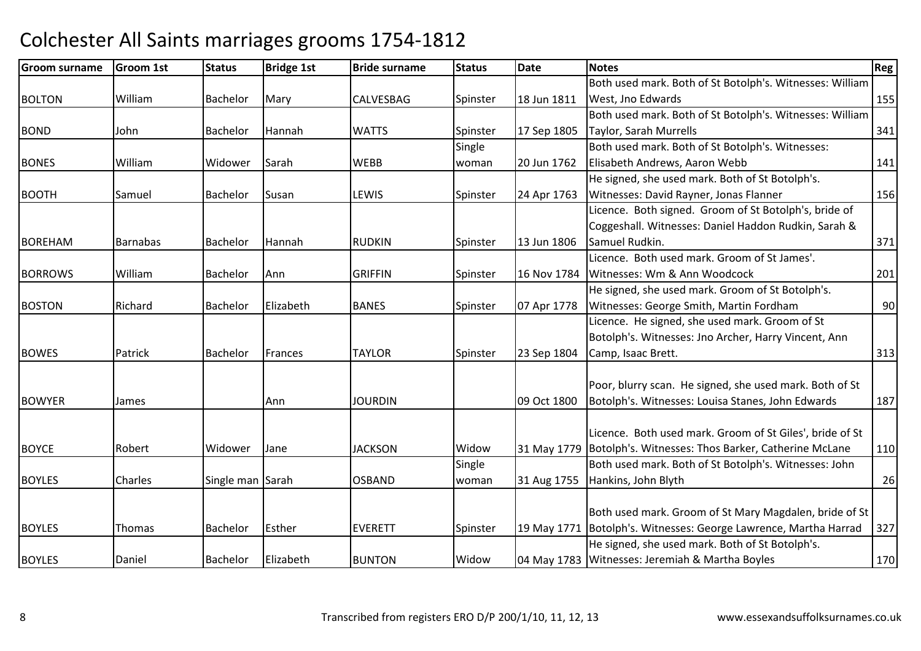# Colchester All Saints marriages grooms 1754-1812

| Groom surname | Groom 1st | Status | Bridge 1st | Bride surname | Status | Date | Notes | Reg |
|---|---|---|---|---|---|---|---|---|
| BOLTON | William | Bachelor | Mary | CALVESBAG | Spinster | 18 Jun 1811 | Both used mark. Both of St Botolph's. Witnesses: William West, Jno Edwards | 155 |
| BOND | John | Bachelor | Hannah | WATTS | Spinster | 17 Sep 1805 | Both used mark. Both of St Botolph's. Witnesses: William Taylor, Sarah Murrells | 341 |
| BONES | William | Widower | Sarah | WEBB | Single woman | 20 Jun 1762 | Both used mark. Both of St Botolph's. Witnesses: Elisabeth Andrews, Aaron Webb | 141 |
| BOOTH | Samuel | Bachelor | Susan | LEWIS | Spinster | 24 Apr 1763 | He signed, she used mark. Both of St Botolph's. Witnesses: David Rayner, Jonas Flanner | 156 |
| BOREHAM | Barnabas | Bachelor | Hannah | RUDKIN | Spinster | 13 Jun 1806 | Licence. Both signed. Groom of St Botolph's, bride of Coggeshall. Witnesses: Daniel Haddon Rudkin, Sarah & Samuel Rudkin. | 371 |
| BORROWS | William | Bachelor | Ann | GRIFFIN | Spinster | 16 Nov 1784 | Licence. Both used mark. Groom of St James'. Witnesses: Wm & Ann Woodcock | 201 |
| BOSTON | Richard | Bachelor | Elizabeth | BANES | Spinster | 07 Apr 1778 | He signed, she used mark. Groom of St Botolph's. Witnesses: George Smith, Martin Fordham | 90 |
| BOWES | Patrick | Bachelor | Frances | TAYLOR | Spinster | 23 Sep 1804 | Licence. He signed, she used mark. Groom of St Botolph's. Witnesses: Jno Archer, Harry Vincent, Ann Camp, Isaac Brett. | 313 |
| BOWYER | James | | Ann | JOURDIN | | 09 Oct 1800 | Poor, blurry scan. He signed, she used mark. Both of St Botolph's. Witnesses: Louisa Stanes, John Edwards | 187 |
| BOYCE | Robert | Widower | Jane | JACKSON | Widow | 31 May 1779 | Licence. Both used mark. Groom of St Giles', bride of St Botolph's. Witnesses: Thos Barker, Catherine McLane | 110 |
| BOYLES | Charles | Single man | Sarah | OSBAND | Single woman | 31 Aug 1755 | Both used mark. Both of St Botolph's. Witnesses: John Hankins, John Blyth | 26 |
| BOYLES | Thomas | Bachelor | Esther | EVERETT | Spinster | 19 May 1771 | Both used mark. Groom of St Mary Magdalen, bride of St Botolph's. Witnesses: George Lawrence, Martha Harrad | 327 |
| BOYLES | Daniel | Bachelor | Elizabeth | BUNTON | Widow | 04 May 1783 | He signed, she used mark. Both of St Botolph's. Witnesses: Jeremiah & Martha Boyles | 170 |

Transcribed from registers ERO D/P 200/1/10, 11, 12, 13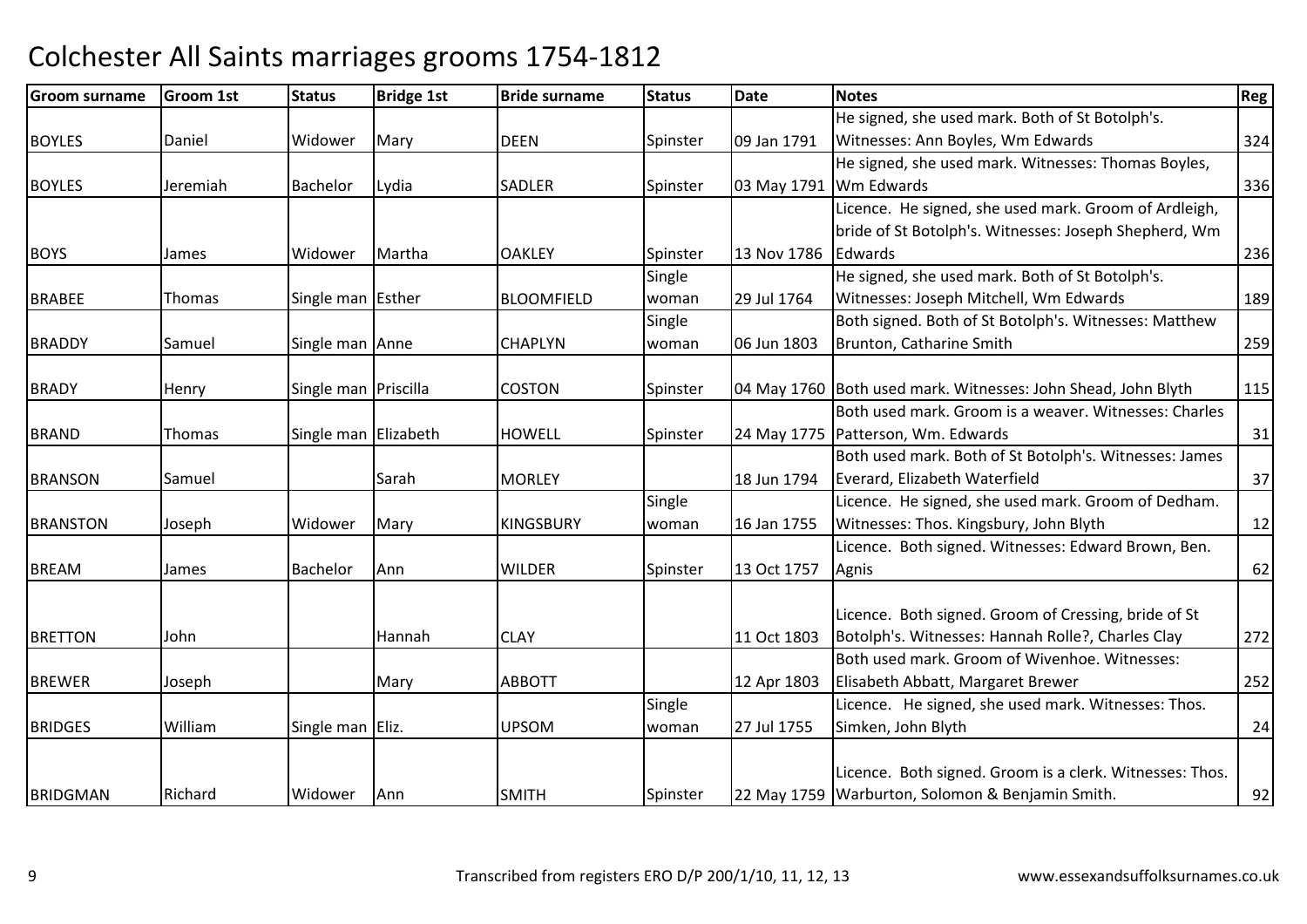# Colchester All Saints marriages grooms 1754-1812

| Groom surname | Groom 1st | Status | Bridge 1st | Bride surname | Status | Date | Notes | Reg |
|---|---|---|---|---|---|---|---|---|
| BOYLES | Daniel | Widower | Mary | DEEN | Spinster | 09 Jan 1791 | He signed, she used mark. Both of St Botolph's. Witnesses: Ann Boyles, Wm Edwards | 324 |
| BOYLES | Jeremiah | Bachelor | Lydia | SADLER | Spinster | 03 May 1791 | He signed, she used mark. Witnesses: Thomas Boyles, Wm Edwards | 336 |
| BOYS | James | Widower | Martha | OAKLEY | Spinster | 13 Nov 1786 | Licence. He signed, she used mark. Groom of Ardleigh, bride of St Botolph's. Witnesses: Joseph Shepherd, Wm Edwards | 236 |
| BRABEE | Thomas | Single man | Esther | BLOOMFIELD | Single woman | 29 Jul 1764 | He signed, she used mark. Both of St Botolph's. Witnesses: Joseph Mitchell, Wm Edwards | 189 |
| BRADDY | Samuel | Single man | Anne | CHAPLYN | Single woman | 06 Jun 1803 | Both signed. Both of St Botolph's. Witnesses: Matthew Brunton, Catharine Smith | 259 |
| BRADY | Henry | Single man | Priscilla | COSTON | Spinster | 04 May 1760 | Both used mark. Witnesses: John Shead, John Blyth | 115 |
| BRAND | Thomas | Single man | Elizabeth | HOWELL | Spinster | 24 May 1775 | Both used mark. Groom is a weaver. Witnesses: Charles Patterson, Wm. Edwards | 31 |
| BRANSON | Samuel | | Sarah | MORLEY | | 18 Jun 1794 | Both used mark. Both of St Botolph's. Witnesses: James Everard, Elizabeth Waterfield | 37 |
| BRANSTON | Joseph | Widower | Mary | KINGSBURY | Single woman | 16 Jan 1755 | Licence. He signed, she used mark. Groom of Dedham. Witnesses: Thos. Kingsbury, John Blyth | 12 |
| BREAM | James | Bachelor | Ann | WILDER | Spinster | 13 Oct 1757 | Licence. Both signed. Witnesses: Edward Brown, Ben. Agnis | 62 |
| BRETTON | John | | Hannah | CLAY | | 11 Oct 1803 | Licence. Both signed. Groom of Cressing, bride of St Botolph's. Witnesses: Hannah Rolle?, Charles Clay | 272 |
| BREWER | Joseph | | Mary | ABBOTT | | 12 Apr 1803 | Both used mark. Groom of Wivenhoe. Witnesses: Elisabeth Abbatt, Margaret Brewer | 252 |
| BRIDGES | William | Single man | Eliz. | UPSOM | Single woman | 27 Jul 1755 | Licence. He signed, she used mark. Witnesses: Thos. Simken, John Blyth | 24 |
| BRIDGMAN | Richard | Widower | Ann | SMITH | Spinster | 22 May 1759 | Licence. Both signed. Groom is a clerk. Witnesses: Thos. Warburton, Solomon & Benjamin Smith. | 92 |

Transcribed from registers ERO D/P 200/1/10, 11, 12, 13 www.essexandsuffolksurnames.co.uk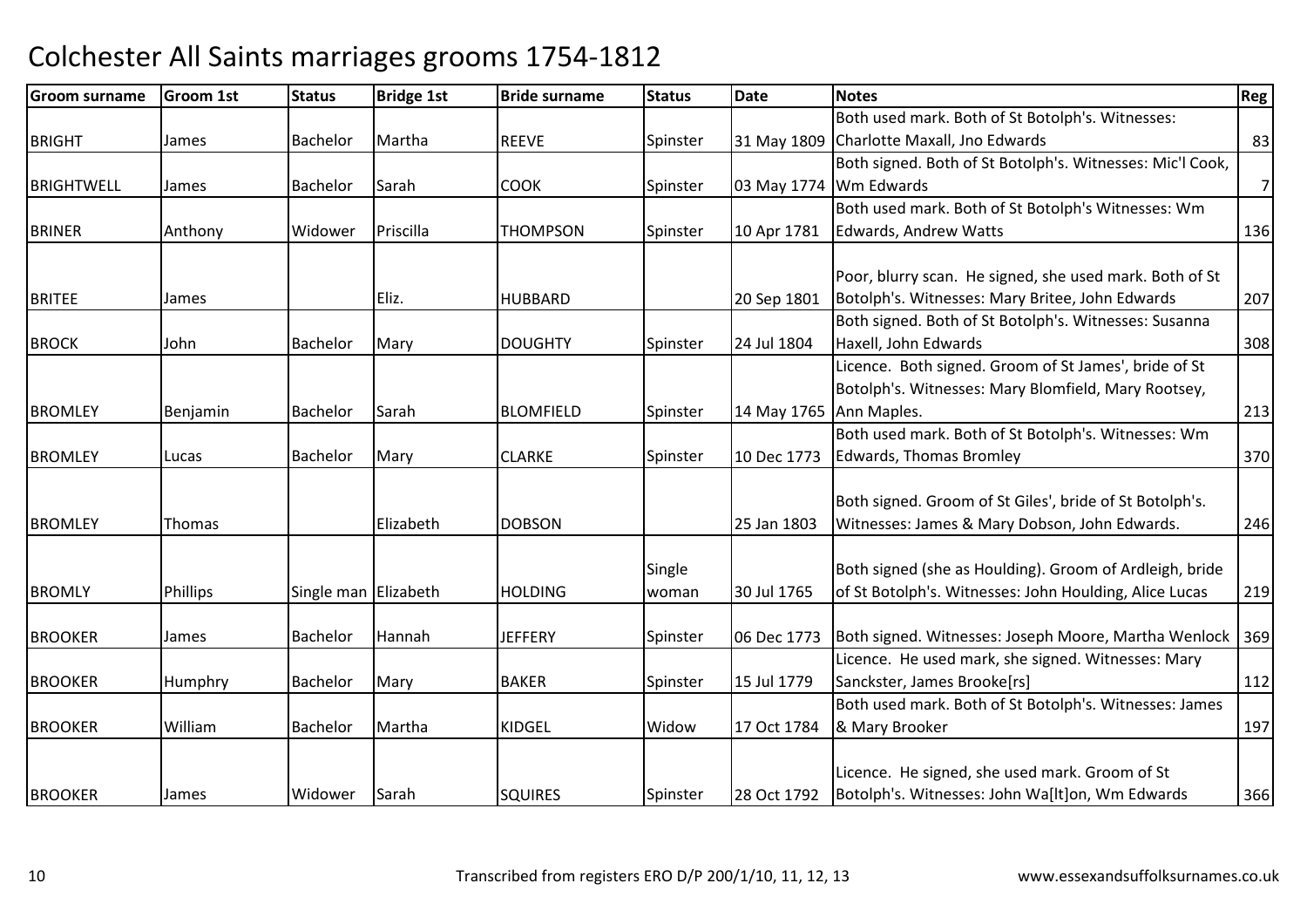# Colchester All Saints marriages grooms 1754-1812

| Groom surname | Groom 1st | Status | Bridge 1st | Bride surname | Status | Date | Notes | Reg |
|---|---|---|---|---|---|---|---|---|
| BRIGHT | James | Bachelor | Martha | REEVE | Spinster | 31 May 1809 | Both used mark. Both of St Botolph's. Witnesses: Charlotte Maxall, Jno Edwards | 83 |
| BRIGHTWELL | James | Bachelor | Sarah | COOK | Spinster | 03 May 1774 | Both signed. Both of St Botolph's. Witnesses: Mic'l Cook, Wm Edwards | 7 |
| BRINER | Anthony | Widower | Priscilla | THOMPSON | Spinster | 10 Apr 1781 | Both used mark. Both of St Botolph's Witnesses: Wm Edwards, Andrew Watts | 136 |
| BRITEE | James | | Eliz. | HUBBARD | | 20 Sep 1801 | Poor, blurry scan. He signed, she used mark. Both of St Botolph's. Witnesses: Mary Britee, John Edwards | 207 |
| BROCK | John | Bachelor | Mary | DOUGHTY | Spinster | 24 Jul 1804 | Both signed. Both of St Botolph's. Witnesses: Susanna Haxell, John Edwards | 308 |
| BROMLEY | Benjamin | Bachelor | Sarah | BLOMFIELD | Spinster | 14 May 1765 | Licence. Both signed. Groom of St James', bride of St Botolph's. Witnesses: Mary Blomfield, Mary Rootsey, Ann Maples. | 213 |
| BROMLEY | Lucas | Bachelor | Mary | CLARKE | Spinster | 10 Dec 1773 | Both used mark. Both of St Botolph's. Witnesses: Wm Edwards, Thomas Bromley | 370 |
| BROMLEY | Thomas | | Elizabeth | DOBSON | | 25 Jan 1803 | Both signed. Groom of St Giles', bride of St Botolph's. Witnesses: James & Mary Dobson, John Edwards. | 246 |
| BROMLY | Phillips | Single man | Elizabeth | HOLDING | Single woman | 30 Jul 1765 | Both signed (she as Houlding). Groom of Ardleigh, bride of St Botolph's. Witnesses: John Houlding, Alice Lucas | 219 |
| BROOKER | James | Bachelor | Hannah | JEFFERY | Spinster | 06 Dec 1773 | Both signed. Witnesses: Joseph Moore, Martha Wenlock | 369 |
| BROOKER | Humphry | Bachelor | Mary | BAKER | Spinster | 15 Jul 1779 | Licence. He used mark, she signed. Witnesses: Mary Sanckster, James Brooke[rs] | 112 |
| BROOKER | William | Bachelor | Martha | KIDGEL | Widow | 17 Oct 1784 | Both used mark. Both of St Botolph's. Witnesses: James & Mary Brooker | 197 |
| BROOKER | James | Widower | Sarah | SQUIRES | Spinster | 28 Oct 1792 | Licence. He signed, she used mark. Groom of St Botolph's. Witnesses: John Wa[lt]on, Wm Edwards | 366 |

Transcribed from registers ERO D/P 200/1/10, 11, 12, 13

www.essexandsuffolksurnames.co.uk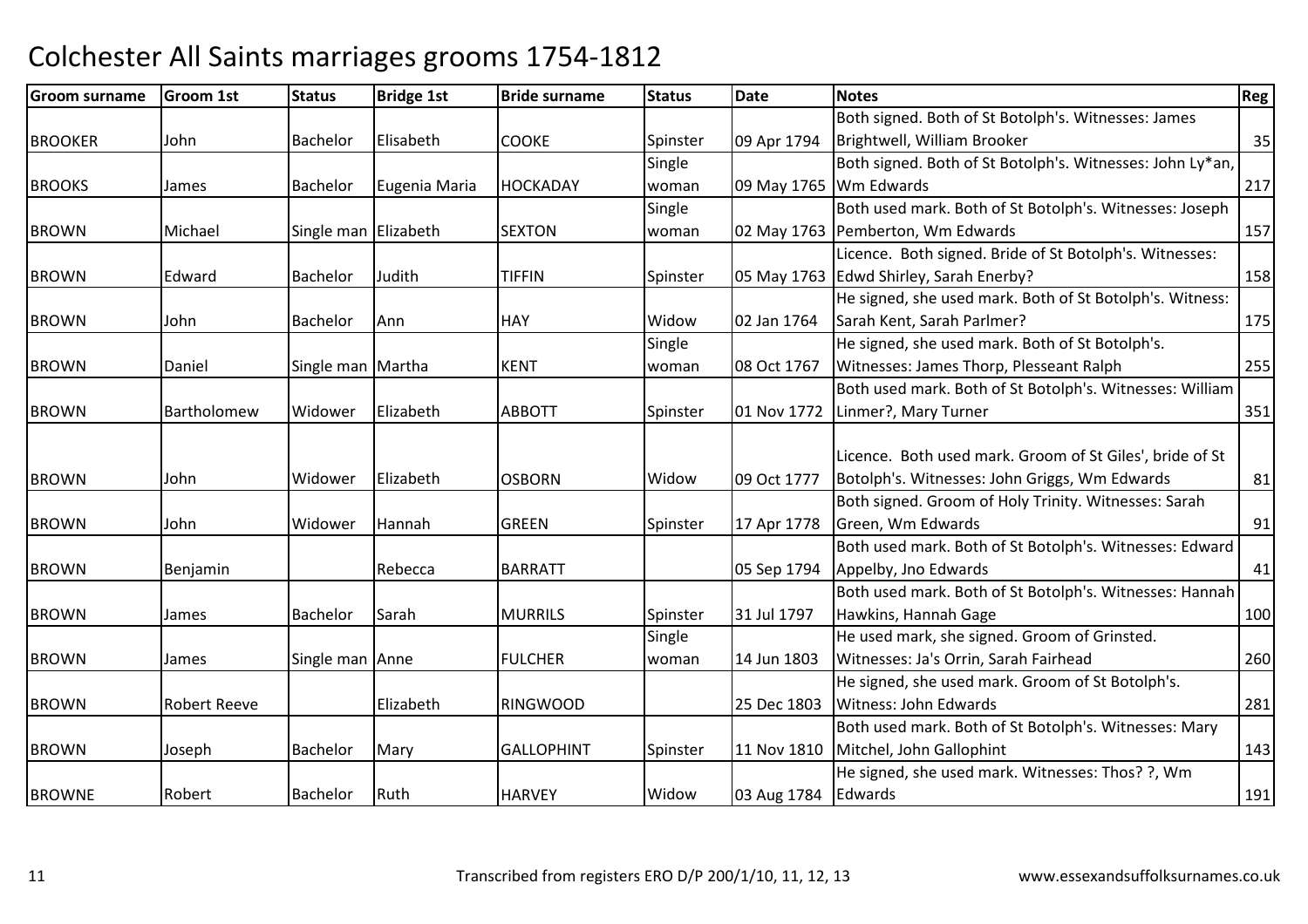# Colchester All Saints marriages grooms 1754-1812

| Groom surname | Groom 1st | Status | Bridge 1st | Bride surname | Status | Date | Notes | Reg |
|---|---|---|---|---|---|---|---|---|
| BROOKER | John | Bachelor | Elisabeth | COOKE | Spinster | 09 Apr 1794 | Both signed. Both of St Botolph's. Witnesses: James Brightwell, William Brooker | 35 |
| BROOKS | James | Bachelor | Eugenia Maria | HOCKADAY | Single woman | 09 May 1765 | Both signed. Both of St Botolph's. Witnesses: John Ly*an, Wm Edwards | 217 |
| BROWN | Michael | Single man | Elizabeth | SEXTON | Single woman | 02 May 1763 | Both used mark. Both of St Botolph's. Witnesses: Joseph Pemberton, Wm Edwards | 157 |
| BROWN | Edward | Bachelor | Judith | TIFFIN | Spinster | 05 May 1763 | Licence. Both signed. Bride of St Botolph's. Witnesses: Edwd Shirley, Sarah Enerby? | 158 |
| BROWN | John | Bachelor | Ann | HAY | Widow | 02 Jan 1764 | He signed, she used mark. Both of St Botolph's. Witness: Sarah Kent, Sarah Parlmer? | 175 |
| BROWN | Daniel | Single man | Martha | KENT | Single woman | 08 Oct 1767 | He signed, she used mark. Both of St Botolph's. Witnesses: James Thorp, Plesseant Ralph | 255 |
| BROWN | Bartholomew | Widower | Elizabeth | ABBOTT | Spinster | 01 Nov 1772 | Both used mark. Both of St Botolph's. Witnesses: William Linmer?, Mary Turner | 351 |
| BROWN | John | Widower | Elizabeth | OSBORN | Widow | 09 Oct 1777 | Licence. Both used mark. Groom of St Giles', bride of St Botolph's. Witnesses: John Griggs, Wm Edwards | 81 |
| BROWN | John | Widower | Hannah | GREEN | Spinster | 17 Apr 1778 | Both signed. Groom of Holy Trinity. Witnesses: Sarah Green, Wm Edwards | 91 |
| BROWN | Benjamin | | Rebecca | BARRATT | | 05 Sep 1794 | Both used mark. Both of St Botolph's. Witnesses: Edward Appelby, Jno Edwards | 41 |
| BROWN | James | Bachelor | Sarah | MURRILS | Spinster | 31 Jul 1797 | Both used mark. Both of St Botolph's. Witnesses: Hannah Hawkins, Hannah Gage | 100 |
| BROWN | James | Single man | Anne | FULCHER | Single woman | 14 Jun 1803 | He used mark, she signed. Groom of Grinsted. Witnesses: Ja's Orrin, Sarah Fairhead | 260 |
| BROWN | Robert Reeve | | Elizabeth | RINGWOOD | | 25 Dec 1803 | He signed, she used mark. Groom of St Botolph's. Witness: John Edwards | 281 |
| BROWN | Joseph | Bachelor | Mary | GALLOPHINT | Spinster | 11 Nov 1810 | Both used mark. Both of St Botolph's. Witnesses: Mary Mitchel, John Gallophint | 143 |
| BROWNE | Robert | Bachelor | Ruth | HARVEY | Widow | 03 Aug 1784 | He signed, she used mark. Witnesses: Thos? ?, Wm Edwards | 191 |

Transcribed from registers ERO D/P 200/1/10, 11, 12, 13 www.essexandsuffolksurnames.co.uk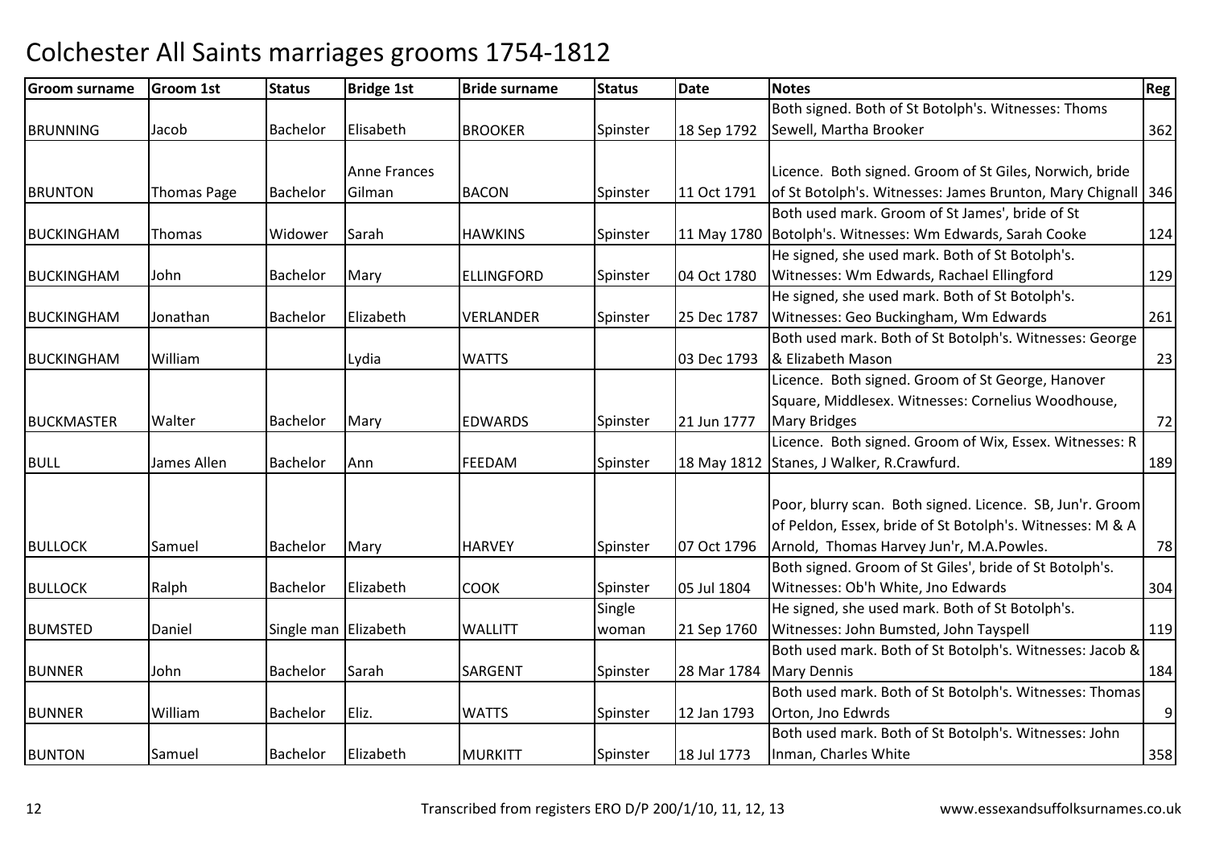# Colchester All Saints marriages grooms 1754-1812

| Groom surname | Groom 1st | Status | Bridge 1st | Bride surname | Status | Date | Notes | Reg |
|---|---|---|---|---|---|---|---|---|
| BRUNNING | Jacob | Bachelor | Elisabeth | BROOKER | Spinster | 18 Sep 1792 | Both signed. Both of St Botolph's. Witnesses: Thoms Sewell, Martha Brooker | 362 |
| BRUNTON | Thomas Page | Bachelor | Anne Frances Gilman | BACON | Spinster | 11 Oct 1791 | Licence. Both signed. Groom of St Giles, Norwich, bride of St Botolph's. Witnesses: James Brunton, Mary Chignall | 346 |
| BUCKINGHAM | Thomas | Widower | Sarah | HAWKINS | Spinster | 11 May 1780 | Both used mark. Groom of St James', bride of St Botolph's. Witnesses: Wm Edwards, Sarah Cooke | 124 |
| BUCKINGHAM | John | Bachelor | Mary | ELLINGFORD | Spinster | 04 Oct 1780 | He signed, she used mark. Both of St Botolph's. Witnesses: Wm Edwards, Rachael Ellingford | 129 |
| BUCKINGHAM | Jonathan | Bachelor | Elizabeth | VERLANDER | Spinster | 25 Dec 1787 | He signed, she used mark. Both of St Botolph's. Witnesses: Geo Buckingham, Wm Edwards | 261 |
| BUCKINGHAM | William | | Lydia | WATTS | | 03 Dec 1793 | Both used mark. Both of St Botolph's. Witnesses: George & Elizabeth Mason | 23 |
| BUCKMASTER | Walter | Bachelor | Mary | EDWARDS | Spinster | 21 Jun 1777 | Licence. Both signed. Groom of St George, Hanover Square, Middlesex. Witnesses: Cornelius Woodhouse, Mary Bridges | 72 |
| BULL | James Allen | Bachelor | Ann | FEEDAM | Spinster | 18 May 1812 | Licence. Both signed. Groom of Wix, Essex. Witnesses: R Stanes, J Walker, R.Crawfurd. | 189 |
| BULLOCK | Samuel | Bachelor | Mary | HARVEY | Spinster | 07 Oct 1796 | Poor, blurry scan. Both signed. Licence. SB, Jun'r. Groom of Peldon, Essex, bride of St Botolph's. Witnesses: M & A Arnold, Thomas Harvey Jun'r, M.A.Powles. | 78 |
| BULLOCK | Ralph | Bachelor | Elizabeth | COOK | Spinster | 05 Jul 1804 | Both signed. Groom of St Giles', bride of St Botolph's. Witnesses: Ob'h White, Jno Edwards | 304 |
| BUMSTED | Daniel | Single man | Elizabeth | WALLITT | Single woman | 21 Sep 1760 | He signed, she used mark. Both of St Botolph's. Witnesses: John Bumsted, John Tayspell | 119 |
| BUNNER | John | Bachelor | Sarah | SARGENT | Spinster | 28 Mar 1784 | Both used mark. Both of St Botolph's. Witnesses: Jacob & Mary Dennis | 184 |
| BUNNER | William | Bachelor | Eliz. | WATTS | Spinster | 12 Jan 1793 | Both used mark. Both of St Botolph's. Witnesses: Thomas Orton, Jno Edwrds | 9 |
| BUNTON | Samuel | Bachelor | Elizabeth | MURKITT | Spinster | 18 Jul 1773 | Both used mark. Both of St Botolph's. Witnesses: John Inman, Charles White | 358 |

Transcribed from registers ERO D/P 200/1/10, 11, 12, 13 www.essexandsuffolksurnames.co.uk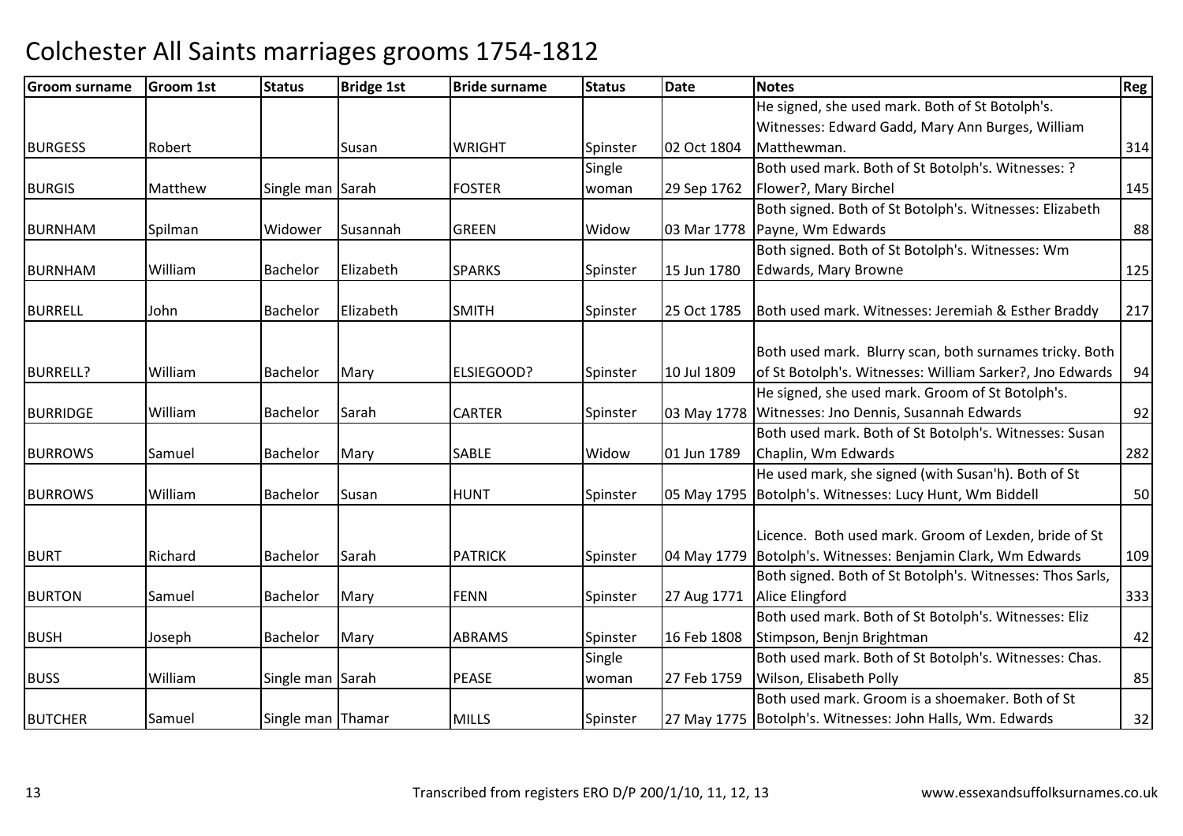# Colchester All Saints marriages grooms 1754-1812

| Groom surname | Groom 1st | Status | Bridge 1st | Bride surname | Status | Date | Notes | Reg |
|---|---|---|---|---|---|---|---|---|
| BURGESS | Robert | | Susan | WRIGHT | Spinster | 02 Oct 1804 | He signed, she used mark. Both of St Botolph's. Witnesses: Edward Gadd, Mary Ann Burges, William Matthewman. | 314 |
| BURGIS | Matthew | Single man | Sarah | FOSTER | Single woman | 29 Sep 1762 | Both used mark. Both of St Botolph's. Witnesses: ? Flower?, Mary Birchel | 145 |
| BURNHAM | Spilman | Widower | Susannah | GREEN | Widow | 03 Mar 1778 | Both signed. Both of St Botolph's. Witnesses: Elizabeth Payne, Wm Edwards | 88 |
| BURNHAM | William | Bachelor | Elizabeth | SPARKS | Spinster | 15 Jun 1780 | Both signed. Both of St Botolph's. Witnesses: Wm Edwards, Mary Browne | 125 |
| BURRELL | John | Bachelor | Elizabeth | SMITH | Spinster | 25 Oct 1785 | Both used mark. Witnesses: Jeremiah & Esther Braddy | 217 |
| BURRELL? | William | Bachelor | Mary | ELSIEGOOD? | Spinster | 10 Jul 1809 | Both used mark. Blurry scan, both surnames tricky. Both of St Botolph's. Witnesses: William Sarker?, Jno Edwards | 94 |
| BURRIDGE | William | Bachelor | Sarah | CARTER | Spinster | 03 May 1778 | He signed, she used mark. Groom of St Botolph's. Witnesses: Jno Dennis, Susannah Edwards | 92 |
| BURROWS | Samuel | Bachelor | Mary | SABLE | Widow | 01 Jun 1789 | Both used mark. Both of St Botolph's. Witnesses: Susan Chaplin, Wm Edwards | 282 |
| BURROWS | William | Bachelor | Susan | HUNT | Spinster | 05 May 1795 | He used mark, she signed (with Susan'h). Both of St Botolph's. Witnesses: Lucy Hunt, Wm Biddell | 50 |
| BURT | Richard | Bachelor | Sarah | PATRICK | Spinster | 04 May 1779 | Licence. Both used mark. Groom of Lexden, bride of St Botolph's. Witnesses: Benjamin Clark, Wm Edwards | 109 |
| BURTON | Samuel | Bachelor | Mary | FENN | Spinster | 27 Aug 1771 | Both signed. Both of St Botolph's. Witnesses: Thos Sarls, Alice Elingford | 333 |
| BUSH | Joseph | Bachelor | Mary | ABRAMS | Spinster | 16 Feb 1808 | Both used mark. Both of St Botolph's. Witnesses: Eliz Stimpson, Benjn Brightman | 42 |
| BUSS | William | Single man | Sarah | PEASE | Single woman | 27 Feb 1759 | Both used mark. Both of St Botolph's. Witnesses: Chas. Wilson, Elisabeth Polly | 85 |
| BUTCHER | Samuel | Single man | Thamar | MILLS | Spinster | 27 May 1775 | Both used mark. Groom is a shoemaker. Both of St Botolph's. Witnesses: John Halls, Wm. Edwards | 32 |

Transcribed from registers ERO D/P 200/1/10, 11, 12, 13 www.essexandsuffolksurnames.co.uk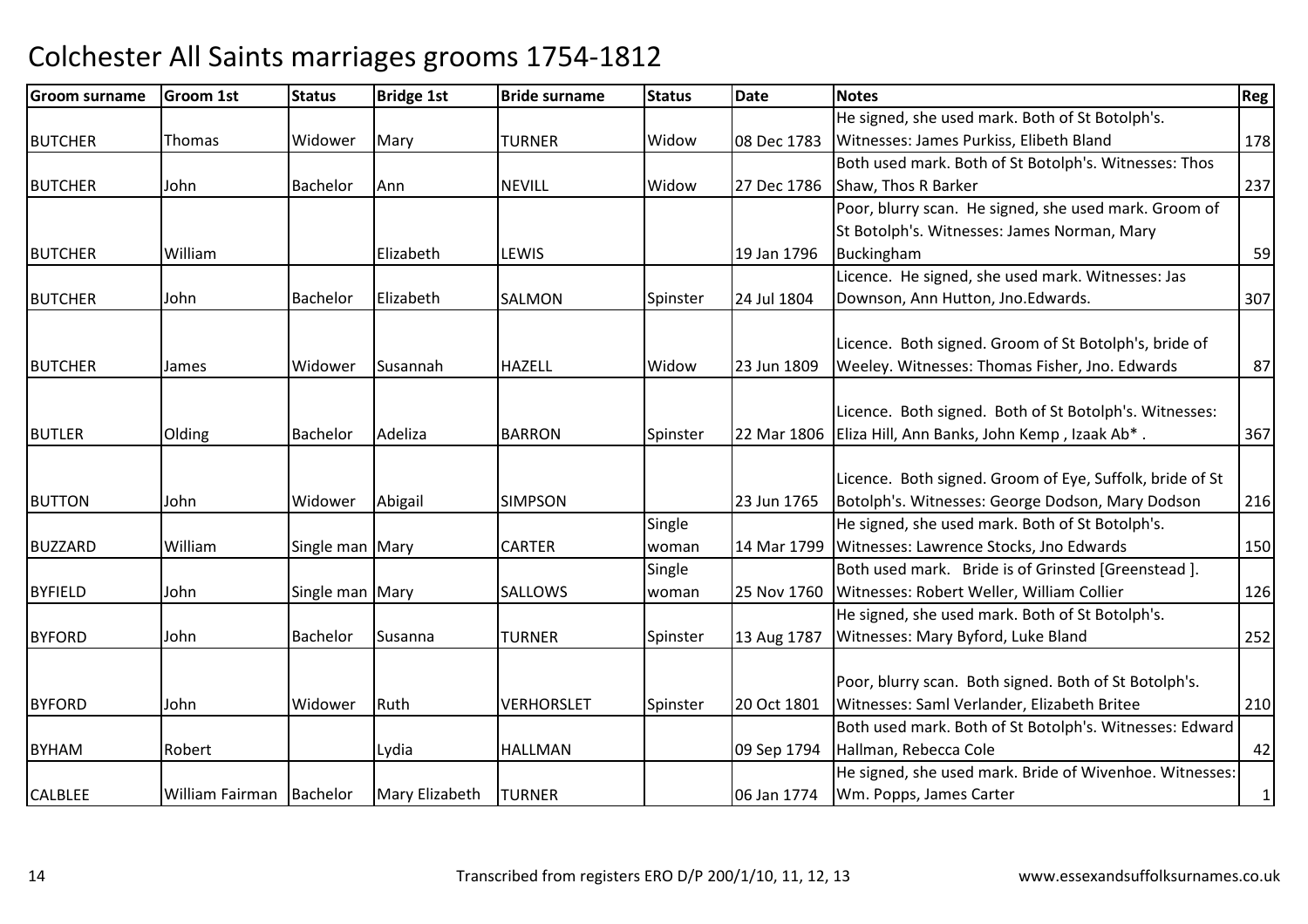# Colchester All Saints marriages grooms 1754-1812

| Groom surname | Groom 1st | Status | Bridge 1st | Bride surname | Status | Date | Notes | Reg |
|---|---|---|---|---|---|---|---|---|
| BUTCHER | Thomas | Widower | Mary | TURNER | Widow | 08 Dec 1783 | He signed, she used mark. Both of St Botolph's. Witnesses: James Purkiss, Elibeth Bland | 178 |
| BUTCHER | John | Bachelor | Ann | NEVILL | Widow | 27 Dec 1786 | Both used mark. Both of St Botolph's. Witnesses: Thos Shaw, Thos R Barker | 237 |
| BUTCHER | William | | Elizabeth | LEWIS | | 19 Jan 1796 | Poor, blurry scan. He signed, she used mark. Groom of St Botolph's. Witnesses: James Norman, Mary Buckingham | 59 |
| BUTCHER | John | Bachelor | Elizabeth | SALMON | Spinster | 24 Jul 1804 | Licence. He signed, she used mark. Witnesses: Jas Downson, Ann Hutton, Jno.Edwards. | 307 |
| BUTCHER | James | Widower | Susannah | HAZELL | Widow | 23 Jun 1809 | Licence. Both signed. Groom of St Botolph's, bride of Weeley. Witnesses: Thomas Fisher, Jno. Edwards | 87 |
| BUTLER | Olding | Bachelor | Adeliza | BARRON | Spinster | 22 Mar 1806 | Licence. Both signed. Both of St Botolph's. Witnesses: Eliza Hill, Ann Banks, John Kemp , Izaak Ab* . | 367 |
| BUTTON | John | Widower | Abigail | SIMPSON | | 23 Jun 1765 | Licence. Both signed. Groom of Eye, Suffolk, bride of St Botolph's. Witnesses: George Dodson, Mary Dodson | 216 |
| BUZZARD | William | Single man | Mary | CARTER | Single woman | 14 Mar 1799 | He signed, she used mark. Both of St Botolph's. Witnesses: Lawrence Stocks, Jno Edwards | 150 |
| BYFIELD | John | Single man | Mary | SALLOWS | Single woman | 25 Nov 1760 | Both used mark. Bride is of Grinsted [Greenstead ]. Witnesses: Robert Weller, William Collier | 126 |
| BYFORD | John | Bachelor | Susanna | TURNER | Spinster | 13 Aug 1787 | He signed, she used mark. Both of St Botolph's. Witnesses: Mary Byford, Luke Bland | 252 |
| BYFORD | John | Widower | Ruth | VERHORSLET | Spinster | 20 Oct 1801 | Poor, blurry scan. Both signed. Both of St Botolph's. Witnesses: Saml Verlander, Elizabeth Britee | 210 |
| BYHAM | Robert | | Lydia | HALLMAN | | 09 Sep 1794 | Both used mark. Both of St Botolph's. Witnesses: Edward Hallman, Rebecca Cole | 42 |
| CALBLEE | William Fairman | Bachelor | Mary Elizabeth | TURNER | | 06 Jan 1774 | He signed, she used mark. Bride of Wivenhoe. Witnesses: Wm. Popps, James Carter | 1 |

Transcribed from registers ERO D/P 200/1/10, 11, 12, 13 www.essexandsuffolksurnames.co.uk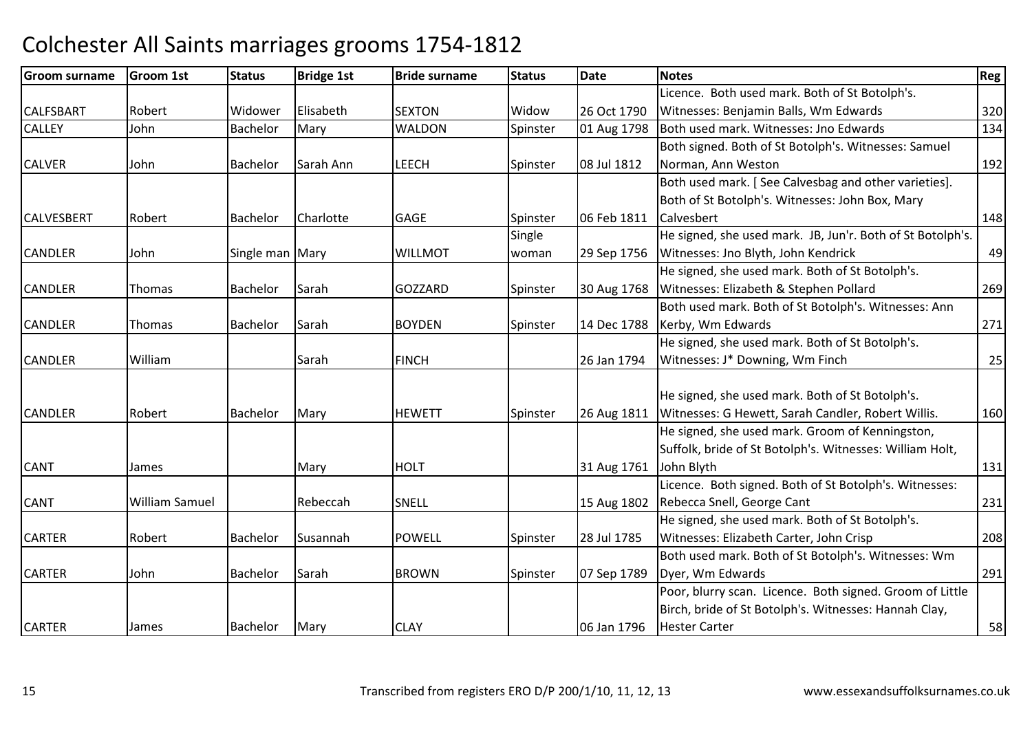# Colchester All Saints marriages grooms 1754-1812

| Groom surname | Groom 1st | Status | Bridge 1st | Bride surname | Status | Date | Notes | Reg |
|---|---|---|---|---|---|---|---|---|
| CALFSBART | Robert | Widower | Elisabeth | SEXTON | Widow | 26 Oct 1790 | Licence. Both used mark. Both of St Botolph's. Witnesses: Benjamin Balls, Wm Edwards | 320 |
| CALLEY | John | Bachelor | Mary | WALDON | Spinster | 01 Aug 1798 | Both used mark. Witnesses: Jno Edwards | 134 |
| CALVER | John | Bachelor | Sarah Ann | LEECH | Spinster | 08 Jul 1812 | Both signed. Both of St Botolph's. Witnesses: Samuel Norman, Ann Weston | 192 |
| CALVESBERT | Robert | Bachelor | Charlotte | GAGE | Spinster | 06 Feb 1811 | Both used mark. [ See Calvesbag and other varieties]. Both of St Botolph's. Witnesses: John Box, Mary Calvesbert | 148 |
| CANDLER | John | Single man | Mary | WILLMOT | Single woman | 29 Sep 1756 | He signed, she used mark. JB, Jun'r. Both of St Botolph's. Witnesses: Jno Blyth, John Kendrick | 49 |
| CANDLER | Thomas | Bachelor | Sarah | GOZZARD | Spinster | 30 Aug 1768 | He signed, she used mark. Both of St Botolph's. Witnesses: Elizabeth & Stephen Pollard | 269 |
| CANDLER | Thomas | Bachelor | Sarah | BOYDEN | Spinster | 14 Dec 1788 | Both used mark. Both of St Botolph's. Witnesses: Ann Kerby, Wm Edwards | 271 |
| CANDLER | William | | Sarah | FINCH | | 26 Jan 1794 | He signed, she used mark. Both of St Botolph's. Witnesses: J* Downing, Wm Finch | 25 |
| CANDLER | Robert | Bachelor | Mary | HEWETT | Spinster | 26 Aug 1811 | He signed, she used mark. Both of St Botolph's. Witnesses: G Hewett, Sarah Candler, Robert Willis. | 160 |
| CANT | James | | Mary | HOLT | | 31 Aug 1761 | He signed, she used mark. Groom of Kennington, Suffolk, bride of St Botolph's. Witnesses: William Holt, John Blyth | 131 |
| CANT | William Samuel | | Rebeccah | SNELL | | 15 Aug 1802 | Licence. Both signed. Both of St Botolph's. Witnesses: Rebecca Snell, George Cant | 231 |
| CARTER | Robert | Bachelor | Susannah | POWELL | Spinster | 28 Jul 1785 | He signed, she used mark. Both of St Botolph's. Witnesses: Elizabeth Carter, John Crisp | 208 |
| CARTER | John | Bachelor | Sarah | BROWN | Spinster | 07 Sep 1789 | Both used mark. Both of St Botolph's. Witnesses: Wm Dyer, Wm Edwards | 291 |
| CARTER | James | Bachelor | Mary | CLAY | | 06 Jan 1796 | Poor, blurry scan. Licence. Both signed. Groom of Little Birch, bride of St Botolph's. Witnesses: Hannah Clay, Hester Carter | 58 |

Transcribed from registers ERO D/P 200/1/10, 11, 12, 13 www.essexandsuffolksurnames.co.uk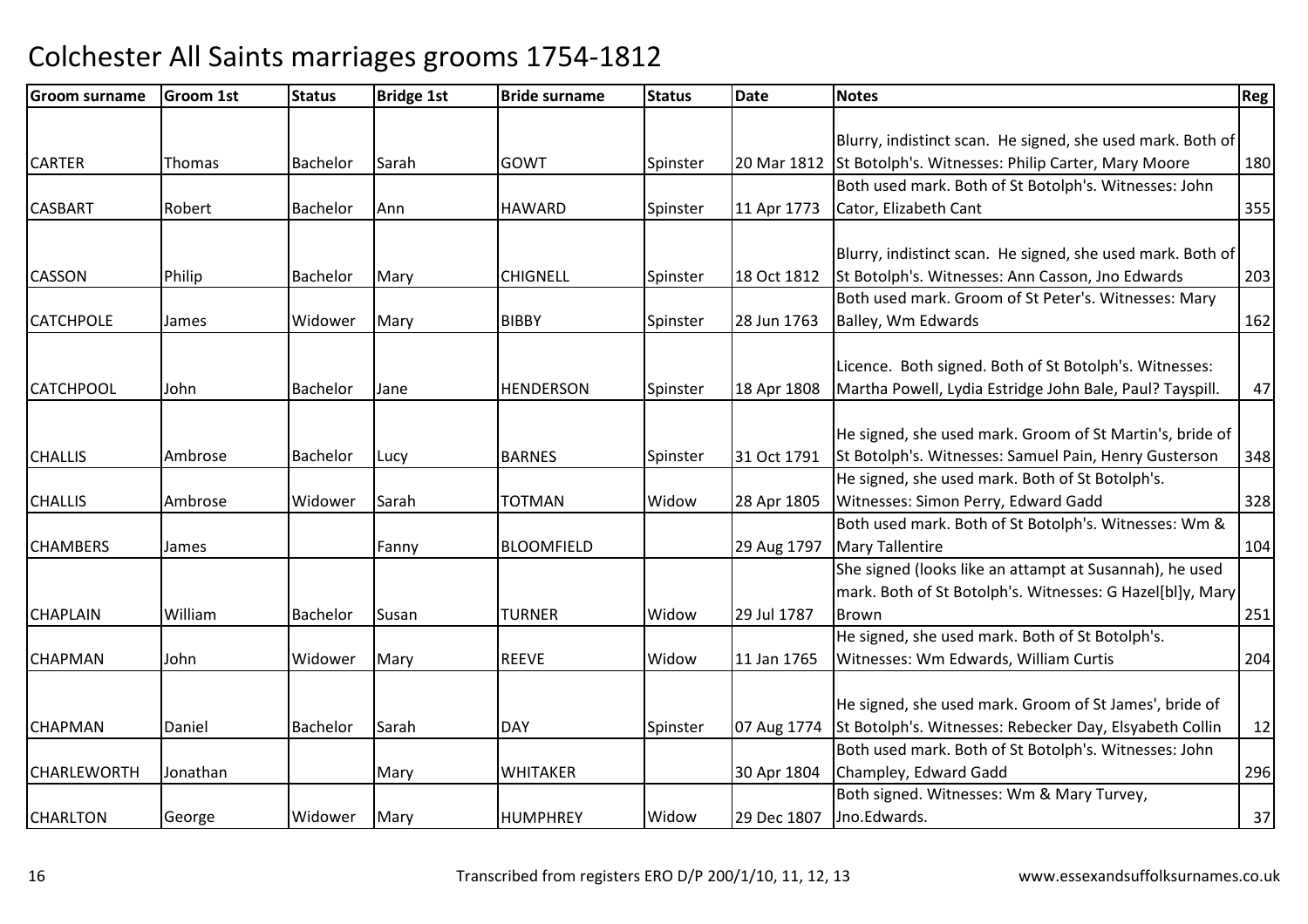# Colchester All Saints marriages grooms 1754-1812

| Groom surname | Groom 1st | Status | Bridge 1st | Bride surname | Status | Date | Notes | Reg |
|---|---|---|---|---|---|---|---|---|
| CARTER | Thomas | Bachelor | Sarah | GOWT | Spinster | 20 Mar 1812 | Blurry, indistinct scan. He signed, she used mark. Both of St Botolph's. Witnesses: Philip Carter, Mary Moore | 180 |
| CASBART | Robert | Bachelor | Ann | HAWARD | Spinster | 11 Apr 1773 | Both used mark. Both of St Botolph's. Witnesses: John Cator, Elizabeth Cant | 355 |
| CASSON | Philip | Bachelor | Mary | CHIGNELL | Spinster | 18 Oct 1812 | Blurry, indistinct scan. He signed, she used mark. Both of St Botolph's. Witnesses: Ann Casson, Jno Edwards | 203 |
| CATCHPOLE | James | Widower | Mary | BIBBY | Spinster | 28 Jun 1763 | Both used mark. Groom of St Peter's. Witnesses: Mary Balley, Wm Edwards | 162 |
| CATCHPOOL | John | Bachelor | Jane | HENDERSON | Spinster | 18 Apr 1808 | Licence. Both signed. Both of St Botolph's. Witnesses: Martha Powell, Lydia Estridge John Bale, Paul? Tayspill. | 47 |
| CHALLIS | Ambrose | Bachelor | Lucy | BARNES | Spinster | 31 Oct 1791 | He signed, she used mark. Groom of St Martin's, bride of St Botolph's. Witnesses: Samuel Pain, Henry Gusterson | 348 |
| CHALLIS | Ambrose | Widower | Sarah | TOTMAN | Widow | 28 Apr 1805 | He signed, she used mark. Both of St Botolph's. Witnesses: Simon Perry, Edward Gadd | 328 |
| CHAMBERS | James | | Fanny | BLOOMFIELD | | 29 Aug 1797 | Both used mark. Both of St Botolph's. Witnesses: Wm & Mary Tallentire | 104 |
| CHAPLAIN | William | Bachelor | Susan | TURNER | Widow | 29 Jul 1787 | She signed (looks like an attampt at Susannah), he used mark. Both of St Botolph's. Witnesses: G Hazel[bl]y, Mary Brown | 251 |
| CHAPMAN | John | Widower | Mary | REEVE | Widow | 11 Jan 1765 | He signed, she used mark. Both of St Botolph's. Witnesses: Wm Edwards, William Curtis | 204 |
| CHAPMAN | Daniel | Bachelor | Sarah | DAY | Spinster | 07 Aug 1774 | He signed, she used mark. Groom of St James', bride of St Botolph's. Witnesses: Rebecker Day, Elsyabeth Collin | 12 |
| CHARLEWORTH | Jonathan | | Mary | WHITAKER | | 30 Apr 1804 | Both used mark. Both of St Botolph's. Witnesses: John Champley, Edward Gadd | 296 |
| CHARLTON | George | Widower | Mary | HUMPHREY | Widow | 29 Dec 1807 | Both signed. Witnesses: Wm & Mary Turvey, Jno.Edwards. | 37 |

Transcribed from registers ERO D/P 200/1/10, 11, 12, 13 www.essexandsuffolksurnames.co.uk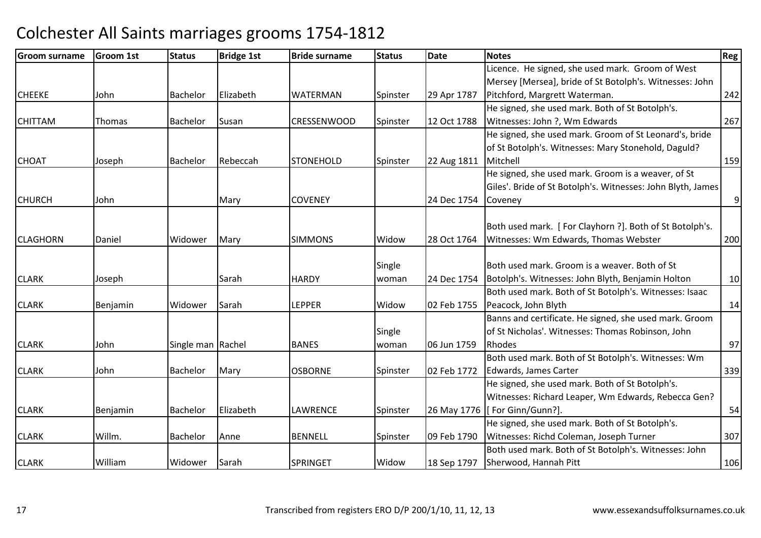# Colchester All Saints marriages grooms 1754-1812

| Groom surname | Groom 1st | Status | Bridge 1st | Bride surname | Status | Date | Notes | Reg |
|---|---|---|---|---|---|---|---|---|
| CHEEKE | John | Bachelor | Elizabeth | WATERMAN | Spinster | 29 Apr 1787 | Licence. He signed, she used mark. Groom of West Mersey [Mersea], bride of St Botolph's. Witnesses: John Pitchford, Margrett Waterman. | 242 |
| CHITTAM | Thomas | Bachelor | Susan | CRESSENWOOD | Spinster | 12 Oct 1788 | He signed, she used mark. Both of St Botolph's. Witnesses: John ?, Wm Edwards | 267 |
| CHOAT | Joseph | Bachelor | Rebeccah | STONEHOLD | Spinster | 22 Aug 1811 | He signed, she used mark. Groom of St Leonard's, bride of St Botolph's. Witnesses: Mary Stonehold, Daguld? Mitchell | 159 |
| CHURCH | John | | Mary | COVENEY | | 24 Dec 1754 | He signed, she used mark. Groom is a weaver, of St Giles'. Bride of St Botolph's. Witnesses: John Blyth, James Coveney | 9 |
| CLAGHORN | Daniel | Widower | Mary | SIMMONS | Widow | 28 Oct 1764 | Both used mark. [ For Clayhorn ?]. Both of St Botolph's. Witnesses: Wm Edwards, Thomas Webster | 200 |
| CLARK | Joseph | | Sarah | HARDY | Single woman | 24 Dec 1754 | Both used mark. Groom is a weaver. Both of St Botolph's. Witnesses: John Blyth, Benjamin Holton | 10 |
| CLARK | Benjamin | Widower | Sarah | LEPPER | Widow | 02 Feb 1755 | Both used mark. Both of St Botolph's. Witnesses: Isaac Peacock, John Blyth | 14 |
| CLARK | John | Single man | Rachel | BANES | Single woman | 06 Jun 1759 | Banns and certificate. He signed, she used mark. Groom of St Nicholas'. Witnesses: Thomas Robinson, John Rhodes | 97 |
| CLARK | John | Bachelor | Mary | OSBORNE | Spinster | 02 Feb 1772 | Both used mark. Both of St Botolph's. Witnesses: Wm Edwards, James Carter | 339 |
| CLARK | Benjamin | Bachelor | Elizabeth | LAWRENCE | Spinster | 26 May 1776 | He signed, she used mark. Both of St Botolph's. Witnesses: Richard Leaper, Wm Edwards, Rebecca Gen? [ For Ginn/Gunn?]. | 54 |
| CLARK | Willm. | Bachelor | Anne | BENNELL | Spinster | 09 Feb 1790 | He signed, she used mark. Both of St Botolph's. Witnesses: Richd Coleman, Joseph Turner | 307 |
| CLARK | William | Widower | Sarah | SPRINGET | Widow | 18 Sep 1797 | Both used mark. Both of St Botolph's. Witnesses: John Sherwood, Hannah Pitt | 106 |

Transcribed from registers ERO D/P 200/1/10, 11, 12, 13 www.essexandsuffolksurnames.co.uk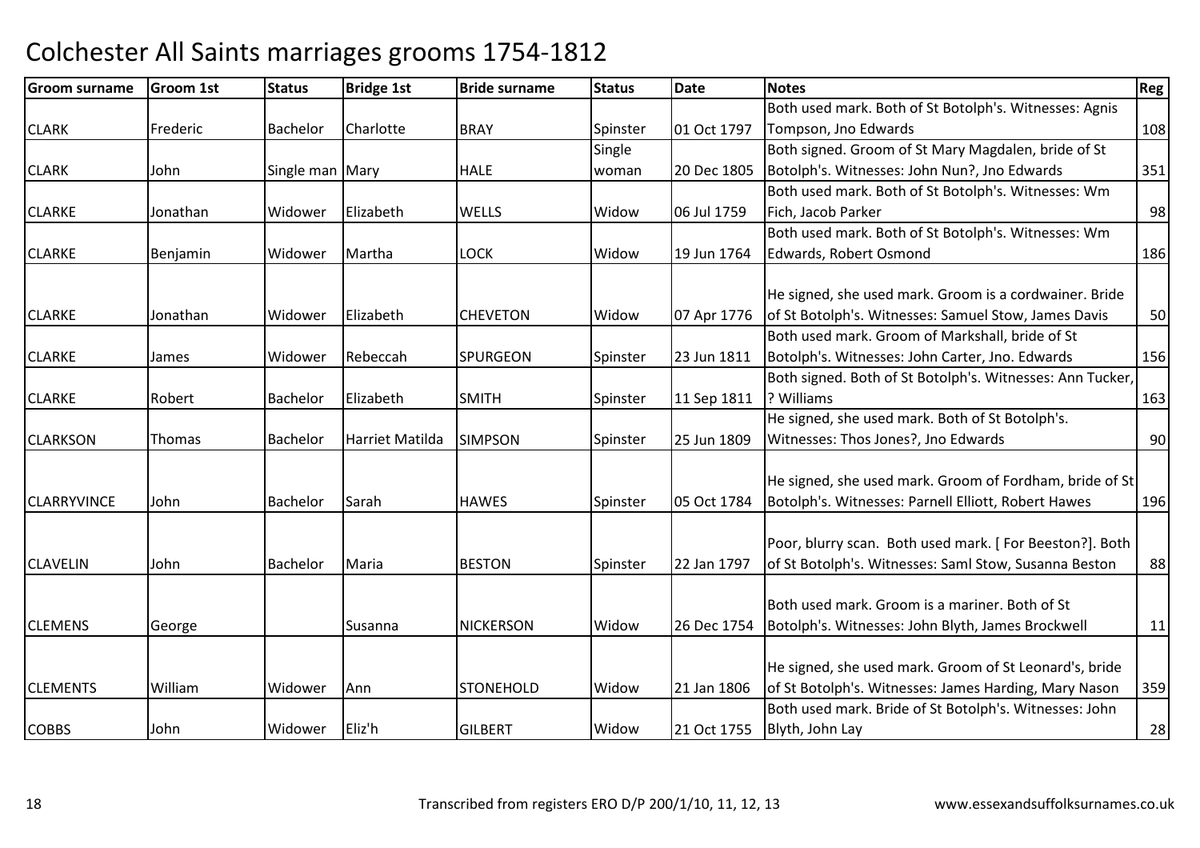# Colchester All Saints marriages grooms 1754-1812

| Groom surname | Groom 1st | Status | Bridge 1st | Bride surname | Status | Date | Notes | Reg |
|---|---|---|---|---|---|---|---|---|
| CLARK | Frederic | Bachelor | Charlotte | BRAY | Spinster | 01 Oct 1797 | Both used mark. Both of St Botolph's. Witnesses: Agnis Tompson, Jno Edwards | 108 |
| CLARK | John | Single man | Mary | HALE | Single woman | 20 Dec 1805 | Both signed. Groom of St Mary Magdalen, bride of St Botolph's. Witnesses: John Nun?, Jno Edwards | 351 |
| CLARKE | Jonathan | Widower | Elizabeth | WELLS | Widow | 06 Jul 1759 | Both used mark. Both of St Botolph's. Witnesses: Wm Fich, Jacob Parker | 98 |
| CLARKE | Benjamin | Widower | Martha | LOCK | Widow | 19 Jun 1764 | Both used mark. Both of St Botolph's. Witnesses: Wm Edwards, Robert Osmond | 186 |
| CLARKE | Jonathan | Widower | Elizabeth | CHEVETON | Widow | 07 Apr 1776 | He signed, she used mark. Groom is a cordwainer. Bride of St Botolph's. Witnesses: Samuel Stow, James Davis | 50 |
| CLARKE | James | Widower | Rebeccah | SPURGEON | Spinster | 23 Jun 1811 | Both used mark. Groom of Markshall, bride of St Botolph's. Witnesses: John Carter, Jno. Edwards | 156 |
| CLARKE | Robert | Bachelor | Elizabeth | SMITH | Spinster | 11 Sep 1811 | Both signed. Both of St Botolph's. Witnesses: Ann Tucker, ? Williams | 163 |
| CLARKSON | Thomas | Bachelor | Harriet Matilda | SIMPSON | Spinster | 25 Jun 1809 | He signed, she used mark. Both of St Botolph's. Witnesses: Thos Jones?, Jno Edwards | 90 |
| CLARRYVINCE | John | Bachelor | Sarah | HAWES | Spinster | 05 Oct 1784 | He signed, she used mark. Groom of Fordham, bride of St Botolph's. Witnesses: Parnell Elliott, Robert Hawes | 196 |
| CLAVELIN | John | Bachelor | Maria | BESTON | Spinster | 22 Jan 1797 | Poor, blurry scan. Both used mark. [ For Beeston?]. Both of St Botolph's. Witnesses: Saml Stow, Susanna Beston | 88 |
| CLEMENS | George | | Susanna | NICKERSON | Widow | 26 Dec 1754 | Both used mark. Groom is a mariner. Both of St Botolph's. Witnesses: John Blyth, James Brockwell | 11 |
| CLEMENTS | William | Widower | Ann | STONEHOLD | Widow | 21 Jan 1806 | He signed, she used mark. Groom of St Leonard's, bride of St Botolph's. Witnesses: James Harding, Mary Nason | 359 |
| COBBS | John | Widower | Eliz'h | GILBERT | Widow | 21 Oct 1755 | Both used mark. Bride of St Botolph's. Witnesses: John Blyth, John Lay | 28 |

Transcribed from registers ERO D/P 200/1/10, 11, 12, 13 www.essexandsuffolksurnames.co.uk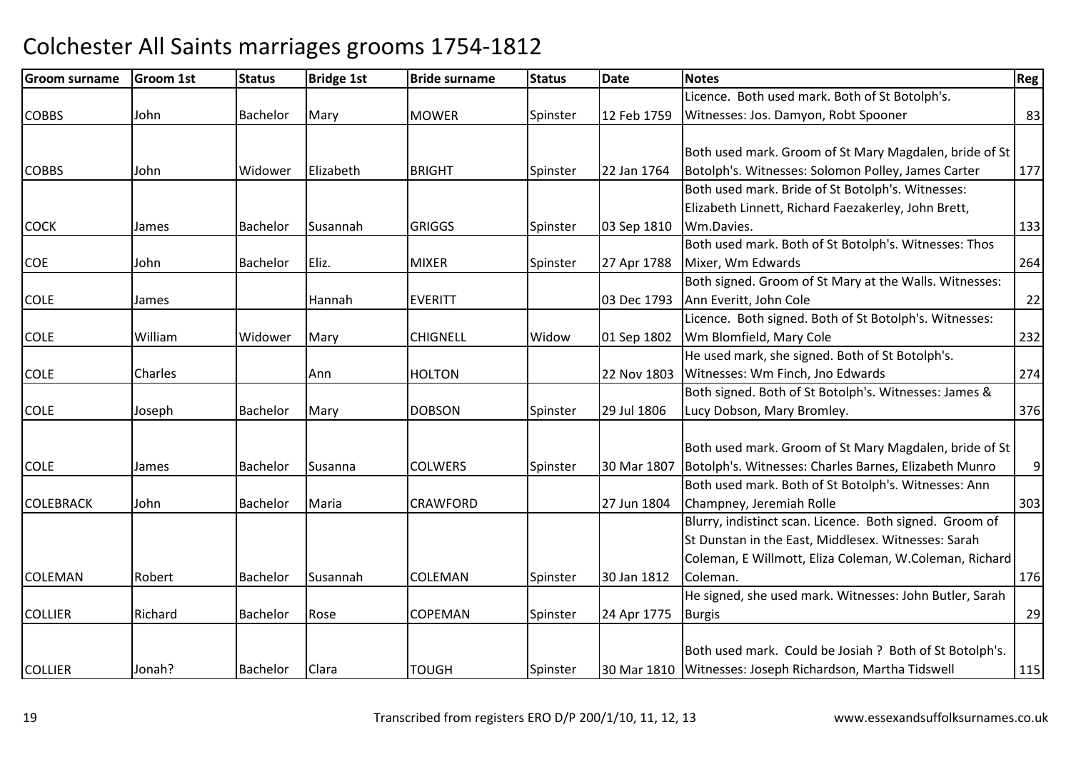# Colchester All Saints marriages grooms 1754-1812

| Groom surname | Groom 1st | Status | Bridge 1st | Bride surname | Status | Date | Notes | Reg |
|---|---|---|---|---|---|---|---|---|
| COBBS | John | Bachelor | Mary | MOWER | Spinster | 12 Feb 1759 | Licence. Both used mark. Both of St Botolph's. Witnesses: Jos. Damyon, Robt Spooner | 83 |
| COBBS | John | Widower | Elizabeth | BRIGHT | Spinster | 22 Jan 1764 | Both used mark. Groom of St Mary Magdalen, bride of St Botolph's. Witnesses: Solomon Polley, James Carter | 177 |
| COCK | James | Bachelor | Susannah | GRIGGS | Spinster | 03 Sep 1810 | Both used mark. Bride of St Botolph's. Witnesses: Elizabeth Linnett, Richard Faezakerley, John Brett, Wm.Davies. | 133 |
| COE | John | Bachelor | Eliz. | MIXER | Spinster | 27 Apr 1788 | Both used mark. Both of St Botolph's. Witnesses: Thos Mixer, Wm Edwards | 264 |
| COLE | James | | Hannah | EVERITT | | 03 Dec 1793 | Both signed. Groom of St Mary at the Walls. Witnesses: Ann Everitt, John Cole | 22 |
| COLE | William | Widower | Mary | CHIGNELL | Widow | 01 Sep 1802 | Licence. Both signed. Both of St Botolph's. Witnesses: Wm Blomfield, Mary Cole | 232 |
| COLE | Charles | | Ann | HOLTON | | 22 Nov 1803 | He used mark, she signed. Both of St Botolph's. Witnesses: Wm Finch, Jno Edwards | 274 |
| COLE | Joseph | Bachelor | Mary | DOBSON | Spinster | 29 Jul 1806 | Both signed. Both of St Botolph's. Witnesses: James & Lucy Dobson, Mary Bromley. | 376 |
| COLE | James | Bachelor | Susanna | COLWERS | Spinster | 30 Mar 1807 | Both used mark. Groom of St Mary Magdalen, bride of St Botolph's. Witnesses: Charles Barnes, Elizabeth Munro | 9 |
| COLEBRACK | John | Bachelor | Maria | CRAWFORD | | 27 Jun 1804 | Both used mark. Both of St Botolph's. Witnesses: Ann Champney, Jeremiah Rolle | 303 |
| COLEMAN | Robert | Bachelor | Susannah | COLEMAN | Spinster | 30 Jan 1812 | Blurry, indistinct scan. Licence. Both signed. Groom of St Dunstan in the East, Middlesex. Witnesses: Sarah Coleman, E Willmott, Eliza Coleman, W.Coleman, Richard Coleman. | 176 |
| COLLIER | Richard | Bachelor | Rose | COPEMAN | Spinster | 24 Apr 1775 | He signed, she used mark. Witnesses: John Butler, Sarah Burgis | 29 |
| COLLIER | Jonah? | Bachelor | Clara | TOUGH | Spinster | 30 Mar 1810 | Both used mark. Could be Josiah ? Both of St Botolph's. Witnesses: Joseph Richardson, Martha Tidswell | 115 |

Transcribed from registers ERO D/P 200/1/10, 11, 12, 13 www.essexandsuffolksurnames.co.uk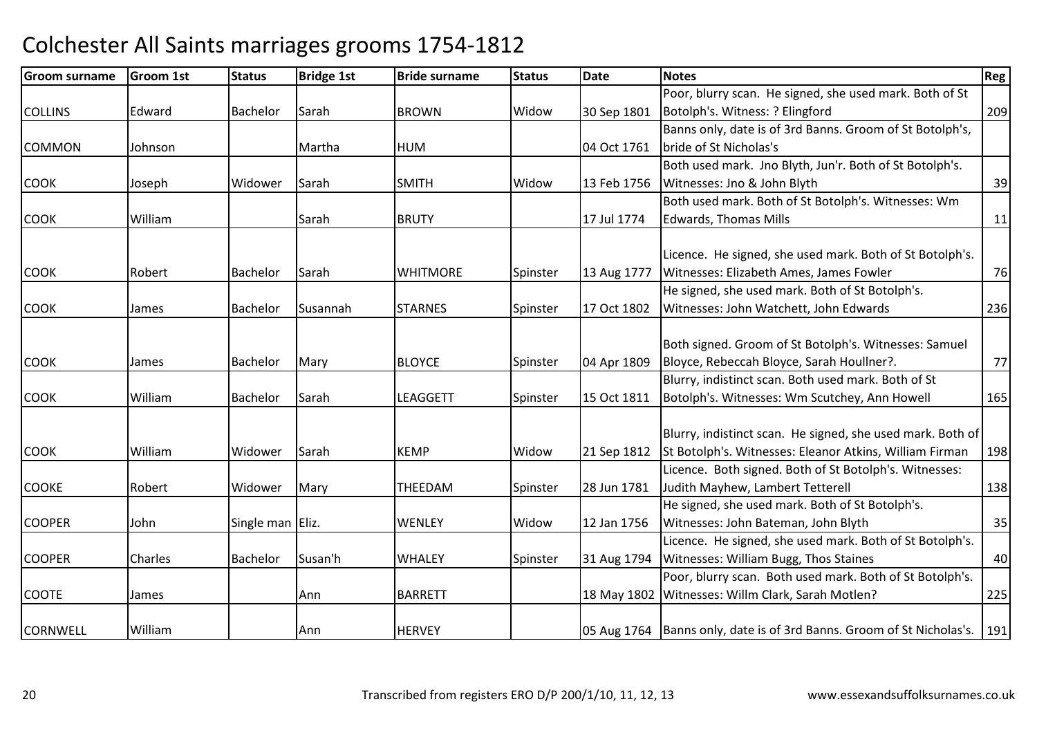# Colchester All Saints marriages grooms 1754-1812

| Groom surname | Groom 1st | Status | Bridge 1st | Bride surname | Status | Date | Notes | Reg |
|---|---|---|---|---|---|---|---|---|
| COLLINS | Edward | Bachelor | Sarah | BROWN | Widow | 30 Sep 1801 | Poor, blurry scan. He signed, she used mark. Both of St Botolph's. Witness: ? Elingford | 209 |
| COMMON | Johnson | | Martha | HUM | | 04 Oct 1761 | Banns only, date is of 3rd Banns. Groom of St Botolph's, bride of St Nicholas's | |
| COOK | Joseph | Widower | Sarah | SMITH | Widow | 13 Feb 1756 | Both used mark. Jno Blyth, Jun'r. Both of St Botolph's. Witnesses: Jno & John Blyth | 39 |
| COOK | William | | Sarah | BRUTY | | 17 Jul 1774 | Both used mark. Both of St Botolph's. Witnesses: Wm Edwards, Thomas Mills | 11 |
| COOK | Robert | Bachelor | Sarah | WHITMORE | Spinster | 13 Aug 1777 | Licence. He signed, she used mark. Both of St Botolph's. Witnesses: Elizabeth Ames, James Fowler | 76 |
| COOK | James | Bachelor | Susannah | STARNES | Spinster | 17 Oct 1802 | He signed, she used mark. Both of St Botolph's. Witnesses: John Watchett, John Edwards | 236 |
| COOK | James | Bachelor | Mary | BLOYCE | Spinster | 04 Apr 1809 | Both signed. Groom of St Botolph's. Witnesses: Samuel Bloyce, Rebeccah Bloyce, Sarah Houllner?. | 77 |
| COOK | William | Bachelor | Sarah | LEAGGETT | Spinster | 15 Oct 1811 | Blurry, indistinct scan. Both used mark. Both of St Botolph's. Witnesses: Wm Scutchey, Ann Howell | 165 |
| COOK | William | Widower | Sarah | KEMP | Widow | 21 Sep 1812 | Blurry, indistinct scan. He signed, she used mark. Both of St Botolph's. Witnesses: Eleanor Atkins, William Firman | 198 |
| COOKE | Robert | Widower | Mary | THEEDAM | Spinster | 28 Jun 1781 | Licence. Both signed. Both of St Botolph's. Witnesses: Judith Mayhew, Lambert Tetterell | 138 |
| COOPER | John | Single man | Eliz. | WENLEY | Widow | 12 Jan 1756 | He signed, she used mark. Both of St Botolph's. Witnesses: John Bateman, John Blyth | 35 |
| COOPER | Charles | Bachelor | Susan'h | WHALEY | Spinster | 31 Aug 1794 | Licence. He signed, she used mark. Both of St Botolph's. Witnesses: William Bugg, Thos Staines | 40 |
| COOTE | James | | Ann | BARRETT | | 18 May 1802 | Poor, blurry scan. Both used mark. Both of St Botolph's. Witnesses: Willm Clark, Sarah Motlen? | 225 |
| CORNWELL | William | | Ann | HERVEY | | 05 Aug 1764 | Banns only, date is of 3rd Banns. Groom of St Nicholas's. | 191 |

Transcribed from registers ERO D/P 200/1/10, 11, 12, 13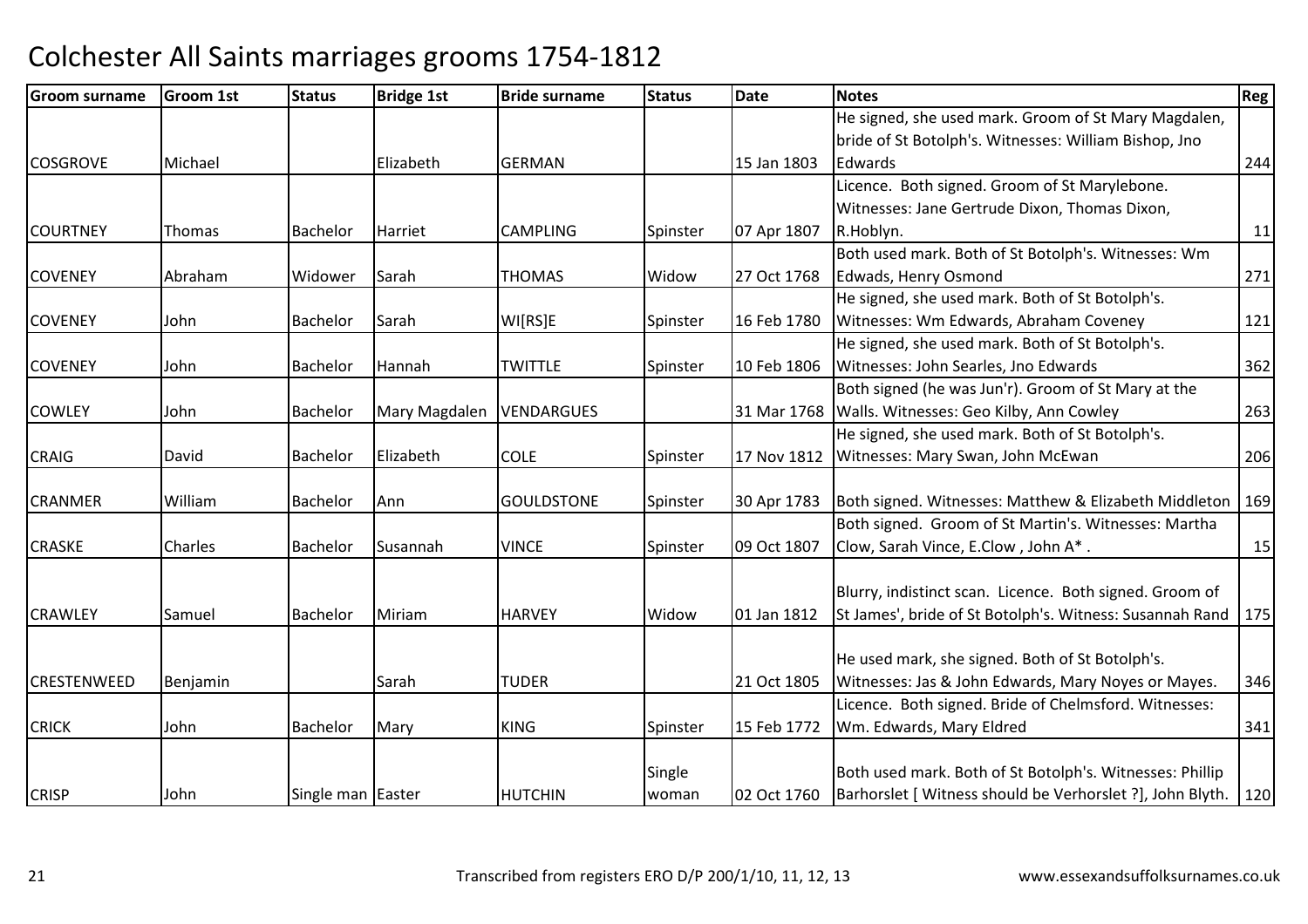# Colchester All Saints marriages grooms 1754-1812

| Groom surname | Groom 1st | Status | Bridge 1st | Bride surname | Status | Date | Notes | Reg |
|---|---|---|---|---|---|---|---|---|
| COSGROVE | Michael | | Elizabeth | GERMAN | | 15 Jan 1803 | He signed, she used mark. Groom of St Mary Magdalen, bride of St Botolph's. Witnesses: William Bishop, Jno Edwards | 244 |
| COURTNEY | Thomas | Bachelor | Harriet | CAMPLING | Spinster | 07 Apr 1807 | Licence. Both signed. Groom of St Marylebone. Witnesses: Jane Gertrude Dixon, Thomas Dixon, R.Hoblyn. | 11 |
| COVENEY | Abraham | Widower | Sarah | THOMAS | Widow | 27 Oct 1768 | Both used mark. Both of St Botolph's. Witnesses: Wm Edwads, Henry Osmond | 271 |
| COVENEY | John | Bachelor | Sarah | WI[RS]E | Spinster | 16 Feb 1780 | He signed, she used mark. Both of St Botolph's. Witnesses: Wm Edwards, Abraham Coveney | 121 |
| COVENEY | John | Bachelor | Hannah | TWITTLE | Spinster | 10 Feb 1806 | He signed, she used mark. Both of St Botolph's. Witnesses: John Searles, Jno Edwards | 362 |
| COWLEY | John | Bachelor | Mary Magdalen | VENDARGUES | | 31 Mar 1768 | Both signed (he was Jun'r). Groom of St Mary at the Walls. Witnesses: Geo Kilby, Ann Cowley | 263 |
| CRAIG | David | Bachelor | Elizabeth | COLE | Spinster | 17 Nov 1812 | He signed, she used mark. Both of St Botolph's. Witnesses: Mary Swan, John McEwan | 206 |
| CRANMER | William | Bachelor | Ann | GOULDSTONE | Spinster | 30 Apr 1783 | Both signed. Witnesses: Matthew & Elizabeth Middleton | 169 |
| CRASKE | Charles | Bachelor | Susannah | VINCE | Spinster | 09 Oct 1807 | Both signed. Groom of St Martin's. Witnesses: Martha Clow, Sarah Vince, E.Clow , John A* . | 15 |
| CRAWLEY | Samuel | Bachelor | Miriam | HARVEY | Widow | 01 Jan 1812 | Blurry, indistinct scan. Licence. Both signed. Groom of St James', bride of St Botolph's. Witness: Susannah Rand | 175 |
| CRESTENWEED | Benjamin | | Sarah | TUDER | | 21 Oct 1805 | He used mark, she signed. Both of St Botolph's. Witnesses: Jas & John Edwards, Mary Noyes or Mayes. | 346 |
| CRICK | John | Bachelor | Mary | KING | Spinster | 15 Feb 1772 | Licence. Both signed. Bride of Chelmsford. Witnesses: Wm. Edwards, Mary Eldred | 341 |
| CRISP | John | Single man | Easter | HUTCHIN | Single woman | 02 Oct 1760 | Both used mark. Both of St Botolph's. Witnesses: Phillip Barhorslet [ Witness should be Verhorslet ?], John Blyth. | 120 |

Transcribed from registers ERO D/P 200/1/10, 11, 12, 13 www.essexandsuffolksurnames.co.uk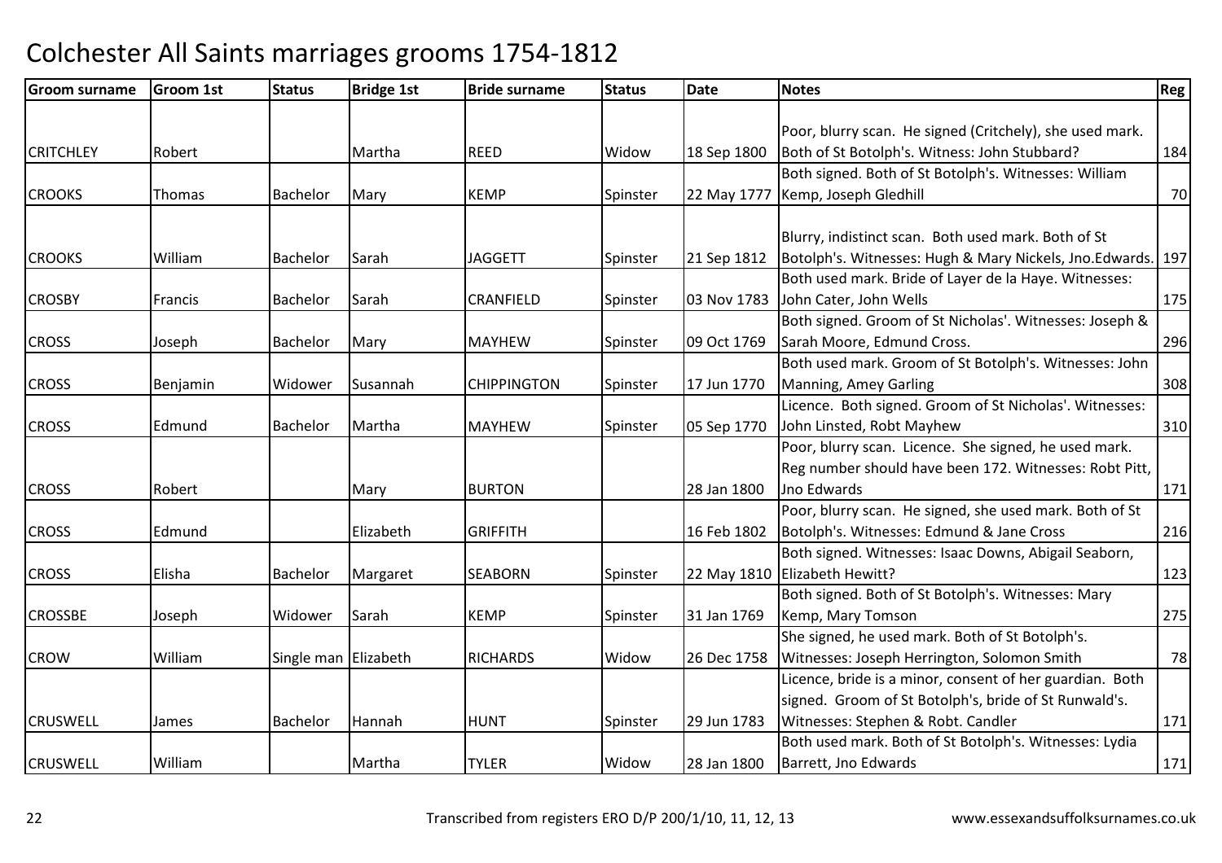# Colchester All Saints marriages grooms 1754-1812

| Groom surname | Groom 1st | Status | Bridge 1st | Bride surname | Status | Date | Notes | Reg |
|---|---|---|---|---|---|---|---|---|
| CRITCHLEY | Robert | | Martha | REED | Widow | 18 Sep 1800 | Poor, blurry scan. He signed (Critchely), she used mark. Both of St Botolph's. Witness: John Stubbard? | 184 |
| CROOKS | Thomas | Bachelor | Mary | KEMP | Spinster | 22 May 1777 | Both signed. Both of St Botolph's. Witnesses: William Kemp, Joseph Gledhill | 70 |
| CROOKS | William | Bachelor | Sarah | JAGGETT | Spinster | 21 Sep 1812 | Blurry, indistinct scan. Both used mark. Both of St Botolph's. Witnesses: Hugh & Mary Nickels, Jno.Edwards. | 197 |
| CROSBY | Francis | Bachelor | Sarah | CRANFIELD | Spinster | 03 Nov 1783 | Both used mark. Bride of Layer de la Haye. Witnesses: John Cater, John Wells | 175 |
| CROSS | Joseph | Bachelor | Mary | MAYHEW | Spinster | 09 Oct 1769 | Both signed. Groom of St Nicholas'. Witnesses: Joseph & Sarah Moore, Edmund Cross. | 296 |
| CROSS | Benjamin | Widower | Susannah | CHIPPINGTON | Spinster | 17 Jun 1770 | Both used mark. Groom of St Botolph's. Witnesses: John Manning, Amey Garling | 308 |
| CROSS | Edmund | Bachelor | Martha | MAYHEW | Spinster | 05 Sep 1770 | Licence. Both signed. Groom of St Nicholas'. Witnesses: John Linsted, Robt Mayhew | 310 |
| CROSS | Robert | | Mary | BURTON | | 28 Jan 1800 | Poor, blurry scan. Licence. She signed, he used mark. Reg number should have been 172. Witnesses: Robt Pitt, Jno Edwards | 171 |
| CROSS | Edmund | | Elizabeth | GRIFFITH | | 16 Feb 1802 | Poor, blurry scan. He signed, she used mark. Both of St Botolph's. Witnesses: Edmund & Jane Cross | 216 |
| CROSS | Elisha | Bachelor | Margaret | SEABORN | Spinster | 22 May 1810 | Both signed. Witnesses: Isaac Downs, Abigail Seaborn, Elizabeth Hewitt? | 123 |
| CROSSBE | Joseph | Widower | Sarah | KEMP | Spinster | 31 Jan 1769 | Both signed. Both of St Botolph's. Witnesses: Mary Kemp, Mary Tomson | 275 |
| CROW | William | Single man | Elizabeth | RICHARDS | Widow | 26 Dec 1758 | She signed, he used mark. Both of St Botolph's. Witnesses: Joseph Herrington, Solomon Smith | 78 |
| CRUSWELL | James | Bachelor | Hannah | HUNT | Spinster | 29 Jun 1783 | Licence, bride is a minor, consent of her guardian. Both signed. Groom of St Botolph's, bride of St Runwald's. Witnesses: Stephen & Robt. Candler | 171 |
| CRUSWELL | William | | Martha | TYLER | Widow | 28 Jan 1800 | Both used mark. Both of St Botolph's. Witnesses: Lydia Barrett, Jno Edwards | 171 |

Transcribed from registers ERO D/P 200/1/10, 11, 12, 13 www.essexandsuffolksurnames.co.uk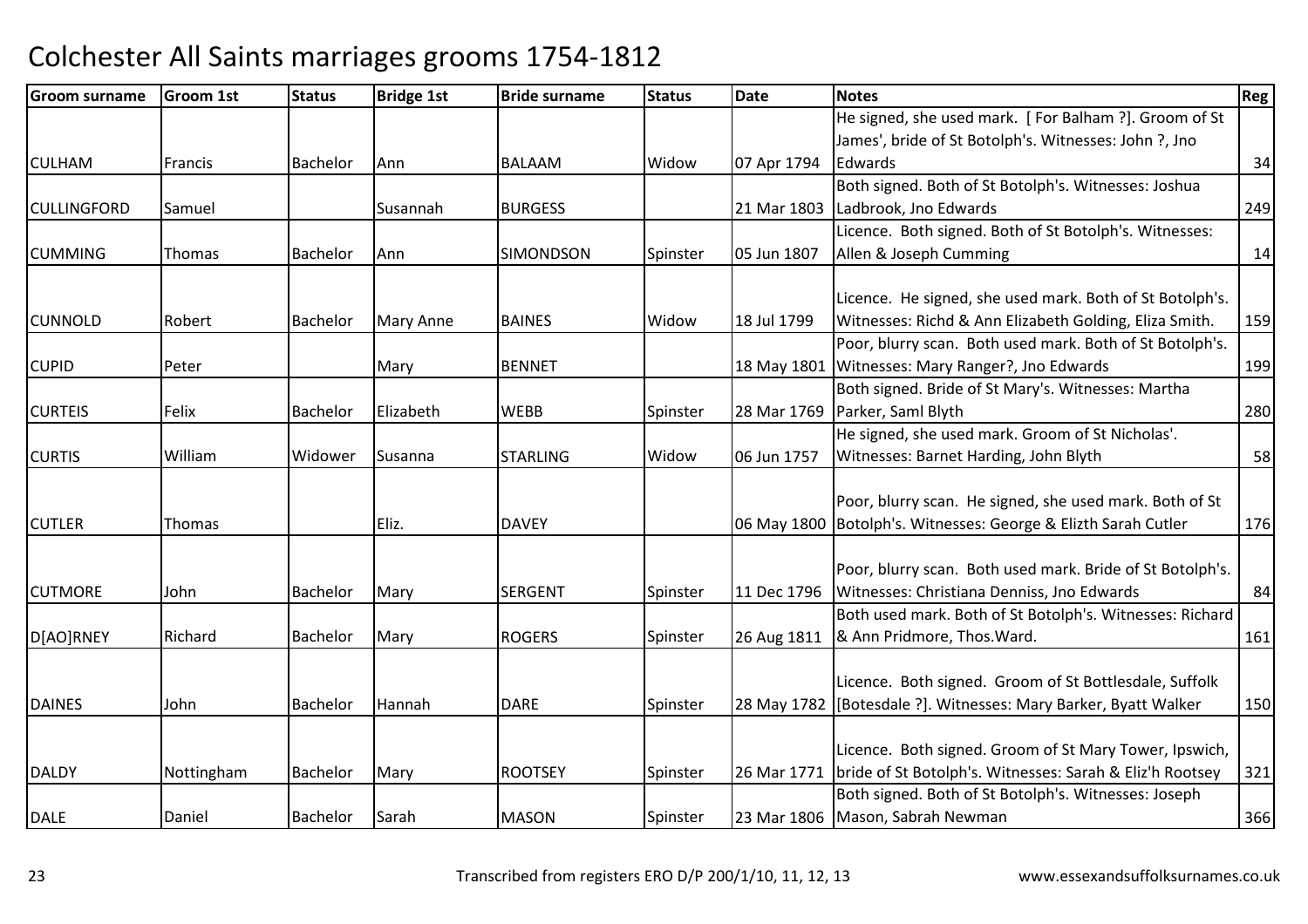# Colchester All Saints marriages grooms 1754-1812

| Groom surname | Groom 1st | Status | Bridge 1st | Bride surname | Status | Date | Notes | Reg |
|---|---|---|---|---|---|---|---|---|
| CULHAM | Francis | Bachelor | Ann | BALAAM | Widow | 07 Apr 1794 | He signed, she used mark. [ For Balham ?]. Groom of St James', bride of St Botolph's. Witnesses: John ?, Jno Edwards | 34 |
| CULLINGFORD | Samuel | | Susannah | BURGESS | | 21 Mar 1803 | Both signed. Both of St Botolph's. Witnesses: Joshua Ladbrook, Jno Edwards | 249 |
| CUMMING | Thomas | Bachelor | Ann | SIMONDSON | Spinster | 05 Jun 1807 | Licence. Both signed. Both of St Botolph's. Witnesses: Allen & Joseph Cumming | 14 |
| CUNNOLD | Robert | Bachelor | Mary Anne | BAINES | Widow | 18 Jul 1799 | Licence. He signed, she used mark. Both of St Botolph's. Witnesses: Richd & Ann Elizabeth Golding, Eliza Smith. | 159 |
| CUPID | Peter | | Mary | BENNET | | 18 May 1801 | Poor, blurry scan. Both used mark. Both of St Botolph's. Witnesses: Mary Ranger?, Jno Edwards | 199 |
| CURTEIS | Felix | Bachelor | Elizabeth | WEBB | Spinster | 28 Mar 1769 | Both signed. Bride of St Mary's. Witnesses: Martha Parker, Saml Blyth | 280 |
| CURTIS | William | Widower | Susanna | STARLING | Widow | 06 Jun 1757 | He signed, she used mark. Groom of St Nicholas'. Witnesses: Barnet Harding, John Blyth | 58 |
| CUTLER | Thomas | | Eliz. | DAVEY | | 06 May 1800 | Poor, blurry scan. He signed, she used mark. Both of St Botolph's. Witnesses: George & Elizth Sarah Cutler | 176 |
| CUTMORE | John | Bachelor | Mary | SERGENT | Spinster | 11 Dec 1796 | Poor, blurry scan. Both used mark. Bride of St Botolph's. Witnesses: Christiana Denniss, Jno Edwards | 84 |
| D[AO]RNEY | Richard | Bachelor | Mary | ROGERS | Spinster | 26 Aug 1811 | Both used mark. Both of St Botolph's. Witnesses: Richard & Ann Pridmore, Thos.Ward. | 161 |
| DAINES | John | Bachelor | Hannah | DARE | Spinster | 28 May 1782 | Licence. Both signed. Groom of St Bottlesdale, Suffolk [Botesdale ?]. Witnesses: Mary Barker, Byatt Walker | 150 |
| DALDY | Nottingham | Bachelor | Mary | ROOTSEY | Spinster | 26 Mar 1771 | Licence. Both signed. Groom of St Mary Tower, Ipswich, bride of St Botolph's. Witnesses: Sarah & Eliz'h Rootsey | 321 |
| DALE | Daniel | Bachelor | Sarah | MASON | Spinster | 23 Mar 1806 | Both signed. Both of St Botolph's. Witnesses: Joseph Mason, Sabrah Newman | 366 |

Transcribed from registers ERO D/P 200/1/10, 11, 12, 13 www.essexandsuffolksurnames.co.uk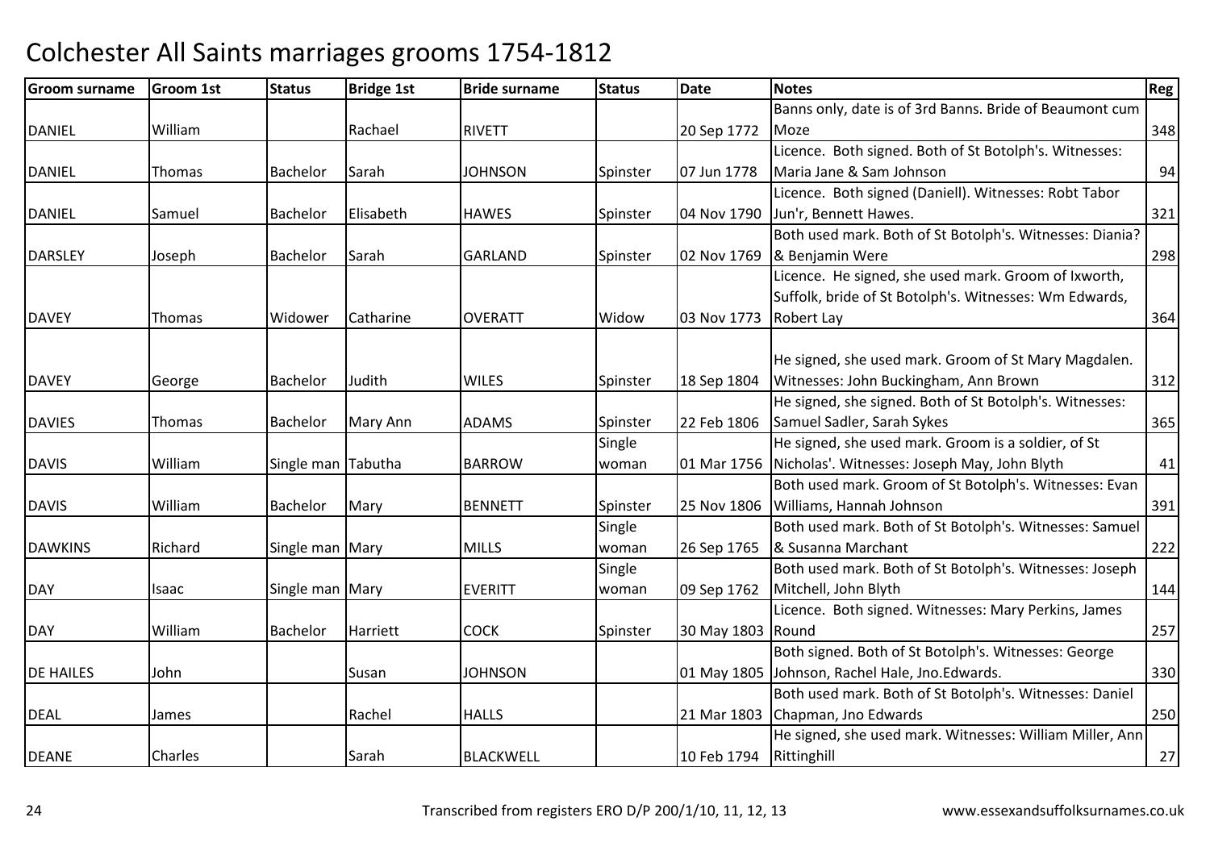# Colchester All Saints marriages grooms 1754-1812

| Groom surname | Groom 1st | Status | Bridge 1st | Bride surname | Status | Date | Notes | Reg |
|---|---|---|---|---|---|---|---|---|
| DANIEL | William | | Rachael | RIVETT | | 20 Sep 1772 | Banns only, date is of 3rd Banns. Bride of Beaumont cum Moze | 348 |
| DANIEL | Thomas | Bachelor | Sarah | JOHNSON | Spinster | 07 Jun 1778 | Licence. Both signed. Both of St Botolph's. Witnesses: Maria Jane & Sam Johnson | 94 |
| DANIEL | Samuel | Bachelor | Elisabeth | HAWES | Spinster | 04 Nov 1790 | Licence. Both signed (Daniell). Witnesses: Robt Tabor Jun'r, Bennett Hawes. | 321 |
| DARSLEY | Joseph | Bachelor | Sarah | GARLAND | Spinster | 02 Nov 1769 | Both used mark. Both of St Botolph's. Witnesses: Diania? & Benjamin Were | 298 |
| DAVEY | Thomas | Widower | Catharine | OVERATT | Widow | 03 Nov 1773 | Licence. He signed, she used mark. Groom of Ixworth, Suffolk, bride of St Botolph's. Witnesses: Wm Edwards, Robert Lay | 364 |
| DAVEY | George | Bachelor | Judith | WILES | Spinster | 18 Sep 1804 | He signed, she used mark. Groom of St Mary Magdalen. Witnesses: John Buckingham, Ann Brown | 312 |
| DAVIES | Thomas | Bachelor | Mary Ann | ADAMS | Spinster | 22 Feb 1806 | He signed, she signed. Both of St Botolph's. Witnesses: Samuel Sadler, Sarah Sykes | 365 |
| DAVIS | William | Single man | Tabutha | BARROW | Single woman | 01 Mar 1756 | He signed, she used mark. Groom is a soldier, of St Nicholas'. Witnesses: Joseph May, John Blyth | 41 |
| DAVIS | William | Bachelor | Mary | BENNETT | Spinster | 25 Nov 1806 | Both used mark. Groom of St Botolph's. Witnesses: Evan Williams, Hannah Johnson | 391 |
| DAWKINS | Richard | Single man | Mary | MILLS | Single woman | 26 Sep 1765 | Both used mark. Both of St Botolph's. Witnesses: Samuel & Susanna Marchant | 222 |
| DAY | Isaac | Single man | Mary | EVERITT | Single woman | 09 Sep 1762 | Both used mark. Both of St Botolph's. Witnesses: Joseph Mitchell, John Blyth | 144 |
| DAY | William | Bachelor | Harriett | COCK | Spinster | 30 May 1803 | Licence. Both signed. Witnesses: Mary Perkins, James Round | 257 |
| DE HAILES | John | | Susan | JOHNSON | | 01 May 1805 | Both signed. Both of St Botolph's. Witnesses: George Johnson, Rachel Hale, Jno.Edwards. | 330 |
| DEAL | James | | Rachel | HALLS | | 21 Mar 1803 | Both used mark. Both of St Botolph's. Witnesses: Daniel Chapman, Jno Edwards | 250 |
| DEANE | Charles | | Sarah | BLACKWELL | | 10 Feb 1794 | He signed, she used mark. Witnesses: William Miller, Ann Rittinghill | 27 |

Transcribed from registers ERO D/P 200/1/10, 11, 12, 13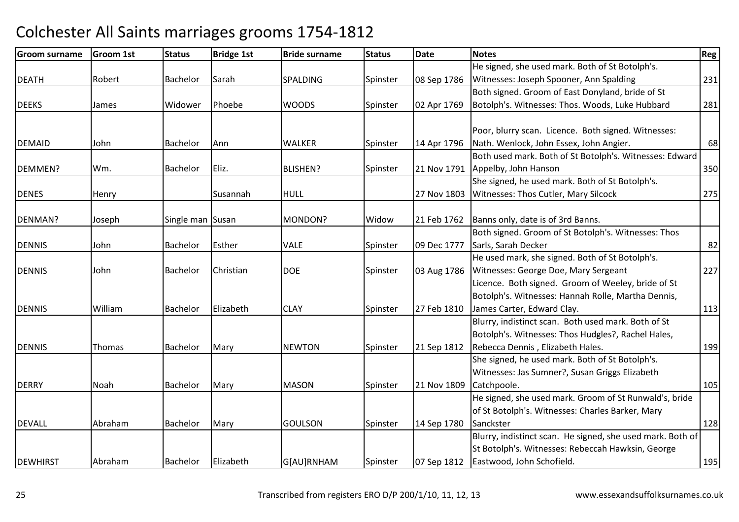# Colchester All Saints marriages grooms 1754-1812

| Groom surname | Groom 1st | Status | Bridge 1st | Bride surname | Status | Date | Notes | Reg |
|---|---|---|---|---|---|---|---|---|
| DEATH | Robert | Bachelor | Sarah | SPALDING | Spinster | 08 Sep 1786 | He signed, she used mark. Both of St Botolph's. Witnesses: Joseph Spooner, Ann Spalding | 231 |
| DEEKS | James | Widower | Phoebe | WOODS | Spinster | 02 Apr 1769 | Both signed. Groom of East Donyland, bride of St Botolph's. Witnesses: Thos. Woods, Luke Hubbard | 281 |
| DEMAID | John | Bachelor | Ann | WALKER | Spinster | 14 Apr 1796 | Poor, blurry scan. Licence. Both signed. Witnesses: Nath. Wenlock, John Essex, John Angier. | 68 |
| DEMMEN? | Wm. | Bachelor | Eliz. | BLISHEN? | Spinster | 21 Nov 1791 | Both used mark. Both of St Botolph's. Witnesses: Edward Appelby, John Hanson | 350 |
| DENES | Henry | | Susannah | HULL | | 27 Nov 1803 | She signed, he used mark. Both of St Botolph's. Witnesses: Thos Cutler, Mary Silcock | 275 |
| DENMAN? | Joseph | Single man | Susan | MONDON? | Widow | 21 Feb 1762 | Banns only, date is of 3rd Banns. | |
| DENNIS | John | Bachelor | Esther | VALE | Spinster | 09 Dec 1777 | Both signed. Groom of St Botolph's. Witnesses: Thos Sarls, Sarah Decker | 82 |
| DENNIS | John | Bachelor | Christian | DOE | Spinster | 03 Aug 1786 | He used mark, she signed. Both of St Botolph's. Witnesses: George Doe, Mary Sergeant | 227 |
| DENNIS | William | Bachelor | Elizabeth | CLAY | Spinster | 27 Feb 1810 | Licence. Both signed. Groom of Weeley, bride of St Botolph's. Witnesses: Hannah Rolle, Martha Dennis, James Carter, Edward Clay. | 113 |
| DENNIS | Thomas | Bachelor | Mary | NEWTON | Spinster | 21 Sep 1812 | Blurry, indistinct scan. Both used mark. Both of St Botolph's. Witnesses: Thos Hudgles?, Rachel Hales, Rebecca Dennis , Elizabeth Hales. | 199 |
| DERRY | Noah | Bachelor | Mary | MASON | Spinster | 21 Nov 1809 | She signed, he used mark. Both of St Botolph's. Witnesses: Jas Sumner?, Susan Griggs Elizabeth Catchpoole. | 105 |
| DEVALL | Abraham | Bachelor | Mary | GOULSON | Spinster | 14 Sep 1780 | He signed, she used mark. Groom of St Runwald's, bride of St Botolph's. Witnesses: Charles Barker, Mary Sanckster | 128 |
| DEWHIRST | Abraham | Bachelor | Elizabeth | G[AU]RNHAM | Spinster | 07 Sep 1812 | Blurry, indistinct scan. He signed, she used mark. Both of St Botolph's. Witnesses: Rebeccah Hawksin, George Eastwood, John Schofield. | 195 |

Transcribed from registers ERO D/P 200/1/10, 11, 12, 13 www.essexandsuffolksurnames.co.uk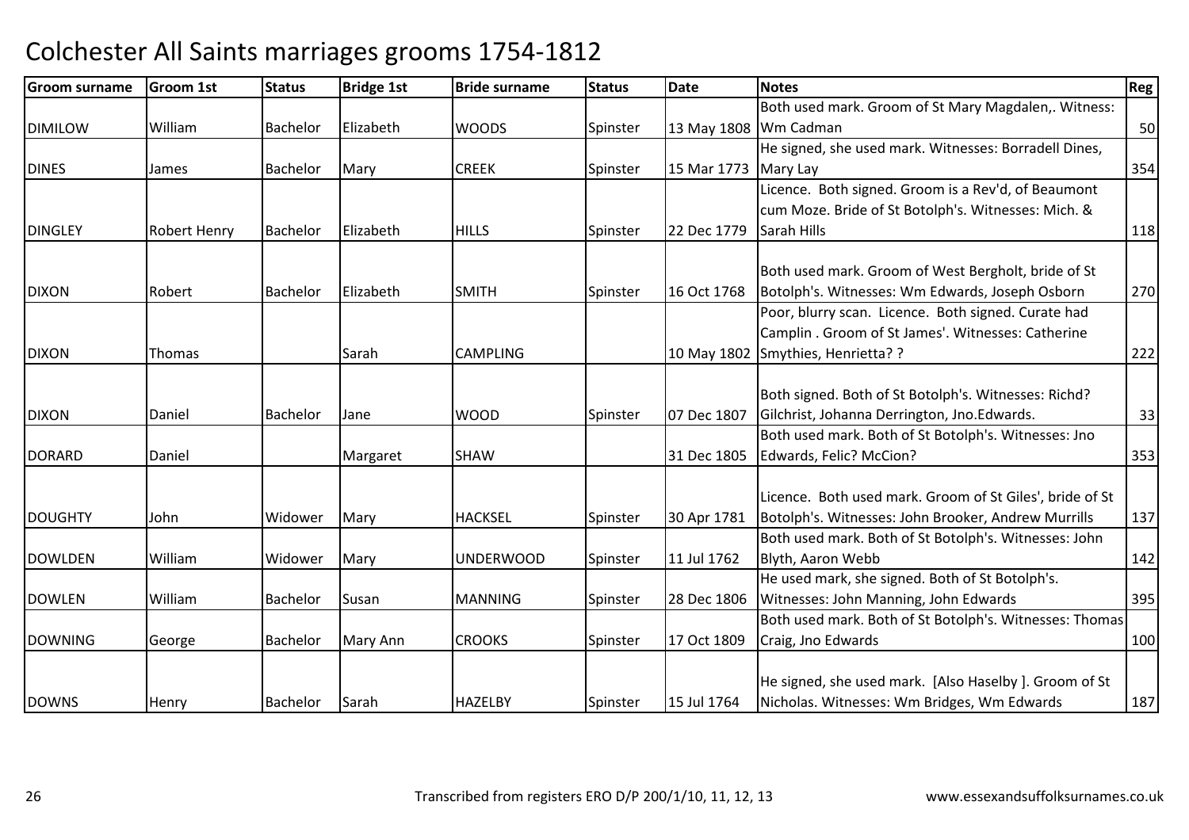# Colchester All Saints marriages grooms 1754-1812

| Groom surname | Groom 1st | Status | Bridge 1st | Bride surname | Status | Date | Notes | Reg |
|---|---|---|---|---|---|---|---|---|
| DIMILOW | William | Bachelor | Elizabeth | WOODS | Spinster | 13 May 1808 | Both used mark. Groom of St Mary Magdalen,. Witness: Wm Cadman | 50 |
| DINES | James | Bachelor | Mary | CREEK | Spinster | 15 Mar 1773 | He signed, she used mark. Witnesses: Borradell Dines, Mary Lay | 354 |
| DINGLEY | Robert Henry | Bachelor | Elizabeth | HILLS | Spinster | 22 Dec 1779 | Licence. Both signed. Groom is a Rev'd, of Beaumont cum Moze. Bride of St Botolph's. Witnesses: Mich. & Sarah Hills | 118 |
| DIXON | Robert | Bachelor | Elizabeth | SMITH | Spinster | 16 Oct 1768 | Both used mark. Groom of West Bergholt, bride of St Botolph's. Witnesses: Wm Edwards, Joseph Osborn | 270 |
| DIXON | Thomas | | Sarah | CAMPLING | | 10 May 1802 | Poor, blurry scan. Licence. Both signed. Curate had Camplin . Groom of St James'. Witnesses: Catherine Smythies, Henrietta? ? | 222 |
| DIXON | Daniel | Bachelor | Jane | WOOD | Spinster | 07 Dec 1807 | Both signed. Both of St Botolph's. Witnesses: Richd? Gilchrist, Johanna Derrington, Jno.Edwards. | 33 |
| DORARD | Daniel | | Margaret | SHAW | | 31 Dec 1805 | Both used mark. Both of St Botolph's. Witnesses: Jno Edwards, Felic? McCion? | 353 |
| DOUGHTY | John | Widower | Mary | HACKSEL | Spinster | 30 Apr 1781 | Licence. Both used mark. Groom of St Giles', bride of St Botolph's. Witnesses: John Brooker, Andrew Murrills | 137 |
| DOWLDEN | William | Widower | Mary | UNDERWOOD | Spinster | 11 Jul 1762 | Both used mark. Both of St Botolph's. Witnesses: John Blyth, Aaron Webb | 142 |
| DOWLEN | William | Bachelor | Susan | MANNING | Spinster | 28 Dec 1806 | He used mark, she signed. Both of St Botolph's. Witnesses: John Manning, John Edwards | 395 |
| DOWNING | George | Bachelor | Mary Ann | CROOKS | Spinster | 17 Oct 1809 | Both used mark. Both of St Botolph's. Witnesses: Thomas Craig, Jno Edwards | 100 |
| DOWNS | Henry | Bachelor | Sarah | HAZELBY | Spinster | 15 Jul 1764 | He signed, she used mark. [Also Haselby ]. Groom of St Nicholas. Witnesses: Wm Bridges, Wm Edwards | 187 |

Transcribed from registers ERO D/P 200/1/10, 11, 12, 13 www.essexandsuffolksurnames.co.uk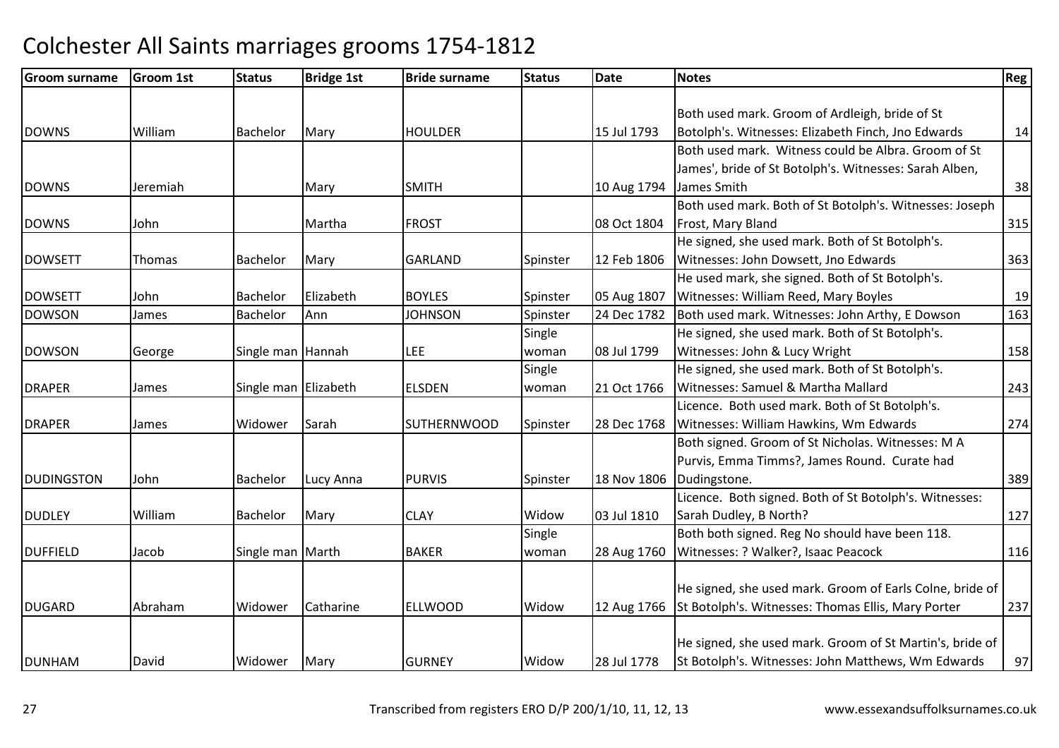# Colchester All Saints marriages grooms 1754-1812

| Groom surname | Groom 1st | Status | Bridge 1st | Bride surname | Status | Date | Notes | Reg |
|---|---|---|---|---|---|---|---|---|
| DOWNS | William | Bachelor | Mary | HOULDER | | 15 Jul 1793 | Both used mark. Groom of Ardleigh, bride of St Botolph's. Witnesses: Elizabeth Finch, Jno Edwards | 14 |
| DOWNS | Jeremiah | | Mary | SMITH | | 10 Aug 1794 | Both used mark. Witness could be Albra. Groom of St James', bride of St Botolph's. Witnesses: Sarah Alben, James Smith | 38 |
| DOWNS | John | | Martha | FROST | | 08 Oct 1804 | Both used mark. Both of St Botolph's. Witnesses: Joseph Frost, Mary Bland | 315 |
| DOWSETT | Thomas | Bachelor | Mary | GARLAND | Spinster | 12 Feb 1806 | He signed, she used mark. Both of St Botolph's. Witnesses: John Dowsett, Jno Edwards | 363 |
| DOWSETT | John | Bachelor | Elizabeth | BOYLES | Spinster | 05 Aug 1807 | He used mark, she signed. Both of St Botolph's. Witnesses: William Reed, Mary Boyles | 19 |
| DOWSON | James | Bachelor | Ann | JOHNSON | Spinster | 24 Dec 1782 | Both used mark. Witnesses: John Arthy, E Dowson | 163 |
| DOWSON | George | Single man | Hannah | LEE | Single woman | 08 Jul 1799 | He signed, she used mark. Both of St Botolph's. Witnesses: John & Lucy Wright | 158 |
| DRAPER | James | Single man | Elizabeth | ELSDEN | Single woman | 21 Oct 1766 | He signed, she used mark. Both of St Botolph's. Witnesses: Samuel & Martha Mallard | 243 |
| DRAPER | James | Widower | Sarah | SUTHERNWOOD | Spinster | 28 Dec 1768 | Licence. Both used mark. Both of St Botolph's. Witnesses: William Hawkins, Wm Edwards | 274 |
| DUDINGSTON | John | Bachelor | Lucy Anna | PURVIS | Spinster | 18 Nov 1806 | Both signed. Groom of St Nicholas. Witnesses: M A Purvis, Emma Timms?, James Round. Curate had Dudingstone. | 389 |
| DUDLEY | William | Bachelor | Mary | CLAY | Widow | 03 Jul 1810 | Licence. Both signed. Both of St Botolph's. Witnesses: Sarah Dudley, B North? | 127 |
| DUFFIELD | Jacob | Single man | Marth | BAKER | Single woman | 28 Aug 1760 | Both both signed. Reg No should have been 118. Witnesses: ? Walker?, Isaac Peacock | 116 |
| DUGARD | Abraham | Widower | Catharine | ELLWOOD | Widow | 12 Aug 1766 | He signed, she used mark. Groom of Earls Colne, bride of St Botolph's. Witnesses: Thomas Ellis, Mary Porter | 237 |
| DUNHAM | David | Widower | Mary | GURNEY | Widow | 28 Jul 1778 | He signed, she used mark. Groom of St Martin's, bride of St Botolph's. Witnesses: John Matthews, Wm Edwards | 97 |

Transcribed from registers ERO D/P 200/1/10, 11, 12, 13 www.essexandsuffolksurnames.co.uk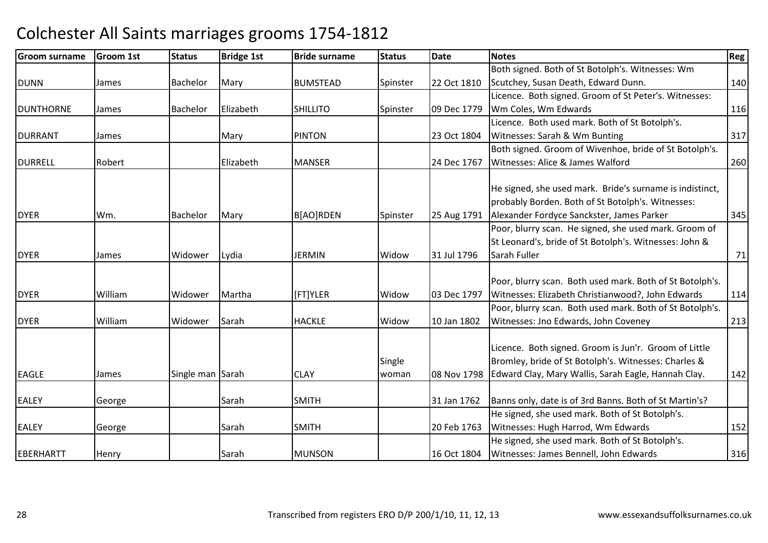# Colchester All Saints marriages grooms 1754-1812

| Groom surname | Groom 1st | Status | Bridge 1st | Bride surname | Status | Date | Notes | Reg |
|---|---|---|---|---|---|---|---|---|
| DUNN | James | Bachelor | Mary | BUMSTEAD | Spinster | 22 Oct 1810 | Both signed. Both of St Botolph's. Witnesses: Wm Scutchey, Susan Death, Edward Dunn. | 140 |
| DUNTHORNE | James | Bachelor | Elizabeth | SHILLITO | Spinster | 09 Dec 1779 | Licence. Both signed. Groom of St Peter's. Witnesses: Wm Coles, Wm Edwards | 116 |
| DURRANT | James | | Mary | PINTON | | 23 Oct 1804 | Licence. Both used mark. Both of St Botolph's. Witnesses: Sarah & Wm Bunting | 317 |
| DURRELL | Robert | | Elizabeth | MANSER | | 24 Dec 1767 | Both signed. Groom of Wivenhoe, bride of St Botolph's. Witnesses: Alice & James Walford | 260 |
| DYER | Wm. | Bachelor | Mary | B[AO]RDEN | Spinster | 25 Aug 1791 | He signed, she used mark. Bride's surname is indistinct, probably Borden. Both of St Botolph's. Witnesses: Alexander Fordyce Sanckster, James Parker | 345 |
| DYER | James | Widower | Lydia | JERMIN | Widow | 31 Jul 1796 | Poor, blurry scan. He signed, she used mark. Groom of St Leonard's, bride of St Botolph's. Witnesses: John & Sarah Fuller | 71 |
| DYER | William | Widower | Martha | [FT]YLER | Widow | 03 Dec 1797 | Poor, blurry scan. Both used mark. Both of St Botolph's. Witnesses: Elizabeth Christianwood?, John Edwards | 114 |
| DYER | William | Widower | Sarah | HACKLE | Widow | 10 Jan 1802 | Poor, blurry scan. Both used mark. Both of St Botolph's. Witnesses: Jno Edwards, John Coveney | 213 |
| EAGLE | James | Single man | Sarah | CLAY | Single woman | 08 Nov 1798 | Licence. Both signed. Groom is Jun'r. Groom of Little Bromley, bride of St Botolph's. Witnesses: Charles & Edward Clay, Mary Wallis, Sarah Eagle, Hannah Clay. | 142 |
| EALEY | George | | Sarah | SMITH | | 31 Jan 1762 | Banns only, date is of 3rd Banns. Both of St Martin's? | |
| EALEY | George | | Sarah | SMITH | | 20 Feb 1763 | He signed, she used mark. Both of St Botolph's. Witnesses: Hugh Harrod, Wm Edwards | 152 |
| EBERHARTT | Henry | | Sarah | MUNSON | | 16 Oct 1804 | He signed, she used mark. Both of St Botolph's. Witnesses: James Bennell, John Edwards | 316 |

Transcribed from registers ERO D/P 200/1/10, 11, 12, 13 www.essexandsuffolksurnames.co.uk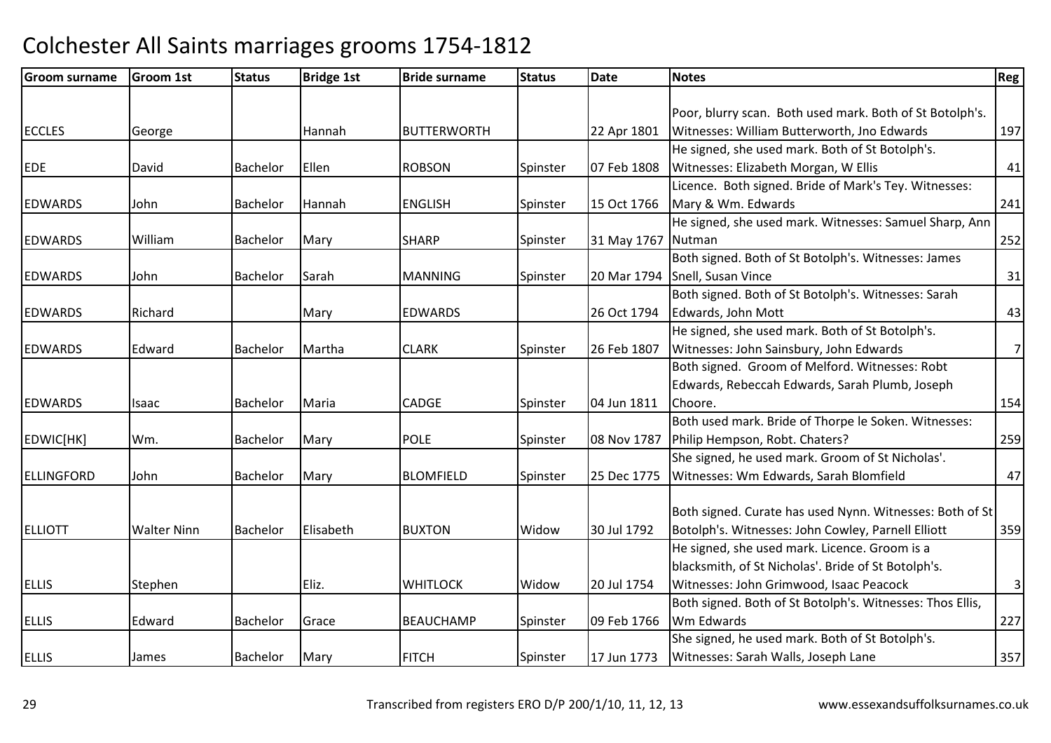# Colchester All Saints marriages grooms 1754-1812

| Groom surname | Groom 1st | Status | Bridge 1st | Bride surname | Status | Date | Notes | Reg |
|---|---|---|---|---|---|---|---|---|
| ECCLES | George | | Hannah | BUTTERWORTH | | 22 Apr 1801 | Poor, blurry scan. Both used mark. Both of St Botolph's. Witnesses: William Butterworth, Jno Edwards | 197 |
| EDE | David | Bachelor | Ellen | ROBSON | Spinster | 07 Feb 1808 | He signed, she used mark. Both of St Botolph's. Witnesses: Elizabeth Morgan, W Ellis | 41 |
| EDWARDS | John | Bachelor | Hannah | ENGLISH | Spinster | 15 Oct 1766 | Licence. Both signed. Bride of Mark's Tey. Witnesses: Mary & Wm. Edwards | 241 |
| EDWARDS | William | Bachelor | Mary | SHARP | Spinster | 31 May 1767 | He signed, she used mark. Witnesses: Samuel Sharp, Ann Nutman | 252 |
| EDWARDS | John | Bachelor | Sarah | MANNING | Spinster | 20 Mar 1794 | Both signed. Both of St Botolph's. Witnesses: James Snell, Susan Vince | 31 |
| EDWARDS | Richard | | Mary | EDWARDS | | 26 Oct 1794 | Both signed. Both of St Botolph's. Witnesses: Sarah Edwards, John Mott | 43 |
| EDWARDS | Edward | Bachelor | Martha | CLARK | Spinster | 26 Feb 1807 | He signed, she used mark. Both of St Botolph's. Witnesses: John Sainsbury, John Edwards | 7 |
| EDWARDS | Isaac | Bachelor | Maria | CADGE | Spinster | 04 Jun 1811 | Both signed. Groom of Melford. Witnesses: Robt Edwards, Rebeccah Edwards, Sarah Plumb, Joseph Choore. | 154 |
| EDWIC[HK] | Wm. | Bachelor | Mary | POLE | Spinster | 08 Nov 1787 | Both used mark. Bride of Thorpe le Soken. Witnesses: Philip Hempson, Robt. Chaters? | 259 |
| ELLINGFORD | John | Bachelor | Mary | BLOMFIELD | Spinster | 25 Dec 1775 | She signed, he used mark. Groom of St Nicholas'. Witnesses: Wm Edwards, Sarah Blomfield | 47 |
| ELLIOTT | Walter Ninn | Bachelor | Elisabeth | BUXTON | Widow | 30 Jul 1792 | Both signed. Curate has used Nynn. Witnesses: Both of St Botolph's. Witnesses: John Cowley, Parnell Elliott | 359 |
| ELLIS | Stephen | | Eliz. | WHITLOCK | Widow | 20 Jul 1754 | He signed, she used mark. Licence. Groom is a blacksmith, of St Nicholas'. Bride of St Botolph's. Witnesses: John Grimwood, Isaac Peacock | 3 |
| ELLIS | Edward | Bachelor | Grace | BEAUCHAMP | Spinster | 09 Feb 1766 | Both signed. Both of St Botolph's. Witnesses: Thos Ellis, Wm Edwards | 227 |
| ELLIS | James | Bachelor | Mary | FITCH | Spinster | 17 Jun 1773 | She signed, he used mark. Both of St Botolph's. Witnesses: Sarah Walls, Joseph Lane | 357 |

Transcribed from registers ERO D/P 200/1/10, 11, 12, 13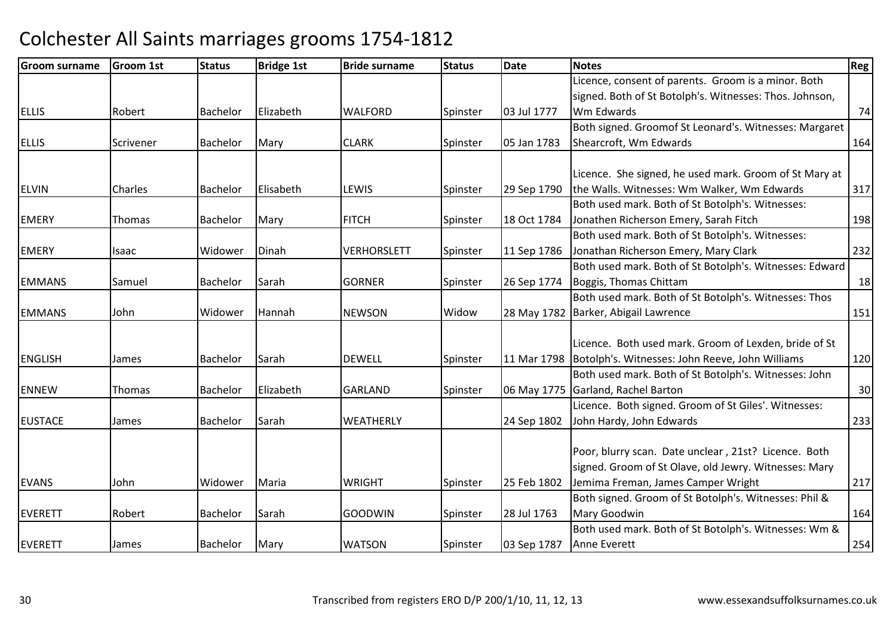# Colchester All Saints marriages grooms 1754-1812

| Groom surname | Groom 1st | Status | Bridge 1st | Bride surname | Status | Date | Notes | Reg |
|---|---|---|---|---|---|---|---|---|
| ELLIS | Robert | Bachelor | Elizabeth | WALFORD | Spinster | 03 Jul 1777 | Licence, consent of parents. Groom is a minor. Both signed. Both of St Botolph's. Witnesses: Thos. Johnson, Wm Edwards | 74 |
| ELLIS | Scrivener | Bachelor | Mary | CLARK | Spinster | 05 Jan 1783 | Both signed. Groomof St Leonard's. Witnesses: Margaret Shearcroft, Wm Edwards | 164 |
| ELVIN | Charles | Bachelor | Elisabeth | LEWIS | Spinster | 29 Sep 1790 | Licence. She signed, he used mark. Groom of St Mary at the Walls. Witnesses: Wm Walker, Wm Edwards | 317 |
| EMERY | Thomas | Bachelor | Mary | FITCH | Spinster | 18 Oct 1784 | Both used mark. Both of St Botolph's. Witnesses: Jonathen Richerson Emery, Sarah Fitch | 198 |
| EMERY | Isaac | Widower | Dinah | VERHORSLETT | Spinster | 11 Sep 1786 | Both used mark. Both of St Botolph's. Witnesses: Jonathan Richerson Emery, Mary Clark | 232 |
| EMMANS | Samuel | Bachelor | Sarah | GORNER | Spinster | 26 Sep 1774 | Both used mark. Both of St Botolph's. Witnesses: Edward Boggis, Thomas Chittam | 18 |
| EMMANS | John | Widower | Hannah | NEWSON | Widow | 28 May 1782 | Both used mark. Both of St Botolph's. Witnesses: Thos Barker, Abigail Lawrence | 151 |
| ENGLISH | James | Bachelor | Sarah | DEWELL | Spinster | 11 Mar 1798 | Licence. Both used mark. Groom of Lexden, bride of St Botolph's. Witnesses: John Reeve, John Williams | 120 |
| ENNEW | Thomas | Bachelor | Elizabeth | GARLAND | Spinster | 06 May 1775 | Both used mark. Both of St Botolph's. Witnesses: John Garland, Rachel Barton | 30 |
| EUSTACE | James | Bachelor | Sarah | WEATHERLY | | 24 Sep 1802 | Licence. Both signed. Groom of St Giles'. Witnesses: John Hardy, John Edwards | 233 |
| EVANS | John | Widower | Maria | WRIGHT | Spinster | 25 Feb 1802 | Poor, blurry scan. Date unclear , 21st? Licence. Both signed. Groom of St Olave, old Jewry. Witnesses: Mary Jemima Freman, James Camper Wright | 217 |
| EVERETT | Robert | Bachelor | Sarah | GOODWIN | Spinster | 28 Jul 1763 | Both signed. Groom of St Botolph's. Witnesses: Phil & Mary Goodwin | 164 |
| EVERETT | James | Bachelor | Mary | WATSON | Spinster | 03 Sep 1787 | Both used mark. Both of St Botolph's. Witnesses: Wm & Anne Everett | 254 |

Transcribed from registers ERO D/P 200/1/10, 11, 12, 13 www.essexandsuffolksurnames.co.uk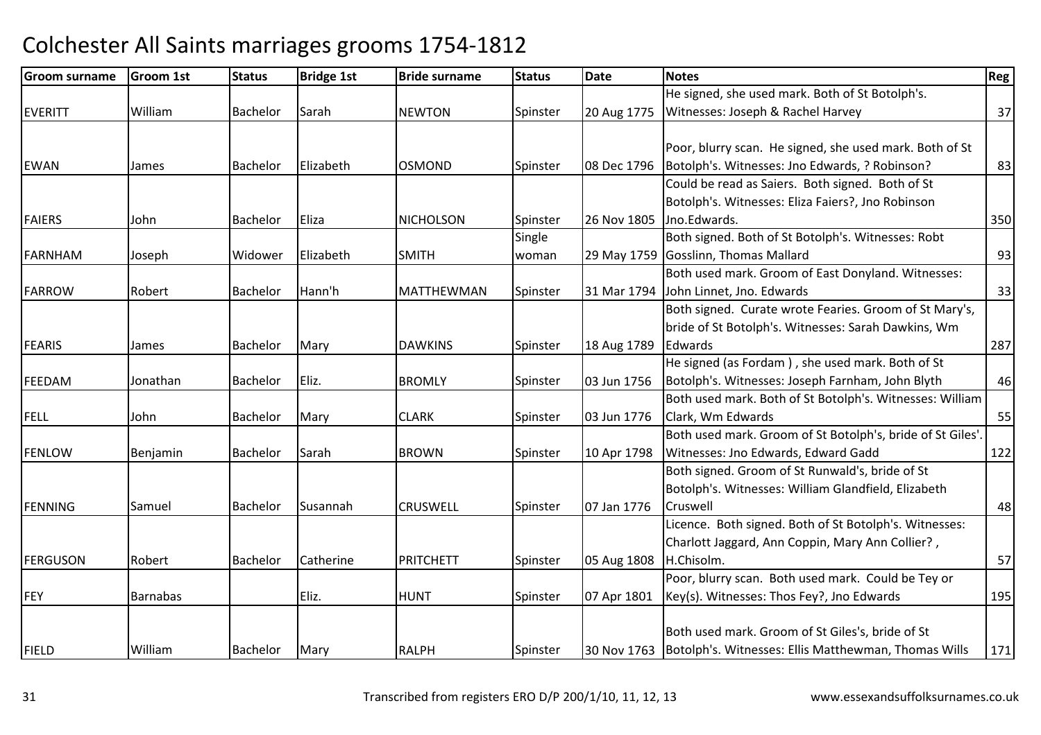# Colchester All Saints marriages grooms 1754-1812

| Groom surname | Groom 1st | Status | Bridge 1st | Bride surname | Status | Date | Notes | Reg |
|---|---|---|---|---|---|---|---|---|
| EVERITT | William | Bachelor | Sarah | NEWTON | Spinster | 20 Aug 1775 | He signed, she used mark. Both of St Botolph's. Witnesses: Joseph & Rachel Harvey | 37 |
| EWAN | James | Bachelor | Elizabeth | OSMOND | Spinster | 08 Dec 1796 | Poor, blurry scan. He signed, she used mark. Both of St Botolph's. Witnesses: Jno Edwards, ? Robinson? | 83 |
| FAIERS | John | Bachelor | Eliza | NICHOLSON | Spinster | 26 Nov 1805 | Could be read as Saiers. Both signed. Both of St Botolph's. Witnesses: Eliza Faiers?, Jno Robinson Jno.Edwards. | 350 |
| FARNHAM | Joseph | Widower | Elizabeth | SMITH | Single woman | 29 May 1759 | Both signed. Both of St Botolph's. Witnesses: Robt Gosslinn, Thomas Mallard | 93 |
| FARROW | Robert | Bachelor | Hann'h | MATTHEWMAN | Spinster | 31 Mar 1794 | Both used mark. Groom of East Donyland. Witnesses: John Linnet, Jno. Edwards | 33 |
| FEARIS | James | Bachelor | Mary | DAWKINS | Spinster | 18 Aug 1789 | Both signed. Curate wrote Fearies. Groom of St Mary's, bride of St Botolph's. Witnesses: Sarah Dawkins, Wm Edwards | 287 |
| FEEDAM | Jonathan | Bachelor | Eliz. | BROMLY | Spinster | 03 Jun 1756 | He signed (as Fordam ) , she used mark. Both of St Botolph's. Witnesses: Joseph Farnham, John Blyth | 46 |
| FELL | John | Bachelor | Mary | CLARK | Spinster | 03 Jun 1776 | Both used mark. Both of St Botolph's. Witnesses: William Clark, Wm Edwards | 55 |
| FENLOW | Benjamin | Bachelor | Sarah | BROWN | Spinster | 10 Apr 1798 | Both used mark. Groom of St Botolph's, bride of St Giles'. Witnesses: Jno Edwards, Edward Gadd | 122 |
| FENNING | Samuel | Bachelor | Susannah | CRUSWELL | Spinster | 07 Jan 1776 | Both signed. Groom of St Runwald's, bride of St Botolph's. Witnesses: William Glandfield, Elizabeth Cruswell | 48 |
| FERGUSON | Robert | Bachelor | Catherine | PRITCHETT | Spinster | 05 Aug 1808 | Licence. Both signed. Both of St Botolph's. Witnesses: Charlott Jaggard, Ann Coppin, Mary Ann Collier? , H.Chisolm. | 57 |
| FEY | Barnabas | | Eliz. | HUNT | Spinster | 07 Apr 1801 | Poor, blurry scan. Both used mark. Could be Tey or Key(s). Witnesses: Thos Fey?, Jno Edwards | 195 |
| FIELD | William | Bachelor | Mary | RALPH | Spinster | 30 Nov 1763 | Both used mark. Groom of St Giles's, bride of St Botolph's. Witnesses: Ellis Matthewman, Thomas Wills | 171 |

Transcribed from registers ERO D/P 200/1/10, 11, 12, 13

www.essexandsuffolksurnames.co.uk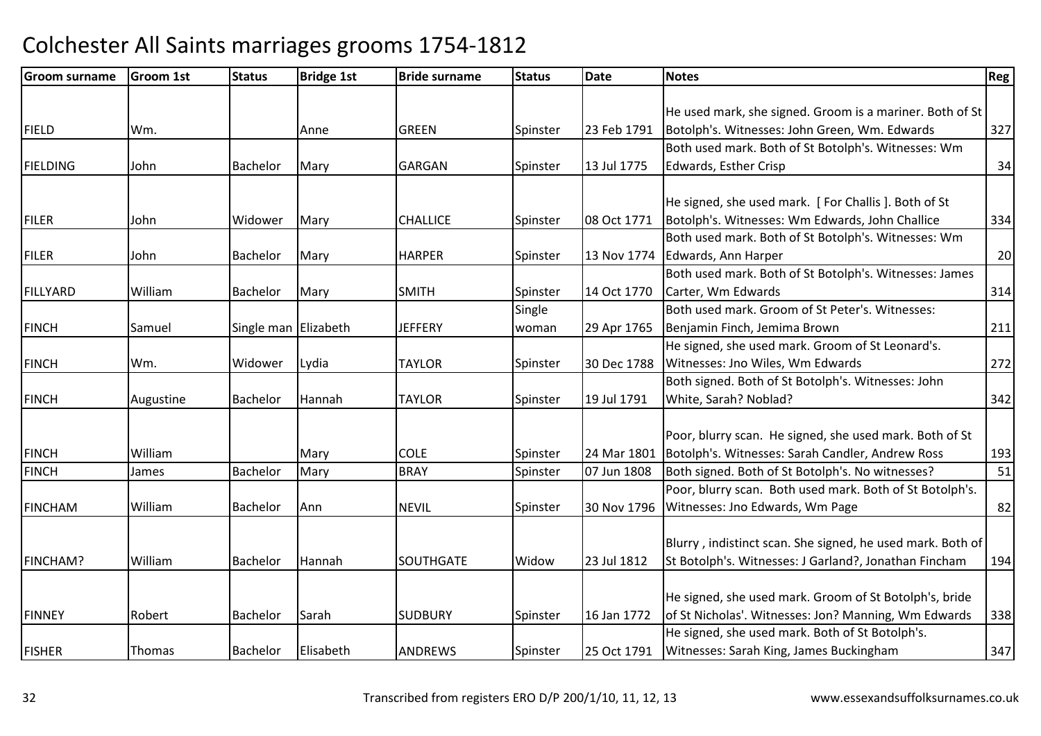# Colchester All Saints marriages grooms 1754-1812

| Groom surname | Groom 1st | Status | Bridge 1st | Bride surname | Status | Date | Notes | Reg |
|---|---|---|---|---|---|---|---|---|
| FIELD | Wm. | | Anne | GREEN | Spinster | 23 Feb 1791 | He used mark, she signed. Groom is a mariner. Both of St Botolph's. Witnesses: John Green, Wm. Edwards | 327 |
| FIELDING | John | Bachelor | Mary | GARGAN | Spinster | 13 Jul 1775 | Both used mark. Both of St Botolph's. Witnesses: Wm Edwards, Esther Crisp | 34 |
| FILER | John | Widower | Mary | CHALLICE | Spinster | 08 Oct 1771 | He signed, she used mark. [ For Challis ]. Both of St Botolph's. Witnesses: Wm Edwards, John Challice | 334 |
| FILER | John | Bachelor | Mary | HARPER | Spinster | 13 Nov 1774 | Both used mark. Both of St Botolph's. Witnesses: Wm Edwards, Ann Harper | 20 |
| FILLYARD | William | Bachelor | Mary | SMITH | Spinster | 14 Oct 1770 | Both used mark. Both of St Botolph's. Witnesses: James Carter, Wm Edwards | 314 |
| FINCH | Samuel | Single man | Elizabeth | JEFFERY | Single woman | 29 Apr 1765 | Both used mark. Groom of St Peter's. Witnesses: Benjamin Finch, Jemima Brown | 211 |
| FINCH | Wm. | Widower | Lydia | TAYLOR | Spinster | 30 Dec 1788 | He signed, she used mark. Groom of St Leonard's. Witnesses: Jno Wiles, Wm Edwards | 272 |
| FINCH | Augustine | Bachelor | Hannah | TAYLOR | Spinster | 19 Jul 1791 | Both signed. Both of St Botolph's. Witnesses: John White, Sarah? Noblad? | 342 |
| FINCH | William | | Mary | COLE | Spinster | 24 Mar 1801 | Poor, blurry scan. He signed, she used mark. Both of St Botolph's. Witnesses: Sarah Candler, Andrew Ross | 193 |
| FINCH | James | Bachelor | Mary | BRAY | Spinster | 07 Jun 1808 | Both signed. Both of St Botolph's. No witnesses? | 51 |
| FINCHAM | William | Bachelor | Ann | NEVIL | Spinster | 30 Nov 1796 | Poor, blurry scan. Both used mark. Both of St Botolph's. Witnesses: Jno Edwards, Wm Page | 82 |
| FINCHAM? | William | Bachelor | Hannah | SOUTHGATE | Widow | 23 Jul 1812 | Blurry , indistinct scan. She signed, he used mark. Both of St Botolph's. Witnesses: J Garland?, Jonathan Fincham | 194 |
| FINNEY | Robert | Bachelor | Sarah | SUDBURY | Spinster | 16 Jan 1772 | He signed, she used mark. Groom of St Botolph's, bride of St Nicholas'. Witnesses: Jon? Manning, Wm Edwards | 338 |
| FISHER | Thomas | Bachelor | Elisabeth | ANDREWS | Spinster | 25 Oct 1791 | He signed, she used mark. Both of St Botolph's. Witnesses: Sarah King, James Buckingham | 347 |

Transcribed from registers ERO D/P 200/1/10, 11, 12, 13 www.essexandsuffolksurnames.co.uk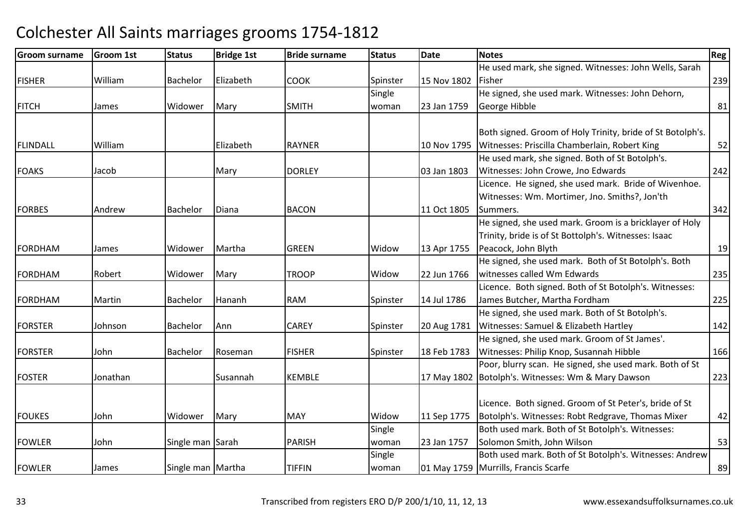# Colchester All Saints marriages grooms 1754-1812

| Groom surname | Groom 1st | Status | Bridge 1st | Bride surname | Status | Date | Notes | Reg |
|---|---|---|---|---|---|---|---|---|
| FISHER | William | Bachelor | Elizabeth | COOK | Spinster | 15 Nov 1802 | He used mark, she signed. Witnesses: John Wells, Sarah Fisher | 239 |
| FITCH | James | Widower | Mary | SMITH | Single woman | 23 Jan 1759 | He signed, she used mark. Witnesses: John Dehorn, George Hibble | 81 |
| FLINDALL | William | | Elizabeth | RAYNER | | 10 Nov 1795 | Both signed. Groom of Holy Trinity, bride of St Botolph's. Witnesses: Priscilla Chamberlain, Robert King | 52 |
| FOAKS | Jacob | | Mary | DORLEY | | 03 Jan 1803 | He used mark, she signed. Both of St Botolph's. Witnesses: John Crowe, Jno Edwards | 242 |
| FORBES | Andrew | Bachelor | Diana | BACON | | 11 Oct 1805 | Licence. He signed, she used mark. Bride of Wivenhoe. Witnesses: Wm. Mortimer, Jno. Smiths?, Jon'th Summers. | 342 |
| FORDHAM | James | Widower | Martha | GREEN | Widow | 13 Apr 1755 | He signed, she used mark. Groom is a bricklayer of Holy Trinity, bride is of St Bottolph's. Witnesses: Isaac Peacock, John Blyth | 19 |
| FORDHAM | Robert | Widower | Mary | TROOP | Widow | 22 Jun 1766 | He signed, she used mark. Both of St Botolph's. Both witnesses called Wm Edwards | 235 |
| FORDHAM | Martin | Bachelor | Hananh | RAM | Spinster | 14 Jul 1786 | Licence. Both signed. Both of St Botolph's. Witnesses: James Butcher, Martha Fordham | 225 |
| FORSTER | Johnson | Bachelor | Ann | CAREY | Spinster | 20 Aug 1781 | He signed, she used mark. Both of St Botolph's. Witnesses: Samuel & Elizabeth Hartley | 142 |
| FORSTER | John | Bachelor | Roseman | FISHER | Spinster | 18 Feb 1783 | He signed, she used mark. Groom of St James'. Witnesses: Philip Knop, Susannah Hibble | 166 |
| FOSTER | Jonathan | | Susannah | KEMBLE | | 17 May 1802 | Poor, blurry scan. He signed, she used mark. Both of St Botolph's. Witnesses: Wm & Mary Dawson | 223 |
| FOUKES | John | Widower | Mary | MAY | Widow | 11 Sep 1775 | Licence. Both signed. Groom of St Peter's, bride of St Botolph's. Witnesses: Robt Redgrave, Thomas Mixer | 42 |
| FOWLER | John | Single man | Sarah | PARISH | Single woman | 23 Jan 1757 | Both used mark. Both of St Botolph's. Witnesses: Solomon Smith, John Wilson | 53 |
| FOWLER | James | Single man | Martha | TIFFIN | Single woman | 01 May 1759 | Both used mark. Both of St Botolph's. Witnesses: Andrew Murrills, Francis Scarfe | 89 |

Transcribed from registers ERO D/P 200/1/10, 11, 12, 13 www.essexandsuffolksurnames.co.uk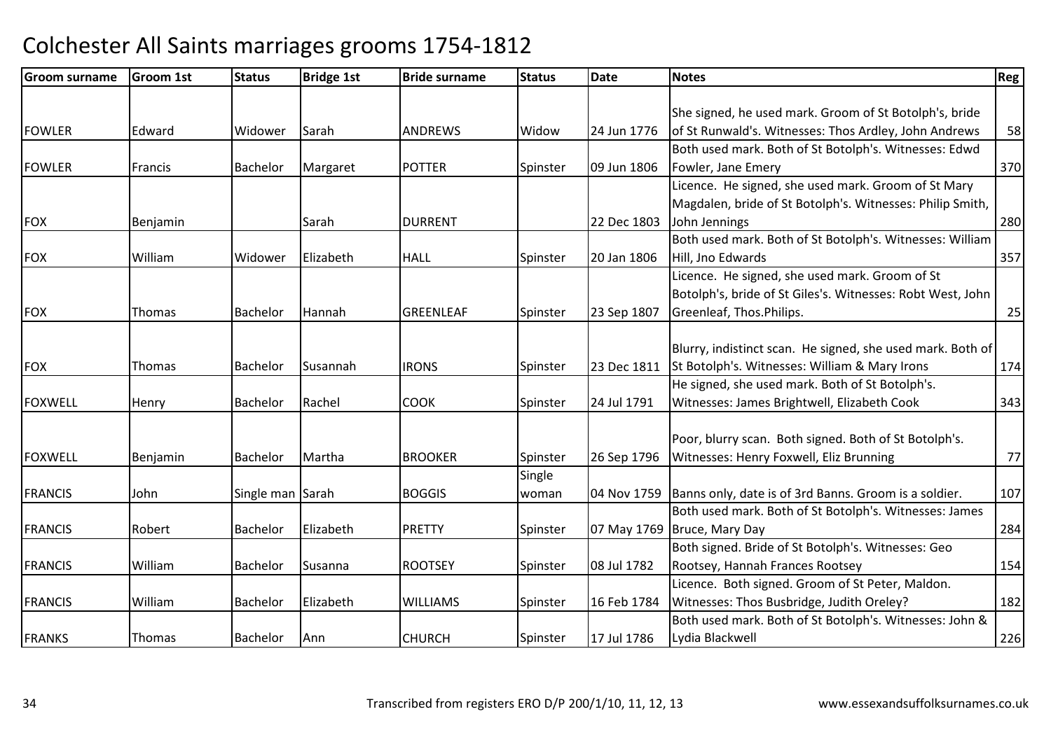# Colchester All Saints marriages grooms 1754-1812

| Groom surname | Groom 1st | Status | Bridge 1st | Bride surname | Status | Date | Notes | Reg |
|---|---|---|---|---|---|---|---|---|
| FOWLER | Edward | Widower | Sarah | ANDREWS | Widow | 24 Jun 1776 | She signed, he used mark. Groom of St Botolph's, bride of St Runwald's. Witnesses: Thos Ardley, John Andrews | 58 |
| FOWLER | Francis | Bachelor | Margaret | POTTER | Spinster | 09 Jun 1806 | Both used mark. Both of St Botolph's. Witnesses: Edwd Fowler, Jane Emery | 370 |
| FOX | Benjamin | | Sarah | DURRENT | | 22 Dec 1803 | Licence. He signed, she used mark. Groom of St Mary Magdalen, bride of St Botolph's. Witnesses: Philip Smith, John Jennings | 280 |
| FOX | William | Widower | Elizabeth | HALL | Spinster | 20 Jan 1806 | Both used mark. Both of St Botolph's. Witnesses: William Hill, Jno Edwards | 357 |
| FOX | Thomas | Bachelor | Hannah | GREENLEAF | Spinster | 23 Sep 1807 | Licence. He signed, she used mark. Groom of St Botolph's, bride of St Giles's. Witnesses: Robt West, John Greenleaf, Thos.Philips. | 25 |
| FOX | Thomas | Bachelor | Susannah | IRONS | Spinster | 23 Dec 1811 | Blurry, indistinct scan. He signed, she used mark. Both of St Botolph's. Witnesses: William & Mary Irons | 174 |
| FOXWELL | Henry | Bachelor | Rachel | COOK | Spinster | 24 Jul 1791 | He signed, she used mark. Both of St Botolph's. Witnesses: James Brightwell, Elizabeth Cook | 343 |
| FOXWELL | Benjamin | Bachelor | Martha | BROOKER | Spinster | 26 Sep 1796 | Poor, blurry scan. Both signed. Both of St Botolph's. Witnesses: Henry Foxwell, Eliz Brunning | 77 |
| FRANCIS | John | Single man | Sarah | BOGGIS | Single woman | 04 Nov 1759 | Banns only, date is of 3rd Banns. Groom is a soldier. | 107 |
| FRANCIS | Robert | Bachelor | Elizabeth | PRETTY | Spinster | 07 May 1769 | Both used mark. Both of St Botolph's. Witnesses: James Bruce, Mary Day | 284 |
| FRANCIS | William | Bachelor | Susanna | ROOTSEY | Spinster | 08 Jul 1782 | Both signed. Bride of St Botolph's. Witnesses: Geo Rootsey, Hannah Frances Rootsey | 154 |
| FRANCIS | William | Bachelor | Elizabeth | WILLIAMS | Spinster | 16 Feb 1784 | Licence. Both signed. Groom of St Peter, Maldon. Witnesses: Thos Busbridge, Judith Oreley? | 182 |
| FRANKS | Thomas | Bachelor | Ann | CHURCH | Spinster | 17 Jul 1786 | Both used mark. Both of St Botolph's. Witnesses: John & Lydia Blackwell | 226 |

Transcribed from registers ERO D/P 200/1/10, 11, 12, 13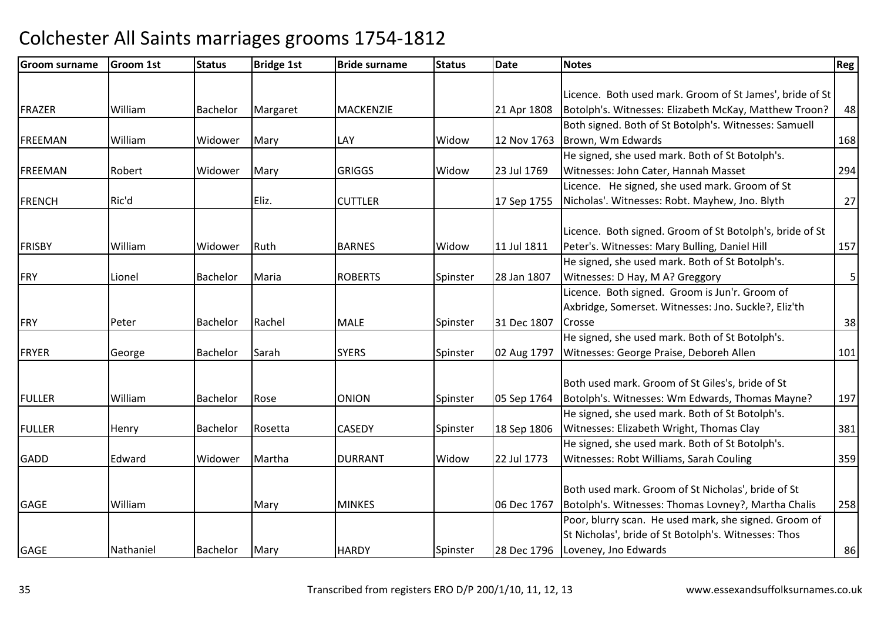# Colchester All Saints marriages grooms 1754-1812

| Groom surname | Groom 1st | Status | Bridge 1st | Bride surname | Status | Date | Notes | Reg |
|---|---|---|---|---|---|---|---|---|
| FRAZER | William | Bachelor | Margaret | MACKENZIE | | 21 Apr 1808 | Licence. Both used mark. Groom of St James', bride of St Botolph's. Witnesses: Elizabeth McKay, Matthew Troon? | 48 |
| FREEMAN | William | Widower | Mary | LAY | Widow | 12 Nov 1763 | Both signed. Both of St Botolph's. Witnesses: Samuell Brown, Wm Edwards | 168 |
| FREEMAN | Robert | Widower | Mary | GRIGGS | Widow | 23 Jul 1769 | He signed, she used mark. Both of St Botolph's. Witnesses: John Cater, Hannah Masset | 294 |
| FRENCH | Ric'd | | Eliz. | CUTTLER | | 17 Sep 1755 | Licence. He signed, she used mark. Groom of St Nicholas'. Witnesses: Robt. Mayhew, Jno. Blyth | 27 |
| FRISBY | William | Widower | Ruth | BARNES | Widow | 11 Jul 1811 | Licence. Both signed. Groom of St Botolph's, bride of St Peter's. Witnesses: Mary Bulling, Daniel Hill | 157 |
| FRY | Lionel | Bachelor | Maria | ROBERTS | Spinster | 28 Jan 1807 | He signed, she used mark. Both of St Botolph's. Witnesses: D Hay, M A? Greggory | 5 |
| FRY | Peter | Bachelor | Rachel | MALE | Spinster | 31 Dec 1807 | Licence. Both signed. Groom is Jun'r. Groom of Axbridge, Somerset. Witnesses: Jno. Suckle?, Eliz'th Crosse | 38 |
| FRYER | George | Bachelor | Sarah | SYERS | Spinster | 02 Aug 1797 | He signed, she used mark. Both of St Botolph's. Witnesses: George Praise, Deboreh Allen | 101 |
| FULLER | William | Bachelor | Rose | ONION | Spinster | 05 Sep 1764 | Both used mark. Groom of St Giles's, bride of St Botolph's. Witnesses: Wm Edwards, Thomas Mayne? | 197 |
| FULLER | Henry | Bachelor | Rosetta | CASEDY | Spinster | 18 Sep 1806 | He signed, she used mark. Both of St Botolph's. Witnesses: Elizabeth Wright, Thomas Clay | 381 |
| GADD | Edward | Widower | Martha | DURRANT | Widow | 22 Jul 1773 | He signed, she used mark. Both of St Botolph's. Witnesses: Robt Williams, Sarah Couling | 359 |
| GAGE | William | | Mary | MINKES | | 06 Dec 1767 | Both used mark. Groom of St Nicholas', bride of St Botolph's. Witnesses: Thomas Lovney?, Martha Chalis | 258 |
| GAGE | Nathaniel | Bachelor | Mary | HARDY | Spinster | 28 Dec 1796 | Poor, blurry scan. He used mark, she signed. Groom of St Nicholas', bride of St Botolph's. Witnesses: Thos Loveney, Jno Edwards | 86 |

Transcribed from registers ERO D/P 200/1/10, 11, 12, 13

www.essexandsuffolksurnames.co.uk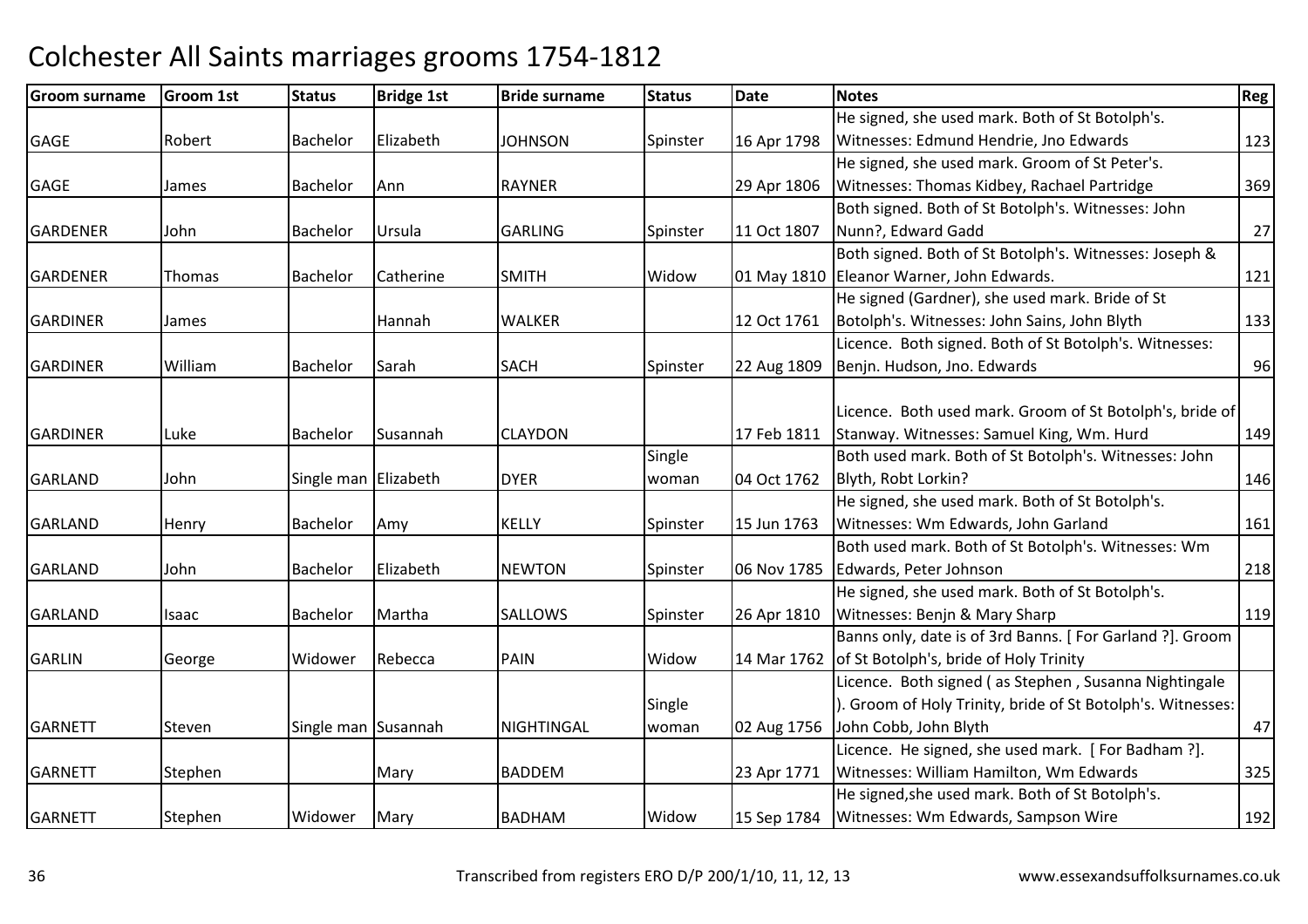# Colchester All Saints marriages grooms 1754-1812

| Groom surname | Groom 1st | Status | Bridge 1st | Bride surname | Status | Date | Notes | Reg |
|---|---|---|---|---|---|---|---|---|
| GAGE | Robert | Bachelor | Elizabeth | JOHNSON | Spinster | 16 Apr 1798 | He signed, she used mark. Both of St Botolph's. Witnesses: Edmund Hendrie, Jno Edwards | 123 |
| GAGE | James | Bachelor | Ann | RAYNER | | 29 Apr 1806 | He signed, she used mark. Groom of St Peter's. Witnesses: Thomas Kidbey, Rachael Partridge | 369 |
| GARDENER | John | Bachelor | Ursula | GARLING | Spinster | 11 Oct 1807 | Both signed. Both of St Botolph's. Witnesses: John Nunn?, Edward Gadd | 27 |
| GARDENER | Thomas | Bachelor | Catherine | SMITH | Widow | 01 May 1810 | Both signed. Both of St Botolph's. Witnesses: Joseph & Eleanor Warner, John Edwards. | 121 |
| GARDINER | James | | Hannah | WALKER | | 12 Oct 1761 | He signed (Gardner), she used mark. Bride of St Botolph's. Witnesses: John Sains, John Blyth | 133 |
| GARDINER | William | Bachelor | Sarah | SACH | Spinster | 22 Aug 1809 | Licence. Both signed. Both of St Botolph's. Witnesses: Benjn. Hudson, Jno. Edwards | 96 |
| GARDINER | Luke | Bachelor | Susannah | CLAYDON | | 17 Feb 1811 | Licence. Both used mark. Groom of St Botolph's, bride of Stanway. Witnesses: Samuel King, Wm. Hurd | 149 |
| GARLAND | John | Single man | Elizabeth | DYER | Single woman | 04 Oct 1762 | Both used mark. Both of St Botolph's. Witnesses: John Blyth, Robt Lorkin? | 146 |
| GARLAND | Henry | Bachelor | Amy | KELLY | Spinster | 15 Jun 1763 | He signed, she used mark. Both of St Botolph's. Witnesses: Wm Edwards, John Garland | 161 |
| GARLAND | John | Bachelor | Elizabeth | NEWTON | Spinster | 06 Nov 1785 | Both used mark. Both of St Botolph's. Witnesses: Wm Edwards, Peter Johnson | 218 |
| GARLAND | Isaac | Bachelor | Martha | SALLOWS | Spinster | 26 Apr 1810 | He signed, she used mark. Both of St Botolph's. Witnesses: Benjn & Mary Sharp | 119 |
| GARLIN | George | Widower | Rebecca | PAIN | Widow | 14 Mar 1762 | Banns only, date is of 3rd Banns. [ For Garland ?]. Groom of St Botolph's, bride of Holy Trinity | |
| GARNETT | Steven | Single man | Susannah | NIGHTINGAL | Single woman | 02 Aug 1756 | Licence. Both signed ( as Stephen , Susanna Nightingale ). Groom of Holy Trinity, bride of St Botolph's. Witnesses: John Cobb, John Blyth | 47 |
| GARNETT | Stephen | | Mary | BADDEM | | 23 Apr 1771 | Licence. He signed, she used mark. [ For Badham ?]. Witnesses: William Hamilton, Wm Edwards | 325 |
| GARNETT | Stephen | Widower | Mary | BADHAM | Widow | 15 Sep 1784 | He signed,she used mark. Both of St Botolph's. Witnesses: Wm Edwards, Sampson Wire | 192 |

Transcribed from registers ERO D/P 200/1/10, 11, 12, 13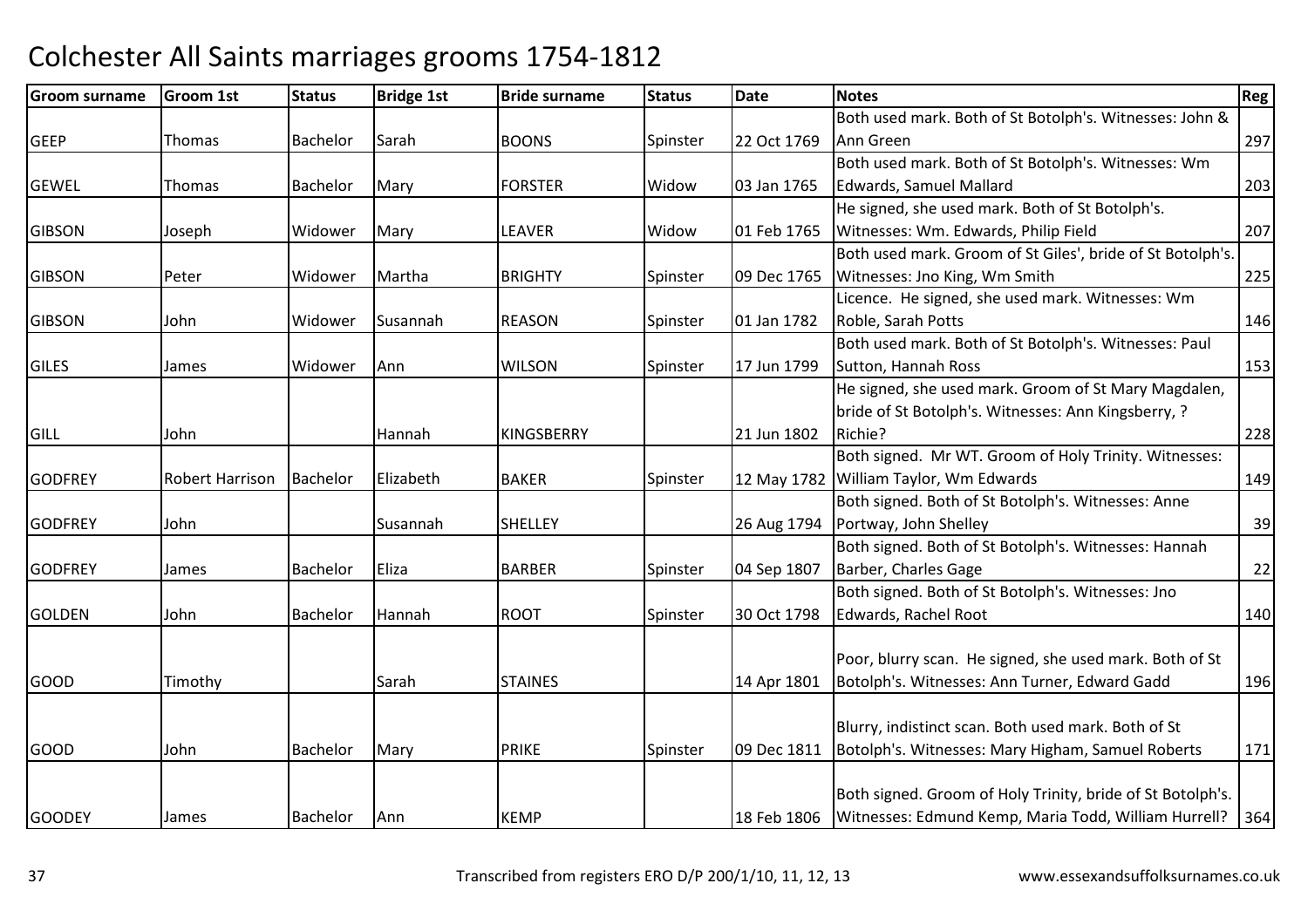# Colchester All Saints marriages grooms 1754-1812

| Groom surname | Groom 1st | Status | Bridge 1st | Bride surname | Status | Date | Notes | Reg |
|---|---|---|---|---|---|---|---|---|
| GEEP | Thomas | Bachelor | Sarah | BOONS | Spinster | 22 Oct 1769 | Both used mark. Both of St Botolph's. Witnesses: John & Ann Green | 297 |
| GEWEL | Thomas | Bachelor | Mary | FORSTER | Widow | 03 Jan 1765 | Both used mark. Both of St Botolph's. Witnesses: Wm Edwards, Samuel Mallard | 203 |
| GIBSON | Joseph | Widower | Mary | LEAVER | Widow | 01 Feb 1765 | He signed, she used mark. Both of St Botolph's. Witnesses: Wm. Edwards, Philip Field | 207 |
| GIBSON | Peter | Widower | Martha | BRIGHTY | Spinster | 09 Dec 1765 | Both used mark. Groom of St Giles', bride of St Botolph's. Witnesses: Jno King, Wm Smith | 225 |
| GIBSON | John | Widower | Susannah | REASON | Spinster | 01 Jan 1782 | Licence. He signed, she used mark. Witnesses: Wm Roble, Sarah Potts | 146 |
| GILES | James | Widower | Ann | WILSON | Spinster | 17 Jun 1799 | Both used mark. Both of St Botolph's. Witnesses: Paul Sutton, Hannah Ross | 153 |
| GILL | John | | Hannah | KINGSBERRY | | 21 Jun 1802 | He signed, she used mark. Groom of St Mary Magdalen, bride of St Botolph's. Witnesses: Ann Kingsberry, ? Richie? | 228 |
| GODFREY | Robert Harrison | Bachelor | Elizabeth | BAKER | Spinster | 12 May 1782 | Both signed. Mr WT. Groom of Holy Trinity. Witnesses: William Taylor, Wm Edwards | 149 |
| GODFREY | John | | Susannah | SHELLEY | | 26 Aug 1794 | Both signed. Both of St Botolph's. Witnesses: Anne Portway, John Shelley | 39 |
| GODFREY | James | Bachelor | Eliza | BARBER | Spinster | 04 Sep 1807 | Both signed. Both of St Botolph's. Witnesses: Hannah Barber, Charles Gage | 22 |
| GOLDEN | John | Bachelor | Hannah | ROOT | Spinster | 30 Oct 1798 | Both signed. Both of St Botolph's. Witnesses: Jno Edwards, Rachel Root | 140 |
| GOOD | Timothy | | Sarah | STAINES | | 14 Apr 1801 | Poor, blurry scan. He signed, she used mark. Both of St Botolph's. Witnesses: Ann Turner, Edward Gadd | 196 |
| GOOD | John | Bachelor | Mary | PRIKE | Spinster | 09 Dec 1811 | Blurry, indistinct scan. Both used mark. Both of St Botolph's. Witnesses: Mary Higham, Samuel Roberts | 171 |
| GOODEY | James | Bachelor | Ann | KEMP | | 18 Feb 1806 | Both signed. Groom of Holy Trinity, bride of St Botolph's. Witnesses: Edmund Kemp, Maria Todd, William Hurrell? | 364 |

Transcribed from registers ERO D/P 200/1/10, 11, 12, 13 www.essexandsuffolksurnames.co.uk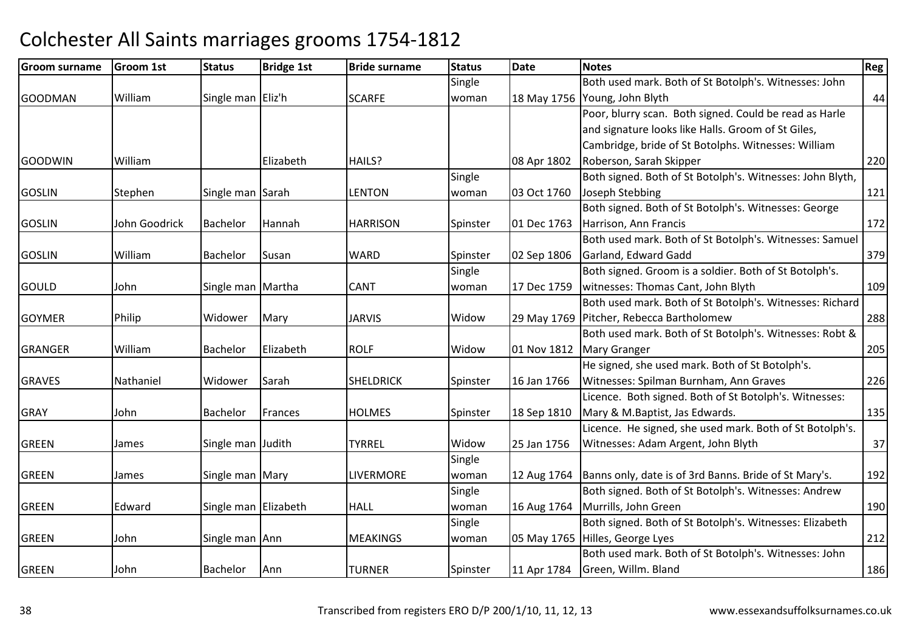# Colchester All Saints marriages grooms 1754-1812

| Groom surname | Groom 1st | Status | Bridge 1st | Bride surname | Status | Date | Notes | Reg |
|---|---|---|---|---|---|---|---|---|
| GOODMAN | William | Single man | Eliz'h | SCARFE | Single woman | 18 May 1756 | Both used mark. Both of St Botolph's. Witnesses: John Young, John Blyth | 44 |
| GOODWIN | William | | Elizabeth | HAILS? | | 08 Apr 1802 | Poor, blurry scan. Both signed. Could be read as Harle and signature looks like Halls. Groom of St Giles, Cambridge, bride of St Botolphs. Witnesses: William Roberson, Sarah Skipper | 220 |
| GOSLIN | Stephen | Single man | Sarah | LENTON | Single woman | 03 Oct 1760 | Both signed. Both of St Botolph's. Witnesses: John Blyth, Joseph Stebbing | 121 |
| GOSLIN | John Goodrick | Bachelor | Hannah | HARRISON | Spinster | 01 Dec 1763 | Both signed. Both of St Botolph's. Witnesses: George Harrison, Ann Francis | 172 |
| GOSLIN | William | Bachelor | Susan | WARD | Spinster | 02 Sep 1806 | Both used mark. Both of St Botolph's. Witnesses: Samuel Garland, Edward Gadd | 379 |
| GOULD | John | Single man | Martha | CANT | Single woman | 17 Dec 1759 | Both signed. Groom is a soldier. Both of St Botolph's. witnesses: Thomas Cant, John Blyth | 109 |
| GOYMER | Philip | Widower | Mary | JARVIS | Widow | 29 May 1769 | Both used mark. Both of St Botolph's. Witnesses: Richard Pitcher, Rebecca Bartholomew | 288 |
| GRANGER | William | Bachelor | Elizabeth | ROLF | Widow | 01 Nov 1812 | Both used mark. Both of St Botolph's. Witnesses: Robt & Mary Granger | 205 |
| GRAVES | Nathaniel | Widower | Sarah | SHELDRICK | Spinster | 16 Jan 1766 | He signed, she used mark. Both of St Botolph's. Witnesses: Spilman Burnham, Ann Graves | 226 |
| GRAY | John | Bachelor | Frances | HOLMES | Spinster | 18 Sep 1810 | Licence. Both signed. Both of St Botolph's. Witnesses: Mary & M.Baptist, Jas Edwards. | 135 |
| GREEN | James | Single man | Judith | TYRREL | Widow | 25 Jan 1756 | Licence. He signed, she used mark. Both of St Botolph's. Witnesses: Adam Argent, John Blyth | 37 |
| GREEN | James | Single man | Mary | LIVERMORE | Single woman | 12 Aug 1764 | Banns only, date is of 3rd Banns. Bride of St Mary's. | 192 |
| GREEN | Edward | Single man | Elizabeth | HALL | Single woman | 16 Aug 1764 | Both signed. Both of St Botolph's. Witnesses: Andrew Murrills, John Green | 190 |
| GREEN | John | Single man | Ann | MEAKINGS | Single woman | 05 May 1765 | Both signed. Both of St Botolph's. Witnesses: Elizabeth Hilles, George Lyes | 212 |
| GREEN | John | Bachelor | Ann | TURNER | Spinster | 11 Apr 1784 | Both used mark. Both of St Botolph's. Witnesses: John Green, Willm. Bland | 186 |

Transcribed from registers ERO D/P 200/1/10, 11, 12, 13 www.essexandsuffolksurnames.co.uk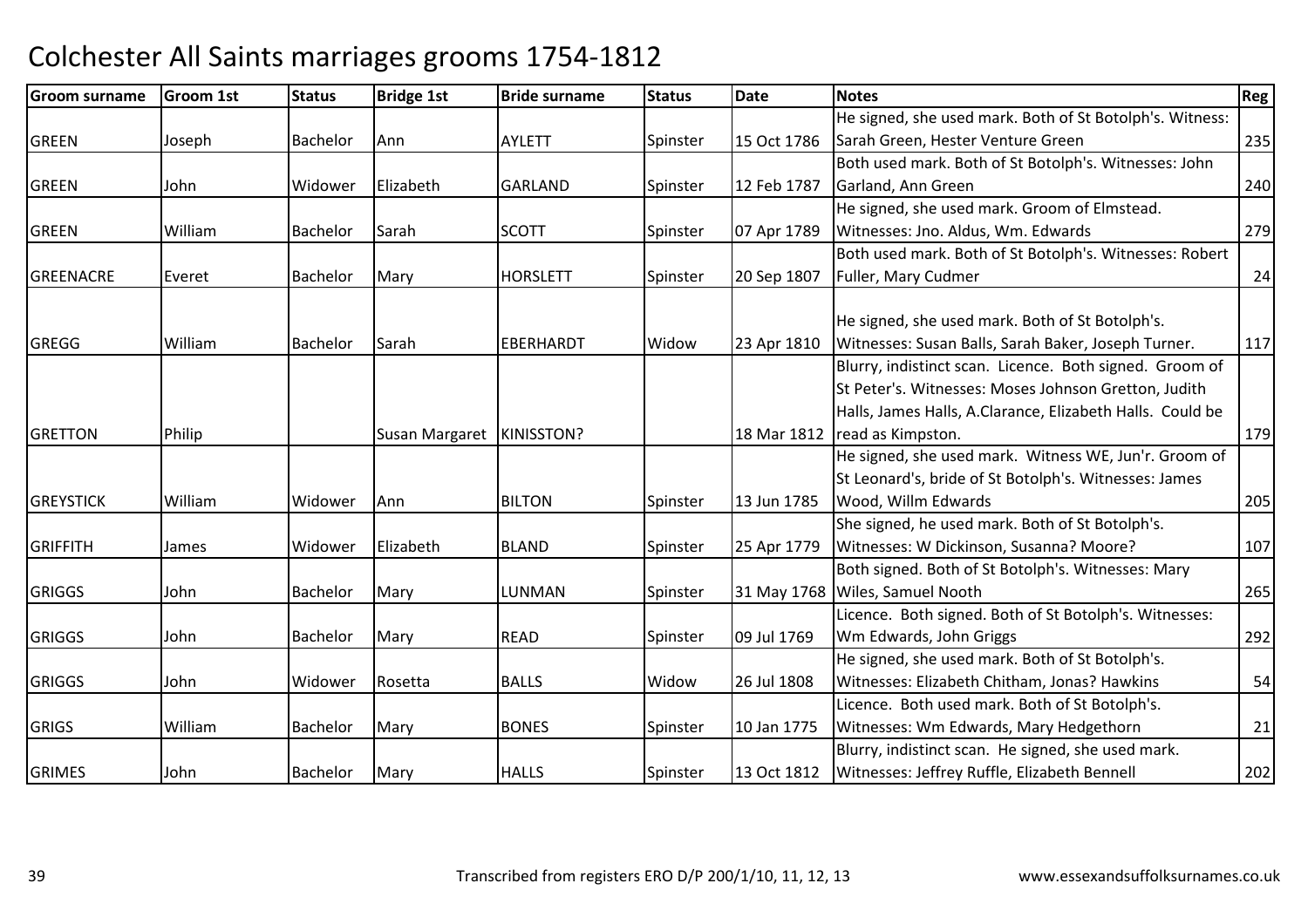# Colchester All Saints marriages grooms 1754-1812

| Groom surname | Groom 1st | Status | Bridge 1st | Bride surname | Status | Date | Notes | Reg |
|---|---|---|---|---|---|---|---|---|
| GREEN | Joseph | Bachelor | Ann | AYLETT | Spinster | 15 Oct 1786 | He signed, she used mark. Both of St Botolph's. Witness: Sarah Green, Hester Venture Green | 235 |
| GREEN | John | Widower | Elizabeth | GARLAND | Spinster | 12 Feb 1787 | Both used mark. Both of St Botolph's. Witnesses: John Garland, Ann Green | 240 |
| GREEN | William | Bachelor | Sarah | SCOTT | Spinster | 07 Apr 1789 | He signed, she used mark. Groom of Elmstead. Witnesses: Jno. Aldus, Wm. Edwards | 279 |
| GREENACRE | Everet | Bachelor | Mary | HORSLETT | Spinster | 20 Sep 1807 | Both used mark. Both of St Botolph's. Witnesses: Robert Fuller, Mary Cudmer | 24 |
| GREGG | William | Bachelor | Sarah | EBERHARDT | Widow | 23 Apr 1810 | He signed, she used mark. Both of St Botolph's. Witnesses: Susan Balls, Sarah Baker, Joseph Turner. | 117 |
| GRETTON | Philip | | Susan Margaret | KINISSTON? | | 18 Mar 1812 | Blurry, indistinct scan. Licence. Both signed. Groom of St Peter's. Witnesses: Moses Johnson Gretton, Judith Halls, James Halls, A.Clarance, Elizabeth Halls. Could be read as Kimpston. | 179 |
| GREYSTICK | William | Widower | Ann | BILTON | Spinster | 13 Jun 1785 | He signed, she used mark. Witness WE, Jun'r. Groom of St Leonard's, bride of St Botolph's. Witnesses: James Wood, Willm Edwards | 205 |
| GRIFFITH | James | Widower | Elizabeth | BLAND | Spinster | 25 Apr 1779 | She signed, he used mark. Both of St Botolph's. Witnesses: W Dickinson, Susanna? Moore? | 107 |
| GRIGGS | John | Bachelor | Mary | LUNMAN | Spinster | 31 May 1768 | Both signed. Both of St Botolph's. Witnesses: Mary Wiles, Samuel Nooth | 265 |
| GRIGGS | John | Bachelor | Mary | READ | Spinster | 09 Jul 1769 | Licence. Both signed. Both of St Botolph's. Witnesses: Wm Edwards, John Griggs | 292 |
| GRIGGS | John | Widower | Rosetta | BALLS | Widow | 26 Jul 1808 | He signed, she used mark. Both of St Botolph's. Witnesses: Elizabeth Chitham, Jonas? Hawkins | 54 |
| GRIGS | William | Bachelor | Mary | BONES | Spinster | 10 Jan 1775 | Licence. Both used mark. Both of St Botolph's. Witnesses: Wm Edwards, Mary Hedgethorn | 21 |
| GRIMES | John | Bachelor | Mary | HALLS | Spinster | 13 Oct 1812 | Blurry, indistinct scan. He signed, she used mark. Witnesses: Jeffrey Ruffle, Elizabeth Bennell | 202 |

Transcribed from registers ERO D/P 200/1/10, 11, 12, 13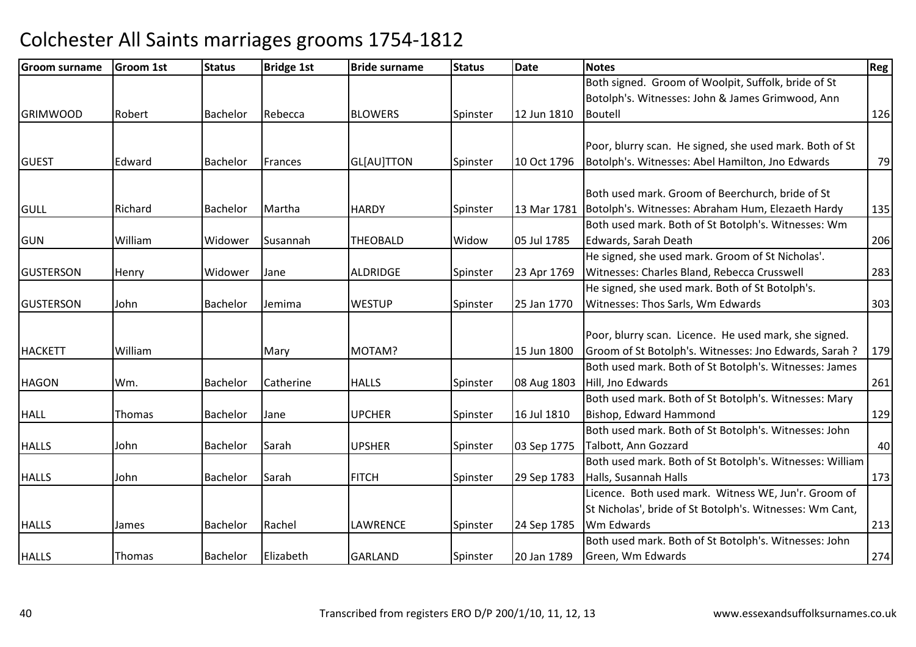# Colchester All Saints marriages grooms 1754-1812

| Groom surname | Groom 1st | Status | Bridge 1st | Bride surname | Status | Date | Notes | Reg |
|---|---|---|---|---|---|---|---|---|
| GRIMWOOD | Robert | Bachelor | Rebecca | BLOWERS | Spinster | 12 Jun 1810 | Both signed. Groom of Woolpit, Suffolk, bride of St Botolph's. Witnesses: John & James Grimwood, Ann Boutell | 126 |
| GUEST | Edward | Bachelor | Frances | GL[AU]TTON | Spinster | 10 Oct 1796 | Poor, blurry scan. He signed, she used mark. Both of St Botolph's. Witnesses: Abel Hamilton, Jno Edwards | 79 |
| GULL | Richard | Bachelor | Martha | HARDY | Spinster | 13 Mar 1781 | Both used mark. Groom of Beerchurch, bride of St Botolph's. Witnesses: Abraham Hum, Elezaeth Hardy | 135 |
| GUN | William | Widower | Susannah | THEOBALD | Widow | 05 Jul 1785 | Both used mark. Both of St Botolph's. Witnesses: Wm Edwards, Sarah Death | 206 |
| GUSTERSON | Henry | Widower | Jane | ALDRIDGE | Spinster | 23 Apr 1769 | He signed, she used mark. Groom of St Nicholas'. Witnesses: Charles Bland, Rebecca Crusswell | 283 |
| GUSTERSON | John | Bachelor | Jemima | WESTUP | Spinster | 25 Jan 1770 | He signed, she used mark. Both of St Botolph's. Witnesses: Thos Sarls, Wm Edwards | 303 |
| HACKETT | William | | Mary | MOTAM? | | 15 Jun 1800 | Poor, blurry scan. Licence. He used mark, she signed. Groom of St Botolph's. Witnesses: Jno Edwards, Sarah ? | 179 |
| HAGON | Wm. | Bachelor | Catherine | HALLS | Spinster | 08 Aug 1803 | Both used mark. Both of St Botolph's. Witnesses: James Hill, Jno Edwards | 261 |
| HALL | Thomas | Bachelor | Jane | UPCHER | Spinster | 16 Jul 1810 | Both used mark. Both of St Botolph's. Witnesses: Mary Bishop, Edward Hammond | 129 |
| HALLS | John | Bachelor | Sarah | UPSHER | Spinster | 03 Sep 1775 | Both used mark. Both of St Botolph's. Witnesses: John Talbott, Ann Gozzard | 40 |
| HALLS | John | Bachelor | Sarah | FITCH | Spinster | 29 Sep 1783 | Both used mark. Both of St Botolph's. Witnesses: William Halls, Susannah Halls | 173 |
| HALLS | James | Bachelor | Rachel | LAWRENCE | Spinster | 24 Sep 1785 | Licence. Both used mark. Witness WE, Jun'r. Groom of St Nicholas', bride of St Botolph's. Witnesses: Wm Cant, Wm Edwards | 213 |
| HALLS | Thomas | Bachelor | Elizabeth | GARLAND | Spinster | 20 Jan 1789 | Both used mark. Both of St Botolph's. Witnesses: John Green, Wm Edwards | 274 |

Transcribed from registers ERO D/P 200/1/10, 11, 12, 13 www.essexandsuffolksurnames.co.uk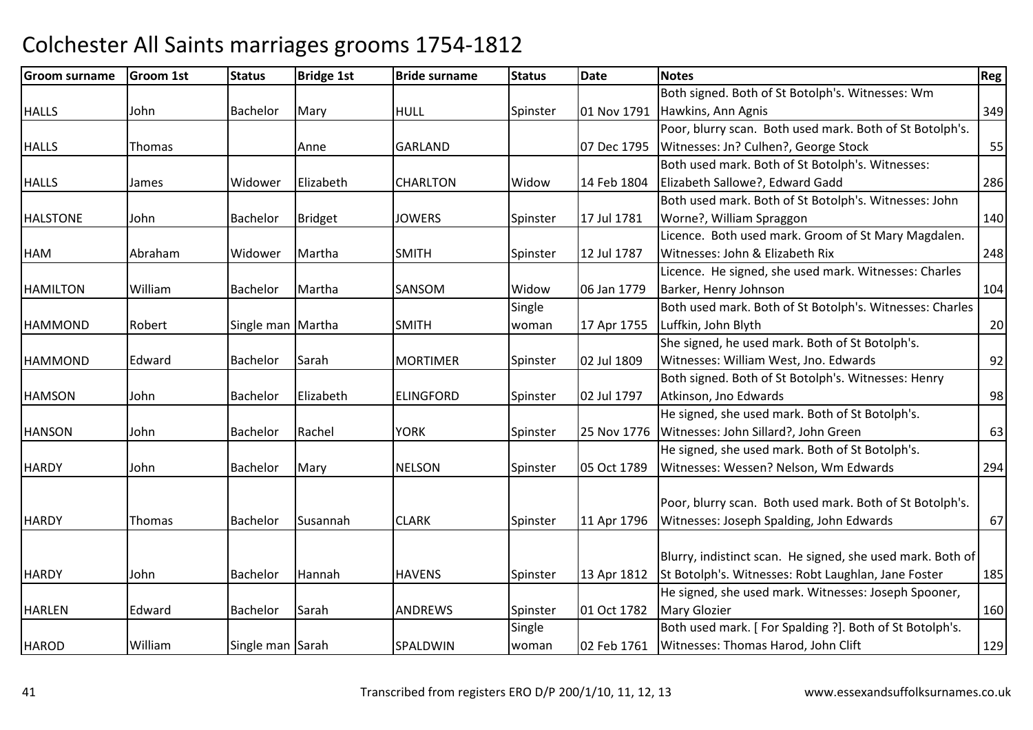# Colchester All Saints marriages grooms 1754-1812

| Groom surname | Groom 1st | Status | Bridge 1st | Bride surname | Status | Date | Notes | Reg |
|---|---|---|---|---|---|---|---|---|
| HALLS | John | Bachelor | Mary | HULL | Spinster | 01 Nov 1791 | Both signed. Both of St Botolph's. Witnesses: Wm Hawkins, Ann Agnis | 349 |
| HALLS | Thomas | | Anne | GARLAND | | 07 Dec 1795 | Poor, blurry scan. Both used mark. Both of St Botolph's. Witnesses: Jn? Culhen?, George Stock | 55 |
| HALLS | James | Widower | Elizabeth | CHARLTON | Widow | 14 Feb 1804 | Both used mark. Both of St Botolph's. Witnesses: Elizabeth Sallowe?, Edward Gadd | 286 |
| HALSTONE | John | Bachelor | Bridget | JOWERS | Spinster | 17 Jul 1781 | Both used mark. Both of St Botolph's. Witnesses: John Worne?, William Spraggon | 140 |
| HAM | Abraham | Widower | Martha | SMITH | Spinster | 12 Jul 1787 | Licence. Both used mark. Groom of St Mary Magdalen. Witnesses: John & Elizabeth Rix | 248 |
| HAMILTON | William | Bachelor | Martha | SANSOM | Widow | 06 Jan 1779 | Licence. He signed, she used mark. Witnesses: Charles Barker, Henry Johnson | 104 |
| HAMMOND | Robert | Single man | Martha | SMITH | Single woman | 17 Apr 1755 | Both used mark. Both of St Botolph's. Witnesses: Charles Luffkin, John Blyth | 20 |
| HAMMOND | Edward | Bachelor | Sarah | MORTIMER | Spinster | 02 Jul 1809 | She signed, he used mark. Both of St Botolph's. Witnesses: William West, Jno. Edwards | 92 |
| HAMSON | John | Bachelor | Elizabeth | ELINGFORD | Spinster | 02 Jul 1797 | Both signed. Both of St Botolph's. Witnesses: Henry Atkinson, Jno Edwards | 98 |
| HANSON | John | Bachelor | Rachel | YORK | Spinster | 25 Nov 1776 | He signed, she used mark. Both of St Botolph's. Witnesses: John Sillard?, John Green | 63 |
| HARDY | John | Bachelor | Mary | NELSON | Spinster | 05 Oct 1789 | He signed, she used mark. Both of St Botolph's. Witnesses: Wessen? Nelson, Wm Edwards | 294 |
| HARDY | Thomas | Bachelor | Susannah | CLARK | Spinster | 11 Apr 1796 | Poor, blurry scan. Both used mark. Both of St Botolph's. Witnesses: Joseph Spalding, John Edwards | 67 |
| HARDY | John | Bachelor | Hannah | HAVENS | Spinster | 13 Apr 1812 | Blurry, indistinct scan. He signed, she used mark. Both of St Botolph's. Witnesses: Robt Laughlan, Jane Foster | 185 |
| HARLEN | Edward | Bachelor | Sarah | ANDREWS | Spinster | 01 Oct 1782 | He signed, she used mark. Witnesses: Joseph Spooner, Mary Glozier | 160 |
| HAROD | William | Single man | Sarah | SPALDWIN | Single woman | 02 Feb 1761 | Both used mark. [ For Spalding ?]. Both of St Botolph's. Witnesses: Thomas Harod, John Clift | 129 |

Transcribed from registers ERO D/P 200/1/10, 11, 12, 13 — www.essexandsuffolksurnames.co.uk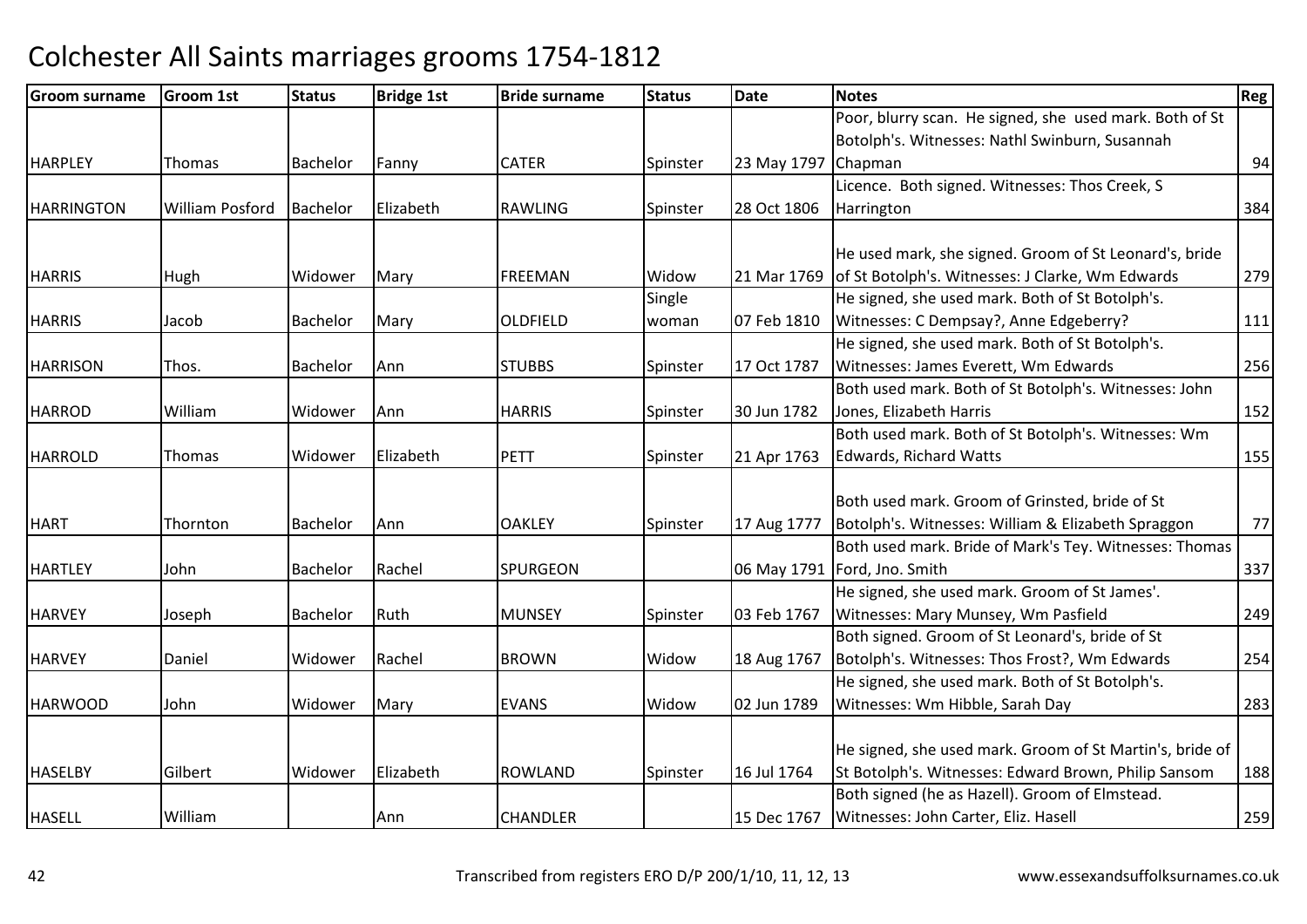# Colchester All Saints marriages grooms 1754-1812

| Groom surname | Groom 1st | Status | Bridge 1st | Bride surname | Status | Date | Notes | Reg |
|---|---|---|---|---|---|---|---|---|
| HARPLEY | Thomas | Bachelor | Fanny | CATER | Spinster | 23 May 1797 | Poor, blurry scan. He signed, she used mark. Both of St Botolph's. Witnesses: Nathl Swinburn, Susannah Chapman | 94 |
| HARRINGTON | William Posford | Bachelor | Elizabeth | RAWLING | Spinster | 28 Oct 1806 | Licence. Both signed. Witnesses: Thos Creek, S Harrington | 384 |
| HARRIS | Hugh | Widower | Mary | FREEMAN | Widow | 21 Mar 1769 | He used mark, she signed. Groom of St Leonard's, bride of St Botolph's. Witnesses: J Clarke, Wm Edwards | 279 |
| HARRIS | Jacob | Bachelor | Mary | OLDFIELD | Single woman | 07 Feb 1810 | He signed, she used mark. Both of St Botolph's. Witnesses: C Dempsay?, Anne Edgeberry? | 111 |
| HARRISON | Thos. | Bachelor | Ann | STUBBS | Spinster | 17 Oct 1787 | He signed, she used mark. Both of St Botolph's. Witnesses: James Everett, Wm Edwards | 256 |
| HARROD | William | Widower | Ann | HARRIS | Spinster | 30 Jun 1782 | Both used mark. Both of St Botolph's. Witnesses: John Jones, Elizabeth Harris | 152 |
| HARROLD | Thomas | Widower | Elizabeth | PETT | Spinster | 21 Apr 1763 | Both used mark. Both of St Botolph's. Witnesses: Wm Edwards, Richard Watts | 155 |
| HART | Thornton | Bachelor | Ann | OAKLEY | Spinster | 17 Aug 1777 | Both used mark. Groom of Grinsted, bride of St Botolph's. Witnesses: William & Elizabeth Spraggon | 77 |
| HARTLEY | John | Bachelor | Rachel | SPURGEON | | 06 May 1791 | Both used mark. Bride of Mark's Tey. Witnesses: Thomas Ford, Jno. Smith | 337 |
| HARVEY | Joseph | Bachelor | Ruth | MUNSEY | Spinster | 03 Feb 1767 | He signed, she used mark. Groom of St James'. Witnesses: Mary Munsey, Wm Pasfield | 249 |
| HARVEY | Daniel | Widower | Rachel | BROWN | Widow | 18 Aug 1767 | Both signed. Groom of St Leonard's, bride of St Botolph's. Witnesses: Thos Frost?, Wm Edwards | 254 |
| HARWOOD | John | Widower | Mary | EVANS | Widow | 02 Jun 1789 | He signed, she used mark. Both of St Botolph's. Witnesses: Wm Hibble, Sarah Day | 283 |
| HASELBY | Gilbert | Widower | Elizabeth | ROWLAND | Spinster | 16 Jul 1764 | He signed, she used mark. Groom of St Martin's, bride of St Botolph's. Witnesses: Edward Brown, Philip Sansom | 188 |
| HASELL | William | | Ann | CHANDLER | | 15 Dec 1767 | Both signed (he as Hazell). Groom of Elmstead. Witnesses: John Carter, Eliz. Hasell | 259 |

Transcribed from registers ERO D/P 200/1/10, 11, 12, 13 www.essexandsuffolksurnames.co.uk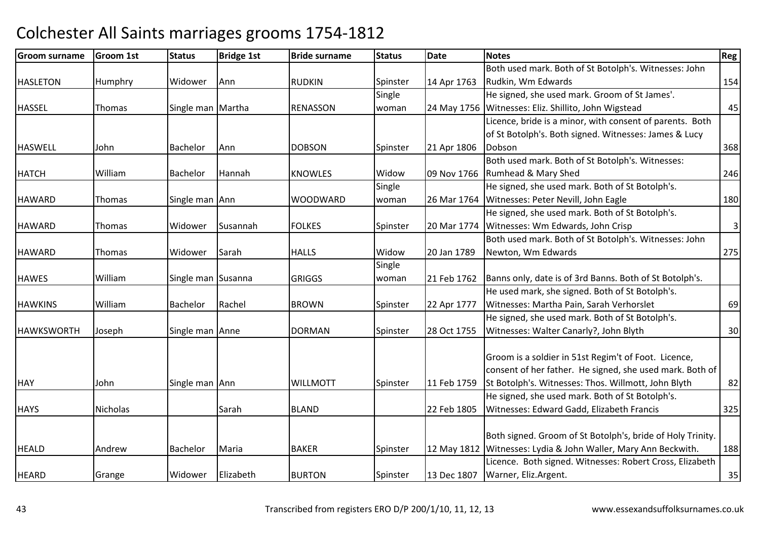# Colchester All Saints marriages grooms 1754-1812

| Groom surname | Groom 1st | Status | Bridge 1st | Bride surname | Status | Date | Notes | Reg |
|---|---|---|---|---|---|---|---|---|
| HASLETON | Humphry | Widower | Ann | RUDKIN | Spinster | 14 Apr 1763 | Both used mark. Both of St Botolph's. Witnesses: John Rudkin, Wm Edwards | 154 |
| HASSEL | Thomas | Single man | Martha | RENASSON | Single woman | 24 May 1756 | He signed, she used mark. Groom of St James'. Witnesses: Eliz. Shillito, John Wigstead | 45 |
| HASWELL | John | Bachelor | Ann | DOBSON | Spinster | 21 Apr 1806 | Licence, bride is a minor, with consent of parents. Both of St Botolph's. Both signed. Witnesses: James & Lucy Dobson | 368 |
| HATCH | William | Bachelor | Hannah | KNOWLES | Widow | 09 Nov 1766 | Both used mark. Both of St Botolph's. Witnesses: Rumhead & Mary Shed | 246 |
| HAWARD | Thomas | Single man | Ann | WOODWARD | Single woman | 26 Mar 1764 | He signed, she used mark. Both of St Botolph's. Witnesses: Peter Nevill, John Eagle | 180 |
| HAWARD | Thomas | Widower | Susannah | FOLKES | Spinster | 20 Mar 1774 | He signed, she used mark. Both of St Botolph's. Witnesses: Wm Edwards, John Crisp | 3 |
| HAWARD | Thomas | Widower | Sarah | HALLS | Widow | 20 Jan 1789 | Both used mark. Both of St Botolph's. Witnesses: John Newton, Wm Edwards | 275 |
| HAWES | William | Single man | Susanna | GRIGGS | Single woman | 21 Feb 1762 | Banns only, date is of 3rd Banns. Both of St Botolph's. | |
| HAWKINS | William | Bachelor | Rachel | BROWN | Spinster | 22 Apr 1777 | He used mark, she signed. Both of St Botolph's. Witnesses: Martha Pain, Sarah Verhorslet | 69 |
| HAWKSWORTH | Joseph | Single man | Anne | DORMAN | Spinster | 28 Oct 1755 | He signed, she used mark. Both of St Botolph's. Witnesses: Walter Canarly?, John Blyth | 30 |
| HAY | John | Single man | Ann | WILLMOTT | Spinster | 11 Feb 1759 | Groom is a soldier in 51st Regim't of Foot. Licence, consent of her father. He signed, she used mark. Both of St Botolph's. Witnesses: Thos. Willmott, John Blyth | 82 |
| HAYS | Nicholas | | Sarah | BLAND | | 22 Feb 1805 | He signed, she used mark. Both of St Botolph's. Witnesses: Edward Gadd, Elizabeth Francis | 325 |
| HEALD | Andrew | Bachelor | Maria | BAKER | Spinster | 12 May 1812 | Both signed. Groom of St Botolph's, bride of Holy Trinity. Witnesses: Lydia & John Waller, Mary Ann Beckwith. | 188 |
| HEARD | Grange | Widower | Elizabeth | BURTON | Spinster | 13 Dec 1807 | Licence. Both signed. Witnesses: Robert Cross, Elizabeth Warner, Eliz.Argent. | 35 |

Transcribed from registers ERO D/P 200/1/10, 11, 12, 13 www.essexandsuffolksurnames.co.uk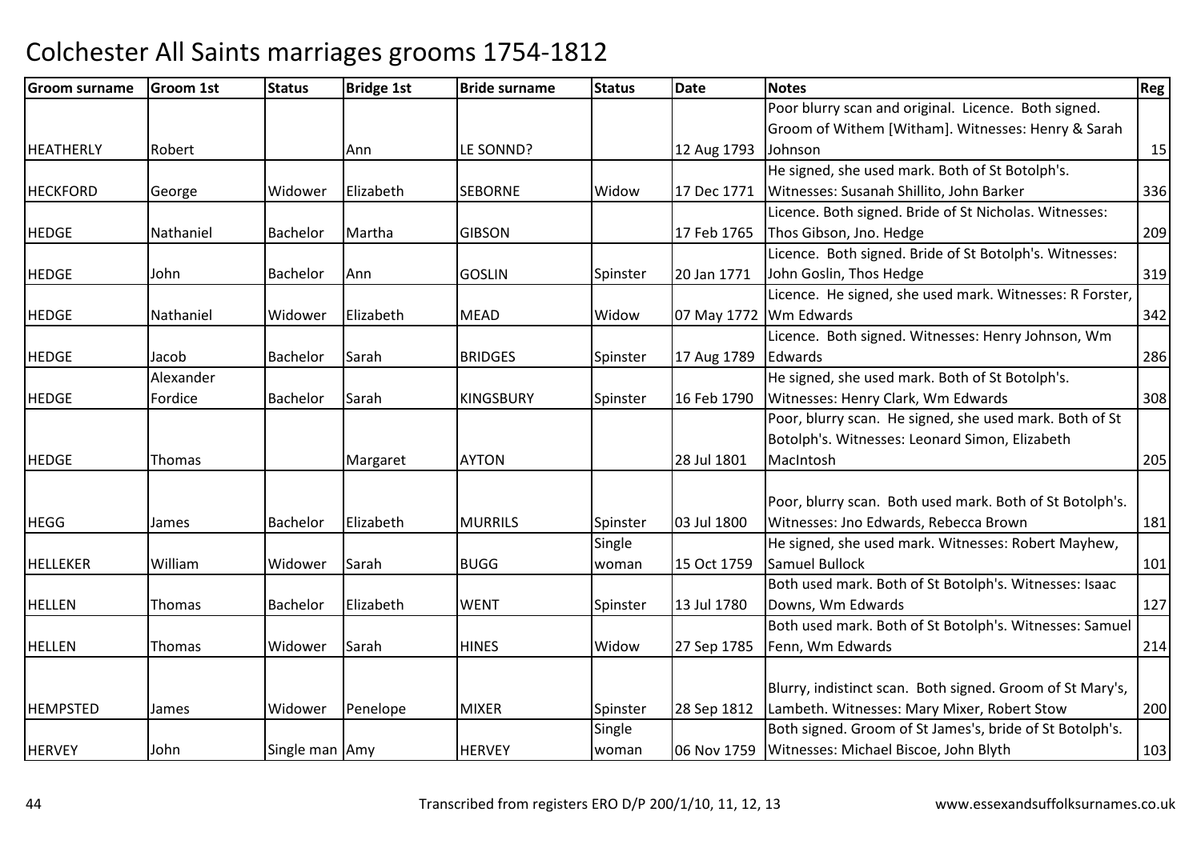# Colchester All Saints marriages grooms 1754-1812

| Groom surname | Groom 1st | Status | Bridge 1st | Bride surname | Status | Date | Notes | Reg |
|---|---|---|---|---|---|---|---|---|
| HEATHERLY | Robert | | Ann | LE SONND? | | 12 Aug 1793 | Poor blurry scan and original. Licence. Both signed. Groom of Withem [Witham]. Witnesses: Henry & Sarah Johnson | 15 |
| HECKFORD | George | Widower | Elizabeth | SEBORNE | Widow | 17 Dec 1771 | He signed, she used mark. Both of St Botolph's. Witnesses: Susanah Shillito, John Barker | 336 |
| HEDGE | Nathaniel | Bachelor | Martha | GIBSON | | 17 Feb 1765 | Licence. Both signed. Bride of St Nicholas. Witnesses: Thos Gibson, Jno. Hedge | 209 |
| HEDGE | John | Bachelor | Ann | GOSLIN | Spinster | 20 Jan 1771 | Licence. Both signed. Bride of St Botolph's. Witnesses: John Goslin, Thos Hedge | 319 |
| HEDGE | Nathaniel | Widower | Elizabeth | MEAD | Widow | 07 May 1772 | Licence. He signed, she used mark. Witnesses: R Forster, Wm Edwards | 342 |
| HEDGE | Jacob | Bachelor | Sarah | BRIDGES | Spinster | 17 Aug 1789 | Licence. Both signed. Witnesses: Henry Johnson, Wm Edwards | 286 |
| HEDGE | Alexander Fordice | Bachelor | Sarah | KINGSBURY | Spinster | 16 Feb 1790 | He signed, she used mark. Both of St Botolph's. Witnesses: Henry Clark, Wm Edwards | 308 |
| HEDGE | Thomas | | Margaret | AYTON | | 28 Jul 1801 | Poor, blurry scan. He signed, she used mark. Both of St Botolph's. Witnesses: Leonard Simon, Elizabeth MacIntosh | 205 |
| HEGG | James | Bachelor | Elizabeth | MURRILS | Spinster | 03 Jul 1800 | Poor, blurry scan. Both used mark. Both of St Botolph's. Witnesses: Jno Edwards, Rebecca Brown | 181 |
| HELLEKER | William | Widower | Sarah | BUGG | Single woman | 15 Oct 1759 | He signed, she used mark. Witnesses: Robert Mayhew, Samuel Bullock | 101 |
| HELLEN | Thomas | Bachelor | Elizabeth | WENT | Spinster | 13 Jul 1780 | Both used mark. Both of St Botolph's. Witnesses: Isaac Downs, Wm Edwards | 127 |
| HELLEN | Thomas | Widower | Sarah | HINES | Widow | 27 Sep 1785 | Both used mark. Both of St Botolph's. Witnesses: Samuel Fenn, Wm Edwards | 214 |
| HEMPSTED | James | Widower | Penelope | MIXER | Spinster | 28 Sep 1812 | Blurry, indistinct scan. Both signed. Groom of St Mary's, Lambeth. Witnesses: Mary Mixer, Robert Stow | 200 |
| HERVEY | John | Single man | Amy | HERVEY | Single woman | 06 Nov 1759 | Both signed. Groom of St James's, bride of St Botolph's. Witnesses: Michael Biscoe, John Blyth | 103 |

Transcribed from registers ERO D/P 200/1/10, 11, 12, 13 www.essexandsuffolksurnames.co.uk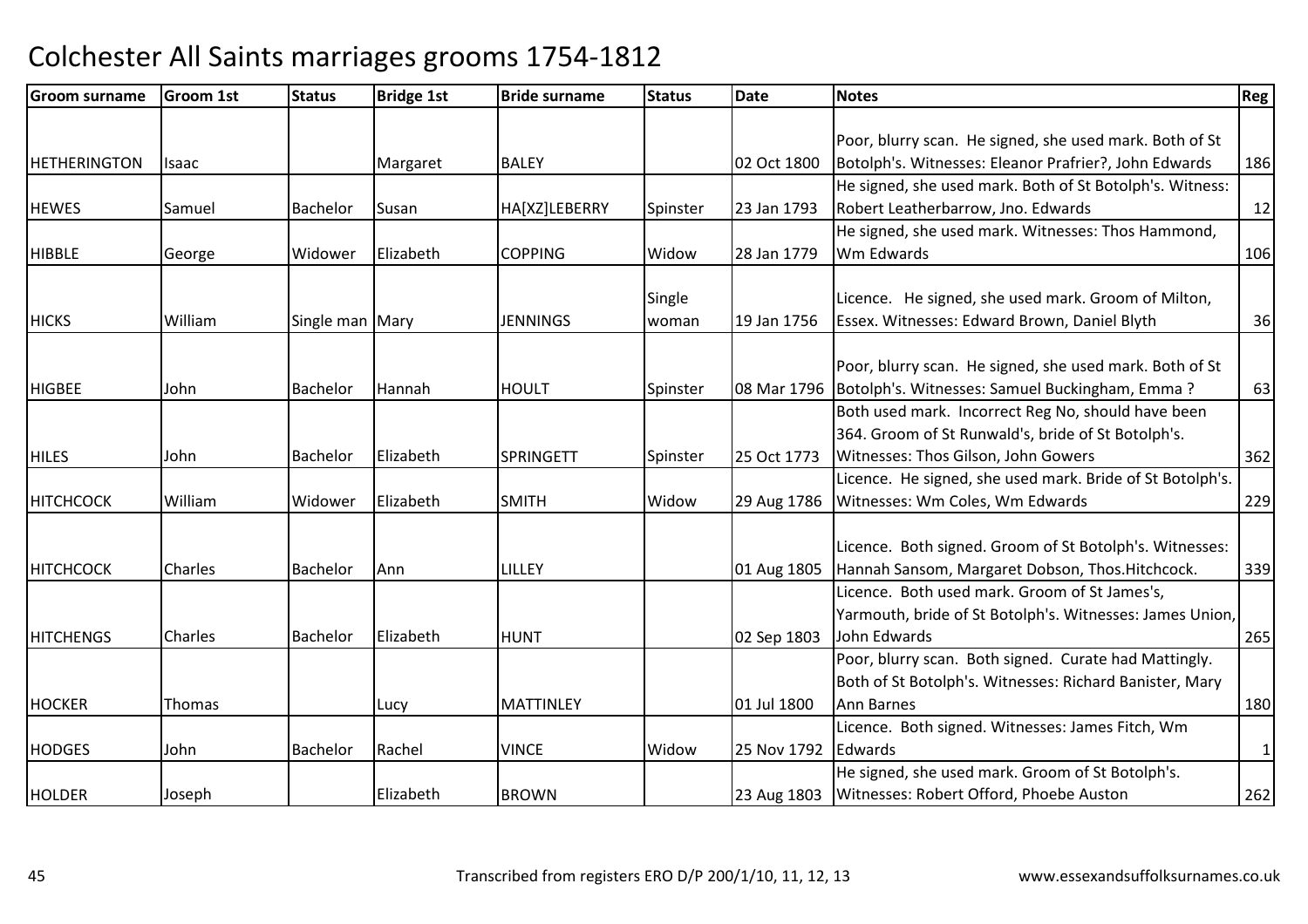# Colchester All Saints marriages grooms 1754-1812

| Groom surname | Groom 1st | Status | Bridge 1st | Bride surname | Status | Date | Notes | Reg |
|---|---|---|---|---|---|---|---|---|
| HETHERINGTON | Isaac | | Margaret | BALEY | | 02 Oct 1800 | Poor, blurry scan. He signed, she used mark. Both of St Botolph's. Witnesses: Eleanor Prafrier?, John Edwards | 186 |
| HEWES | Samuel | Bachelor | Susan | HA[XZ]LEBERRY | Spinster | 23 Jan 1793 | He signed, she used mark. Both of St Botolph's. Witness: Robert Leatherbarrow, Jno. Edwards | 12 |
| HIBBLE | George | Widower | Elizabeth | COPPING | Widow | 28 Jan 1779 | He signed, she used mark. Witnesses: Thos Hammond, Wm Edwards | 106 |
| HICKS | William | Single man | Mary | JENNINGS | Single woman | 19 Jan 1756 | Licence. He signed, she used mark. Groom of Milton, Essex. Witnesses: Edward Brown, Daniel Blyth | 36 |
| HIGBEE | John | Bachelor | Hannah | HOULT | Spinster | 08 Mar 1796 | Poor, blurry scan. He signed, she used mark. Both of St Botolph's. Witnesses: Samuel Buckingham, Emma ? | 63 |
| HILES | John | Bachelor | Elizabeth | SPRINGETT | Spinster | 25 Oct 1773 | Both used mark. Incorrect Reg No, should have been 364. Groom of St Runwald's, bride of St Botolph's. Witnesses: Thos Gilson, John Gowers | 362 |
| HITCHCOCK | William | Widower | Elizabeth | SMITH | Widow | 29 Aug 1786 | Licence. He signed, she used mark. Bride of St Botolph's. Witnesses: Wm Coles, Wm Edwards | 229 |
| HITCHCOCK | Charles | Bachelor | Ann | LILLEY | | 01 Aug 1805 | Licence. Both signed. Groom of St Botolph's. Witnesses: Hannah Sansom, Margaret Dobson, Thos.Hitchcock. | 339 |
| HITCHENGS | Charles | Bachelor | Elizabeth | HUNT | | 02 Sep 1803 | Licence. Both used mark. Groom of St James's, Yarmouth, bride of St Botolph's. Witnesses: James Union, John Edwards | 265 |
| HOCKER | Thomas | | Lucy | MATTINLEY | | 01 Jul 1800 | Poor, blurry scan. Both signed. Curate had Mattingly. Both of St Botolph's. Witnesses: Richard Banister, Mary Ann Barnes | 180 |
| HODGES | John | Bachelor | Rachel | VINCE | Widow | 25 Nov 1792 | Licence. Both signed. Witnesses: James Fitch, Wm Edwards | 1 |
| HOLDER | Joseph | | Elizabeth | BROWN | | 23 Aug 1803 | He signed, she used mark. Groom of St Botolph's. Witnesses: Robert Offord, Phoebe Auston | 262 |

Transcribed from registers ERO D/P 200/1/10, 11, 12, 13 — www.essexandsuffolksurnames.co.uk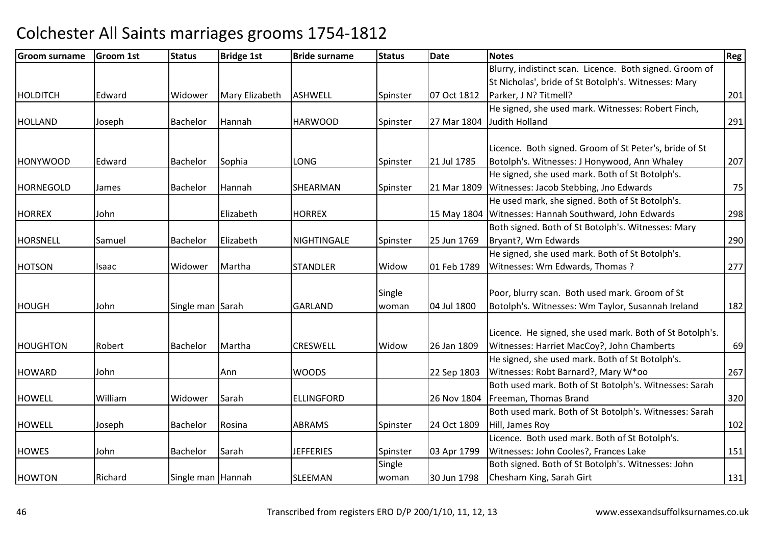# Colchester All Saints marriages grooms 1754-1812

| Groom surname | Groom 1st | Status | Bridge 1st | Bride surname | Status | Date | Notes | Reg |
|---|---|---|---|---|---|---|---|---|
| HOLDITCH | Edward | Widower | Mary Elizabeth | ASHWELL | Spinster | 07 Oct 1812 | Blurry, indistinct scan. Licence. Both signed. Groom of St Nicholas', bride of St Botolph's. Witnesses: Mary Parker, J N? Titmell? | 201 |
| HOLLAND | Joseph | Bachelor | Hannah | HARWOOD | Spinster | 27 Mar 1804 | He signed, she used mark. Witnesses: Robert Finch, Judith Holland | 291 |
| HONYWOOD | Edward | Bachelor | Sophia | LONG | Spinster | 21 Jul 1785 | Licence. Both signed. Groom of St Peter's, bride of St Botolph's. Witnesses: J Honywood, Ann Whaley | 207 |
| HORNEGOLD | James | Bachelor | Hannah | SHEARMAN | Spinster | 21 Mar 1809 | He signed, she used mark. Both of St Botolph's. Witnesses: Jacob Stebbing, Jno Edwards | 75 |
| HORREX | John | | Elizabeth | HORREX | | 15 May 1804 | He used mark, she signed. Both of St Botolph's. Witnesses: Hannah Southward, John Edwards | 298 |
| HORSNELL | Samuel | Bachelor | Elizabeth | NIGHTINGALE | Spinster | 25 Jun 1769 | Both signed. Both of St Botolph's. Witnesses: Mary Bryant?, Wm Edwards | 290 |
| HOTSON | Isaac | Widower | Martha | STANDLER | Widow | 01 Feb 1789 | He signed, she used mark. Both of St Botolph's. Witnesses: Wm Edwards, Thomas ? | 277 |
| HOUGH | John | Single man | Sarah | GARLAND | Single woman | 04 Jul 1800 | Poor, blurry scan. Both used mark. Groom of St Botolph's. Witnesses: Wm Taylor, Susannah Ireland | 182 |
| HOUGHTON | Robert | Bachelor | Martha | CRESWELL | Widow | 26 Jan 1809 | Licence. He signed, she used mark. Both of St Botolph's. Witnesses: Harriet MacCoy?, John Chamberts | 69 |
| HOWARD | John | | Ann | WOODS | | 22 Sep 1803 | He signed, she used mark. Both of St Botolph's. Witnesses: Robt Barnard?, Mary W*oo | 267 |
| HOWELL | William | Widower | Sarah | ELLINGFORD | | 26 Nov 1804 | Both used mark. Both of St Botolph's. Witnesses: Sarah Freeman, Thomas Brand | 320 |
| HOWELL | Joseph | Bachelor | Rosina | ABRAMS | Spinster | 24 Oct 1809 | Both used mark. Both of St Botolph's. Witnesses: Sarah Hill, James Roy | 102 |
| HOWES | John | Bachelor | Sarah | JEFFERIES | Spinster | 03 Apr 1799 | Licence. Both used mark. Both of St Botolph's. Witnesses: John Cooles?, Frances Lake | 151 |
| HOWTON | Richard | Single man | Hannah | SLEEMAN | Single woman | 30 Jun 1798 | Both signed. Both of St Botolph's. Witnesses: John Chesham King, Sarah Girt | 131 |

Transcribed from registers ERO D/P 200/1/10, 11, 12, 13 www.essexandsuffolksurnames.co.uk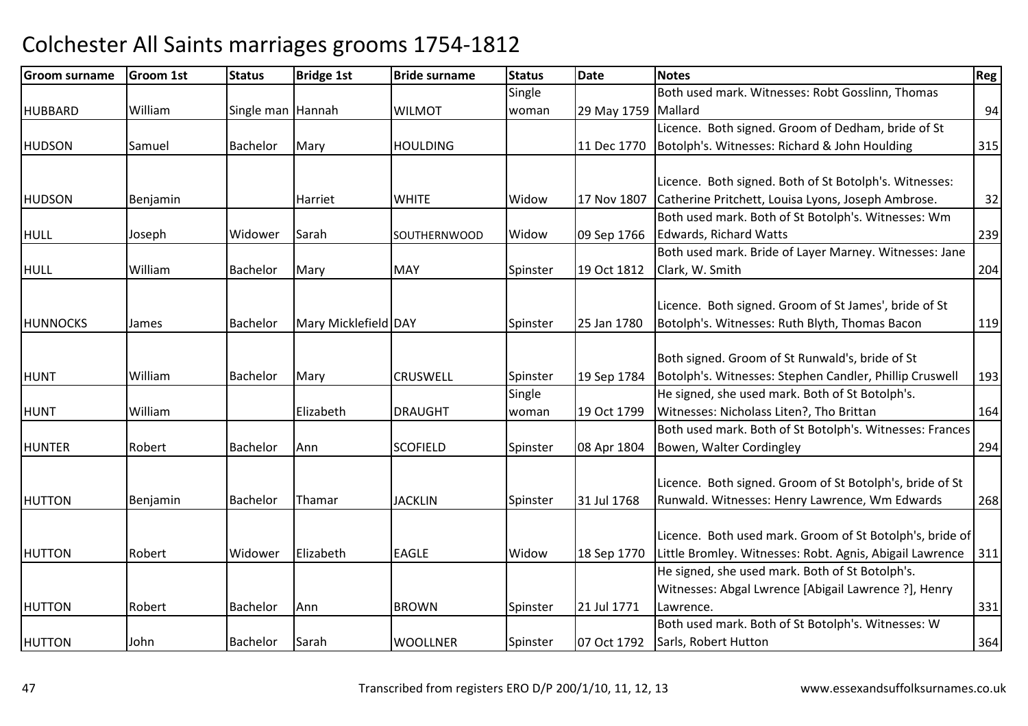# Colchester All Saints marriages grooms 1754-1812

| Groom surname | Groom 1st | Status | Bridge 1st | Bride surname | Status | Date | Notes | Reg |
|---|---|---|---|---|---|---|---|---|
| HUBBARD | William | Single man | Hannah | WILMOT | Single woman | 29 May 1759 | Both used mark. Witnesses: Robt Gosslinn, Thomas Mallard | 94 |
| HUDSON | Samuel | Bachelor | Mary | HOULDING | | 11 Dec 1770 | Licence. Both signed. Groom of Dedham, bride of St Botolph's. Witnesses: Richard & John Houlding | 315 |
| HUDSON | Benjamin | | Harriet | WHITE | Widow | 17 Nov 1807 | Licence. Both signed. Both of St Botolph's. Witnesses: Catherine Pritchett, Louisa Lyons, Joseph Ambrose. | 32 |
| HULL | Joseph | Widower | Sarah | SOUTHERNWOOD | Widow | 09 Sep 1766 | Both used mark. Both of St Botolph's. Witnesses: Wm Edwards, Richard Watts | 239 |
| HULL | William | Bachelor | Mary | MAY | Spinster | 19 Oct 1812 | Both used mark. Bride of Layer Marney. Witnesses: Jane Clark, W. Smith | 204 |
| HUNNOCKS | James | Bachelor | Mary Micklefield | DAY | Spinster | 25 Jan 1780 | Licence. Both signed. Groom of St James', bride of St Botolph's. Witnesses: Ruth Blyth, Thomas Bacon | 119 |
| HUNT | William | Bachelor | Mary | CRUSWELL | Spinster | 19 Sep 1784 | Both signed. Groom of St Runwald's, bride of St Botolph's. Witnesses: Stephen Candler, Phillip Cruswell | 193 |
| HUNT | William | | Elizabeth | DRAUGHT | Single woman | 19 Oct 1799 | He signed, she used mark. Both of St Botolph's. Witnesses: Nicholass Liten?, Tho Brittan | 164 |
| HUNTER | Robert | Bachelor | Ann | SCOFIELD | Spinster | 08 Apr 1804 | Both used mark. Both of St Botolph's. Witnesses: Frances Bowen, Walter Cordingley | 294 |
| HUTTON | Benjamin | Bachelor | Thamar | JACKLIN | Spinster | 31 Jul 1768 | Licence. Both signed. Groom of St Botolph's, bride of St Runwald. Witnesses: Henry Lawrence, Wm Edwards | 268 |
| HUTTON | Robert | Widower | Elizabeth | EAGLE | Widow | 18 Sep 1770 | Licence. Both used mark. Groom of St Botolph's, bride of Little Bromley. Witnesses: Robt. Agnis, Abigail Lawrence | 311 |
| HUTTON | Robert | Bachelor | Ann | BROWN | Spinster | 21 Jul 1771 | He signed, she used mark. Both of St Botolph's. Witnesses: Abgal Lwrence [Abigail Lawrence ?], Henry Lawrence. | 331 |
| HUTTON | John | Bachelor | Sarah | WOOLLNER | Spinster | 07 Oct 1792 | Both used mark. Both of St Botolph's. Witnesses: W Sarls, Robert Hutton | 364 |

Transcribed from registers ERO D/P 200/1/10, 11, 12, 13 www.essexandsuffolksurnames.co.uk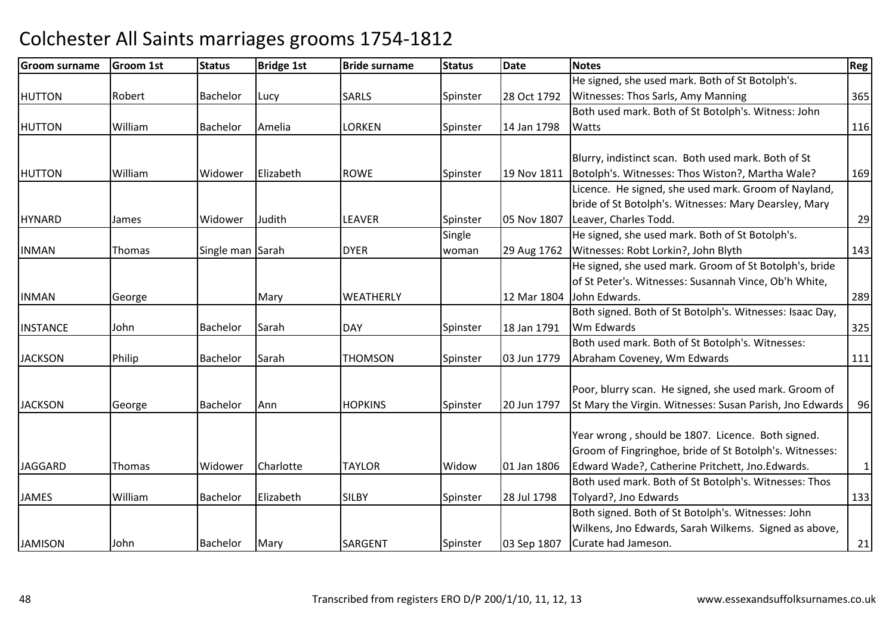# Colchester All Saints marriages grooms 1754-1812

| Groom surname | Groom 1st | Status | Bridge 1st | Bride surname | Status | Date | Notes | Reg |
|---|---|---|---|---|---|---|---|---|
| HUTTON | Robert | Bachelor | Lucy | SARLS | Spinster | 28 Oct 1792 | He signed, she used mark. Both of St Botolph's. Witnesses: Thos Sarls, Amy Manning | 365 |
| HUTTON | William | Bachelor | Amelia | LORKEN | Spinster | 14 Jan 1798 | Both used mark. Both of St Botolph's. Witness: John Watts | 116 |
| HUTTON | William | Widower | Elizabeth | ROWE | Spinster | 19 Nov 1811 | Blurry, indistinct scan. Both used mark. Both of St Botolph's. Witnesses: Thos Wiston?, Martha Wale? | 169 |
| HYNARD | James | Widower | Judith | LEAVER | Spinster | 05 Nov 1807 | Licence. He signed, she used mark. Groom of Nayland, bride of St Botolph's. Witnesses: Mary Dearsley, Mary Leaver, Charles Todd. | 29 |
| INMAN | Thomas | Single man | Sarah | DYER | Single woman | 29 Aug 1762 | He signed, she used mark. Both of St Botolph's. Witnesses: Robt Lorkin?, John Blyth | 143 |
| INMAN | George | | Mary | WEATHERLY | | 12 Mar 1804 | He signed, she used mark. Groom of St Botolph's, bride of St Peter's. Witnesses: Susannah Vince, Ob'h White, John Edwards. | 289 |
| INSTANCE | John | Bachelor | Sarah | DAY | Spinster | 18 Jan 1791 | Both signed. Both of St Botolph's. Witnesses: Isaac Day, Wm Edwards | 325 |
| JACKSON | Philip | Bachelor | Sarah | THOMSON | Spinster | 03 Jun 1779 | Both used mark. Both of St Botolph's. Witnesses: Abraham Coveney, Wm Edwards | 111 |
| JACKSON | George | Bachelor | Ann | HOPKINS | Spinster | 20 Jun 1797 | Poor, blurry scan. He signed, she used mark. Groom of St Mary the Virgin. Witnesses: Susan Parish, Jno Edwards | 96 |
| JAGGARD | Thomas | Widower | Charlotte | TAYLOR | Widow | 01 Jan 1806 | Year wrong , should be 1807. Licence. Both signed. Groom of Fingringhoe, bride of St Botolph's. Witnesses: Edward Wade?, Catherine Pritchett, Jno.Edwards. | 1 |
| JAMES | William | Bachelor | Elizabeth | SILBY | Spinster | 28 Jul 1798 | Both used mark. Both of St Botolph's. Witnesses: Thos Tolyard?, Jno Edwards | 133 |
| JAMISON | John | Bachelor | Mary | SARGENT | Spinster | 03 Sep 1807 | Both signed. Both of St Botolph's. Witnesses: John Wilkens, Jno Edwards, Sarah Wilkems. Signed as above, Curate had Jameson. | 21 |

Transcribed from registers ERO D/P 200/1/10, 11, 12, 13 www.essexandsuffolksurnames.co.uk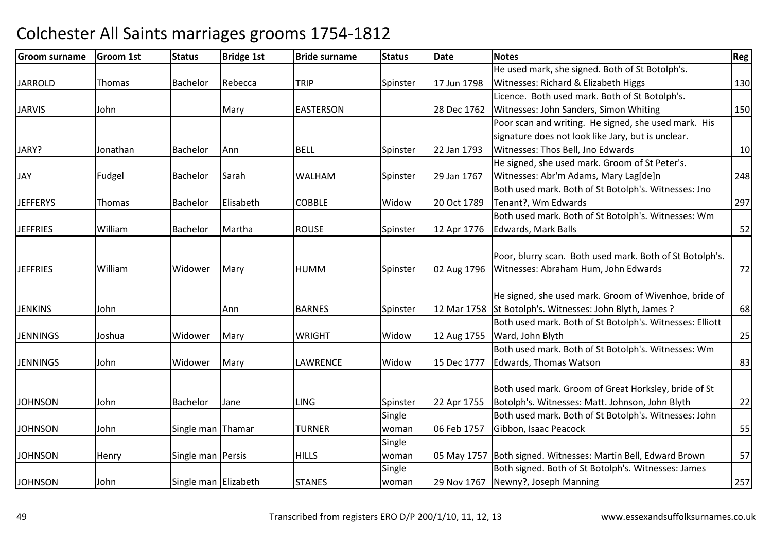# Colchester All Saints marriages grooms 1754-1812

| Groom surname | Groom 1st | Status | Bridge 1st | Bride surname | Status | Date | Notes | Reg |
|---|---|---|---|---|---|---|---|---|
| JARROLD | Thomas | Bachelor | Rebecca | TRIP | Spinster | 17 Jun 1798 | He used mark, she signed. Both of St Botolph's. Witnesses: Richard & Elizabeth Higgs | 130 |
| JARVIS | John | | Mary | EASTERSON | | 28 Dec 1762 | Licence. Both used mark. Both of St Botolph's. Witnesses: John Sanders, Simon Whiting | 150 |
| JARY? | Jonathan | Bachelor | Ann | BELL | Spinster | 22 Jan 1793 | Poor scan and writing. He signed, she used mark. His signature does not look like Jary, but is unclear. Witnesses: Thos Bell, Jno Edwards | 10 |
| JAY | Fudgel | Bachelor | Sarah | WALHAM | Spinster | 29 Jan 1767 | He signed, she used mark. Groom of St Peter's. Witnesses: Abr'm Adams, Mary Lag[de]n | 248 |
| JEFFERYS | Thomas | Bachelor | Elisabeth | COBBLE | Widow | 20 Oct 1789 | Both used mark. Both of St Botolph's. Witnesses: Jno Tenant?, Wm Edwards | 297 |
| JEFFRIES | William | Bachelor | Martha | ROUSE | Spinster | 12 Apr 1776 | Both used mark. Both of St Botolph's. Witnesses: Wm Edwards, Mark Balls | 52 |
| JEFFRIES | William | Widower | Mary | HUMM | Spinster | 02 Aug 1796 | Poor, blurry scan. Both used mark. Both of St Botolph's. Witnesses: Abraham Hum, John Edwards | 72 |
| JENKINS | John | | Ann | BARNES | Spinster | 12 Mar 1758 | He signed, she used mark. Groom of Wivenhoe, bride of St Botolph's. Witnesses: John Blyth, James ? | 68 |
| JENNINGS | Joshua | Widower | Mary | WRIGHT | Widow | 12 Aug 1755 | Both used mark. Both of St Botolph's. Witnesses: Elliott Ward, John Blyth | 25 |
| JENNINGS | John | Widower | Mary | LAWRENCE | Widow | 15 Dec 1777 | Both used mark. Both of St Botolph's. Witnesses: Wm Edwards, Thomas Watson | 83 |
| JOHNSON | John | Bachelor | Jane | LING | Spinster | 22 Apr 1755 | Both used mark. Groom of Great Horksley, bride of St Botolph's. Witnesses: Matt. Johnson, John Blyth | 22 |
| JOHNSON | John | Single man | Thamar | TURNER | Single woman | 06 Feb 1757 | Both used mark. Both of St Botolph's. Witnesses: John Gibbon, Isaac Peacock | 55 |
| JOHNSON | Henry | Single man | Persis | HILLS | Single woman | 05 May 1757 | Both signed. Witnesses: Martin Bell, Edward Brown | 57 |
| JOHNSON | John | Single man | Elizabeth | STANES | Single woman | 29 Nov 1767 | Both signed. Both of St Botolph's. Witnesses: James Newny?, Joseph Manning | 257 |

Transcribed from registers ERO D/P 200/1/10, 11, 12, 13 www.essexandsuffolksurnames.co.uk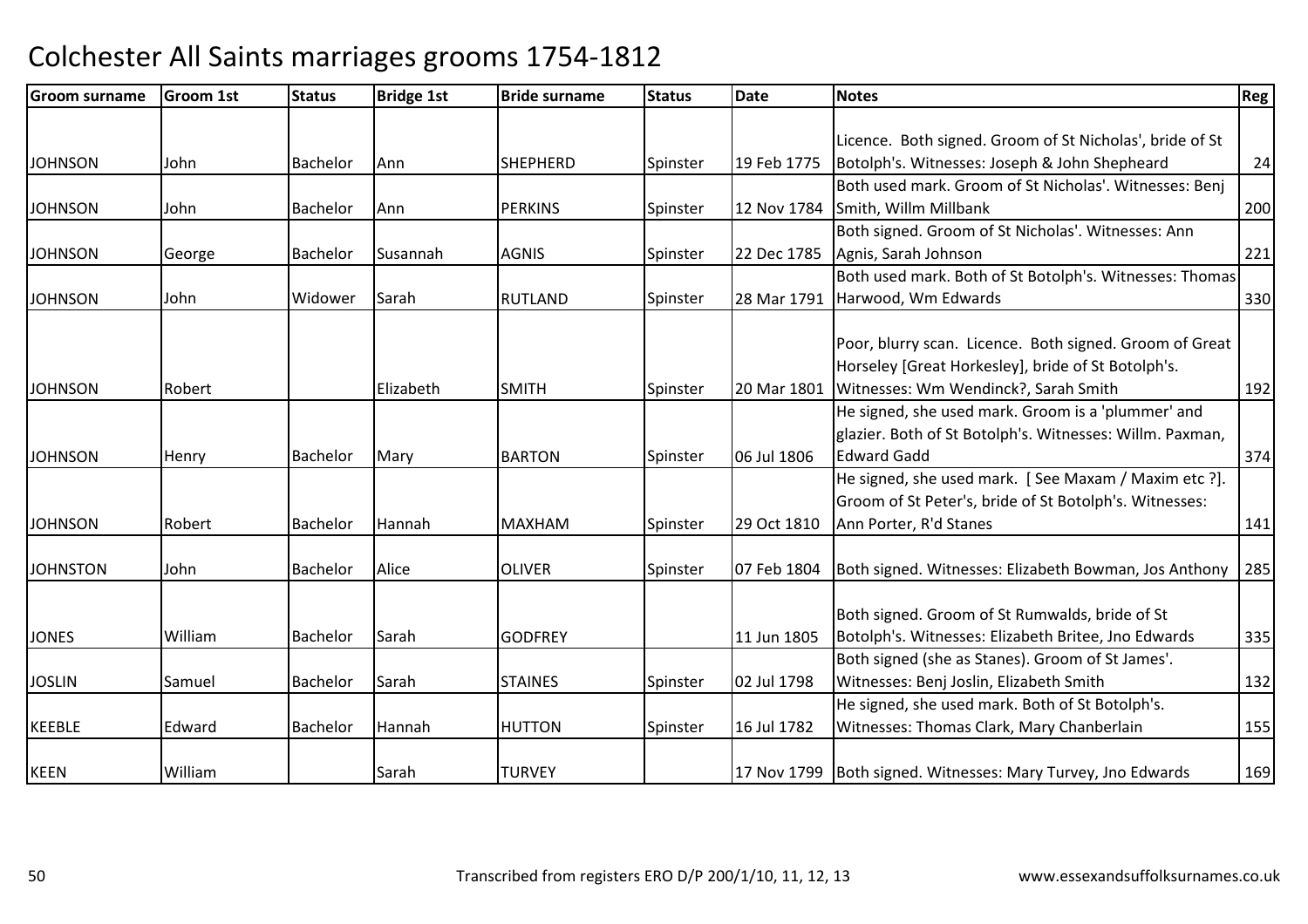# Colchester All Saints marriages grooms 1754-1812

| Groom surname | Groom 1st | Status | Bridge 1st | Bride surname | Status | Date | Notes | Reg |
|---|---|---|---|---|---|---|---|---|
| JOHNSON | John | Bachelor | Ann | SHEPHERD | Spinster | 19 Feb 1775 | Licence. Both signed. Groom of St Nicholas', bride of St Botolph's. Witnesses: Joseph & John Shepheard | 24 |
| JOHNSON | John | Bachelor | Ann | PERKINS | Spinster | 12 Nov 1784 | Both used mark. Groom of St Nicholas'. Witnesses: Benj Smith, Willm Millbank | 200 |
| JOHNSON | George | Bachelor | Susannah | AGNIS | Spinster | 22 Dec 1785 | Both signed. Groom of St Nicholas'. Witnesses: Ann Agnis, Sarah Johnson | 221 |
| JOHNSON | John | Widower | Sarah | RUTLAND | Spinster | 28 Mar 1791 | Both used mark. Both of St Botolph's. Witnesses: Thomas Harwood, Wm Edwards | 330 |
| JOHNSON | Robert | | Elizabeth | SMITH | Spinster | 20 Mar 1801 | Poor, blurry scan. Licence. Both signed. Groom of Great Horseley [Great Horkesley], bride of St Botolph's. Witnesses: Wm Wendinck?, Sarah Smith | 192 |
| JOHNSON | Henry | Bachelor | Mary | BARTON | Spinster | 06 Jul 1806 | He signed, she used mark. Groom is a 'plummer' and glazier. Both of St Botolph's. Witnesses: Willm. Paxman, Edward Gadd | 374 |
| JOHNSON | Robert | Bachelor | Hannah | MAXHAM | Spinster | 29 Oct 1810 | He signed, she used mark. [ See Maxam / Maxim etc ?]. Groom of St Peter's, bride of St Botolph's. Witnesses: Ann Porter, R'd Stanes | 141 |
| JOHNSTON | John | Bachelor | Alice | OLIVER | Spinster | 07 Feb 1804 | Both signed. Witnesses: Elizabeth Bowman, Jos Anthony | 285 |
| JONES | William | Bachelor | Sarah | GODFREY | | 11 Jun 1805 | Both signed. Groom of St Rumwalds, bride of St Botolph's. Witnesses: Elizabeth Britee, Jno Edwards | 335 |
| JOSLIN | Samuel | Bachelor | Sarah | STAINES | Spinster | 02 Jul 1798 | Both signed (she as Stanes). Groom of St James'. Witnesses: Benj Joslin, Elizabeth Smith | 132 |
| KEEBLE | Edward | Bachelor | Hannah | HUTTON | Spinster | 16 Jul 1782 | He signed, she used mark. Both of St Botolph's. Witnesses: Thomas Clark, Mary Chanberlain | 155 |
| KEEN | William | | Sarah | TURVEY | | 17 Nov 1799 | Both signed. Witnesses: Mary Turvey, Jno Edwards | 169 |

Transcribed from registers ERO D/P 200/1/10, 11, 12, 13 — www.essexandsuffolksurnames.co.uk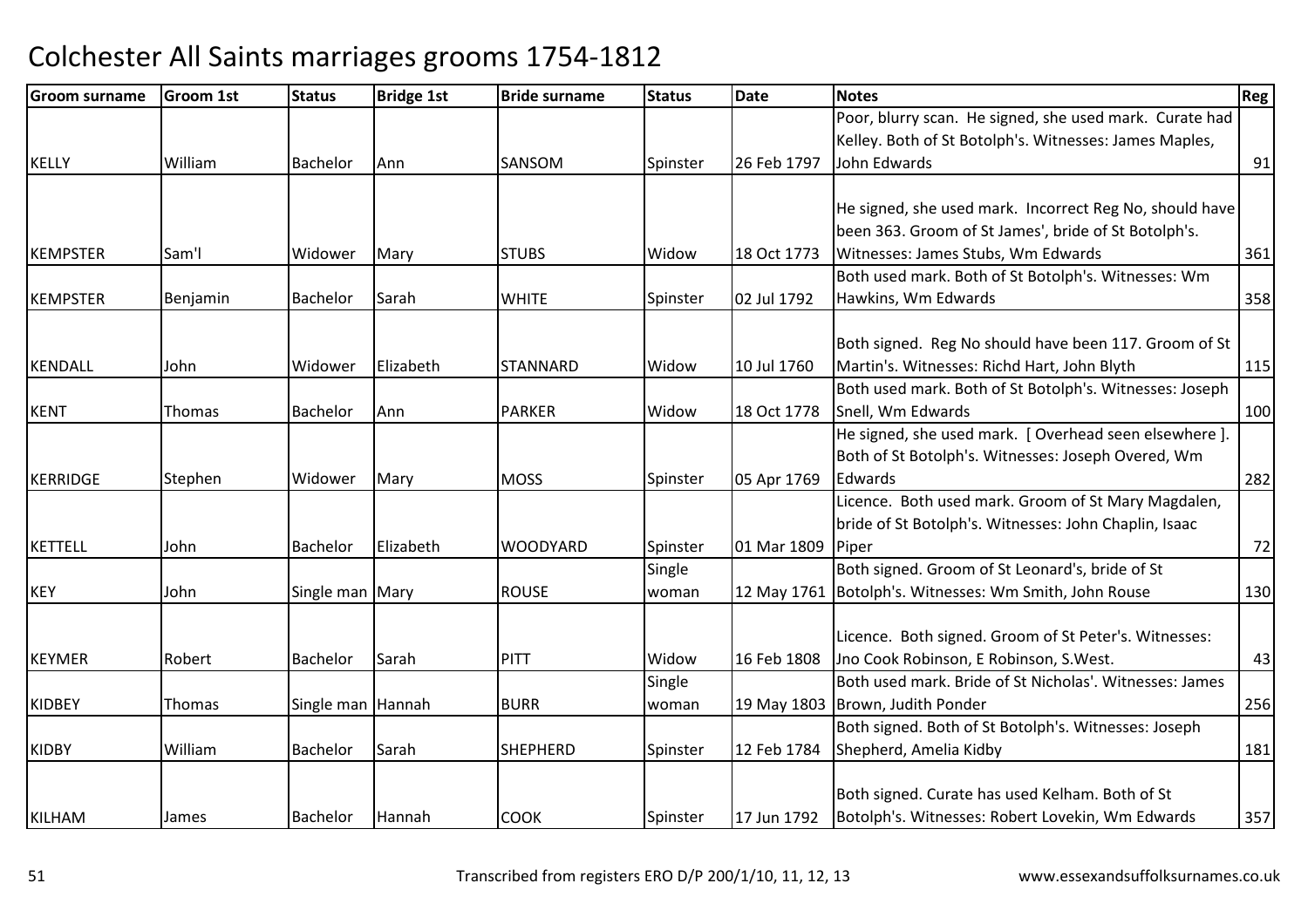# Colchester All Saints marriages grooms 1754-1812

| Groom surname | Groom 1st | Status | Bridge 1st | Bride surname | Status | Date | Notes | Reg |
|---|---|---|---|---|---|---|---|---|
| KELLY | William | Bachelor | Ann | SANSOM | Spinster | 26 Feb 1797 | Poor, blurry scan. He signed, she used mark. Curate had Kelley. Both of St Botolph's. Witnesses: James Maples, John Edwards | 91 |
| KEMPSTER | Sam'l | Widower | Mary | STUBS | Widow | 18 Oct 1773 | He signed, she used mark. Incorrect Reg No, should have been 363. Groom of St James', bride of St Botolph's. Witnesses: James Stubs, Wm Edwards | 361 |
| KEMPSTER | Benjamin | Bachelor | Sarah | WHITE | Spinster | 02 Jul 1792 | Both used mark. Both of St Botolph's. Witnesses: Wm Hawkins, Wm Edwards | 358 |
| KENDALL | John | Widower | Elizabeth | STANNARD | Widow | 10 Jul 1760 | Both signed. Reg No should have been 117. Groom of St Martin's. Witnesses: Richd Hart, John Blyth | 115 |
| KENT | Thomas | Bachelor | Ann | PARKER | Widow | 18 Oct 1778 | Both used mark. Both of St Botolph's. Witnesses: Joseph Snell, Wm Edwards | 100 |
| KERRIDGE | Stephen | Widower | Mary | MOSS | Spinster | 05 Apr 1769 | He signed, she used mark. [ Overhead seen elsewhere ]. Both of St Botolph's. Witnesses: Joseph Overed, Wm Edwards | 282 |
| KETTELL | John | Bachelor | Elizabeth | WOODYARD | Spinster | 01 Mar 1809 | Licence. Both used mark. Groom of St Mary Magdalen, bride of St Botolph's. Witnesses: John Chaplin, Isaac Piper | 72 |
| KEY | John | Single man | Mary | ROUSE | Single woman | 12 May 1761 | Both signed. Groom of St Leonard's, bride of St Botolph's. Witnesses: Wm Smith, John Rouse | 130 |
| KEYMER | Robert | Bachelor | Sarah | PITT | Widow | 16 Feb 1808 | Licence. Both signed. Groom of St Peter's. Witnesses: Jno Cook Robinson, E Robinson, S.West. | 43 |
| KIDBEY | Thomas | Single man | Hannah | BURR | Single woman | 19 May 1803 | Both used mark. Bride of St Nicholas'. Witnesses: James Brown, Judith Ponder | 256 |
| KIDBY | William | Bachelor | Sarah | SHEPHERD | Spinster | 12 Feb 1784 | Both signed. Both of St Botolph's. Witnesses: Joseph Shepherd, Amelia Kidby | 181 |
| KILHAM | James | Bachelor | Hannah | COOK | Spinster | 17 Jun 1792 | Both signed. Curate has used Kelham. Both of St Botolph's. Witnesses: Robert Lovekin, Wm Edwards | 357 |

Transcribed from registers ERO D/P 200/1/10, 11, 12, 13 www.essexandsuffolksurnames.co.uk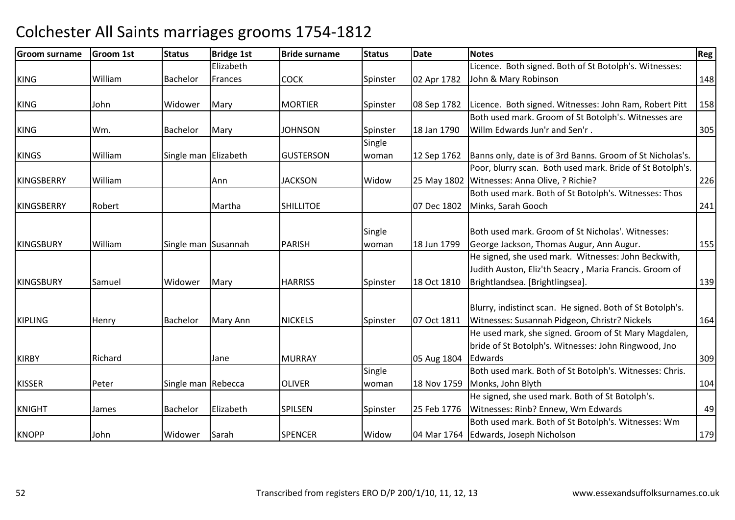# Colchester All Saints marriages grooms 1754-1812

| Groom surname | Groom 1st | Status | Bridge 1st | Bride surname | Status | Date | Notes | Reg |
|---|---|---|---|---|---|---|---|---|
| KING | William | Bachelor | Elizabeth Frances | COCK | Spinster | 02 Apr 1782 | Licence. Both signed. Both of St Botolph's. Witnesses: John & Mary Robinson | 148 |
| KING | John | Widower | Mary | MORTIER | Spinster | 08 Sep 1782 | Licence. Both signed. Witnesses: John Ram, Robert Pitt | 158 |
| KING | Wm. | Bachelor | Mary | JOHNSON | Spinster | 18 Jan 1790 | Both used mark. Groom of St Botolph's. Witnesses are Willm Edwards Jun'r and Sen'r . | 305 |
| KINGS | William | Single man | Elizabeth | GUSTERSON | Single woman | 12 Sep 1762 | Banns only, date is of 3rd Banns. Groom of St Nicholas's. | |
| KINGSBERRY | William | | Ann | JACKSON | Widow | 25 May 1802 | Poor, blurry scan. Both used mark. Bride of St Botolph's. Witnesses: Anna Olive, ? Richie? | 226 |
| KINGSBERRY | Robert | | Martha | SHILLITOE | | 07 Dec 1802 | Both used mark. Both of St Botolph's. Witnesses: Thos Minks, Sarah Gooch | 241 |
| KINGSBURY | William | Single man | Susannah | PARISH | Single woman | 18 Jun 1799 | Both used mark. Groom of St Nicholas'. Witnesses: George Jackson, Thomas Augur, Ann Augur. | 155 |
| KINGSBURY | Samuel | Widower | Mary | HARRISS | Spinster | 18 Oct 1810 | He signed, she used mark. Witnesses: John Beckwith, Judith Auston, Eliz'th Seacry , Maria Francis. Groom of Brightlandsea. [Brightlingsea]. | 139 |
| KIPLING | Henry | Bachelor | Mary Ann | NICKELS | Spinster | 07 Oct 1811 | Blurry, indistinct scan. He signed. Both of St Botolph's. Witnesses: Susannah Pidgeon, Christr? Nickels | 164 |
| KIRBY | Richard | | Jane | MURRAY | | 05 Aug 1804 | He used mark, she signed. Groom of St Mary Magdalen, bride of St Botolph's. Witnesses: John Ringwood, Jno Edwards | 309 |
| KISSER | Peter | Single man | Rebecca | OLIVER | Single woman | 18 Nov 1759 | Both used mark. Both of St Botolph's. Witnesses: Chris. Monks, John Blyth | 104 |
| KNIGHT | James | Bachelor | Elizabeth | SPILSEN | Spinster | 25 Feb 1776 | He signed, she used mark. Both of St Botolph's. Witnesses: Rinb? Ennew, Wm Edwards | 49 |
| KNOPP | John | Widower | Sarah | SPENCER | Widow | 04 Mar 1764 | Both used mark. Both of St Botolph's. Witnesses: Wm Edwards, Joseph Nicholson | 179 |

Transcribed from registers ERO D/P 200/1/10, 11, 12, 13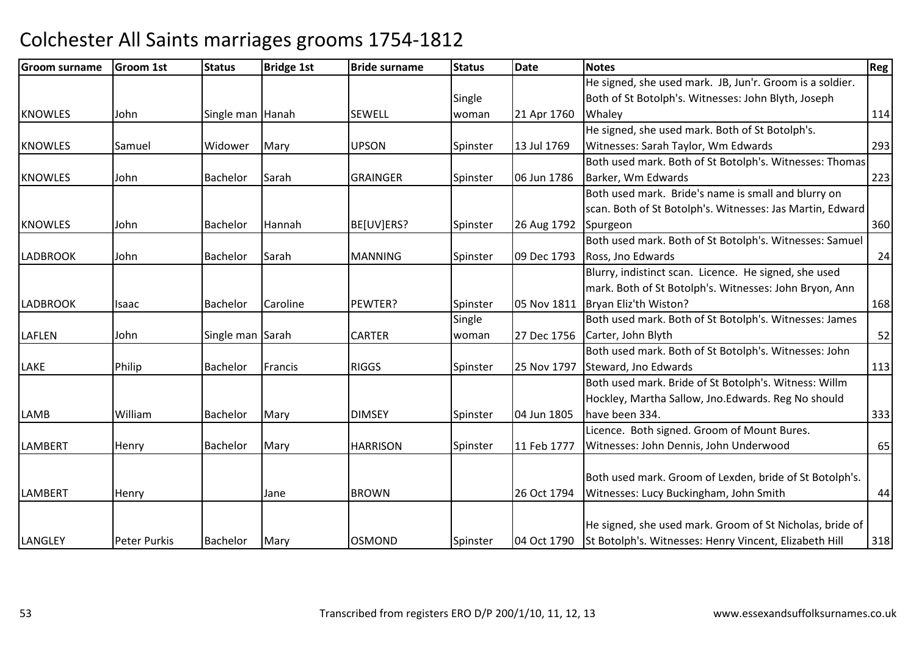# Colchester All Saints marriages grooms 1754-1812

| Groom surname | Groom 1st | Status | Bridge 1st | Bride surname | Status | Date | Notes | Reg |
|---|---|---|---|---|---|---|---|---|
| KNOWLES | John | Single man | Hanah | SEWELL | Single woman | 21 Apr 1760 | He signed, she used mark. JB, Jun'r. Groom is a soldier. Both of St Botolph's. Witnesses: John Blyth, Joseph Whaley | 114 |
| KNOWLES | Samuel | Widower | Mary | UPSON | Spinster | 13 Jul 1769 | He signed, she used mark. Both of St Botolph's. Witnesses: Sarah Taylor, Wm Edwards | 293 |
| KNOWLES | John | Bachelor | Sarah | GRAINGER | Spinster | 06 Jun 1786 | Both used mark. Both of St Botolph's. Witnesses: Thomas Barker, Wm Edwards | 223 |
| KNOWLES | John | Bachelor | Hannah | BE[UV]ERS? | Spinster | 26 Aug 1792 | Both used mark. Bride's name is small and blurry on scan. Both of St Botolph's. Witnesses: Jas Martin, Edward Spurgeon | 360 |
| LADBROOK | John | Bachelor | Sarah | MANNING | Spinster | 09 Dec 1793 | Both used mark. Both of St Botolph's. Witnesses: Samuel Ross, Jno Edwards | 24 |
| LADBROOK | Isaac | Bachelor | Caroline | PEWTER? | Spinster | 05 Nov 1811 | Blurry, indistinct scan. Licence. He signed, she used mark. Both of St Botolph's. Witnesses: John Bryon, Ann Bryan Eliz'th Wiston? | 168 |
| LAFLEN | John | Single man | Sarah | CARTER | Single woman | 27 Dec 1756 | Both used mark. Both of St Botolph's. Witnesses: James Carter, John Blyth | 52 |
| LAKE | Philip | Bachelor | Francis | RIGGS | Spinster | 25 Nov 1797 | Both used mark. Both of St Botolph's. Witnesses: John Steward, Jno Edwards | 113 |
| LAMB | William | Bachelor | Mary | DIMSEY | Spinster | 04 Jun 1805 | Both used mark. Bride of St Botolph's. Witness: Willm Hockley, Martha Sallow, Jno.Edwards. Reg No should have been 334. | 333 |
| LAMBERT | Henry | Bachelor | Mary | HARRISON | Spinster | 11 Feb 1777 | Licence. Both signed. Groom of Mount Bures. Witnesses: John Dennis, John Underwood | 65 |
| LAMBERT | Henry | | Jane | BROWN | | 26 Oct 1794 | Both used mark. Groom of Lexden, bride of St Botolph's. Witnesses: Lucy Buckingham, John Smith | 44 |
| LANGLEY | Peter Purkis | Bachelor | Mary | OSMOND | Spinster | 04 Oct 1790 | He signed, she used mark. Groom of St Nicholas, bride of St Botolph's. Witnesses: Henry Vincent, Elizabeth Hill | 318 |

Transcribed from registers ERO D/P 200/1/10, 11, 12, 13

www.essexandsuffolksurnames.co.uk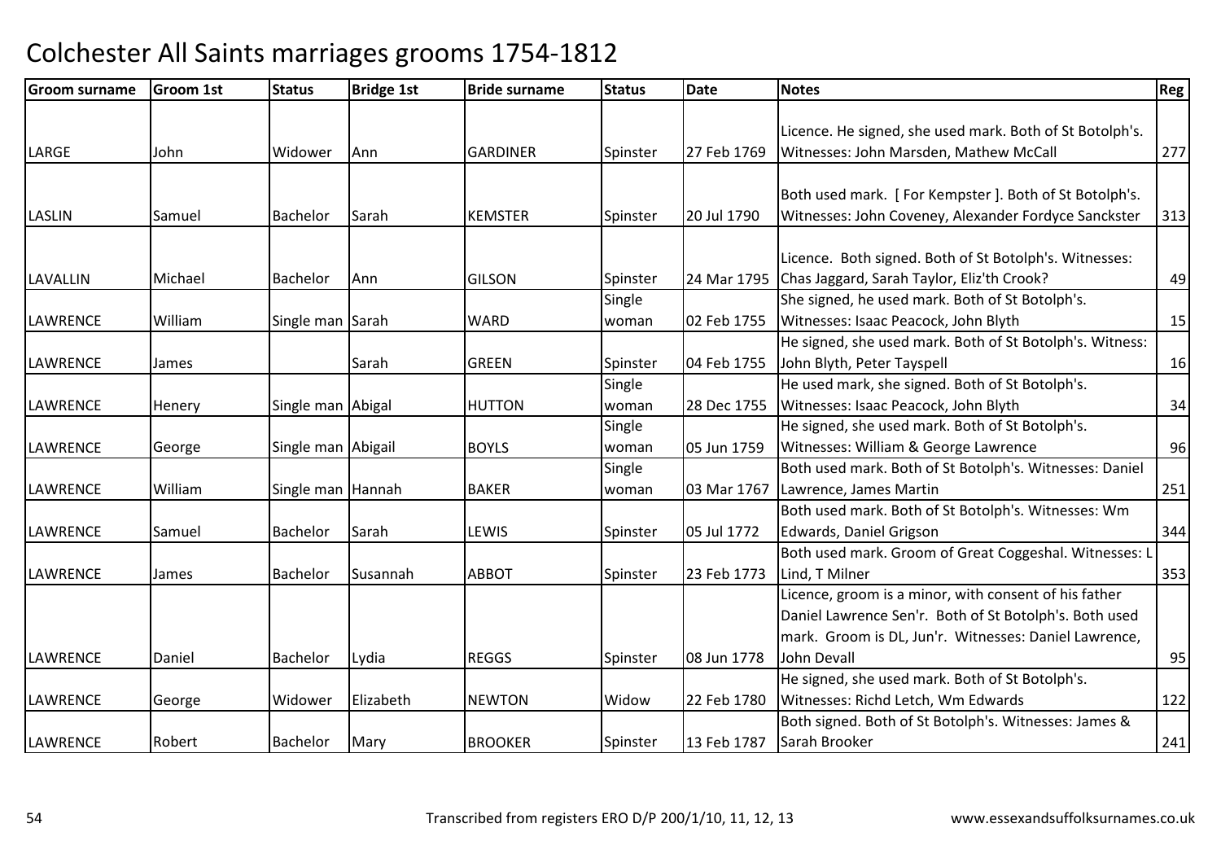# Colchester All Saints marriages grooms 1754-1812

| Groom surname | Groom 1st | Status | Bridge 1st | Bride surname | Status | Date | Notes | Reg |
|---|---|---|---|---|---|---|---|---|
| LARGE | John | Widower | Ann | GARDINER | Spinster | 27 Feb 1769 | Licence. He signed, she used mark. Both of St Botolph's. Witnesses: John Marsden, Mathew McCall | 277 |
| LASLIN | Samuel | Bachelor | Sarah | KEMSTER | Spinster | 20 Jul 1790 | Both used mark. [ For Kempster ]. Both of St Botolph's. Witnesses: John Coveney, Alexander Fordyce Sanckster | 313 |
| LAVALLIN | Michael | Bachelor | Ann | GILSON | Spinster | 24 Mar 1795 | Licence. Both signed. Both of St Botolph's. Witnesses: Chas Jaggard, Sarah Taylor, Eliz'th Crook? | 49 |
| LAWRENCE | William | Single man | Sarah | WARD | Single woman | 02 Feb 1755 | She signed, he used mark. Both of St Botolph's. Witnesses: Isaac Peacock, John Blyth | 15 |
| LAWRENCE | James | | Sarah | GREEN | Spinster | 04 Feb 1755 | He signed, she used mark. Both of St Botolph's. Witness: John Blyth, Peter Tayspell | 16 |
| LAWRENCE | Henery | Single man | Abigal | HUTTON | Single woman | 28 Dec 1755 | He used mark, she signed. Both of St Botolph's. Witnesses: Isaac Peacock, John Blyth | 34 |
| LAWRENCE | George | Single man | Abigail | BOYLS | Single woman | 05 Jun 1759 | He signed, she used mark. Both of St Botolph's. Witnesses: William & George Lawrence | 96 |
| LAWRENCE | William | Single man | Hannah | BAKER | Single woman | 03 Mar 1767 | Both used mark. Both of St Botolph's. Witnesses: Daniel Lawrence, James Martin | 251 |
| LAWRENCE | Samuel | Bachelor | Sarah | LEWIS | Spinster | 05 Jul 1772 | Both used mark. Both of St Botolph's. Witnesses: Wm Edwards, Daniel Grigson | 344 |
| LAWRENCE | James | Bachelor | Susannah | ABBOT | Spinster | 23 Feb 1773 | Both used mark. Groom of Great Coggeshal. Witnesses: L Lind, T Milner | 353 |
| LAWRENCE | Daniel | Bachelor | Lydia | REGGS | Spinster | 08 Jun 1778 | Licence, groom is a minor, with consent of his father Daniel Lawrence Sen'r. Both of St Botolph's. Both used mark. Groom is DL, Jun'r. Witnesses: Daniel Lawrence, John Devall | 95 |
| LAWRENCE | George | Widower | Elizabeth | NEWTON | Widow | 22 Feb 1780 | He signed, she used mark. Both of St Botolph's. Witnesses: Richd Letch, Wm Edwards | 122 |
| LAWRENCE | Robert | Bachelor | Mary | BROOKER | Spinster | 13 Feb 1787 | Both signed. Both of St Botolph's. Witnesses: James & Sarah Brooker | 241 |

Transcribed from registers ERO D/P 200/1/10, 11, 12, 13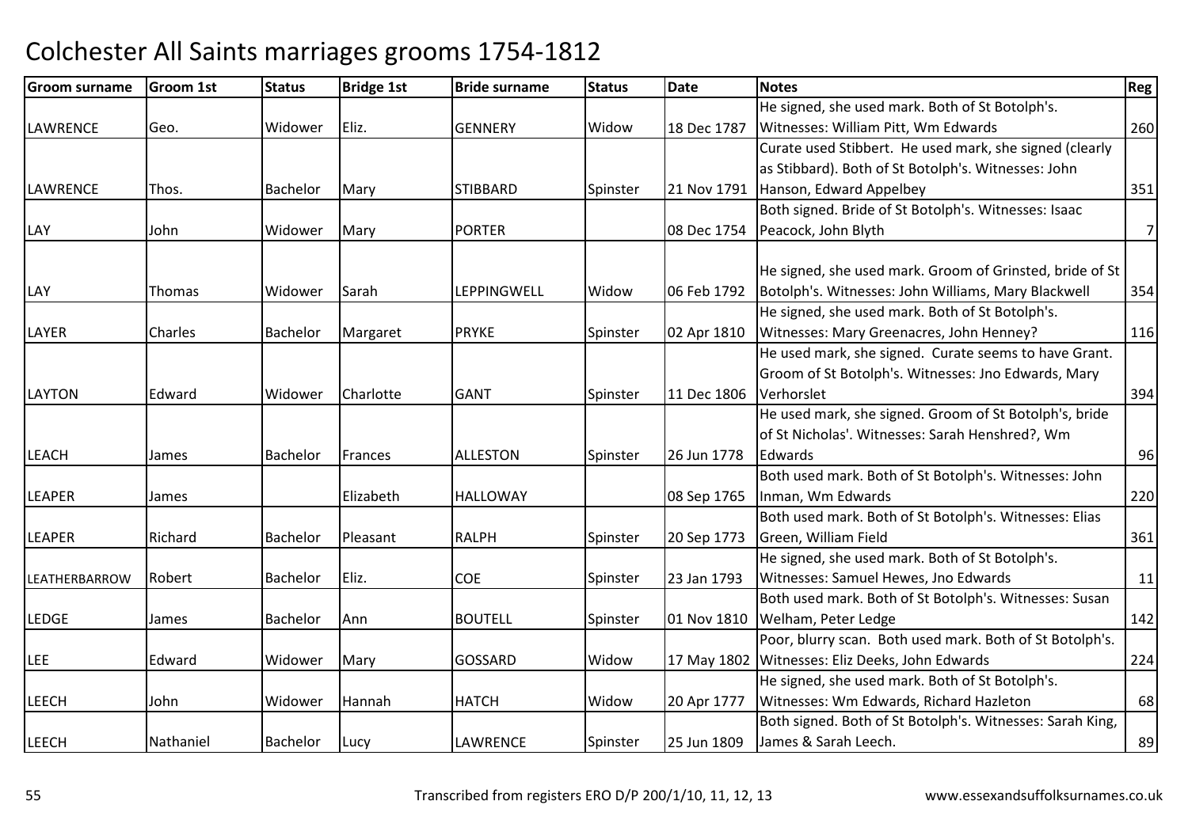# Colchester All Saints marriages grooms 1754-1812

| Groom surname | Groom 1st | Status | Bridge 1st | Bride surname | Status | Date | Notes | Reg |
|---|---|---|---|---|---|---|---|---|
| LAWRENCE | Geo. | Widower | Eliz. | GENNERY | Widow | 18 Dec 1787 | He signed, she used mark. Both of St Botolph's. Witnesses: William Pitt, Wm Edwards | 260 |
| LAWRENCE | Thos. | Bachelor | Mary | STIBBARD | Spinster | 21 Nov 1791 | Curate used Stibbert. He used mark, she signed (clearly as Stibbard). Both of St Botolph's. Witnesses: John Hanson, Edward Appelbey | 351 |
| LAY | John | Widower | Mary | PORTER | | 08 Dec 1754 | Both signed. Bride of St Botolph's. Witnesses: Isaac Peacock, John Blyth | 7 |
| LAY | Thomas | Widower | Sarah | LEPPINGWELL | Widow | 06 Feb 1792 | He signed, she used mark. Groom of Grinsted, bride of St Botolph's. Witnesses: John Williams, Mary Blackwell | 354 |
| LAYER | Charles | Bachelor | Margaret | PRYKE | Spinster | 02 Apr 1810 | He signed, she used mark. Both of St Botolph's. Witnesses: Mary Greenacres, John Henney? | 116 |
| LAYTON | Edward | Widower | Charlotte | GANT | Spinster | 11 Dec 1806 | He used mark, she signed. Curate seems to have Grant. Groom of St Botolph's. Witnesses: Jno Edwards, Mary Verhorslet | 394 |
| LEACH | James | Bachelor | Frances | ALLESTON | Spinster | 26 Jun 1778 | He used mark, she signed. Groom of St Botolph's, bride of St Nicholas'. Witnesses: Sarah Henshred?, Wm Edwards | 96 |
| LEAPER | James | | Elizabeth | HALLOWAY | | 08 Sep 1765 | Both used mark. Both of St Botolph's. Witnesses: John Inman, Wm Edwards | 220 |
| LEAPER | Richard | Bachelor | Pleasant | RALPH | Spinster | 20 Sep 1773 | Both used mark. Both of St Botolph's. Witnesses: Elias Green, William Field | 361 |
| LEATHERBARROW | Robert | Bachelor | Eliz. | COE | Spinster | 23 Jan 1793 | He signed, she used mark. Both of St Botolph's. Witnesses: Samuel Hewes, Jno Edwards | 11 |
| LEDGE | James | Bachelor | Ann | BOUTELL | Spinster | 01 Nov 1810 | Both used mark. Both of St Botolph's. Witnesses: Susan Welham, Peter Ledge | 142 |
| LEE | Edward | Widower | Mary | GOSSARD | Widow | 17 May 1802 | Poor, blurry scan. Both used mark. Both of St Botolph's. Witnesses: Eliz Deeks, John Edwards | 224 |
| LEECH | John | Widower | Hannah | HATCH | Widow | 20 Apr 1777 | He signed, she used mark. Both of St Botolph's. Witnesses: Wm Edwards, Richard Hazleton | 68 |
| LEECH | Nathaniel | Bachelor | Lucy | LAWRENCE | Spinster | 25 Jun 1809 | Both signed. Both of St Botolph's. Witnesses: Sarah King, James & Sarah Leech. | 89 |

Transcribed from registers ERO D/P 200/1/10, 11, 12, 13 www.essexandsuffolksurnames.co.uk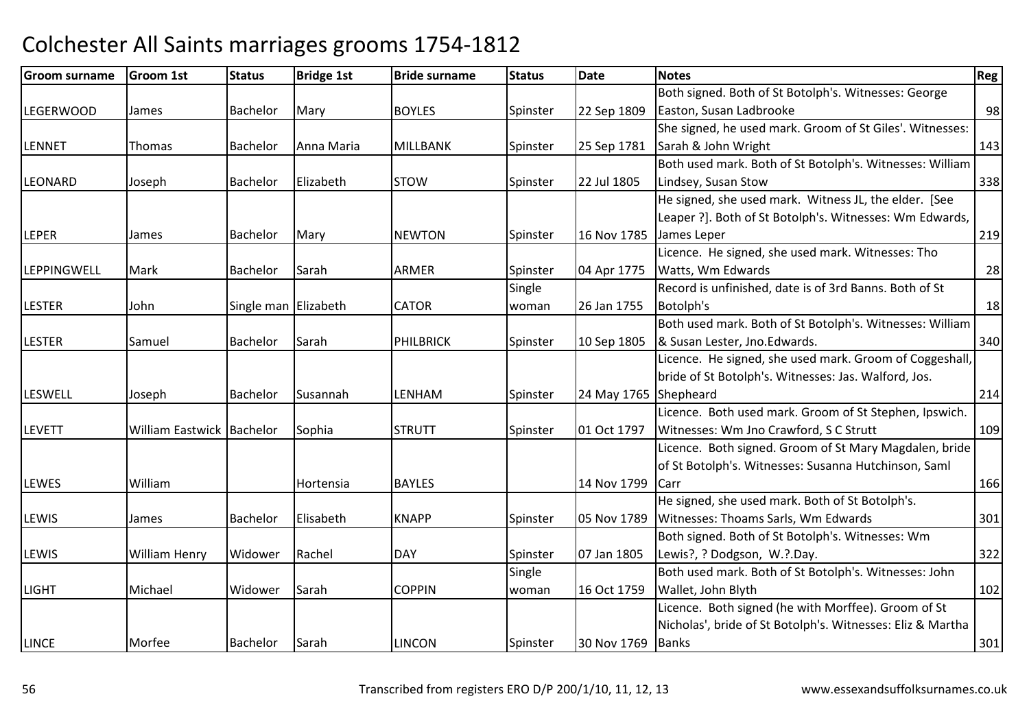# Colchester All Saints marriages grooms 1754-1812

| Groom surname | Groom 1st | Status | Bridge 1st | Bride surname | Status | Date | Notes | Reg |
|---|---|---|---|---|---|---|---|---|
| LEGERWOOD | James | Bachelor | Mary | BOYLES | Spinster | 22 Sep 1809 | Both signed. Both of St Botolph's. Witnesses: George Easton, Susan Ladbrooke | 98 |
| LENNET | Thomas | Bachelor | Anna Maria | MILLBANK | Spinster | 25 Sep 1781 | She signed, he used mark. Groom of St Giles'. Witnesses: Sarah & John Wright | 143 |
| LEONARD | Joseph | Bachelor | Elizabeth | STOW | Spinster | 22 Jul 1805 | Both used mark. Both of St Botolph's. Witnesses: William Lindsey, Susan Stow | 338 |
| LEPER | James | Bachelor | Mary | NEWTON | Spinster | 16 Nov 1785 | He signed, she used mark. Witness JL, the elder. [See Leaper ?]. Both of St Botolph's. Witnesses: Wm Edwards, James Leper | 219 |
| LEPPINGWELL | Mark | Bachelor | Sarah | ARMER | Spinster | 04 Apr 1775 | Licence. He signed, she used mark. Witnesses: Tho Watts, Wm Edwards | 28 |
| LESTER | John | Single man | Elizabeth | CATOR | Single woman | 26 Jan 1755 | Record is unfinished, date is of 3rd Banns. Both of St Botolph's | 18 |
| LESTER | Samuel | Bachelor | Sarah | PHILBRICK | Spinster | 10 Sep 1805 | Both used mark. Both of St Botolph's. Witnesses: William & Susan Lester, Jno.Edwards. | 340 |
| LESWELL | Joseph | Bachelor | Susannah | LENHAM | Spinster | 24 May 1765 | Licence. He signed, she used mark. Groom of Coggeshall, bride of St Botolph's. Witnesses: Jas. Walford, Jos. Shepheard | 214 |
| LEVETT | William Eastwick | Bachelor | Sophia | STRUTT | Spinster | 01 Oct 1797 | Licence. Both used mark. Groom of St Stephen, Ipswich. Witnesses: Wm Jno Crawford, S C Strutt | 109 |
| LEWES | William | | Hortensia | BAYLES | | 14 Nov 1799 | Licence. Both signed. Groom of St Mary Magdalen, bride of St Botolph's. Witnesses: Susanna Hutchinson, Saml Carr | 166 |
| LEWIS | James | Bachelor | Elisabeth | KNAPP | Spinster | 05 Nov 1789 | He signed, she used mark. Both of St Botolph's. Witnesses: Thoams Sarls, Wm Edwards | 301 |
| LEWIS | William Henry | Widower | Rachel | DAY | Spinster | 07 Jan 1805 | Both signed. Both of St Botolph's. Witnesses: Wm Lewis?, ? Dodgson, W.?.Day. | 322 |
| LIGHT | Michael | Widower | Sarah | COPPIN | Single woman | 16 Oct 1759 | Both used mark. Both of St Botolph's. Witnesses: John Wallet, John Blyth | 102 |
| LINCE | Morfee | Bachelor | Sarah | LINCON | Spinster | 30 Nov 1769 | Licence. Both signed (he with Morffee). Groom of St Nicholas', bride of St Botolph's. Witnesses: Eliz & Martha Banks | 301 |

Transcribed from registers ERO D/P 200/1/10, 11, 12, 13 www.essexandsuffolksurnames.co.uk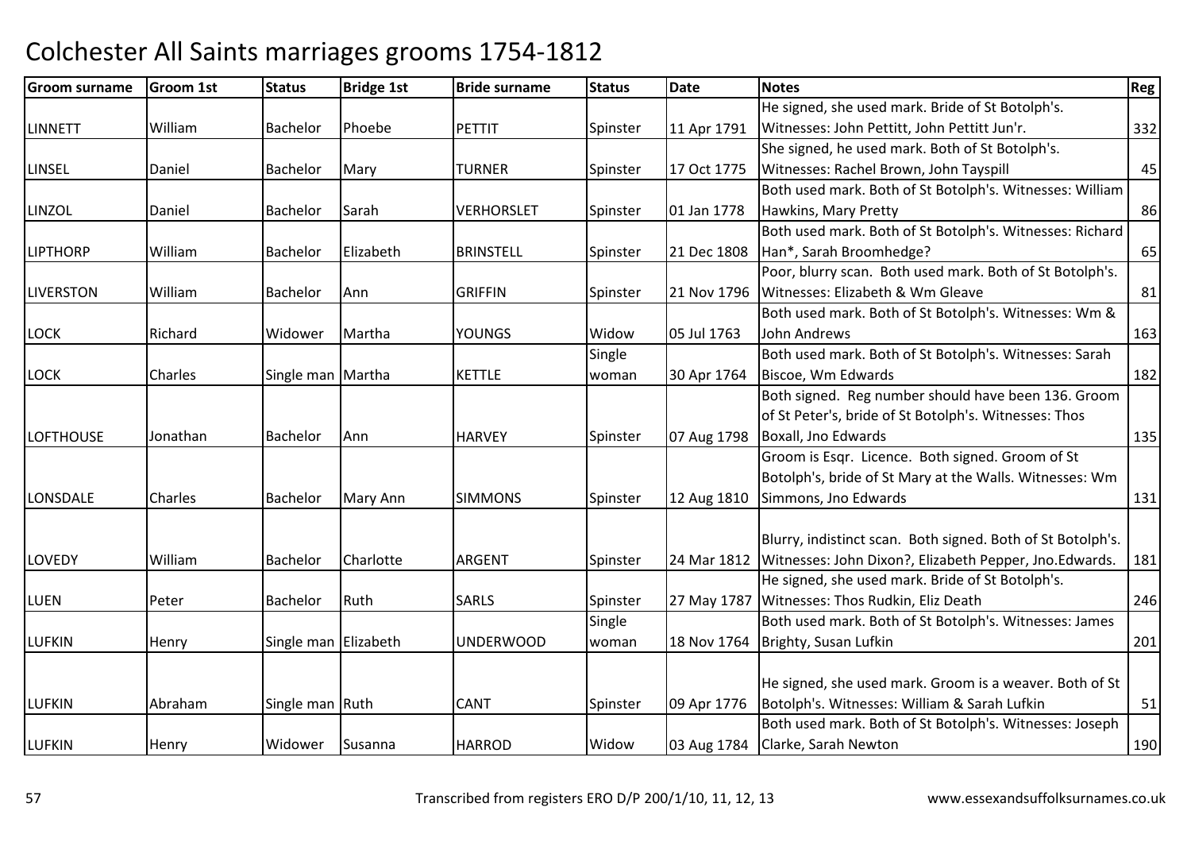# Colchester All Saints marriages grooms 1754-1812

| Groom surname | Groom 1st | Status | Bridge 1st | Bride surname | Status | Date | Notes | Reg |
|---|---|---|---|---|---|---|---|---|
| LINNETT | William | Bachelor | Phoebe | PETTIT | Spinster | 11 Apr 1791 | He signed, she used mark. Bride of St Botolph's. Witnesses: John Pettitt, John Pettitt Jun'r. | 332 |
| LINSEL | Daniel | Bachelor | Mary | TURNER | Spinster | 17 Oct 1775 | She signed, he used mark. Both of St Botolph's. Witnesses: Rachel Brown, John Tayspill | 45 |
| LINZOL | Daniel | Bachelor | Sarah | VERHORSLET | Spinster | 01 Jan 1778 | Both used mark. Both of St Botolph's. Witnesses: William Hawkins, Mary Pretty | 86 |
| LIPTHORP | William | Bachelor | Elizabeth | BRINSTELL | Spinster | 21 Dec 1808 | Both used mark. Both of St Botolph's. Witnesses: Richard Han*, Sarah Broomhedge? | 65 |
| LIVERSTON | William | Bachelor | Ann | GRIFFIN | Spinster | 21 Nov 1796 | Poor, blurry scan. Both used mark. Both of St Botolph's. Witnesses: Elizabeth & Wm Gleave | 81 |
| LOCK | Richard | Widower | Martha | YOUNGS | Widow | 05 Jul 1763 | Both used mark. Both of St Botolph's. Witnesses: Wm & John Andrews | 163 |
| LOCK | Charles | Single man | Martha | KETTLE | Single woman | 30 Apr 1764 | Both used mark. Both of St Botolph's. Witnesses: Sarah Biscoe, Wm Edwards | 182 |
| LOFTHOUSE | Jonathan | Bachelor | Ann | HARVEY | Spinster | 07 Aug 1798 | Both signed. Reg number should have been 136. Groom of St Peter's, bride of St Botolph's. Witnesses: Thos Boxall, Jno Edwards | 135 |
| LONSDALE | Charles | Bachelor | Mary Ann | SIMMONS | Spinster | 12 Aug 1810 | Groom is Esqr. Licence. Both signed. Groom of St Botolph's, bride of St Mary at the Walls. Witnesses: Wm Simmons, Jno Edwards | 131 |
| LOVEDY | William | Bachelor | Charlotte | ARGENT | Spinster | 24 Mar 1812 | Blurry, indistinct scan. Both signed. Both of St Botolph's. Witnesses: John Dixon?, Elizabeth Pepper, Jno.Edwards. | 181 |
| LUEN | Peter | Bachelor | Ruth | SARLS | Spinster | 27 May 1787 | He signed, she used mark. Bride of St Botolph's. Witnesses: Thos Rudkin, Eliz Death | 246 |
| LUFKIN | Henry | Single man | Elizabeth | UNDERWOOD | Single woman | 18 Nov 1764 | Both used mark. Both of St Botolph's. Witnesses: James Brighty, Susan Lufkin | 201 |
| LUFKIN | Abraham | Single man | Ruth | CANT | Spinster | 09 Apr 1776 | He signed, she used mark. Groom is a weaver. Both of St Botolph's. Witnesses: William & Sarah Lufkin | 51 |
| LUFKIN | Henry | Widower | Susanna | HARROD | Widow | 03 Aug 1784 | Both used mark. Both of St Botolph's. Witnesses: Joseph Clarke, Sarah Newton | 190 |

Transcribed from registers ERO D/P 200/1/10, 11, 12, 13 www.essexandsuffolksurnames.co.uk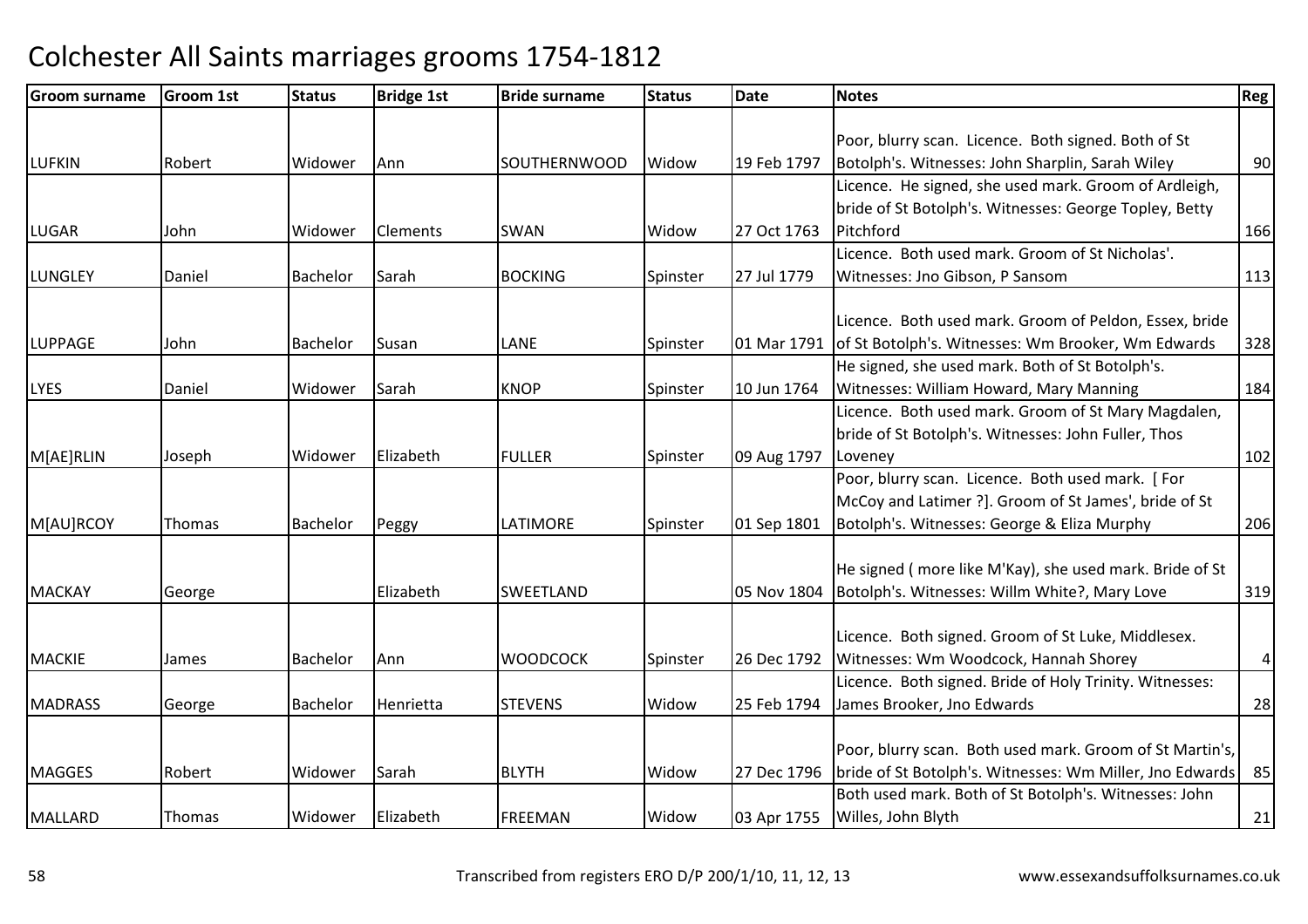# Colchester All Saints marriages grooms 1754-1812

| Groom surname | Groom 1st | Status | Bridge 1st | Bride surname | Status | Date | Notes | Reg |
|---|---|---|---|---|---|---|---|---|
| LUFKIN | Robert | Widower | Ann | SOUTHERNWOOD | Widow | 19 Feb 1797 | Poor, blurry scan. Licence. Both signed. Both of St Botolph's. Witnesses: John Sharplin, Sarah Wiley | 90 |
| LUGAR | John | Widower | Clements | SWAN | Widow | 27 Oct 1763 | Licence. He signed, she used mark. Groom of Ardleigh, bride of St Botolph's. Witnesses: George Topley, Betty Pitchford | 166 |
| LUNGLEY | Daniel | Bachelor | Sarah | BOCKING | Spinster | 27 Jul 1779 | Licence. Both used mark. Groom of St Nicholas'. Witnesses: Jno Gibson, P Sansom | 113 |
| LUPPAGE | John | Bachelor | Susan | LANE | Spinster | 01 Mar 1791 | Licence. Both used mark. Groom of Peldon, Essex, bride of St Botolph's. Witnesses: Wm Brooker, Wm Edwards | 328 |
| LYES | Daniel | Widower | Sarah | KNOP | Spinster | 10 Jun 1764 | He signed, she used mark. Both of St Botolph's. Witnesses: William Howard, Mary Manning | 184 |
| M[AE]RLIN | Joseph | Widower | Elizabeth | FULLER | Spinster | 09 Aug 1797 | Licence. Both used mark. Groom of St Mary Magdalen, bride of St Botolph's. Witnesses: John Fuller, Thos Loveney | 102 |
| M[AU]RCOY | Thomas | Bachelor | Peggy | LATIMORE | Spinster | 01 Sep 1801 | Poor, blurry scan. Licence. Both used mark. [ For McCoy and Latimer ?]. Groom of St James', bride of St Botolph's. Witnesses: George & Eliza Murphy | 206 |
| MACKAY | George | | Elizabeth | SWEETLAND | | 05 Nov 1804 | He signed ( more like M'Kay), she used mark. Bride of St Botolph's. Witnesses: Willm White?, Mary Love | 319 |
| MACKIE | James | Bachelor | Ann | WOODCOCK | Spinster | 26 Dec 1792 | Licence. Both signed. Groom of St Luke, Middlesex. Witnesses: Wm Woodcock, Hannah Shorey | 4 |
| MADRASS | George | Bachelor | Henrietta | STEVENS | Widow | 25 Feb 1794 | Licence. Both signed. Bride of Holy Trinity. Witnesses: James Brooker, Jno Edwards | 28 |
| MAGGES | Robert | Widower | Sarah | BLYTH | Widow | 27 Dec 1796 | Poor, blurry scan. Both used mark. Groom of St Martin's, bride of St Botolph's. Witnesses: Wm Miller, Jno Edwards | 85 |
| MALLARD | Thomas | Widower | Elizabeth | FREEMAN | Widow | 03 Apr 1755 | Both used mark. Both of St Botolph's. Witnesses: John Willes, John Blyth | 21 |

Transcribed from registers ERO D/P 200/1/10, 11, 12, 13 www.essexandsuffolksurnames.co.uk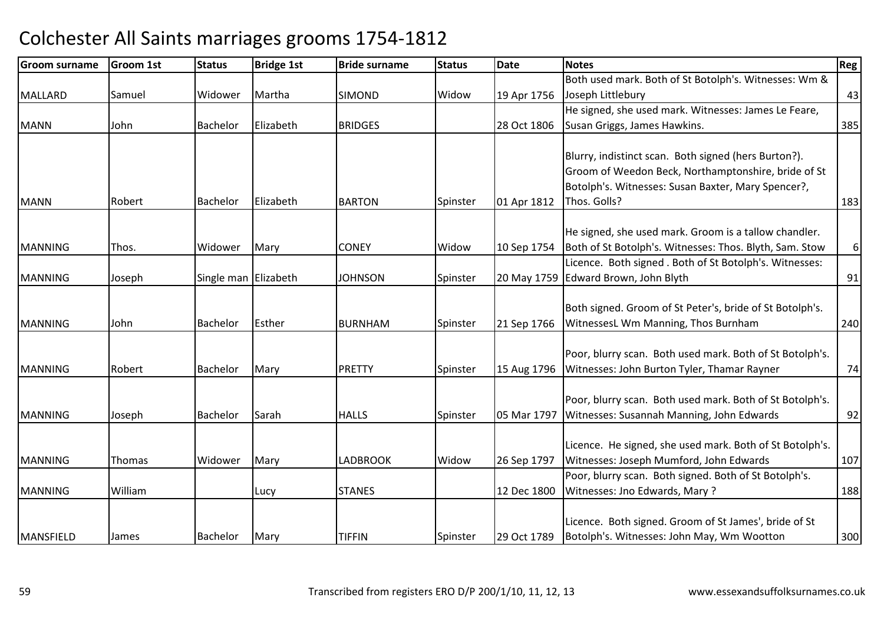# Colchester All Saints marriages grooms 1754-1812

| Groom surname | Groom 1st | Status | Bridge 1st | Bride surname | Status | Date | Notes | Reg |
|---|---|---|---|---|---|---|---|---|
| MALLARD | Samuel | Widower | Martha | SIMOND | Widow | 19 Apr 1756 | Both used mark. Both of St Botolph's. Witnesses: Wm & Joseph Littlebury | 43 |
| MANN | John | Bachelor | Elizabeth | BRIDGES | | 28 Oct 1806 | He signed, she used mark. Witnesses: James Le Feare, Susan Griggs, James Hawkins. | 385 |
| MANN | Robert | Bachelor | Elizabeth | BARTON | Spinster | 01 Apr 1812 | Blurry, indistinct scan. Both signed (hers Burton?). Groom of Weedon Beck, Northamptonshire, bride of St Botolph's. Witnesses: Susan Baxter, Mary Spencer?, Thos. Golls? | 183 |
| MANNING | Thos. | Widower | Mary | CONEY | Widow | 10 Sep 1754 | He signed, she used mark. Groom is a tallow chandler. Both of St Botolph's. Witnesses: Thos. Blyth, Sam. Stow | 6 |
| MANNING | Joseph | Single man | Elizabeth | JOHNSON | Spinster | 20 May 1759 | Licence. Both signed . Both of St Botolph's. Witnesses: Edward Brown, John Blyth | 91 |
| MANNING | John | Bachelor | Esther | BURNHAM | Spinster | 21 Sep 1766 | Both signed. Groom of St Peter's, bride of St Botolph's. WitnessesL Wm Manning, Thos Burnham | 240 |
| MANNING | Robert | Bachelor | Mary | PRETTY | Spinster | 15 Aug 1796 | Poor, blurry scan. Both used mark. Both of St Botolph's. Witnesses: John Burton Tyler, Thamar Rayner | 74 |
| MANNING | Joseph | Bachelor | Sarah | HALLS | Spinster | 05 Mar 1797 | Poor, blurry scan. Both used mark. Both of St Botolph's. Witnesses: Susannah Manning, John Edwards | 92 |
| MANNING | Thomas | Widower | Mary | LADBROOK | Widow | 26 Sep 1797 | Licence. He signed, she used mark. Both of St Botolph's. Witnesses: Joseph Mumford, John Edwards | 107 |
| MANNING | William | | Lucy | STANES | | 12 Dec 1800 | Poor, blurry scan. Both signed. Both of St Botolph's. Witnesses: Jno Edwards, Mary ? | 188 |
| MANSFIELD | James | Bachelor | Mary | TIFFIN | Spinster | 29 Oct 1789 | Licence. Both signed. Groom of St James', bride of St Botolph's. Witnesses: John May, Wm Wootton | 300 |

Transcribed from registers ERO D/P 200/1/10, 11, 12, 13 www.essexandsuffolksurnames.co.uk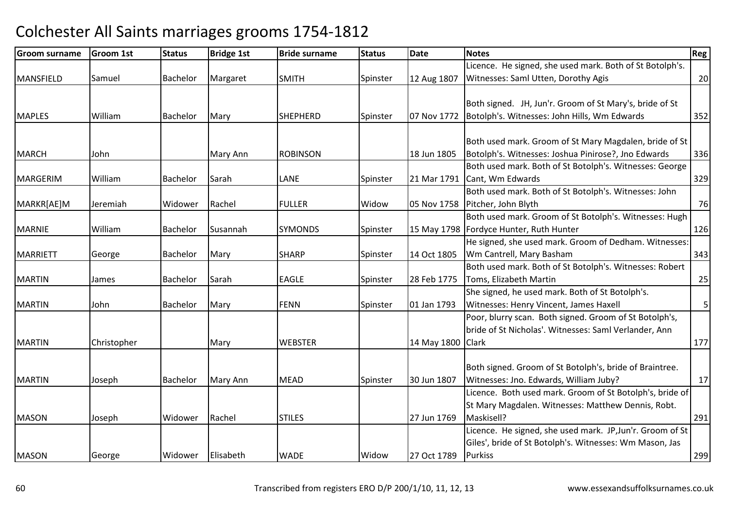# Colchester All Saints marriages grooms 1754-1812

| Groom surname | Groom 1st | Status | Bridge 1st | Bride surname | Status | Date | Notes | Reg |
|---|---|---|---|---|---|---|---|---|
| MANSFIELD | Samuel | Bachelor | Margaret | SMITH | Spinster | 12 Aug 1807 | Licence. He signed, she used mark. Both of St Botolph's. Witnesses: Saml Utten, Dorothy Agis | 20 |
| MAPLES | William | Bachelor | Mary | SHEPHERD | Spinster | 07 Nov 1772 | Both signed. JH, Jun'r. Groom of St Mary's, bride of St Botolph's. Witnesses: John Hills, Wm Edwards | 352 |
| MARCH | John | | Mary Ann | ROBINSON | | 18 Jun 1805 | Both used mark. Groom of St Mary Magdalen, bride of St Botolph's. Witnesses: Joshua Pinirose?, Jno Edwards | 336 |
| MARGERIM | William | Bachelor | Sarah | LANE | Spinster | 21 Mar 1791 | Both used mark. Both of St Botolph's. Witnesses: George Cant, Wm Edwards | 329 |
| MARKR[AE]M | Jeremiah | Widower | Rachel | FULLER | Widow | 05 Nov 1758 | Both used mark. Both of St Botolph's. Witnesses: John Pitcher, John Blyth | 76 |
| MARNIE | William | Bachelor | Susannah | SYMONDS | Spinster | 15 May 1798 | Both used mark. Groom of St Botolph's. Witnesses: Hugh Fordyce Hunter, Ruth Hunter | 126 |
| MARRIETT | George | Bachelor | Mary | SHARP | Spinster | 14 Oct 1805 | He signed, she used mark. Groom of Dedham. Witnesses: Wm Cantrell, Mary Basham | 343 |
| MARTIN | James | Bachelor | Sarah | EAGLE | Spinster | 28 Feb 1775 | Both used mark. Both of St Botolph's. Witnesses: Robert Toms, Elizabeth Martin | 25 |
| MARTIN | John | Bachelor | Mary | FENN | Spinster | 01 Jan 1793 | She signed, he used mark. Both of St Botolph's. Witnesses: Henry Vincent, James Haxell | 5 |
| MARTIN | Christopher | | Mary | WEBSTER | | 14 May 1800 | Poor, blurry scan. Both signed. Groom of St Botolph's, bride of St Nicholas'. Witnesses: Saml Verlander, Ann Clark | 177 |
| MARTIN | Joseph | Bachelor | Mary Ann | MEAD | Spinster | 30 Jun 1807 | Both signed. Groom of St Botolph's, bride of Braintree. Witnesses: Jno. Edwards, William Juby? | 17 |
| MASON | Joseph | Widower | Rachel | STILES | | 27 Jun 1769 | Licence. Both used mark. Groom of St Botolph's, bride of St Mary Magdalen. Witnesses: Matthew Dennis, Robt. Maskisell? | 291 |
| MASON | George | Widower | Elisabeth | WADE | Widow | 27 Oct 1789 | Licence. He signed, she used mark. JP,Jun'r. Groom of St Giles', bride of St Botolph's. Witnesses: Wm Mason, Jas Purkiss | 299 |

Transcribed from registers ERO D/P 200/1/10, 11, 12, 13 www.essexandsuffolksurnames.co.uk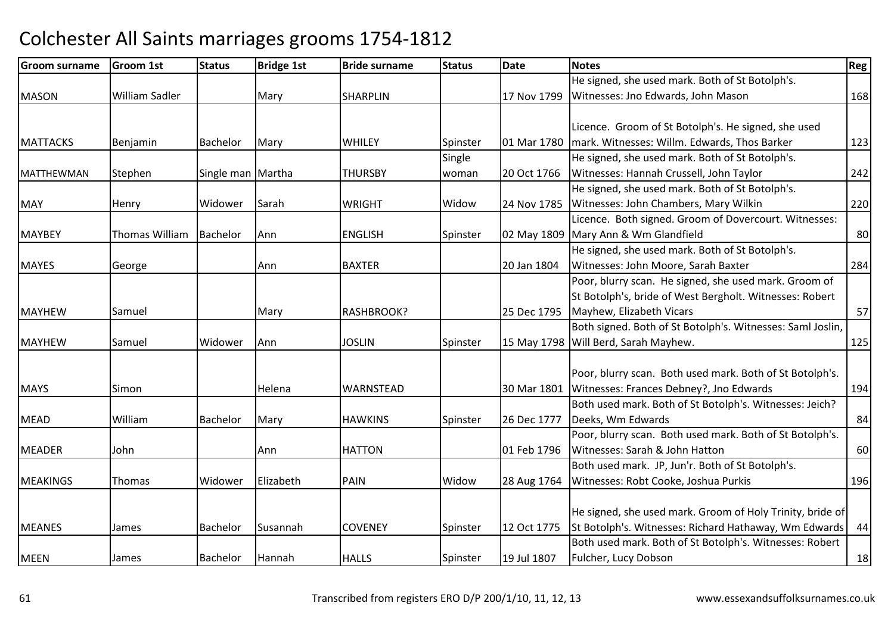# Colchester All Saints marriages grooms 1754-1812

| Groom surname | Groom 1st | Status | Bridge 1st | Bride surname | Status | Date | Notes | Reg |
|---|---|---|---|---|---|---|---|---|
| MASON | William Sadler | | Mary | SHARPLIN | | 17 Nov 1799 | He signed, she used mark. Both of St Botolph's. Witnesses: Jno Edwards, John Mason | 168 |
| MATTACKS | Benjamin | Bachelor | Mary | WHILEY | Spinster | 01 Mar 1780 | Licence. Groom of St Botolph's. He signed, she used mark. Witnesses: Willm. Edwards, Thos Barker | 123 |
| MATTHEWMAN | Stephen | Single man | Martha | THURSBY | Single woman | 20 Oct 1766 | He signed, she used mark. Both of St Botolph's. Witnesses: Hannah Crussell, John Taylor | 242 |
| MAY | Henry | Widower | Sarah | WRIGHT | Widow | 24 Nov 1785 | He signed, she used mark. Both of St Botolph's. Witnesses: John Chambers, Mary Wilkin | 220 |
| MAYBEY | Thomas William | Bachelor | Ann | ENGLISH | Spinster | 02 May 1809 | Licence. Both signed. Groom of Dovercourt. Witnesses: Mary Ann & Wm Glandfield | 80 |
| MAYES | George | | Ann | BAXTER | | 20 Jan 1804 | He signed, she used mark. Both of St Botolph's. Witnesses: John Moore, Sarah Baxter | 284 |
| MAYHEW | Samuel | | Mary | RASHBROOK? | | 25 Dec 1795 | Poor, blurry scan. He signed, she used mark. Groom of St Botolph's, bride of West Bergholt. Witnesses: Robert Mayhew, Elizabeth Vicars | 57 |
| MAYHEW | Samuel | Widower | Ann | JOSLIN | Spinster | 15 May 1798 | Both signed. Both of St Botolph's. Witnesses: Saml Joslin, Will Berd, Sarah Mayhew. | 125 |
| MAYS | Simon | | Helena | WARNSTEAD | | 30 Mar 1801 | Poor, blurry scan. Both used mark. Both of St Botolph's. Witnesses: Frances Debney?, Jno Edwards | 194 |
| MEAD | William | Bachelor | Mary | HAWKINS | Spinster | 26 Dec 1777 | Both used mark. Both of St Botolph's. Witnesses: Jeich? Deeks, Wm Edwards | 84 |
| MEADER | John | | Ann | HATTON | | 01 Feb 1796 | Poor, blurry scan. Both used mark. Both of St Botolph's. Witnesses: Sarah & John Hatton | 60 |
| MEAKINGS | Thomas | Widower | Elizabeth | PAIN | Widow | 28 Aug 1764 | Both used mark. JP, Jun'r. Both of St Botolph's. Witnesses: Robt Cooke, Joshua Purkis | 196 |
| MEANES | James | Bachelor | Susannah | COVENEY | Spinster | 12 Oct 1775 | He signed, she used mark. Groom of Holy Trinity, bride of St Botolph's. Witnesses: Richard Hathaway, Wm Edwards | 44 |
| MEEN | James | Bachelor | Hannah | HALLS | Spinster | 19 Jul 1807 | Both used mark. Both of St Botolph's. Witnesses: Robert Fulcher, Lucy Dobson | 18 |

Transcribed from registers ERO D/P 200/1/10, 11, 12, 13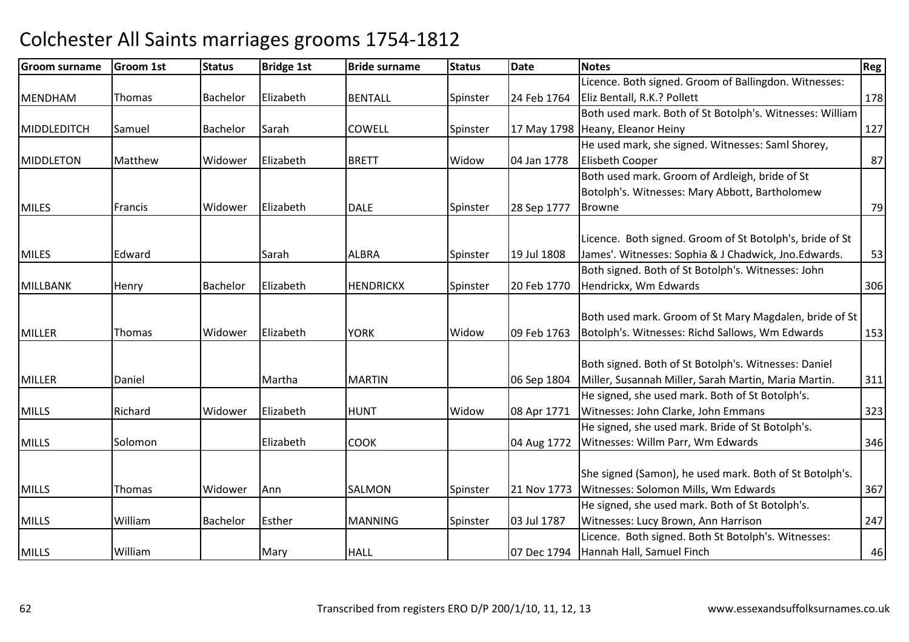# Colchester All Saints marriages grooms 1754-1812

| Groom surname | Groom 1st | Status | Bridge 1st | Bride surname | Status | Date | Notes | Reg |
|---|---|---|---|---|---|---|---|---|
| MENDHAM | Thomas | Bachelor | Elizabeth | BENTALL | Spinster | 24 Feb 1764 | Licence. Both signed. Groom of Ballingdon. Witnesses: Eliz Bentall, R.K.? Pollett | 178 |
| MIDDLEDITCH | Samuel | Bachelor | Sarah | COWELL | Spinster | 17 May 1798 | Both used mark. Both of St Botolph's. Witnesses: William Heany, Eleanor Heiny | 127 |
| MIDDLETON | Matthew | Widower | Elizabeth | BRETT | Widow | 04 Jan 1778 | He used mark, she signed. Witnesses: Saml Shorey, Elisbeth Cooper | 87 |
| MILES | Francis | Widower | Elizabeth | DALE | Spinster | 28 Sep 1777 | Both used mark. Groom of Ardleigh, bride of St Botolph's. Witnesses: Mary Abbott, Bartholomew Browne | 79 |
| MILES | Edward | | Sarah | ALBRA | Spinster | 19 Jul 1808 | Licence. Both signed. Groom of St Botolph's, bride of St James'. Witnesses: Sophia & J Chadwick, Jno.Edwards. | 53 |
| MILLBANK | Henry | Bachelor | Elizabeth | HENDRICKX | Spinster | 20 Feb 1770 | Both signed. Both of St Botolph's. Witnesses: John Hendrickx, Wm Edwards | 306 |
| MILLER | Thomas | Widower | Elizabeth | YORK | Widow | 09 Feb 1763 | Both used mark. Groom of St Mary Magdalen, bride of St Botolph's. Witnesses: Richd Sallows, Wm Edwards | 153 |
| MILLER | Daniel | | Martha | MARTIN | | 06 Sep 1804 | Both signed. Both of St Botolph's. Witnesses: Daniel Miller, Susannah Miller, Sarah Martin, Maria Martin. | 311 |
| MILLS | Richard | Widower | Elizabeth | HUNT | Widow | 08 Apr 1771 | He signed, she used mark. Both of St Botolph's. Witnesses: John Clarke, John Emmans | 323 |
| MILLS | Solomon | | Elizabeth | COOK | | 04 Aug 1772 | He signed, she used mark. Bride of St Botolph's. Witnesses: Willm Parr, Wm Edwards | 346 |
| MILLS | Thomas | Widower | Ann | SALMON | Spinster | 21 Nov 1773 | She signed (Samon), he used mark. Both of St Botolph's. Witnesses: Solomon Mills, Wm Edwards | 367 |
| MILLS | William | Bachelor | Esther | MANNING | Spinster | 03 Jul 1787 | He signed, she used mark. Both of St Botolph's. Witnesses: Lucy Brown, Ann Harrison | 247 |
| MILLS | William | | Mary | HALL | | 07 Dec 1794 | Licence. Both signed. Both St Botolph's. Witnesses: Hannah Hall, Samuel Finch | 46 |

Transcribed from registers ERO D/P 200/1/10, 11, 12, 13 — www.essexandsuffolksurnames.co.uk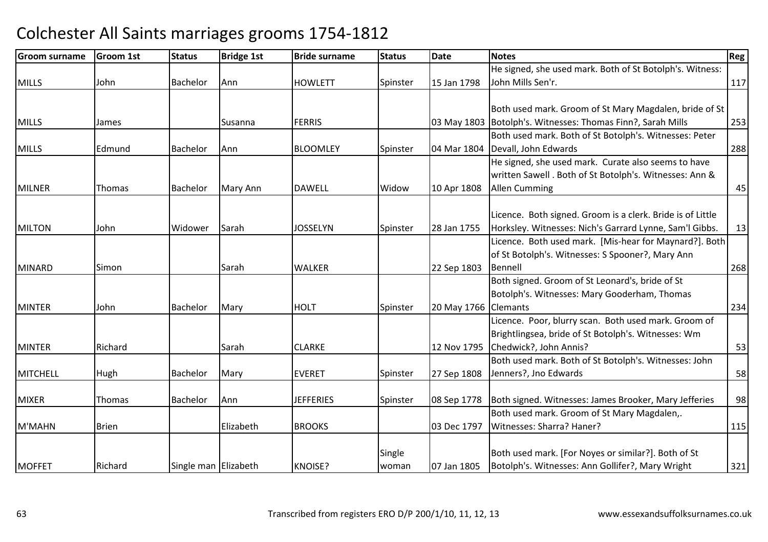# Colchester All Saints marriages grooms 1754-1812

| Groom surname | Groom 1st | Status | Bridge 1st | Bride surname | Status | Date | Notes | Reg |
|---|---|---|---|---|---|---|---|---|
| MILLS | John | Bachelor | Ann | HOWLETT | Spinster | 15 Jan 1798 | He signed, she used mark. Both of St Botolph's. Witness: John Mills Sen'r. | 117 |
| MILLS | James | | Susanna | FERRIS | | 03 May 1803 | Both used mark. Groom of St Mary Magdalen, bride of St Botolph's. Witnesses: Thomas Finn?, Sarah Mills | 253 |
| MILLS | Edmund | Bachelor | Ann | BLOOMLEY | Spinster | 04 Mar 1804 | Both used mark. Both of St Botolph's. Witnesses: Peter Devall, John Edwards | 288 |
| MILNER | Thomas | Bachelor | Mary Ann | DAWELL | Widow | 10 Apr 1808 | He signed, she used mark. Curate also seems to have written Sawell . Both of St Botolph's. Witnesses: Ann & Allen Cumming | 45 |
| MILTON | John | Widower | Sarah | JOSSELYN | Spinster | 28 Jan 1755 | Licence. Both signed. Groom is a clerk. Bride is of Little Horksley. Witnesses: Nich's Garrard Lynne, Sam'l Gibbs. | 13 |
| MINARD | Simon | | Sarah | WALKER | | 22 Sep 1803 | Licence. Both used mark. [Mis-hear for Maynard?]. Both of St Botolph's. Witnesses: S Spooner?, Mary Ann Bennell | 268 |
| MINTER | John | Bachelor | Mary | HOLT | Spinster | 20 May 1766 | Both signed. Groom of St Leonard's, bride of St Botolph's. Witnesses: Mary Gooderham, Thomas Clemants | 234 |
| MINTER | Richard | | Sarah | CLARKE | | 12 Nov 1795 | Licence. Poor, blurry scan. Both used mark. Groom of Brightlingsea, bride of St Botolph's. Witnesses: Wm Chedwick?, John Annis? | 53 |
| MITCHELL | Hugh | Bachelor | Mary | EVERET | Spinster | 27 Sep 1808 | Both used mark. Both of St Botolph's. Witnesses: John Jenners?, Jno Edwards | 58 |
| MIXER | Thomas | Bachelor | Ann | JEFFERIES | Spinster | 08 Sep 1778 | Both signed. Witnesses: James Brooker, Mary Jefferies | 98 |
| M'MAHN | Brien | | Elizabeth | BROOKS | | 03 Dec 1797 | Both used mark. Groom of St Mary Magdalen,. Witnesses: Sharra? Haner? | 115 |
| MOFFET | Richard | Single man | Elizabeth | KNOISE? | Single woman | 07 Jan 1805 | Both used mark. [For Noyes or similar?]. Both of St Botolph's. Witnesses: Ann Gollifer?, Mary Wright | 321 |

Transcribed from registers ERO D/P 200/1/10, 11, 12, 13 www.essexandsuffolksurnames.co.uk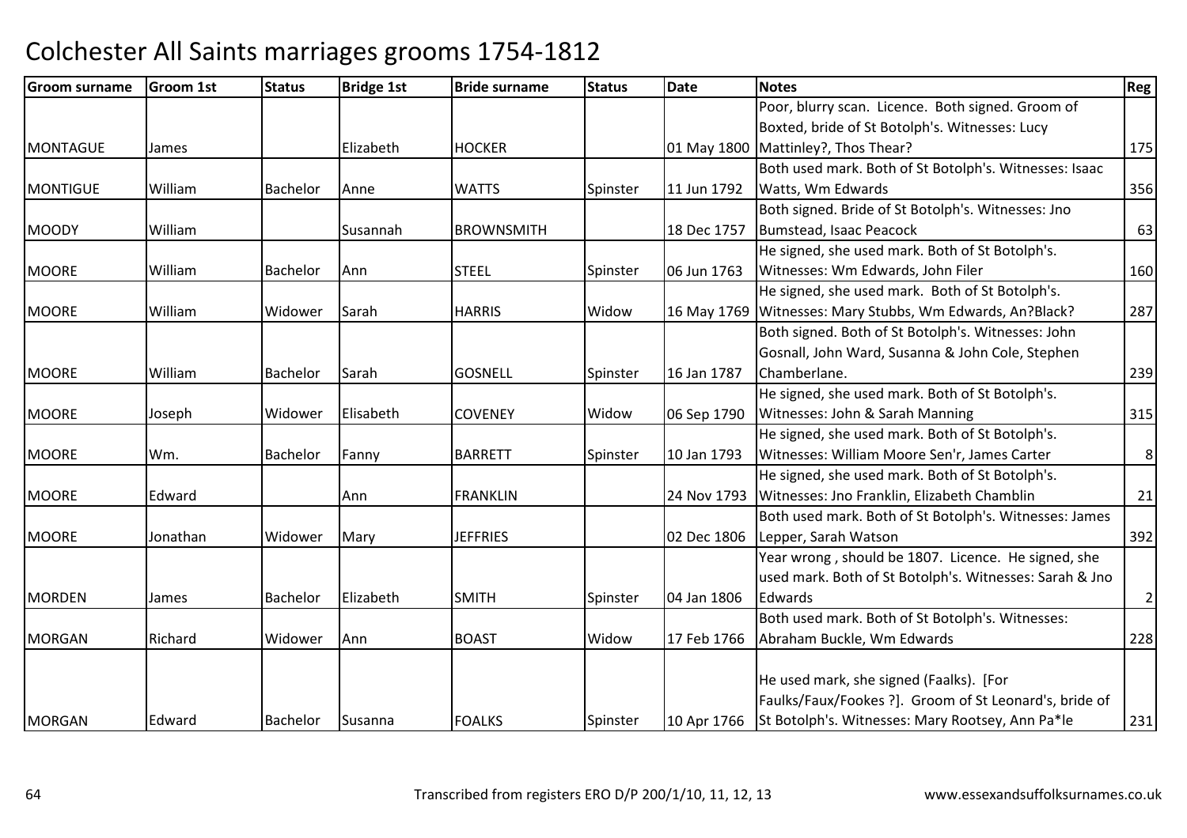# Colchester All Saints marriages grooms 1754-1812

| Groom surname | Groom 1st | Status | Bridge 1st | Bride surname | Status | Date | Notes | Reg |
|---|---|---|---|---|---|---|---|---|
| MONTAGUE | James | | Elizabeth | HOCKER | | 01 May 1800 | Poor, blurry scan. Licence. Both signed. Groom of Boxted, bride of St Botolph's. Witnesses: Lucy Mattinley?, Thos Thear? | 175 |
| MONTIGUE | William | Bachelor | Anne | WATTS | Spinster | 11 Jun 1792 | Both used mark. Both of St Botolph's. Witnesses: Isaac Watts, Wm Edwards | 356 |
| MOODY | William | | Susannah | BROWNSMITH | | 18 Dec 1757 | Both signed. Bride of St Botolph's. Witnesses: Jno Bumstead, Isaac Peacock | 63 |
| MOORE | William | Bachelor | Ann | STEEL | Spinster | 06 Jun 1763 | He signed, she used mark. Both of St Botolph's. Witnesses: Wm Edwards, John Filer | 160 |
| MOORE | William | Widower | Sarah | HARRIS | Widow | 16 May 1769 | He signed, she used mark. Both of St Botolph's. Witnesses: Mary Stubbs, Wm Edwards, An?Black? | 287 |
| MOORE | William | Bachelor | Sarah | GOSNELL | Spinster | 16 Jan 1787 | Both signed. Both of St Botolph's. Witnesses: John Gosnall, John Ward, Susanna & John Cole, Stephen Chamberlane. | 239 |
| MOORE | Joseph | Widower | Elisabeth | COVENEY | Widow | 06 Sep 1790 | He signed, she used mark. Both of St Botolph's. Witnesses: John & Sarah Manning | 315 |
| MOORE | Wm. | Bachelor | Fanny | BARRETT | Spinster | 10 Jan 1793 | He signed, she used mark. Both of St Botolph's. Witnesses: William Moore Sen'r, James Carter | 8 |
| MOORE | Edward | | Ann | FRANKLIN | | 24 Nov 1793 | He signed, she used mark. Both of St Botolph's. Witnesses: Jno Franklin, Elizabeth Chamblin | 21 |
| MOORE | Jonathan | Widower | Mary | JEFFRIES | | 02 Dec 1806 | Both used mark. Both of St Botolph's. Witnesses: James Lepper, Sarah Watson | 392 |
| MORDEN | James | Bachelor | Elizabeth | SMITH | Spinster | 04 Jan 1806 | Year wrong , should be 1807. Licence. He signed, she used mark. Both of St Botolph's. Witnesses: Sarah & Jno Edwards | 2 |
| MORGAN | Richard | Widower | Ann | BOAST | Widow | 17 Feb 1766 | Both used mark. Both of St Botolph's. Witnesses: Abraham Buckle, Wm Edwards | 228 |
| MORGAN | Edward | Bachelor | Susanna | FOALKS | Spinster | 10 Apr 1766 | He used mark, she signed (Faalks). [For Faulks/Faux/Fookes ?]. Groom of St Leonard's, bride of St Botolph's. Witnesses: Mary Rootsey, Ann Pa*le | 231 |

Transcribed from registers ERO D/P 200/1/10, 11, 12, 13 www.essexandsuffolksurnames.co.uk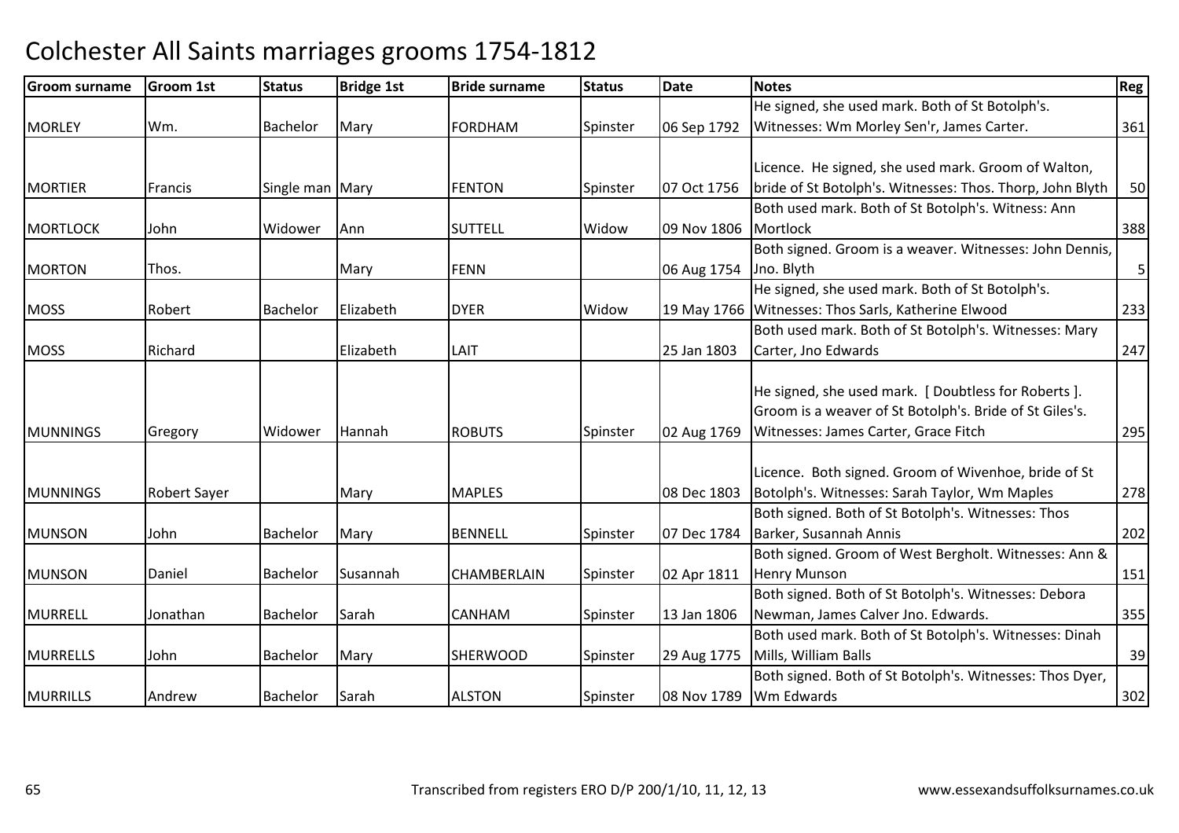# Colchester All Saints marriages grooms 1754-1812

| Groom surname | Groom 1st | Status | Bridge 1st | Bride surname | Status | Date | Notes | Reg |
|---|---|---|---|---|---|---|---|---|
| MORLEY | Wm. | Bachelor | Mary | FORDHAM | Spinster | 06 Sep 1792 | He signed, she used mark. Both of St Botolph's. Witnesses: Wm Morley Sen'r, James Carter. | 361 |
| MORTIER | Francis | Single man | Mary | FENTON | Spinster | 07 Oct 1756 | Licence. He signed, she used mark. Groom of Walton, bride of St Botolph's. Witnesses: Thos. Thorp, John Blyth | 50 |
| MORTLOCK | John | Widower | Ann | SUTTELL | Widow | 09 Nov 1806 | Both used mark. Both of St Botolph's. Witness: Ann Mortlock | 388 |
| MORTON | Thos. | | Mary | FENN | | 06 Aug 1754 | Both signed. Groom is a weaver. Witnesses: John Dennis, Jno. Blyth | 5 |
| MOSS | Robert | Bachelor | Elizabeth | DYER | Widow | 19 May 1766 | He signed, she used mark. Both of St Botolph's. Witnesses: Thos Sarls, Katherine Elwood | 233 |
| MOSS | Richard | | Elizabeth | LAIT | | 25 Jan 1803 | Both used mark. Both of St Botolph's. Witnesses: Mary Carter, Jno Edwards | 247 |
| MUNNINGS | Gregory | Widower | Hannah | ROBUTS | Spinster | 02 Aug 1769 | He signed, she used mark. [ Doubtless for Roberts ]. Groom is a weaver of St Botolph's. Bride of St Giles's. Witnesses: James Carter, Grace Fitch | 295 |
| MUNNINGS | Robert Sayer | | Mary | MAPLES | | 08 Dec 1803 | Licence. Both signed. Groom of Wivenhoe, bride of St Botolph's. Witnesses: Sarah Taylor, Wm Maples | 278 |
| MUNSON | John | Bachelor | Mary | BENNELL | Spinster | 07 Dec 1784 | Both signed. Both of St Botolph's. Witnesses: Thos Barker, Susannah Annis | 202 |
| MUNSON | Daniel | Bachelor | Susannah | CHAMBERLAIN | Spinster | 02 Apr 1811 | Both signed. Groom of West Bergholt. Witnesses: Ann & Henry Munson | 151 |
| MURRELL | Jonathan | Bachelor | Sarah | CANHAM | Spinster | 13 Jan 1806 | Both signed. Both of St Botolph's. Witnesses: Debora Newman, James Calver Jno. Edwards. | 355 |
| MURRELLS | John | Bachelor | Mary | SHERWOOD | Spinster | 29 Aug 1775 | Both used mark. Both of St Botolph's. Witnesses: Dinah Mills, William Balls | 39 |
| MURRILLS | Andrew | Bachelor | Sarah | ALSTON | Spinster | 08 Nov 1789 | Both signed. Both of St Botolph's. Witnesses: Thos Dyer, Wm Edwards | 302 |

Transcribed from registers ERO D/P 200/1/10, 11, 12, 13 www.essexandsuffolksurnames.co.uk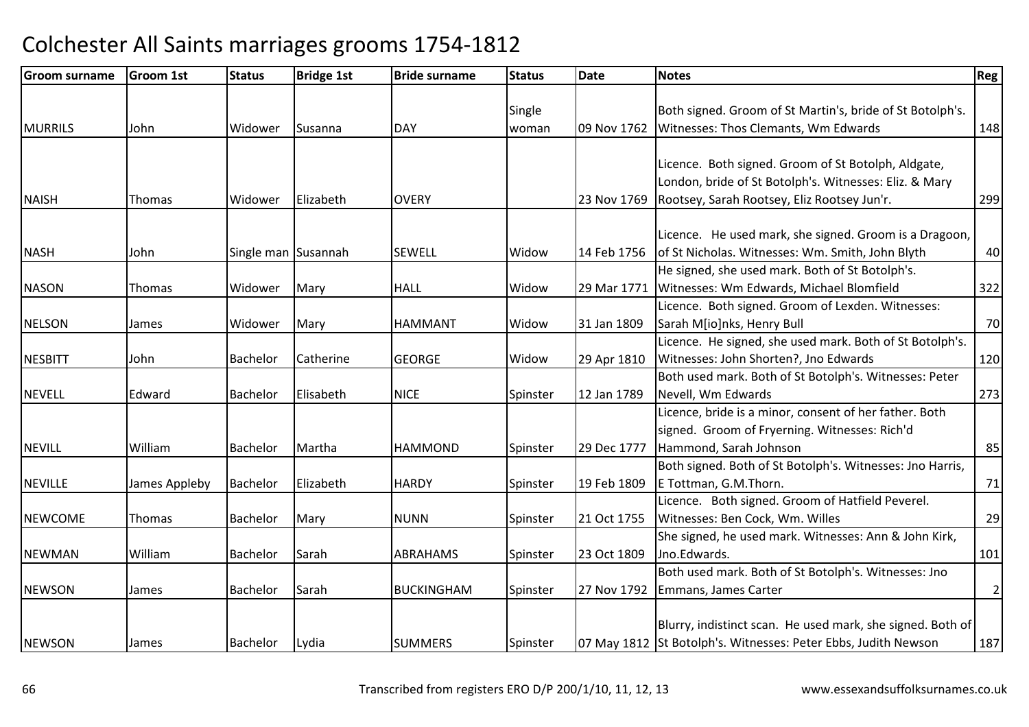# Colchester All Saints marriages grooms 1754-1812

| Groom surname | Groom 1st | Status | Bridge 1st | Bride surname | Status | Date | Notes | Reg |
|---|---|---|---|---|---|---|---|---|
| MURRILS | John | Widower | Susanna | DAY | Single woman | 09 Nov 1762 | Both signed. Groom of St Martin's, bride of St Botolph's. Witnesses: Thos Clemants, Wm Edwards | 148 |
| NAISH | Thomas | Widower | Elizabeth | OVERY | | 23 Nov 1769 | Licence. Both signed. Groom of St Botolph, Aldgate, London, bride of St Botolph's. Witnesses: Eliz. & Mary Rootsey, Sarah Rootsey, Eliz Rootsey Jun'r. | 299 |
| NASH | John | Single man | Susannah | SEWELL | Widow | 14 Feb 1756 | Licence. He used mark, she signed. Groom is a Dragoon, of St Nicholas. Witnesses: Wm. Smith, John Blyth | 40 |
| NASON | Thomas | Widower | Mary | HALL | Widow | 29 Mar 1771 | He signed, she used mark. Both of St Botolph's. Witnesses: Wm Edwards, Michael Blomfield | 322 |
| NELSON | James | Widower | Mary | HAMMANT | Widow | 31 Jan 1809 | Licence. Both signed. Groom of Lexden. Witnesses: Sarah M[io]nks, Henry Bull | 70 |
| NESBITT | John | Bachelor | Catherine | GEORGE | Widow | 29 Apr 1810 | Licence. He signed, she used mark. Both of St Botolph's. Witnesses: John Shorten?, Jno Edwards | 120 |
| NEVELL | Edward | Bachelor | Elisabeth | NICE | Spinster | 12 Jan 1789 | Both used mark. Both of St Botolph's. Witnesses: Peter Nevell, Wm Edwards | 273 |
| NEVILL | William | Bachelor | Martha | HAMMOND | Spinster | 29 Dec 1777 | Licence, bride is a minor, consent of her father. Both signed. Groom of Fryerning. Witnesses: Rich'd Hammond, Sarah Johnson | 85 |
| NEVILLE | James Appleby | Bachelor | Elizabeth | HARDY | Spinster | 19 Feb 1809 | Both signed. Both of St Botolph's. Witnesses: Jno Harris, E Tottman, G.M.Thorn. | 71 |
| NEWCOME | Thomas | Bachelor | Mary | NUNN | Spinster | 21 Oct 1755 | Licence. Both signed. Groom of Hatfield Peverel. Witnesses: Ben Cock, Wm. Willes | 29 |
| NEWMAN | William | Bachelor | Sarah | ABRAHAMS | Spinster | 23 Oct 1809 | She signed, he used mark. Witnesses: Ann & John Kirk, Jno.Edwards. | 101 |
| NEWSON | James | Bachelor | Sarah | BUCKINGHAM | Spinster | 27 Nov 1792 | Both used mark. Both of St Botolph's. Witnesses: Jno Emmans, James Carter | 2 |
| NEWSON | James | Bachelor | Lydia | SUMMERS | Spinster | 07 May 1812 | Blurry, indistinct scan. He used mark, she signed. Both of St Botolph's. Witnesses: Peter Ebbs, Judith Newson | 187 |

Transcribed from registers ERO D/P 200/1/10, 11, 12, 13 www.essexandsuffolksurnames.co.uk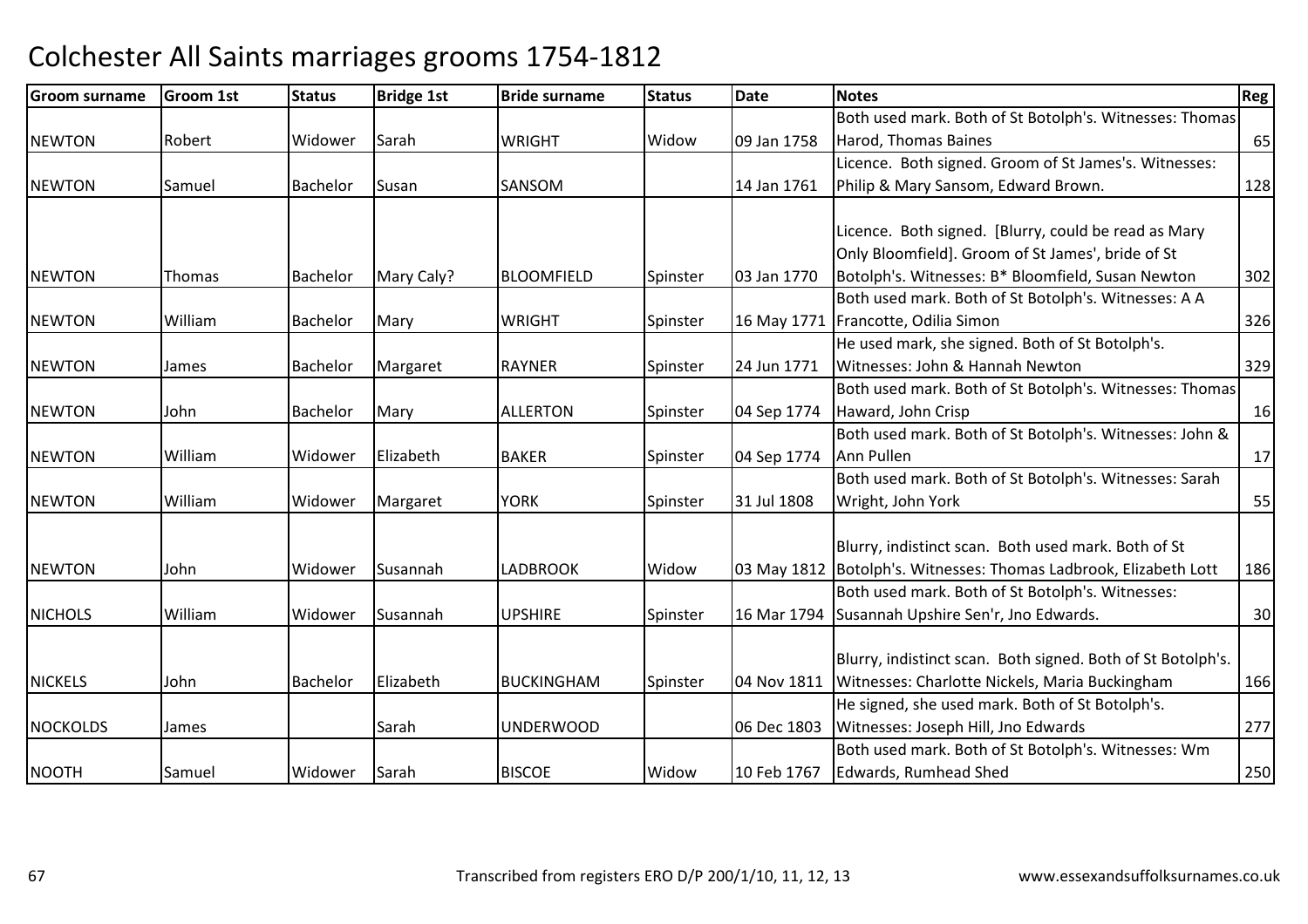# Colchester All Saints marriages grooms 1754-1812

| Groom surname | Groom 1st | Status | Bridge 1st | Bride surname | Status | Date | Notes | Reg |
|---|---|---|---|---|---|---|---|---|
| NEWTON | Robert | Widower | Sarah | WRIGHT | Widow | 09 Jan 1758 | Both used mark. Both of St Botolph's. Witnesses: Thomas Harod, Thomas Baines | 65 |
| NEWTON | Samuel | Bachelor | Susan | SANSOM | | 14 Jan 1761 | Licence. Both signed. Groom of St James's. Witnesses: Philip & Mary Sansom, Edward Brown. | 128 |
| NEWTON | Thomas | Bachelor | Mary Caly? | BLOOMFIELD | Spinster | 03 Jan 1770 | Licence. Both signed. [Blurry, could be read as Mary Only Bloomfield]. Groom of St James', bride of St Botolph's. Witnesses: B* Bloomfield, Susan Newton | 302 |
| NEWTON | William | Bachelor | Mary | WRIGHT | Spinster | 16 May 1771 | Both used mark. Both of St Botolph's. Witnesses: A A Francotte, Odilia Simon | 326 |
| NEWTON | James | Bachelor | Margaret | RAYNER | Spinster | 24 Jun 1771 | He used mark, she signed. Both of St Botolph's. Witnesses: John & Hannah Newton | 329 |
| NEWTON | John | Bachelor | Mary | ALLERTON | Spinster | 04 Sep 1774 | Both used mark. Both of St Botolph's. Witnesses: Thomas Haward, John Crisp | 16 |
| NEWTON | William | Widower | Elizabeth | BAKER | Spinster | 04 Sep 1774 | Both used mark. Both of St Botolph's. Witnesses: John & Ann Pullen | 17 |
| NEWTON | William | Widower | Margaret | YORK | Spinster | 31 Jul 1808 | Both used mark. Both of St Botolph's. Witnesses: Sarah Wright, John York | 55 |
| NEWTON | John | Widower | Susannah | LADBROOK | Widow | 03 May 1812 | Blurry, indistinct scan. Both used mark. Both of St Botolph's. Witnesses: Thomas Ladbrook, Elizabeth Lott | 186 |
| NICHOLS | William | Widower | Susannah | UPSHIRE | Spinster | 16 Mar 1794 | Both used mark. Both of St Botolph's. Witnesses: Susannah Upshire Sen'r, Jno Edwards. | 30 |
| NICKELS | John | Bachelor | Elizabeth | BUCKINGHAM | Spinster | 04 Nov 1811 | Blurry, indistinct scan. Both signed. Both of St Botolph's. Witnesses: Charlotte Nickels, Maria Buckingham | 166 |
| NOCKOLDS | James | | Sarah | UNDERWOOD | | 06 Dec 1803 | He signed, she used mark. Both of St Botolph's. Witnesses: Joseph Hill, Jno Edwards | 277 |
| NOOTH | Samuel | Widower | Sarah | BISCOE | Widow | 10 Feb 1767 | Both used mark. Both of St Botolph's. Witnesses: Wm Edwards, Rumhead Shed | 250 |

Transcribed from registers ERO D/P 200/1/10, 11, 12, 13

www.essexandsuffolksurnames.co.uk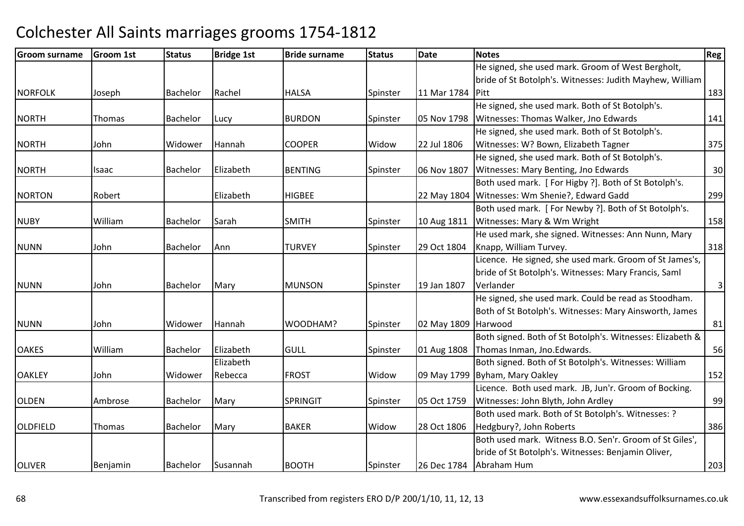# Colchester All Saints marriages grooms 1754-1812

| Groom surname | Groom 1st | Status | Bridge 1st | Bride surname | Status | Date | Notes | Reg |
|---|---|---|---|---|---|---|---|---|
| NORFOLK | Joseph | Bachelor | Rachel | HALSA | Spinster | 11 Mar 1784 | He signed, she used mark. Groom of West Bergholt, bride of St Botolph's. Witnesses: Judith Mayhew, William Pitt | 183 |
| NORTH | Thomas | Bachelor | Lucy | BURDON | Spinster | 05 Nov 1798 | He signed, she used mark. Both of St Botolph's. Witnesses: Thomas Walker, Jno Edwards | 141 |
| NORTH | John | Widower | Hannah | COOPER | Widow | 22 Jul 1806 | He signed, she used mark. Both of St Botolph's. Witnesses: W? Bown, Elizabeth Tagner | 375 |
| NORTH | Isaac | Bachelor | Elizabeth | BENTING | Spinster | 06 Nov 1807 | He signed, she used mark. Both of St Botolph's. Witnesses: Mary Benting, Jno Edwards | 30 |
| NORTON | Robert | | Elizabeth | HIGBEE | | 22 May 1804 | Both used mark. [ For Higby ?]. Both of St Botolph's. Witnesses: Wm Shenie?, Edward Gadd | 299 |
| NUBY | William | Bachelor | Sarah | SMITH | Spinster | 10 Aug 1811 | Both used mark. [ For Newby ?]. Both of St Botolph's. Witnesses: Mary & Wm Wright | 158 |
| NUNN | John | Bachelor | Ann | TURVEY | Spinster | 29 Oct 1804 | He used mark, she signed. Witnesses: Ann Nunn, Mary Knapp, William Turvey. | 318 |
| NUNN | John | Bachelor | Mary | MUNSON | Spinster | 19 Jan 1807 | Licence. He signed, she used mark. Groom of St James's, bride of St Botolph's. Witnesses: Mary Francis, Saml Verlander | 3 |
| NUNN | John | Widower | Hannah | WOODHAM? | Spinster | 02 May 1809 | He signed, she used mark. Could be read as Stoodham. Both of St Botolph's. Witnesses: Mary Ainsworth, James Harwood | 81 |
| OAKES | William | Bachelor | Elizabeth | GULL | Spinster | 01 Aug 1808 | Both signed. Both of St Botolph's. Witnesses: Elizabeth & Thomas Inman, Jno.Edwards. | 56 |
| OAKLEY | John | Widower | Elizabeth Rebecca | FROST | Widow | 09 May 1799 | Both signed. Both of St Botolph's. Witnesses: William Byham, Mary Oakley | 152 |
| OLDEN | Ambrose | Bachelor | Mary | SPRINGIT | Spinster | 05 Oct 1759 | Licence. Both used mark. JB, Jun'r. Groom of Bocking. Witnesses: John Blyth, John Ardley | 99 |
| OLDFIELD | Thomas | Bachelor | Mary | BAKER | Widow | 28 Oct 1806 | Both used mark. Both of St Botolph's. Witnesses: ? Hedgbury?, John Roberts | 386 |
| OLIVER | Benjamin | Bachelor | Susannah | BOOTH | Spinster | 26 Dec 1784 | Both used mark. Witness B.O. Sen'r. Groom of St Giles', bride of St Botolph's. Witnesses: Benjamin Oliver, Abraham Hum | 203 |

Transcribed from registers ERO D/P 200/1/10, 11, 12, 13 www.essexandsuffolksurnames.co.uk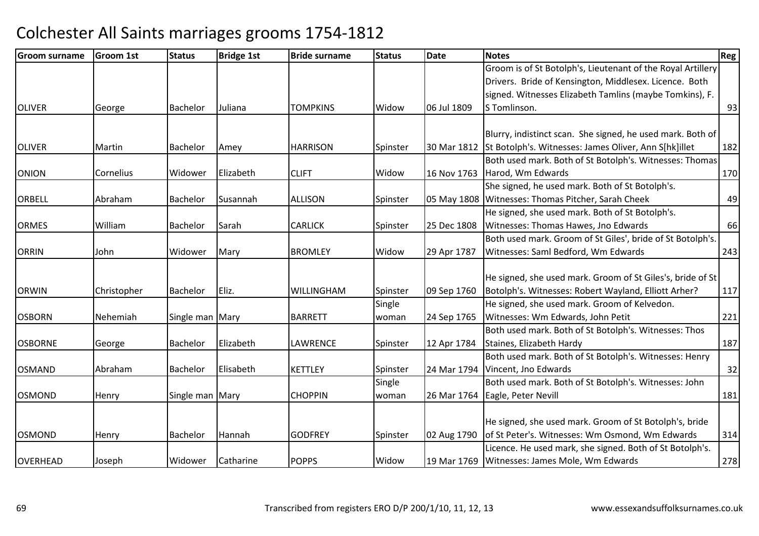# Colchester All Saints marriages grooms 1754-1812

| Groom surname | Groom 1st | Status | Bridge 1st | Bride surname | Status | Date | Notes | Reg |
|---|---|---|---|---|---|---|---|---|
| OLIVER | George | Bachelor | Juliana | TOMPKINS | Widow | 06 Jul 1809 | Groom is of St Botolph's, Lieutenant of the Royal Artillery Drivers. Bride of Kensington, Middlesex. Licence. Both signed. Witnesses Elizabeth Tamlins (maybe Tomkins), F. S Tomlinson. | 93 |
| OLIVER | Martin | Bachelor | Amey | HARRISON | Spinster | 30 Mar 1812 | Blurry, indistinct scan. She signed, he used mark. Both of St Botolph's. Witnesses: James Oliver, Ann S[hk]illet | 182 |
| ONION | Cornelius | Widower | Elizabeth | CLIFT | Widow | 16 Nov 1763 | Both used mark. Both of St Botolph's. Witnesses: Thomas Harod, Wm Edwards | 170 |
| ORBELL | Abraham | Bachelor | Susannah | ALLISON | Spinster | 05 May 1808 | She signed, he used mark. Both of St Botolph's. Witnesses: Thomas Pitcher, Sarah Cheek | 49 |
| ORMES | William | Bachelor | Sarah | CARLICK | Spinster | 25 Dec 1808 | He signed, she used mark. Both of St Botolph's. Witnesses: Thomas Hawes, Jno Edwards | 66 |
| ORRIN | John | Widower | Mary | BROMLEY | Widow | 29 Apr 1787 | Both used mark. Groom of St Giles', bride of St Botolph's. Witnesses: Saml Bedford, Wm Edwards | 243 |
| ORWIN | Christopher | Bachelor | Eliz. | WILLINGHAM | Spinster | 09 Sep 1760 | He signed, she used mark. Groom of St Giles's, bride of St Botolph's. Witnesses: Robert Wayland, Elliott Arher? | 117 |
| OSBORN | Nehemiah | Single man | Mary | BARRETT | Single woman | 24 Sep 1765 | He signed, she used mark. Groom of Kelvedon. Witnesses: Wm Edwards, John Petit | 221 |
| OSBORNE | George | Bachelor | Elizabeth | LAWRENCE | Spinster | 12 Apr 1784 | Both used mark. Both of St Botolph's. Witnesses: Thos Staines, Elizabeth Hardy | 187 |
| OSMAND | Abraham | Bachelor | Elisabeth | KETTLEY | Spinster | 24 Mar 1794 | Both used mark. Both of St Botolph's. Witnesses: Henry Vincent, Jno Edwards | 32 |
| OSMOND | Henry | Single man | Mary | CHOPPIN | Single woman | 26 Mar 1764 | Both used mark. Both of St Botolph's. Witnesses: John Eagle, Peter Nevill | 181 |
| OSMOND | Henry | Bachelor | Hannah | GODFREY | Spinster | 02 Aug 1790 | He signed, she used mark. Groom of St Botolph's, bride of St Peter's. Witnesses: Wm Osmond, Wm Edwards | 314 |
| OVERHEAD | Joseph | Widower | Catharine | POPPS | Widow | 19 Mar 1769 | Licence. He used mark, she signed. Both of St Botolph's. Witnesses: James Mole, Wm Edwards | 278 |

Transcribed from registers ERO D/P 200/1/10, 11, 12, 13 www.essexandsuffolksurnames.co.uk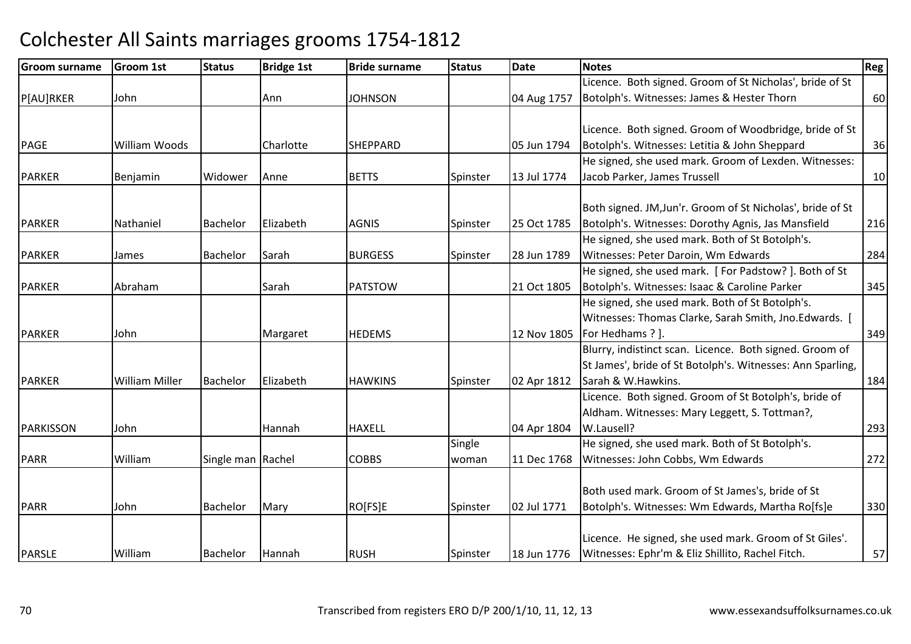# Colchester All Saints marriages grooms 1754-1812

| Groom surname | Groom 1st | Status | Bridge 1st | Bride surname | Status | Date | Notes | Reg |
|---|---|---|---|---|---|---|---|---|
| P[AU]RKER | John | | Ann | JOHNSON | | 04 Aug 1757 | Licence. Both signed. Groom of St Nicholas', bride of St Botolph's. Witnesses: James & Hester Thorn | 60 |
| PAGE | William Woods | | Charlotte | SHEPPARD | | 05 Jun 1794 | Licence. Both signed. Groom of Woodbridge, bride of St Botolph's. Witnesses: Letitia & John Sheppard | 36 |
| PARKER | Benjamin | Widower | Anne | BETTS | Spinster | 13 Jul 1774 | He signed, she used mark. Groom of Lexden. Witnesses: Jacob Parker, James Trussell | 10 |
| PARKER | Nathaniel | Bachelor | Elizabeth | AGNIS | Spinster | 25 Oct 1785 | Both signed. JM,Jun'r. Groom of St Nicholas', bride of St Botolph's. Witnesses: Dorothy Agnis, Jas Mansfield | 216 |
| PARKER | James | Bachelor | Sarah | BURGESS | Spinster | 28 Jun 1789 | He signed, she used mark. Both of St Botolph's. Witnesses: Peter Daroin, Wm Edwards | 284 |
| PARKER | Abraham | | Sarah | PATSTOW | | 21 Oct 1805 | He signed, she used mark. [ For Padstow? ]. Both of St Botolph's. Witnesses: Isaac & Caroline Parker | 345 |
| PARKER | John | | Margaret | HEDEMS | | 12 Nov 1805 | He signed, she used mark. Both of St Botolph's. Witnesses: Thomas Clarke, Sarah Smith, Jno.Edwards. [ For Hedhams ? ]. | 349 |
| PARKER | William Miller | Bachelor | Elizabeth | HAWKINS | Spinster | 02 Apr 1812 | Blurry, indistinct scan. Licence. Both signed. Groom of St James', bride of St Botolph's. Witnesses: Ann Sparling, Sarah & W.Hawkins. | 184 |
| PARKISSON | John | | Hannah | HAXELL | | 04 Apr 1804 | Licence. Both signed. Groom of St Botolph's, bride of Aldham. Witnesses: Mary Leggett, S. Tottman?, W.Lausell? | 293 |
| PARR | William | Single man | Rachel | COBBS | Single woman | 11 Dec 1768 | He signed, she used mark. Both of St Botolph's. Witnesses: John Cobbs, Wm Edwards | 272 |
| PARR | John | Bachelor | Mary | RO[FS]E | Spinster | 02 Jul 1771 | Both used mark. Groom of St James's, bride of St Botolph's. Witnesses: Wm Edwards, Martha Ro[fs]e | 330 |
| PARSLE | William | Bachelor | Hannah | RUSH | Spinster | 18 Jun 1776 | Licence. He signed, she used mark. Groom of St Giles'. Witnesses: Ephr'm & Eliz Shillito, Rachel Fitch. | 57 |

Transcribed from registers ERO D/P 200/1/10, 11, 12, 13 www.essexandsuffolksurnames.co.uk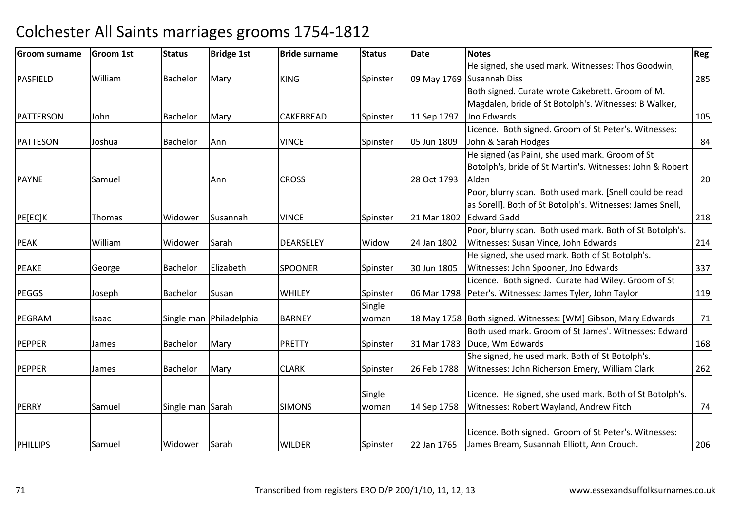# Colchester All Saints marriages grooms 1754-1812

| Groom surname | Groom 1st | Status | Bridge 1st | Bride surname | Status | Date | Notes | Reg |
|---|---|---|---|---|---|---|---|---|
| PASFIELD | William | Bachelor | Mary | KING | Spinster | 09 May 1769 | He signed, she used mark. Witnesses: Thos Goodwin, Susannah Diss | 285 |
| PATTERSON | John | Bachelor | Mary | CAKEBREAD | Spinster | 11 Sep 1797 | Both signed. Curate wrote Cakebrett. Groom of M. Magdalen, bride of St Botolph's. Witnesses: B Walker, Jno Edwards | 105 |
| PATTESON | Joshua | Bachelor | Ann | VINCE | Spinster | 05 Jun 1809 | Licence. Both signed. Groom of St Peter's. Witnesses: John & Sarah Hodges | 84 |
| PAYNE | Samuel | | Ann | CROSS | | 28 Oct 1793 | He signed (as Pain), she used mark. Groom of St Botolph's, bride of St Martin's. Witnesses: John & Robert Alden | 20 |
| PE[EC]K | Thomas | Widower | Susannah | VINCE | Spinster | 21 Mar 1802 | Poor, blurry scan. Both used mark. [Snell could be read as Sorell]. Both of St Botolph's. Witnesses: James Snell, Edward Gadd | 218 |
| PEAK | William | Widower | Sarah | DEARSELEY | Widow | 24 Jan 1802 | Poor, blurry scan. Both used mark. Both of St Botolph's. Witnesses: Susan Vince, John Edwards | 214 |
| PEAKE | George | Bachelor | Elizabeth | SPOONER | Spinster | 30 Jun 1805 | He signed, she used mark. Both of St Botolph's. Witnesses: John Spooner, Jno Edwards | 337 |
| PEGGS | Joseph | Bachelor | Susan | WHILEY | Spinster | 06 Mar 1798 | Licence. Both signed. Curate had Wiley. Groom of St Peter's. Witnesses: James Tyler, John Taylor | 119 |
| PEGRAM | Isaac | Single man | Philadelphia | BARNEY | Single woman | 18 May 1758 | Both signed. Witnesses: [WM] Gibson, Mary Edwards | 71 |
| PEPPER | James | Bachelor | Mary | PRETTY | Spinster | 31 Mar 1783 | Both used mark. Groom of St James'. Witnesses: Edward Duce, Wm Edwards | 168 |
| PEPPER | James | Bachelor | Mary | CLARK | Spinster | 26 Feb 1788 | She signed, he used mark. Both of St Botolph's. Witnesses: John Richerson Emery, William Clark | 262 |
| PERRY | Samuel | Single man | Sarah | SIMONS | Single woman | 14 Sep 1758 | Licence. He signed, she used mark. Both of St Botolph's. Witnesses: Robert Wayland, Andrew Fitch | 74 |
| PHILLIPS | Samuel | Widower | Sarah | WILDER | Spinster | 22 Jan 1765 | Licence. Both signed. Groom of St Peter's. Witnesses: James Bream, Susannah Elliott, Ann Crouch. | 206 |

Transcribed from registers ERO D/P 200/1/10, 11, 12, 13 www.essexandsuffolksurnames.co.uk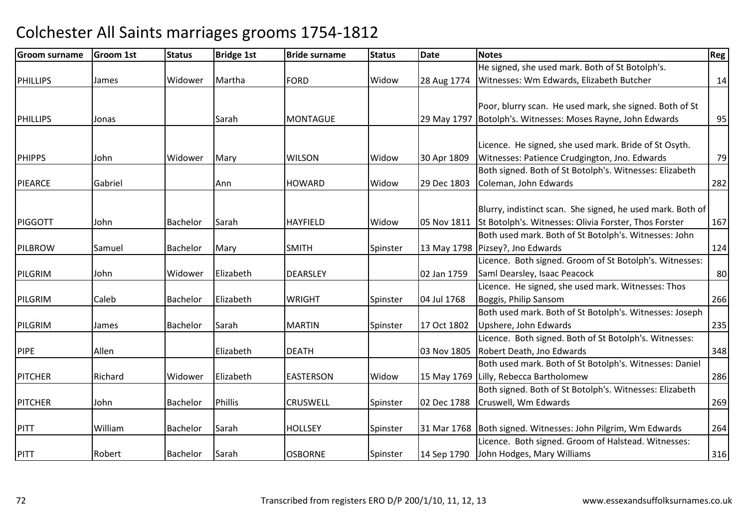# Colchester All Saints marriages grooms 1754-1812

| Groom surname | Groom 1st | Status | Bridge 1st | Bride surname | Status | Date | Notes | Reg |
|---|---|---|---|---|---|---|---|---|
| PHILLIPS | James | Widower | Martha | FORD | Widow | 28 Aug 1774 | He signed, she used mark. Both of St Botolph's. Witnesses: Wm Edwards, Elizabeth Butcher | 14 |
| PHILLIPS | Jonas | | Sarah | MONTAGUE | | 29 May 1797 | Poor, blurry scan. He used mark, she signed. Both of St Botolph's. Witnesses: Moses Rayne, John Edwards | 95 |
| PHIPPS | John | Widower | Mary | WILSON | Widow | 30 Apr 1809 | Licence. He signed, she used mark. Bride of St Osyth. Witnesses: Patience Crudgington, Jno. Edwards | 79 |
| PIEARCE | Gabriel | | Ann | HOWARD | Widow | 29 Dec 1803 | Both signed. Both of St Botolph's. Witnesses: Elizabeth Coleman, John Edwards | 282 |
| PIGGOTT | John | Bachelor | Sarah | HAYFIELD | Widow | 05 Nov 1811 | Blurry, indistinct scan. She signed, he used mark. Both of St Botolph's. Witnesses: Olivia Forster, Thos Forster | 167 |
| PILBROW | Samuel | Bachelor | Mary | SMITH | Spinster | 13 May 1798 | Both used mark. Both of St Botolph's. Witnesses: John Pizsey?, Jno Edwards | 124 |
| PILGRIM | John | Widower | Elizabeth | DEARSLEY | | 02 Jan 1759 | Licence. Both signed. Groom of St Botolph's. Witnesses: Saml Dearsley, Isaac Peacock | 80 |
| PILGRIM | Caleb | Bachelor | Elizabeth | WRIGHT | Spinster | 04 Jul 1768 | Licence. He signed, she used mark. Witnesses: Thos Boggis, Philip Sansom | 266 |
| PILGRIM | James | Bachelor | Sarah | MARTIN | Spinster | 17 Oct 1802 | Both used mark. Both of St Botolph's. Witnesses: Joseph Upshere, John Edwards | 235 |
| PIPE | Allen | | Elizabeth | DEATH | | 03 Nov 1805 | Licence. Both signed. Both of St Botolph's. Witnesses: Robert Death, Jno Edwards | 348 |
| PITCHER | Richard | Widower | Elizabeth | EASTERSON | Widow | 15 May 1769 | Both used mark. Both of St Botolph's. Witnesses: Daniel Lilly, Rebecca Bartholomew | 286 |
| PITCHER | John | Bachelor | Phillis | CRUSWELL | Spinster | 02 Dec 1788 | Both signed. Both of St Botolph's. Witnesses: Elizabeth Cruswell, Wm Edwards | 269 |
| PITT | William | Bachelor | Sarah | HOLLSEY | Spinster | 31 Mar 1768 | Both signed. Witnesses: John Pilgrim, Wm Edwards | 264 |
| PITT | Robert | Bachelor | Sarah | OSBORNE | Spinster | 14 Sep 1790 | Licence. Both signed. Groom of Halstead. Witnesses: John Hodges, Mary Williams | 316 |

Transcribed from registers ERO D/P 200/1/10, 11, 12, 13 www.essexandsuffolksurnames.co.uk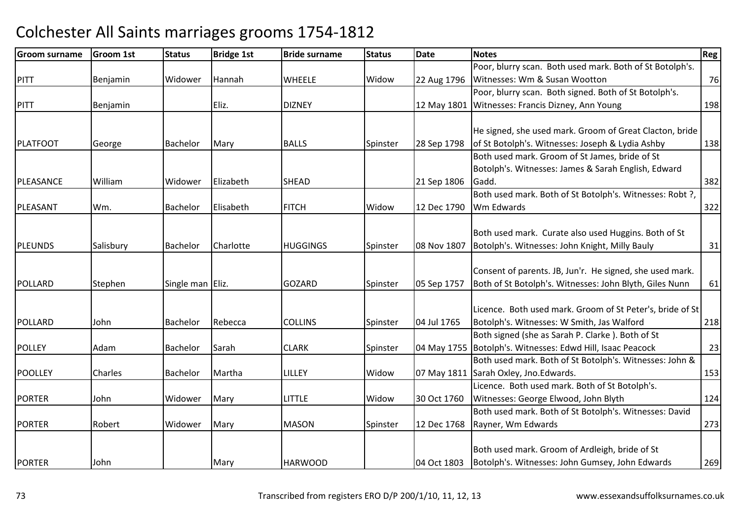# Colchester All Saints marriages grooms 1754-1812

| Groom surname | Groom 1st | Status | Bridge 1st | Bride surname | Status | Date | Notes | Reg |
|---|---|---|---|---|---|---|---|---|
| PITT | Benjamin | Widower | Hannah | WHEELE | Widow | 22 Aug 1796 | Poor, blurry scan. Both used mark. Both of St Botolph's. Witnesses: Wm & Susan Wootton | 76 |
| PITT | Benjamin | | Eliz. | DIZNEY | | 12 May 1801 | Poor, blurry scan. Both signed. Both of St Botolph's. Witnesses: Francis Dizney, Ann Young | 198 |
| PLATFOOT | George | Bachelor | Mary | BALLS | Spinster | 28 Sep 1798 | He signed, she used mark. Groom of Great Clacton, bride of St Botolph's. Witnesses: Joseph & Lydia Ashby | 138 |
| PLEASANCE | William | Widower | Elizabeth | SHEAD | | 21 Sep 1806 | Both used mark. Groom of St James, bride of St Botolph's. Witnesses: James & Sarah English, Edward Gadd. | 382 |
| PLEASANT | Wm. | Bachelor | Elisabeth | FITCH | Widow | 12 Dec 1790 | Both used mark. Both of St Botolph's. Witnesses: Robt ?, Wm Edwards | 322 |
| PLEUNDS | Salisbury | Bachelor | Charlotte | HUGGINGS | Spinster | 08 Nov 1807 | Both used mark. Curate also used Huggins. Both of St Botolph's. Witnesses: John Knight, Milly Bauly | 31 |
| POLLARD | Stephen | Single man | Eliz. | GOZARD | Spinster | 05 Sep 1757 | Consent of parents. JB, Jun'r. He signed, she used mark. Both of St Botolph's. Witnesses: John Blyth, Giles Nunn | 61 |
| POLLARD | John | Bachelor | Rebecca | COLLINS | Spinster | 04 Jul 1765 | Licence. Both used mark. Groom of St Peter's, bride of St Botolph's. Witnesses: W Smith, Jas Walford | 218 |
| POLLEY | Adam | Bachelor | Sarah | CLARK | Spinster | 04 May 1755 | Both signed (she as Sarah P. Clarke ). Both of St Botolph's. Witnesses: Edwd Hill, Isaac Peacock | 23 |
| POOLLEY | Charles | Bachelor | Martha | LILLEY | Widow | 07 May 1811 | Both used mark. Both of St Botolph's. Witnesses: John & Sarah Oxley, Jno.Edwards. | 153 |
| PORTER | John | Widower | Mary | LITTLE | Widow | 30 Oct 1760 | Licence. Both used mark. Both of St Botolph's. Witnesses: George Elwood, John Blyth | 124 |
| PORTER | Robert | Widower | Mary | MASON | Spinster | 12 Dec 1768 | Both used mark. Both of St Botolph's. Witnesses: David Rayner, Wm Edwards | 273 |
| PORTER | John | | Mary | HARWOOD | | 04 Oct 1803 | Both used mark. Groom of Ardleigh, bride of St Botolph's. Witnesses: John Gumsey, John Edwards | 269 |

Transcribed from registers ERO D/P 200/1/10, 11, 12, 13 www.essexandsuffolksurnames.co.uk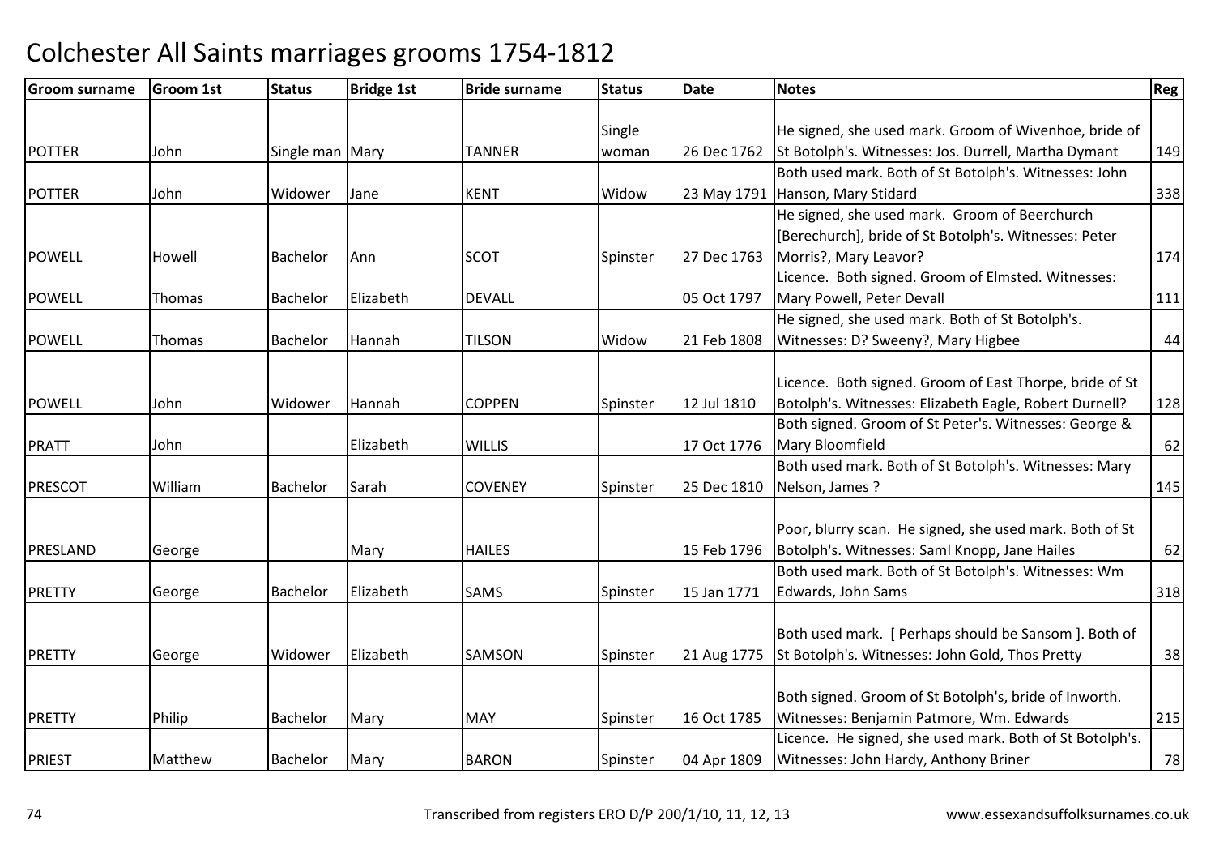# Colchester All Saints marriages grooms 1754-1812

| Groom surname | Groom 1st | Status | Bridge 1st | Bride surname | Status | Date | Notes | Reg |
|---|---|---|---|---|---|---|---|---|
| POTTER | John | Single man | Mary | TANNER | Single woman | 26 Dec 1762 | He signed, she used mark. Groom of Wivenhoe, bride of St Botolph's. Witnesses: Jos. Durrell, Martha Dymant | 149 |
| POTTER | John | Widower | Jane | KENT | Widow | 23 May 1791 | Both used mark. Both of St Botolph's. Witnesses: John Hanson, Mary Stidard | 338 |
| POWELL | Howell | Bachelor | Ann | SCOT | Spinster | 27 Dec 1763 | He signed, she used mark. Groom of Beerchurch [Berechurch], bride of St Botolph's. Witnesses: Peter Morris?, Mary Leavor? | 174 |
| POWELL | Thomas | Bachelor | Elizabeth | DEVALL | | 05 Oct 1797 | Licence. Both signed. Groom of Elmsted. Witnesses: Mary Powell, Peter Devall | 111 |
| POWELL | Thomas | Bachelor | Hannah | TILSON | Widow | 21 Feb 1808 | He signed, she used mark. Both of St Botolph's. Witnesses: D? Sweeny?, Mary Higbee | 44 |
| POWELL | John | Widower | Hannah | COPPEN | Spinster | 12 Jul 1810 | Licence. Both signed. Groom of East Thorpe, bride of St Botolph's. Witnesses: Elizabeth Eagle, Robert Durnell? | 128 |
| PRATT | John | | Elizabeth | WILLIS | | 17 Oct 1776 | Both signed. Groom of St Peter's. Witnesses: George & Mary Bloomfield | 62 |
| PRESCOT | William | Bachelor | Sarah | COVENEY | Spinster | 25 Dec 1810 | Both used mark. Both of St Botolph's. Witnesses: Mary Nelson, James ? | 145 |
| PRESLAND | George | | Mary | HAILES | | 15 Feb 1796 | Poor, blurry scan. He signed, she used mark. Both of St Botolph's. Witnesses: Saml Knopp, Jane Hailes | 62 |
| PRETTY | George | Bachelor | Elizabeth | SAMS | Spinster | 15 Jan 1771 | Both used mark. Both of St Botolph's. Witnesses: Wm Edwards, John Sams | 318 |
| PRETTY | George | Widower | Elizabeth | SAMSON | Spinster | 21 Aug 1775 | Both used mark. [ Perhaps should be Sansom ]. Both of St Botolph's. Witnesses: John Gold, Thos Pretty | 38 |
| PRETTY | Philip | Bachelor | Mary | MAY | Spinster | 16 Oct 1785 | Both signed. Groom of St Botolph's, bride of Inworth. Witnesses: Benjamin Patmore, Wm. Edwards | 215 |
| PRIEST | Matthew | Bachelor | Mary | BARON | Spinster | 04 Apr 1809 | Licence. He signed, she used mark. Both of St Botolph's. Witnesses: John Hardy, Anthony Briner | 78 |

Transcribed from registers ERO D/P 200/1/10, 11, 12, 13 www.essexandsuffolksurnames.co.uk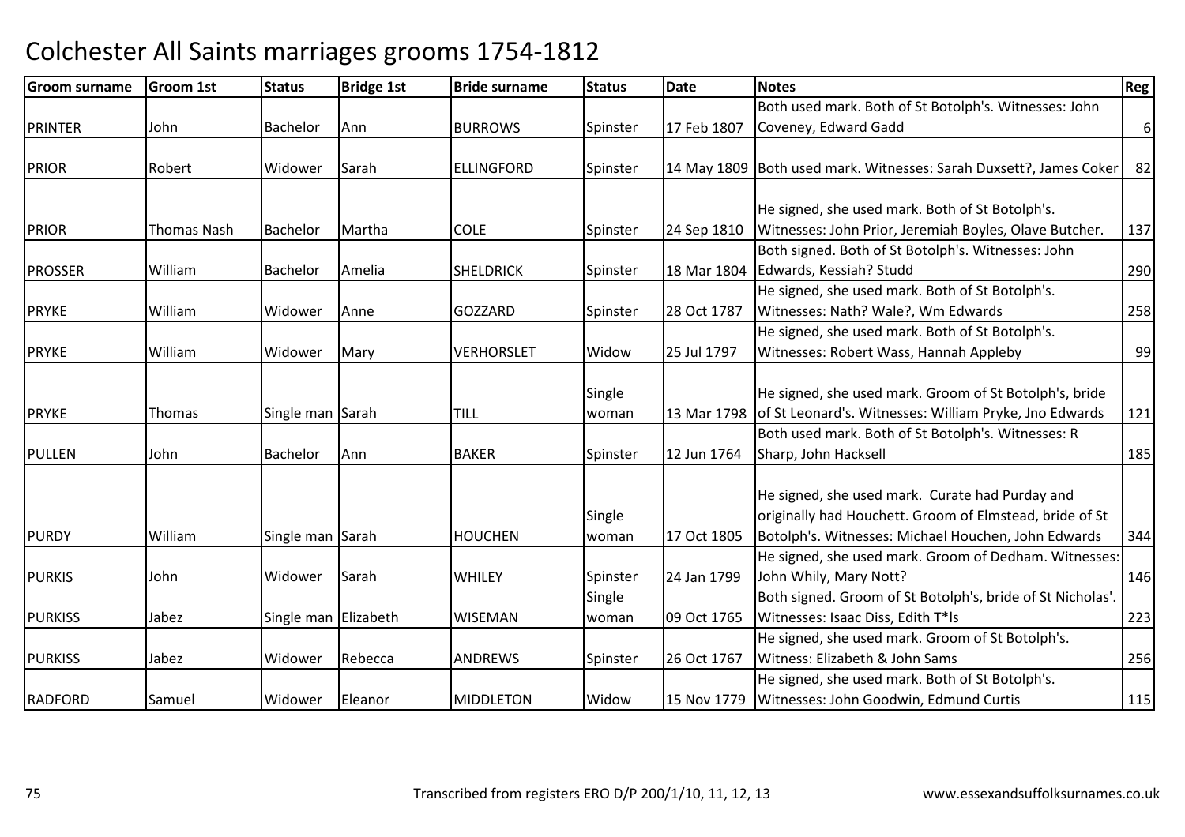# Colchester All Saints marriages grooms 1754-1812

| Groom surname | Groom 1st | Status | Bridge 1st | Bride surname | Status | Date | Notes | Reg |
|---|---|---|---|---|---|---|---|---|
| PRINTER | John | Bachelor | Ann | BURROWS | Spinster | 17 Feb 1807 | Both used mark. Both of St Botolph's. Witnesses: John Coveney, Edward Gadd | 6 |
| PRIOR | Robert | Widower | Sarah | ELLINGFORD | Spinster | 14 May 1809 | Both used mark. Witnesses: Sarah Duxsett?, James Coker | 82 |
| PRIOR | Thomas Nash | Bachelor | Martha | COLE | Spinster | 24 Sep 1810 | He signed, she used mark. Both of St Botolph's. Witnesses: John Prior, Jeremiah Boyles, Olave Butcher. | 137 |
| PROSSER | William | Bachelor | Amelia | SHELDRICK | Spinster | 18 Mar 1804 | Both signed. Both of St Botolph's. Witnesses: John Edwards, Kessiah? Studd | 290 |
| PRYKE | William | Widower | Anne | GOZZARD | Spinster | 28 Oct 1787 | He signed, she used mark. Both of St Botolph's. Witnesses: Nath? Wale?, Wm Edwards | 258 |
| PRYKE | William | Widower | Mary | VERHORSLET | Widow | 25 Jul 1797 | He signed, she used mark. Both of St Botolph's. Witnesses: Robert Wass, Hannah Appleby | 99 |
| PRYKE | Thomas | Single man | Sarah | TILL | Single woman | 13 Mar 1798 | He signed, she used mark. Groom of St Botolph's, bride of St Leonard's. Witnesses: William Pryke, Jno Edwards | 121 |
| PULLEN | John | Bachelor | Ann | BAKER | Spinster | 12 Jun 1764 | Both used mark. Both of St Botolph's. Witnesses: R Sharp, John Hacksell | 185 |
| PURDY | William | Single man | Sarah | HOUCHEN | Single woman | 17 Oct 1805 | He signed, she used mark. Curate had Purday and originally had Houchett. Groom of Elmstead, bride of St Botolph's. Witnesses: Michael Houchen, John Edwards | 344 |
| PURKIS | John | Widower | Sarah | WHILEY | Spinster | 24 Jan 1799 | He signed, she used mark. Groom of Dedham. Witnesses: John Whily, Mary Nott? | 146 |
| PURKISS | Jabez | Single man | Elizabeth | WISEMAN | Single woman | 09 Oct 1765 | Both signed. Groom of St Botolph's, bride of St Nicholas'. Witnesses: Isaac Diss, Edith T*ls | 223 |
| PURKISS | Jabez | Widower | Rebecca | ANDREWS | Spinster | 26 Oct 1767 | He signed, she used mark. Groom of St Botolph's. Witness: Elizabeth & John Sams | 256 |
| RADFORD | Samuel | Widower | Eleanor | MIDDLETON | Widow | 15 Nov 1779 | He signed, she used mark. Both of St Botolph's. Witnesses: John Goodwin, Edmund Curtis | 115 |

Transcribed from registers ERO D/P 200/1/10, 11, 12, 13 www.essexandsuffolksurnames.co.uk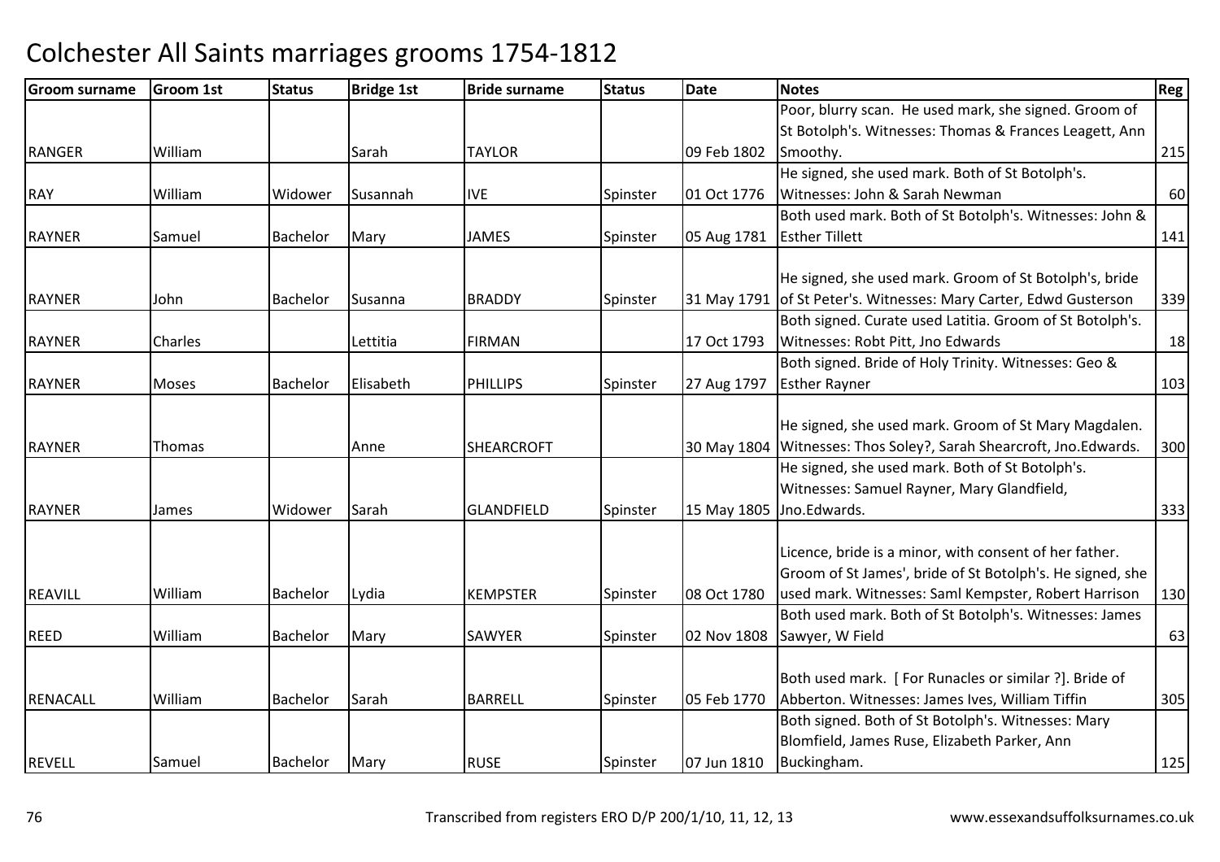# Colchester All Saints marriages grooms 1754-1812

| Groom surname | Groom 1st | Status | Bridge 1st | Bride surname | Status | Date | Notes | Reg |
|---|---|---|---|---|---|---|---|---|
| RANGER | William | | Sarah | TAYLOR | | 09 Feb 1802 | Poor, blurry scan. He used mark, she signed. Groom of St Botolph's. Witnesses: Thomas & Frances Leagett, Ann Smoothy. | 215 |
| RAY | William | Widower | Susannah | IVE | Spinster | 01 Oct 1776 | He signed, she used mark. Both of St Botolph's. Witnesses: John & Sarah Newman | 60 |
| RAYNER | Samuel | Bachelor | Mary | JAMES | Spinster | 05 Aug 1781 | Both used mark. Both of St Botolph's. Witnesses: John & Esther Tillett | 141 |
| RAYNER | John | Bachelor | Susanna | BRADDY | Spinster | 31 May 1791 | He signed, she used mark. Groom of St Botolph's, bride of St Peter's. Witnesses: Mary Carter, Edwd Gusterson | 339 |
| RAYNER | Charles | | Lettitia | FIRMAN | | 17 Oct 1793 | Both signed. Curate used Latitia. Groom of St Botolph's. Witnesses: Robt Pitt, Jno Edwards | 18 |
| RAYNER | Moses | Bachelor | Elisabeth | PHILLIPS | Spinster | 27 Aug 1797 | Both signed. Bride of Holy Trinity. Witnesses: Geo & Esther Rayner | 103 |
| RAYNER | Thomas | | Anne | SHEARCROFT | | 30 May 1804 | He signed, she used mark. Groom of St Mary Magdalen. Witnesses: Thos Soley?, Sarah Shearcroft, Jno.Edwards. | 300 |
| RAYNER | James | Widower | Sarah | GLANDFIELD | Spinster | 15 May 1805 | He signed, she used mark. Both of St Botolph's. Witnesses: Samuel Rayner, Mary Glandfield, Jno.Edwards. | 333 |
| REAVILL | William | Bachelor | Lydia | KEMPSTER | Spinster | 08 Oct 1780 | Licence, bride is a minor, with consent of her father. Groom of St James', bride of St Botolph's. He signed, she used mark. Witnesses: Saml Kempster, Robert Harrison | 130 |
| REED | William | Bachelor | Mary | SAWYER | Spinster | 02 Nov 1808 | Both used mark. Both of St Botolph's. Witnesses: James Sawyer, W Field | 63 |
| RENACALL | William | Bachelor | Sarah | BARRELL | Spinster | 05 Feb 1770 | Both used mark. [ For Runacles or similar ?]. Bride of Abberton. Witnesses: James Ives, William Tiffin | 305 |
| REVELL | Samuel | Bachelor | Mary | RUSE | Spinster | 07 Jun 1810 | Both signed. Both of St Botolph's. Witnesses: Mary Blomfield, James Ruse, Elizabeth Parker, Ann Buckingham. | 125 |

Transcribed from registers ERO D/P 200/1/10, 11, 12, 13 www.essexandsuffolksurnames.co.uk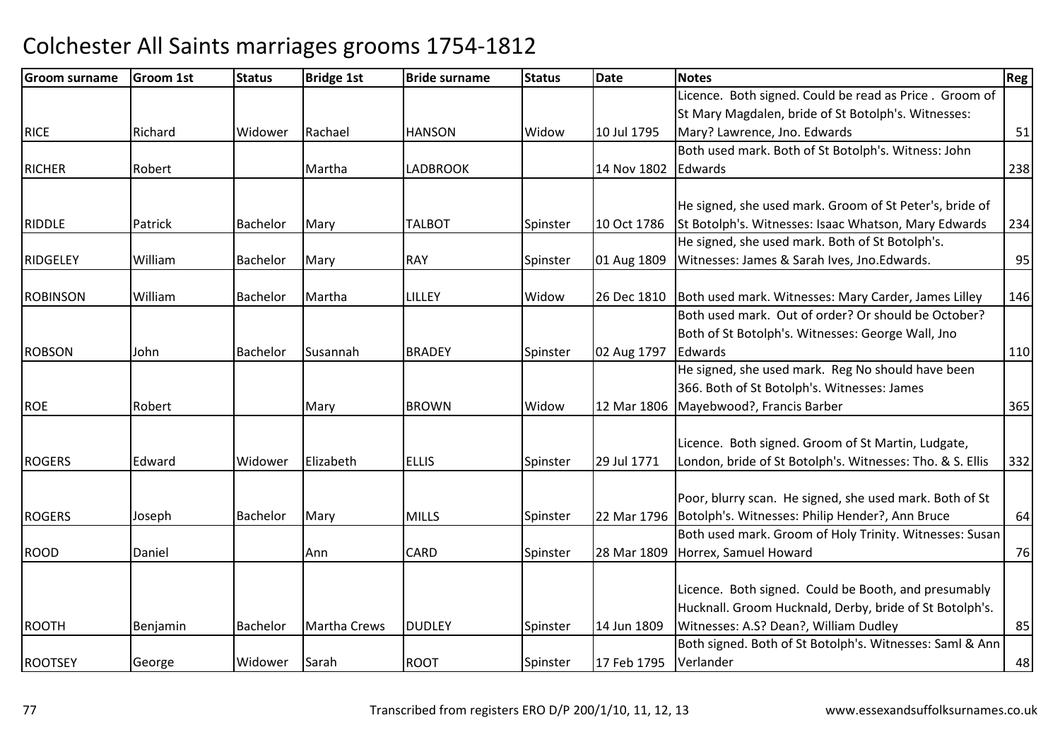# Colchester All Saints marriages grooms 1754-1812

| Groom surname | Groom 1st | Status | Bridge 1st | Bride surname | Status | Date | Notes | Reg |
|---|---|---|---|---|---|---|---|---|
| RICE | Richard | Widower | Rachael | HANSON | Widow | 10 Jul 1795 | Licence. Both signed. Could be read as Price . Groom of St Mary Magdalen, bride of St Botolph's. Witnesses: Mary? Lawrence, Jno. Edwards | 51 |
| RICHER | Robert | | Martha | LADBROOK | | 14 Nov 1802 | Both used mark. Both of St Botolph's. Witness: John Edwards | 238 |
| RIDDLE | Patrick | Bachelor | Mary | TALBOT | Spinster | 10 Oct 1786 | He signed, she used mark. Groom of St Peter's, bride of St Botolph's. Witnesses: Isaac Whatson, Mary Edwards | 234 |
| RIDGELEY | William | Bachelor | Mary | RAY | Spinster | 01 Aug 1809 | He signed, she used mark. Both of St Botolph's. Witnesses: James & Sarah Ives, Jno.Edwards. | 95 |
| ROBINSON | William | Bachelor | Martha | LILLEY | Widow | 26 Dec 1810 | Both used mark. Witnesses: Mary Carder, James Lilley | 146 |
| ROBSON | John | Bachelor | Susannah | BRADEY | Spinster | 02 Aug 1797 | Both used mark. Out of order? Or should be October? Both of St Botolph's. Witnesses: George Wall, Jno Edwards | 110 |
| ROE | Robert | | Mary | BROWN | Widow | 12 Mar 1806 | He signed, she used mark. Reg No should have been 366. Both of St Botolph's. Witnesses: James Mayebwood?, Francis Barber | 365 |
| ROGERS | Edward | Widower | Elizabeth | ELLIS | Spinster | 29 Jul 1771 | Licence. Both signed. Groom of St Martin, Ludgate, London, bride of St Botolph's. Witnesses: Tho. & S. Ellis | 332 |
| ROGERS | Joseph | Bachelor | Mary | MILLS | Spinster | 22 Mar 1796 | Poor, blurry scan. He signed, she used mark. Both of St Botolph's. Witnesses: Philip Hender?, Ann Bruce | 64 |
| ROOD | Daniel | | Ann | CARD | Spinster | 28 Mar 1809 | Both used mark. Groom of Holy Trinity. Witnesses: Susan Horrex, Samuel Howard | 76 |
| ROOTH | Benjamin | Bachelor | Martha Crews | DUDLEY | Spinster | 14 Jun 1809 | Licence. Both signed. Could be Booth, and presumably Hucknall. Groom Hucknald, Derby, bride of St Botolph's. Witnesses: A.S? Dean?, William Dudley | 85 |
| ROOTSEY | George | Widower | Sarah | ROOT | Spinster | 17 Feb 1795 | Both signed. Both of St Botolph's. Witnesses: Saml & Ann Verlander | 48 |

Transcribed from registers ERO D/P 200/1/10, 11, 12, 13

www.essexandsuffolksurnames.co.uk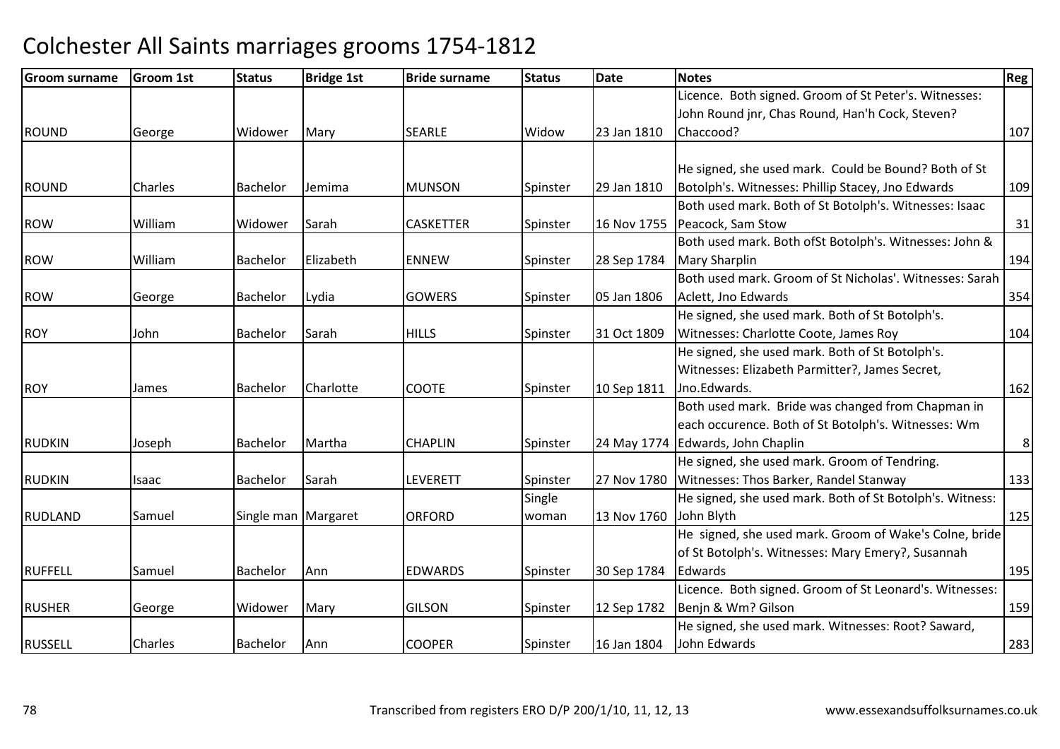# Colchester All Saints marriages grooms 1754-1812

| Groom surname | Groom 1st | Status | Bridge 1st | Bride surname | Status | Date | Notes | Reg |
|---|---|---|---|---|---|---|---|---|
| ROUND | George | Widower | Mary | SEARLE | Widow | 23 Jan 1810 | Licence. Both signed. Groom of St Peter's. Witnesses: John Round jnr, Chas Round, Han'h Cock, Steven? Chaccood? | 107 |
| ROUND | Charles | Bachelor | Jemima | MUNSON | Spinster | 29 Jan 1810 | He signed, she used mark. Could be Bound? Both of St Botolph's. Witnesses: Phillip Stacey, Jno Edwards | 109 |
| ROW | William | Widower | Sarah | CASKETTER | Spinster | 16 Nov 1755 | Both used mark. Both of St Botolph's. Witnesses: Isaac Peacock, Sam Stow | 31 |
| ROW | William | Bachelor | Elizabeth | ENNEW | Spinster | 28 Sep 1784 | Both used mark. Both ofSt Botolph's. Witnesses: John & Mary Sharplin | 194 |
| ROW | George | Bachelor | Lydia | GOWERS | Spinster | 05 Jan 1806 | Both used mark. Groom of St Nicholas'. Witnesses: Sarah Aclett, Jno Edwards | 354 |
| ROY | John | Bachelor | Sarah | HILLS | Spinster | 31 Oct 1809 | He signed, she used mark. Both of St Botolph's. Witnesses: Charlotte Coote, James Roy | 104 |
| ROY | James | Bachelor | Charlotte | COOTE | Spinster | 10 Sep 1811 | He signed, she used mark. Both of St Botolph's. Witnesses: Elizabeth Parmitter?, James Secret, Jno.Edwards. | 162 |
| RUDKIN | Joseph | Bachelor | Martha | CHAPLIN | Spinster | 24 May 1774 | Both used mark. Bride was changed from Chapman in each occurence. Both of St Botolph's. Witnesses: Wm Edwards, John Chaplin | 8 |
| RUDKIN | Isaac | Bachelor | Sarah | LEVERETT | Spinster | 27 Nov 1780 | He signed, she used mark. Groom of Tendring. Witnesses: Thos Barker, Randel Stanway | 133 |
| RUDLAND | Samuel | Single man | Margaret | ORFORD | Single woman | 13 Nov 1760 | He signed, she used mark. Both of St Botolph's. Witness: John Blyth | 125 |
| RUFFELL | Samuel | Bachelor | Ann | EDWARDS | Spinster | 30 Sep 1784 | He signed, she used mark. Groom of Wake's Colne, bride of St Botolph's. Witnesses: Mary Emery?, Susannah Edwards | 195 |
| RUSHER | George | Widower | Mary | GILSON | Spinster | 12 Sep 1782 | Licence. Both signed. Groom of St Leonard's. Witnesses: Benjn & Wm? Gilson | 159 |
| RUSSELL | Charles | Bachelor | Ann | COOPER | Spinster | 16 Jan 1804 | He signed, she used mark. Witnesses: Root? Saward, John Edwards | 283 |

Transcribed from registers ERO D/P 200/1/10, 11, 12, 13 www.essexandsuffolksurnames.co.uk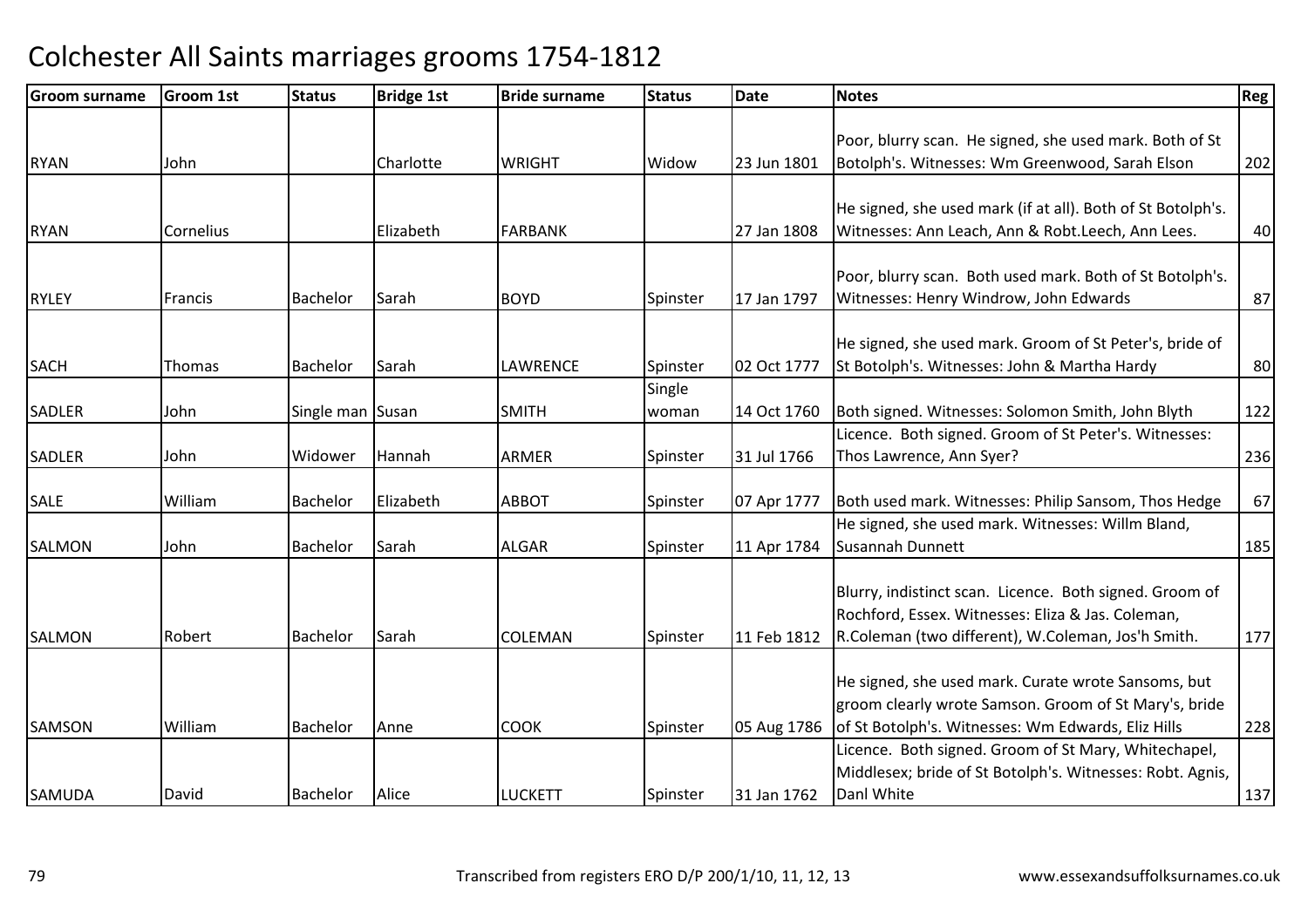# Colchester All Saints marriages grooms 1754-1812

| Groom surname | Groom 1st | Status | Bridge 1st | Bride surname | Status | Date | Notes | Reg |
|---|---|---|---|---|---|---|---|---|
| RYAN | John | | Charlotte | WRIGHT | Widow | 23 Jun 1801 | Poor, blurry scan. He signed, she used mark. Both of St Botolph's. Witnesses: Wm Greenwood, Sarah Elson | 202 |
| RYAN | Cornelius | | Elizabeth | FARBANK | | 27 Jan 1808 | He signed, she used mark (if at all). Both of St Botolph's. Witnesses: Ann Leach, Ann & Robt.Leech, Ann Lees. | 40 |
| RYLEY | Francis | Bachelor | Sarah | BOYD | Spinster | 17 Jan 1797 | Poor, blurry scan. Both used mark. Both of St Botolph's. Witnesses: Henry Windrow, John Edwards | 87 |
| SACH | Thomas | Bachelor | Sarah | LAWRENCE | Spinster | 02 Oct 1777 | He signed, she used mark. Groom of St Peter's, bride of St Botolph's. Witnesses: John & Martha Hardy | 80 |
| SADLER | John | Single man | Susan | SMITH | Single woman | 14 Oct 1760 | Both signed. Witnesses: Solomon Smith, John Blyth | 122 |
| SADLER | John | Widower | Hannah | ARMER | Spinster | 31 Jul 1766 | Licence. Both signed. Groom of St Peter's. Witnesses: Thos Lawrence, Ann Syer? | 236 |
| SALE | William | Bachelor | Elizabeth | ABBOT | Spinster | 07 Apr 1777 | Both used mark. Witnesses: Philip Sansom, Thos Hedge | 67 |
| SALMON | John | Bachelor | Sarah | ALGAR | Spinster | 11 Apr 1784 | He signed, she used mark. Witnesses: Willm Bland, Susannah Dunnett | 185 |
| SALMON | Robert | Bachelor | Sarah | COLEMAN | Spinster | 11 Feb 1812 | Blurry, indistinct scan. Licence. Both signed. Groom of Rochford, Essex. Witnesses: Eliza & Jas. Coleman, R.Coleman (two different), W.Coleman, Jos'h Smith. | 177 |
| SAMSON | William | Bachelor | Anne | COOK | Spinster | 05 Aug 1786 | He signed, she used mark. Curate wrote Sansoms, but groom clearly wrote Samson. Groom of St Mary's, bride of St Botolph's. Witnesses: Wm Edwards, Eliz Hills | 228 |
| SAMUDA | David | Bachelor | Alice | LUCKETT | Spinster | 31 Jan 1762 | Licence. Both signed. Groom of St Mary, Whitechapel, Middlesex; bride of St Botolph's. Witnesses: Robt. Agnis, Danl White | 137 |

Transcribed from registers ERO D/P 200/1/10, 11, 12, 13 www.essexandsuffolksurnames.co.uk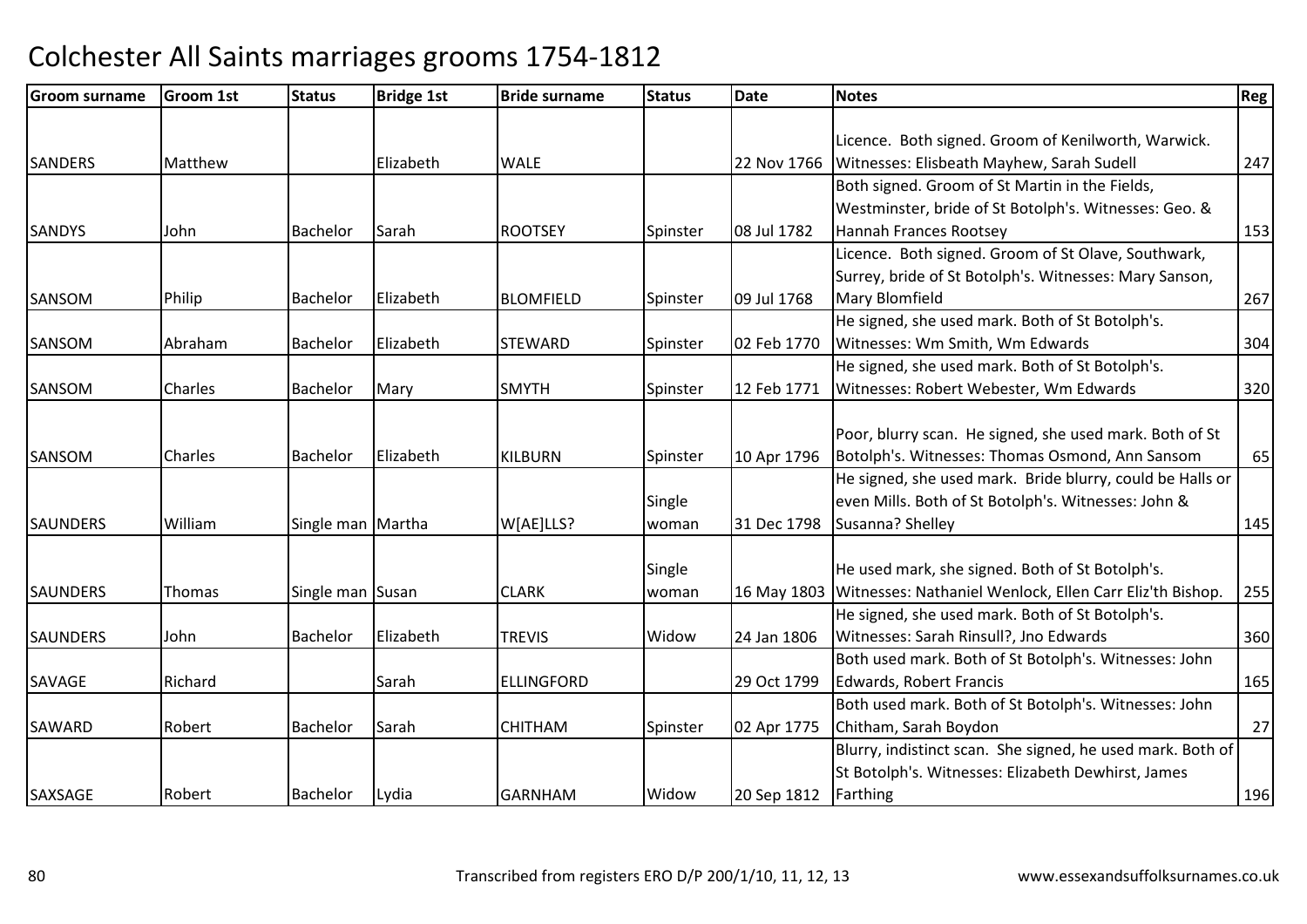# Colchester All Saints marriages grooms 1754-1812

| Groom surname | Groom 1st | Status | Bridge 1st | Bride surname | Status | Date | Notes | Reg |
|---|---|---|---|---|---|---|---|---|
| SANDERS | Matthew | | Elizabeth | WALE | | 22 Nov 1766 | Licence. Both signed. Groom of Kenilworth, Warwick. Witnesses: Elisbeath Mayhew, Sarah Sudell | 247 |
| SANDYS | John | Bachelor | Sarah | ROOTSEY | Spinster | 08 Jul 1782 | Both signed. Groom of St Martin in the Fields, Westminster, bride of St Botolph's. Witnesses: Geo. & Hannah Frances Rootsey | 153 |
| SANSOM | Philip | Bachelor | Elizabeth | BLOMFIELD | Spinster | 09 Jul 1768 | Licence. Both signed. Groom of St Olave, Southwark, Surrey, bride of St Botolph's. Witnesses: Mary Sanson, Mary Blomfield | 267 |
| SANSOM | Abraham | Bachelor | Elizabeth | STEWARD | Spinster | 02 Feb 1770 | He signed, she used mark. Both of St Botolph's. Witnesses: Wm Smith, Wm Edwards | 304 |
| SANSOM | Charles | Bachelor | Mary | SMYTH | Spinster | 12 Feb 1771 | He signed, she used mark. Both of St Botolph's. Witnesses: Robert Webester, Wm Edwards | 320 |
| SANSOM | Charles | Bachelor | Elizabeth | KILBURN | Spinster | 10 Apr 1796 | Poor, blurry scan. He signed, she used mark. Both of St Botolph's. Witnesses: Thomas Osmond, Ann Sansom | 65 |
| SAUNDERS | William | Single man | Martha | W[AE]LLS? | Single woman | 31 Dec 1798 | He signed, she used mark. Bride blurry, could be Halls or even Mills. Both of St Botolph's. Witnesses: John & Susanna? Shelley | 145 |
| SAUNDERS | Thomas | Single man | Susan | CLARK | Single woman | 16 May 1803 | He used mark, she signed. Both of St Botolph's. Witnesses: Nathaniel Wenlock, Ellen Carr Eliz'th Bishop. | 255 |
| SAUNDERS | John | Bachelor | Elizabeth | TREVIS | Widow | 24 Jan 1806 | He signed, she used mark. Both of St Botolph's. Witnesses: Sarah Rinsull?, Jno Edwards | 360 |
| SAVAGE | Richard | | Sarah | ELLINGFORD | | 29 Oct 1799 | Both used mark. Both of St Botolph's. Witnesses: John Edwards, Robert Francis | 165 |
| SAWARD | Robert | Bachelor | Sarah | CHITHAM | Spinster | 02 Apr 1775 | Both used mark. Both of St Botolph's. Witnesses: John Chitham, Sarah Boydon | 27 |
| SAXSAGE | Robert | Bachelor | Lydia | GARNHAM | Widow | 20 Sep 1812 | Blurry, indistinct scan. She signed, he used mark. Both of St Botolph's. Witnesses: Elizabeth Dewhirst, James Farthing | 196 |

Transcribed from registers ERO D/P 200/1/10, 11, 12, 13 www.essexandsuffolksurnames.co.uk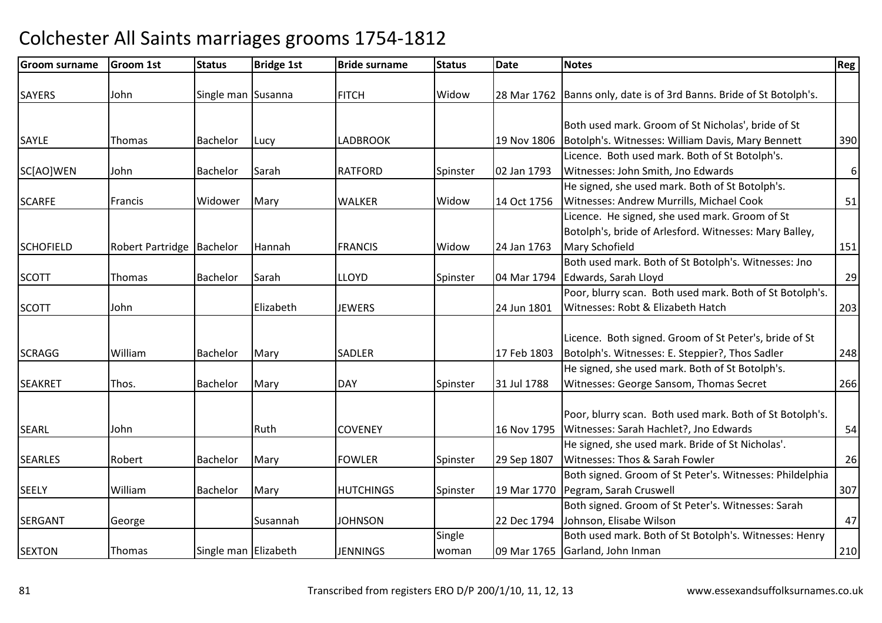# Colchester All Saints marriages grooms 1754-1812

| Groom surname | Groom 1st | Status | Bridge 1st | Bride surname | Status | Date | Notes | Reg |
|---|---|---|---|---|---|---|---|---|
| SAYERS | John | Single man | Susanna | FITCH | Widow | 28 Mar 1762 | Banns only, date is of 3rd Banns. Bride of St Botolph's. | |
| SAYLE | Thomas | Bachelor | Lucy | LADBROOK | | 19 Nov 1806 | Both used mark. Groom of St Nicholas', bride of St Botolph's. Witnesses: William Davis, Mary Bennett | 390 |
| SC[AO]WEN | John | Bachelor | Sarah | RATFORD | Spinster | 02 Jan 1793 | Licence. Both used mark. Both of St Botolph's. Witnesses: John Smith, Jno Edwards | 6 |
| SCARFE | Francis | Widower | Mary | WALKER | Widow | 14 Oct 1756 | He signed, she used mark. Both of St Botolph's. Witnesses: Andrew Murrills, Michael Cook | 51 |
| SCHOFIELD | Robert Partridge | Bachelor | Hannah | FRANCIS | Widow | 24 Jan 1763 | Licence. He signed, she used mark. Groom of St Botolph's, bride of Arlesford. Witnesses: Mary Balley, Mary Schofield | 151 |
| SCOTT | Thomas | Bachelor | Sarah | LLOYD | Spinster | 04 Mar 1794 | Both used mark. Both of St Botolph's. Witnesses: Jno Edwards, Sarah Lloyd | 29 |
| SCOTT | John | | Elizabeth | JEWERS | | 24 Jun 1801 | Poor, blurry scan. Both used mark. Both of St Botolph's. Witnesses: Robt & Elizabeth Hatch | 203 |
| SCRAGG | William | Bachelor | Mary | SADLER | | 17 Feb 1803 | Licence. Both signed. Groom of St Peter's, bride of St Botolph's. Witnesses: E. Steppier?, Thos Sadler | 248 |
| SEAKRET | Thos. | Bachelor | Mary | DAY | Spinster | 31 Jul 1788 | He signed, she used mark. Both of St Botolph's. Witnesses: George Sansom, Thomas Secret | 266 |
| SEARL | John | | Ruth | COVENEY | | 16 Nov 1795 | Poor, blurry scan. Both used mark. Both of St Botolph's. Witnesses: Sarah Hachlet?, Jno Edwards | 54 |
| SEARLES | Robert | Bachelor | Mary | FOWLER | Spinster | 29 Sep 1807 | He signed, she used mark. Bride of St Nicholas'. Witnesses: Thos & Sarah Fowler | 26 |
| SEELY | William | Bachelor | Mary | HUTCHINGS | Spinster | 19 Mar 1770 | Both signed. Groom of St Peter's. Witnesses: Phildelphia Pegram, Sarah Cruswell | 307 |
| SERGANT | George | | Susannah | JOHNSON | | 22 Dec 1794 | Both signed. Groom of St Peter's. Witnesses: Sarah Johnson, Elisabe Wilson | 47 |
| SEXTON | Thomas | Single man | Elizabeth | JENNINGS | Single woman | 09 Mar 1765 | Both used mark. Both of St Botolph's. Witnesses: Henry Garland, John Inman | 210 |

Transcribed from registers ERO D/P 200/1/10, 11, 12, 13

www.essexandsuffolksurnames.co.uk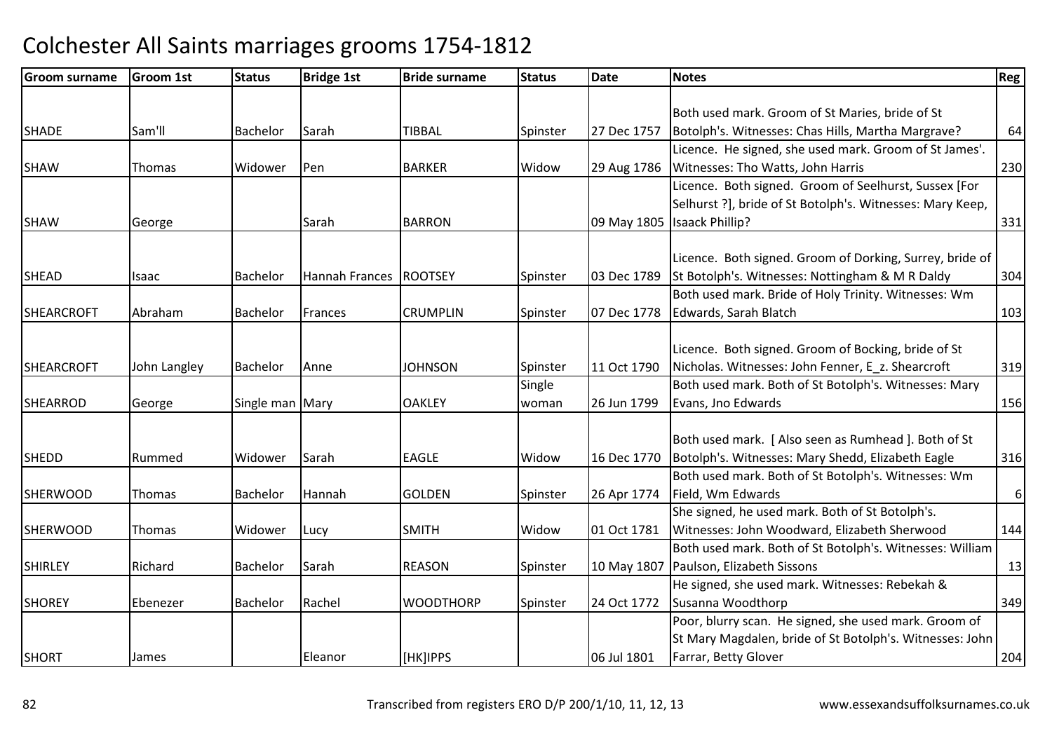# Colchester All Saints marriages grooms 1754-1812

| Groom surname | Groom 1st | Status | Bridge 1st | Bride surname | Status | Date | Notes | Reg |
|---|---|---|---|---|---|---|---|---|
| SHADE | Sam'll | Bachelor | Sarah | TIBBAL | Spinster | 27 Dec 1757 | Both used mark. Groom of St Maries, bride of St Botolph's. Witnesses: Chas Hills, Martha Margrave? | 64 |
| SHAW | Thomas | Widower | Pen | BARKER | Widow | 29 Aug 1786 | Licence. He signed, she used mark. Groom of St James'. Witnesses: Tho Watts, John Harris | 230 |
| SHAW | George | | Sarah | BARRON | | 09 May 1805 | Licence. Both signed. Groom of Seelhurst, Sussex [For Selhurst ?], bride of St Botolph's. Witnesses: Mary Keep, Isaack Phillip? | 331 |
| SHEAD | Isaac | Bachelor | Hannah Frances | ROOTSEY | Spinster | 03 Dec 1789 | Licence. Both signed. Groom of Dorking, Surrey, bride of St Botolph's. Witnesses: Nottingham & M R Daldy | 304 |
| SHEARCROFT | Abraham | Bachelor | Frances | CRUMPLIN | Spinster | 07 Dec 1778 | Both used mark. Bride of Holy Trinity. Witnesses: Wm Edwards, Sarah Blatch | 103 |
| SHEARCROFT | John Langley | Bachelor | Anne | JOHNSON | Spinster | 11 Oct 1790 | Licence. Both signed. Groom of Bocking, bride of St Nicholas. Witnesses: John Fenner, E_z. Shearcroft | 319 |
| SHEARROD | George | Single man | Mary | OAKLEY | Single woman | 26 Jun 1799 | Both used mark. Both of St Botolph's. Witnesses: Mary Evans, Jno Edwards | 156 |
| SHEDD | Rummed | Widower | Sarah | EAGLE | Widow | 16 Dec 1770 | Both used mark. [ Also seen as Rumhead ]. Both of St Botolph's. Witnesses: Mary Shedd, Elizabeth Eagle | 316 |
| SHERWOOD | Thomas | Bachelor | Hannah | GOLDEN | Spinster | 26 Apr 1774 | Both used mark. Both of St Botolph's. Witnesses: Wm Field, Wm Edwards | 6 |
| SHERWOOD | Thomas | Widower | Lucy | SMITH | Widow | 01 Oct 1781 | She signed, he used mark. Both of St Botolph's. Witnesses: John Woodward, Elizabeth Sherwood | 144 |
| SHIRLEY | Richard | Bachelor | Sarah | REASON | Spinster | 10 May 1807 | Both used mark. Both of St Botolph's. Witnesses: William Paulson, Elizabeth Sissons | 13 |
| SHOREY | Ebenezer | Bachelor | Rachel | WOODTHORP | Spinster | 24 Oct 1772 | He signed, she used mark. Witnesses: Rebekah & Susanna Woodthorp | 349 |
| SHORT | James | | Eleanor | [HK]IPPS | | 06 Jul 1801 | Poor, blurry scan. He signed, she used mark. Groom of St Mary Magdalen, bride of St Botolph's. Witnesses: John Farrar, Betty Glover | 204 |

Transcribed from registers ERO D/P 200/1/10, 11, 12, 13 www.essexandsuffolksurnames.co.uk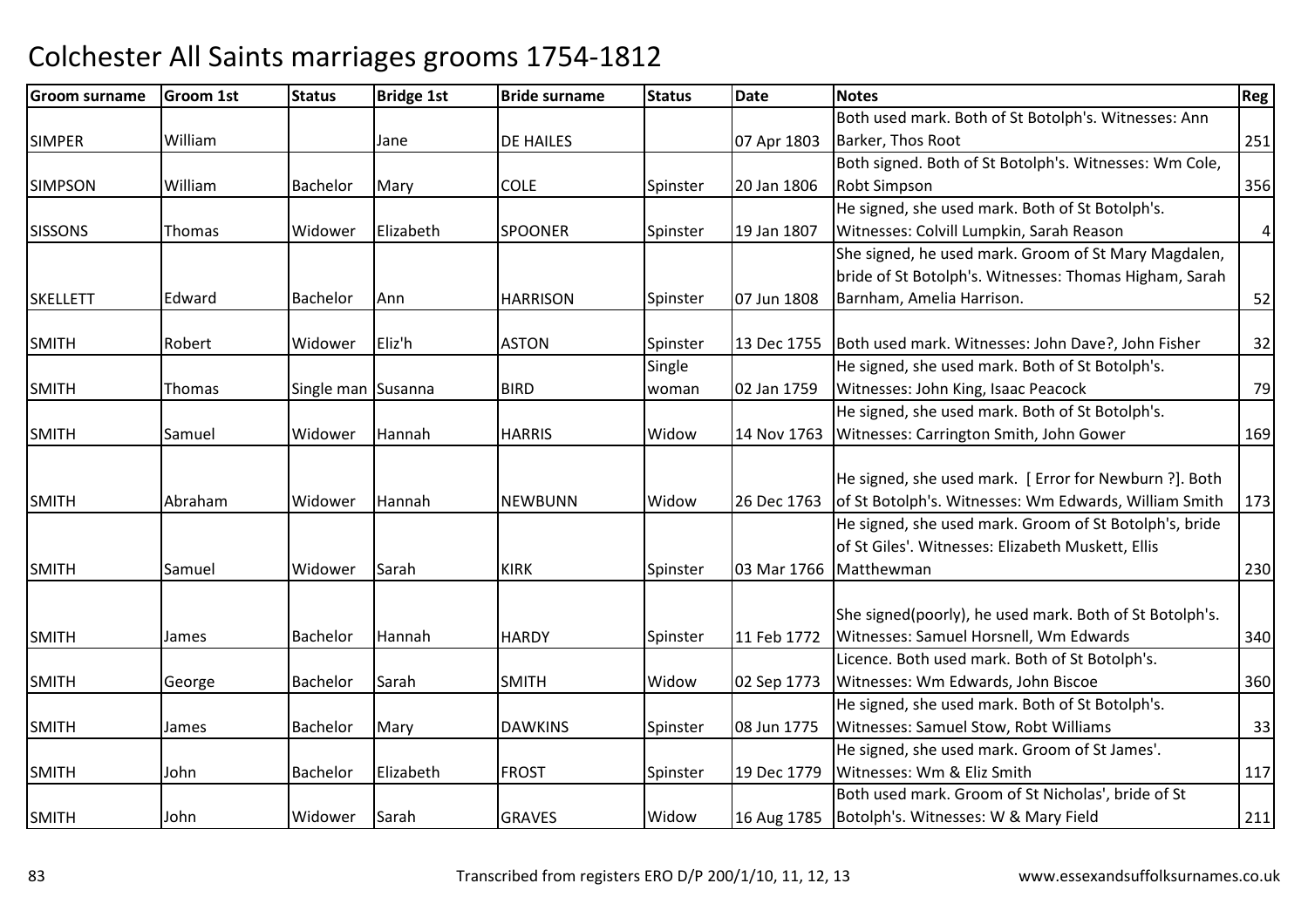# Colchester All Saints marriages grooms 1754-1812

| Groom surname | Groom 1st | Status | Bridge 1st | Bride surname | Status | Date | Notes | Reg |
|---|---|---|---|---|---|---|---|---|
| SIMPER | William | | Jane | DE HAILES | | 07 Apr 1803 | Both used mark. Both of St Botolph's. Witnesses: Ann Barker, Thos Root | 251 |
| SIMPSON | William | Bachelor | Mary | COLE | Spinster | 20 Jan 1806 | Both signed. Both of St Botolph's. Witnesses: Wm Cole, Robt Simpson | 356 |
| SISSONS | Thomas | Widower | Elizabeth | SPOONER | Spinster | 19 Jan 1807 | He signed, she used mark. Both of St Botolph's. Witnesses: Colvill Lumpkin, Sarah Reason | 4 |
| SKELLETT | Edward | Bachelor | Ann | HARRISON | Spinster | 07 Jun 1808 | She signed, he used mark. Groom of St Mary Magdalen, bride of St Botolph's. Witnesses: Thomas Higham, Sarah Barnham, Amelia Harrison. | 52 |
| SMITH | Robert | Widower | Eliz'h | ASTON | Spinster | 13 Dec 1755 | Both used mark. Witnesses: John Dave?, John Fisher | 32 |
| SMITH | Thomas | Single man | Susanna | BIRD | Single woman | 02 Jan 1759 | He signed, she used mark. Both of St Botolph's. Witnesses: John King, Isaac Peacock | 79 |
| SMITH | Samuel | Widower | Hannah | HARRIS | Widow | 14 Nov 1763 | He signed, she used mark. Both of St Botolph's. Witnesses: Carrington Smith, John Gower | 169 |
| SMITH | Abraham | Widower | Hannah | NEWBUNN | Widow | 26 Dec 1763 | He signed, she used mark. [ Error for Newburn ?]. Both of St Botolph's. Witnesses: Wm Edwards, William Smith | 173 |
| SMITH | Samuel | Widower | Sarah | KIRK | Spinster | 03 Mar 1766 | He signed, she used mark. Groom of St Botolph's, bride of St Giles'. Witnesses: Elizabeth Muskett, Ellis Matthewman | 230 |
| SMITH | James | Bachelor | Hannah | HARDY | Spinster | 11 Feb 1772 | She signed(poorly), he used mark. Both of St Botolph's. Witnesses: Samuel Horsnell, Wm Edwards | 340 |
| SMITH | George | Bachelor | Sarah | SMITH | Widow | 02 Sep 1773 | Licence. Both used mark. Both of St Botolph's. Witnesses: Wm Edwards, John Biscoe | 360 |
| SMITH | James | Bachelor | Mary | DAWKINS | Spinster | 08 Jun 1775 | He signed, she used mark. Both of St Botolph's. Witnesses: Samuel Stow, Robt Williams | 33 |
| SMITH | John | Bachelor | Elizabeth | FROST | Spinster | 19 Dec 1779 | He signed, she used mark. Groom of St James'. Witnesses: Wm & Eliz Smith | 117 |
| SMITH | John | Widower | Sarah | GRAVES | Widow | 16 Aug 1785 | Both used mark. Groom of St Nicholas', bride of St Botolph's. Witnesses: W & Mary Field | 211 |

Transcribed from registers ERO D/P 200/1/10, 11, 12, 13 www.essexandsuffolksurnames.co.uk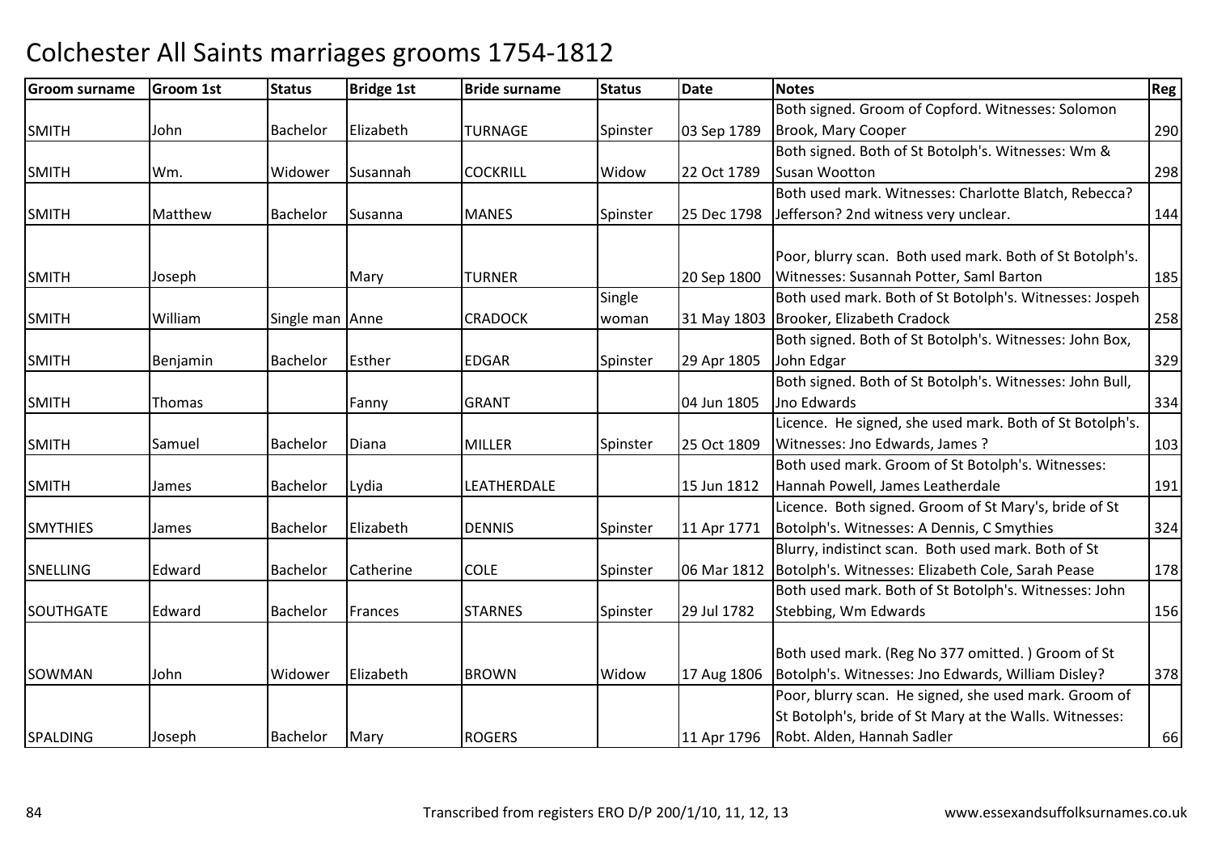# Colchester All Saints marriages grooms 1754-1812

| Groom surname | Groom 1st | Status | Bridge 1st | Bride surname | Status | Date | Notes | Reg |
|---|---|---|---|---|---|---|---|---|
| SMITH | John | Bachelor | Elizabeth | TURNAGE | Spinster | 03 Sep 1789 | Both signed. Groom of Copford. Witnesses: Solomon Brook, Mary Cooper | 290 |
| SMITH | Wm. | Widower | Susannah | COCKRILL | Widow | 22 Oct 1789 | Both signed. Both of St Botolph's. Witnesses: Wm & Susan Wootton | 298 |
| SMITH | Matthew | Bachelor | Susanna | MANES | Spinster | 25 Dec 1798 | Both used mark. Witnesses: Charlotte Blatch, Rebecca? Jefferson? 2nd witness very unclear. | 144 |
| SMITH | Joseph | | Mary | TURNER | | 20 Sep 1800 | Poor, blurry scan. Both used mark. Both of St Botolph's. Witnesses: Susannah Potter, Saml Barton | 185 |
| SMITH | William | Single man | Anne | CRADOCK | Single woman | 31 May 1803 | Both used mark. Both of St Botolph's. Witnesses: Jospeh Brooker, Elizabeth Cradock | 258 |
| SMITH | Benjamin | Bachelor | Esther | EDGAR | Spinster | 29 Apr 1805 | Both signed. Both of St Botolph's. Witnesses: John Box, John Edgar | 329 |
| SMITH | Thomas | | Fanny | GRANT | | 04 Jun 1805 | Both signed. Both of St Botolph's. Witnesses: John Bull, Jno Edwards | 334 |
| SMITH | Samuel | Bachelor | Diana | MILLER | Spinster | 25 Oct 1809 | Licence. He signed, she used mark. Both of St Botolph's. Witnesses: Jno Edwards, James ? | 103 |
| SMITH | James | Bachelor | Lydia | LEATHERDALE | | 15 Jun 1812 | Both used mark. Groom of St Botolph's. Witnesses: Hannah Powell, James Leatherdale | 191 |
| SMYTHIES | James | Bachelor | Elizabeth | DENNIS | Spinster | 11 Apr 1771 | Licence. Both signed. Groom of St Mary's, bride of St Botolph's. Witnesses: A Dennis, C Smythies | 324 |
| SNELLING | Edward | Bachelor | Catherine | COLE | Spinster | 06 Mar 1812 | Blurry, indistinct scan. Both used mark. Both of St Botolph's. Witnesses: Elizabeth Cole, Sarah Pease | 178 |
| SOUTHGATE | Edward | Bachelor | Frances | STARNES | Spinster | 29 Jul 1782 | Both used mark. Both of St Botolph's. Witnesses: John Stebbing, Wm Edwards | 156 |
| SOWMAN | John | Widower | Elizabeth | BROWN | Widow | 17 Aug 1806 | Both used mark. (Reg No 377 omitted. ) Groom of St Botolph's. Witnesses: Jno Edwards, William Disley? | 378 |
| SPALDING | Joseph | Bachelor | Mary | ROGERS | | 11 Apr 1796 | Poor, blurry scan. He signed, she used mark. Groom of St Botolph's, bride of St Mary at the Walls. Witnesses: Robt. Alden, Hannah Sadler | 66 |

Transcribed from registers ERO D/P 200/1/10, 11, 12, 13 www.essexandsuffolksurnames.co.uk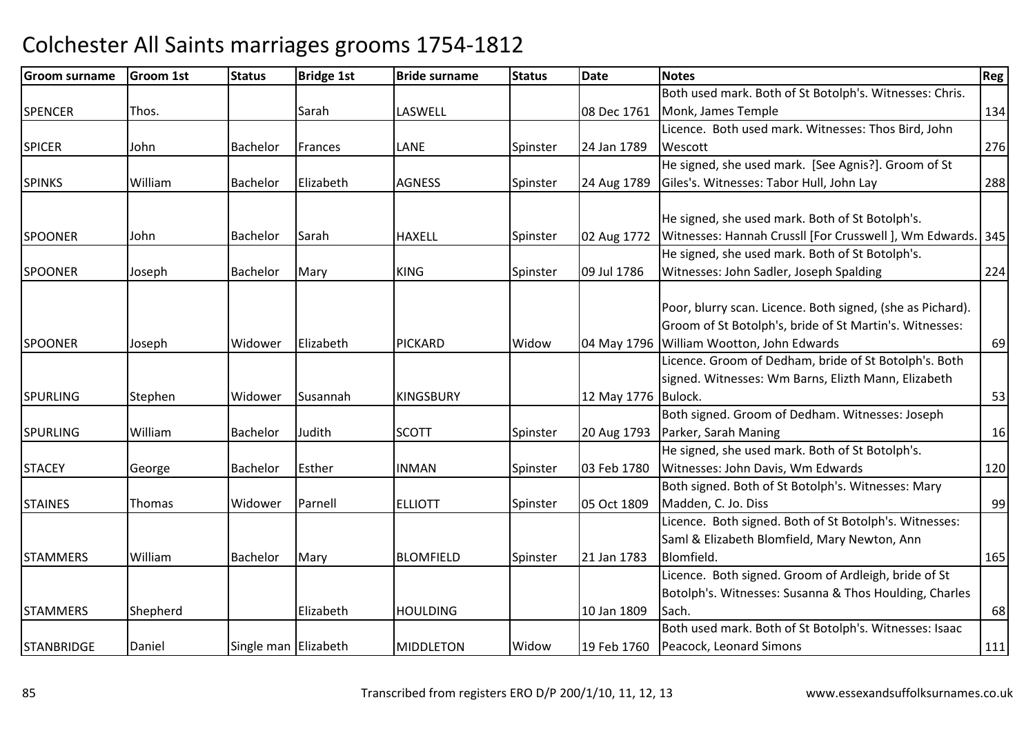# Colchester All Saints marriages grooms 1754-1812

| Groom surname | Groom 1st | Status | Bridge 1st | Bride surname | Status | Date | Notes | Reg |
|---|---|---|---|---|---|---|---|---|
| SPENCER | Thos. | | Sarah | LASWELL | | 08 Dec 1761 | Both used mark. Both of St Botolph's. Witnesses: Chris. Monk, James Temple | 134 |
| SPICER | John | Bachelor | Frances | LANE | Spinster | 24 Jan 1789 | Licence. Both used mark. Witnesses: Thos Bird, John Wescott | 276 |
| SPINKS | William | Bachelor | Elizabeth | AGNESS | Spinster | 24 Aug 1789 | He signed, she used mark. [See Agnis?]. Groom of St Giles's. Witnesses: Tabor Hull, John Lay | 288 |
| SPOONER | John | Bachelor | Sarah | HAXELL | Spinster | 02 Aug 1772 | He signed, she used mark. Both of St Botolph's. Witnesses: Hannah Crussll [For Crusswell ], Wm Edwards. | 345 |
| SPOONER | Joseph | Bachelor | Mary | KING | Spinster | 09 Jul 1786 | He signed, she used mark. Both of St Botolph's. Witnesses: John Sadler, Joseph Spalding | 224 |
| SPOONER | Joseph | Widower | Elizabeth | PICKARD | Widow | 04 May 1796 | Poor, blurry scan. Licence. Both signed, (she as Pichard). Groom of St Botolph's, bride of St Martin's. Witnesses: William Wootton, John Edwards | 69 |
| SPURLING | Stephen | Widower | Susannah | KINGSBURY | | 12 May 1776 | Licence. Groom of Dedham, bride of St Botolph's. Both signed. Witnesses: Wm Barns, Elizth Mann, Elizabeth Bulock. | 53 |
| SPURLING | William | Bachelor | Judith | SCOTT | Spinster | 20 Aug 1793 | Both signed. Groom of Dedham. Witnesses: Joseph Parker, Sarah Maning | 16 |
| STACEY | George | Bachelor | Esther | INMAN | Spinster | 03 Feb 1780 | He signed, she used mark. Both of St Botolph's. Witnesses: John Davis, Wm Edwards | 120 |
| STAINES | Thomas | Widower | Parnell | ELLIOTT | Spinster | 05 Oct 1809 | Both signed. Both of St Botolph's. Witnesses: Mary Madden, C. Jo. Diss | 99 |
| STAMMERS | William | Bachelor | Mary | BLOMFIELD | Spinster | 21 Jan 1783 | Licence. Both signed. Both of St Botolph's. Witnesses: Saml & Elizabeth Blomfield, Mary Newton, Ann Blomfield. | 165 |
| STAMMERS | Shepherd | | Elizabeth | HOULDING | | 10 Jan 1809 | Licence. Both signed. Groom of Ardleigh, bride of St Botolph's. Witnesses: Susanna & Thos Houlding, Charles Sach. | 68 |
| STANBRIDGE | Daniel | Single man | Elizabeth | MIDDLETON | Widow | 19 Feb 1760 | Both used mark. Both of St Botolph's. Witnesses: Isaac Peacock, Leonard Simons | 111 |

Transcribed from registers ERO D/P 200/1/10, 11, 12, 13 www.essexandsuffolksurnames.co.uk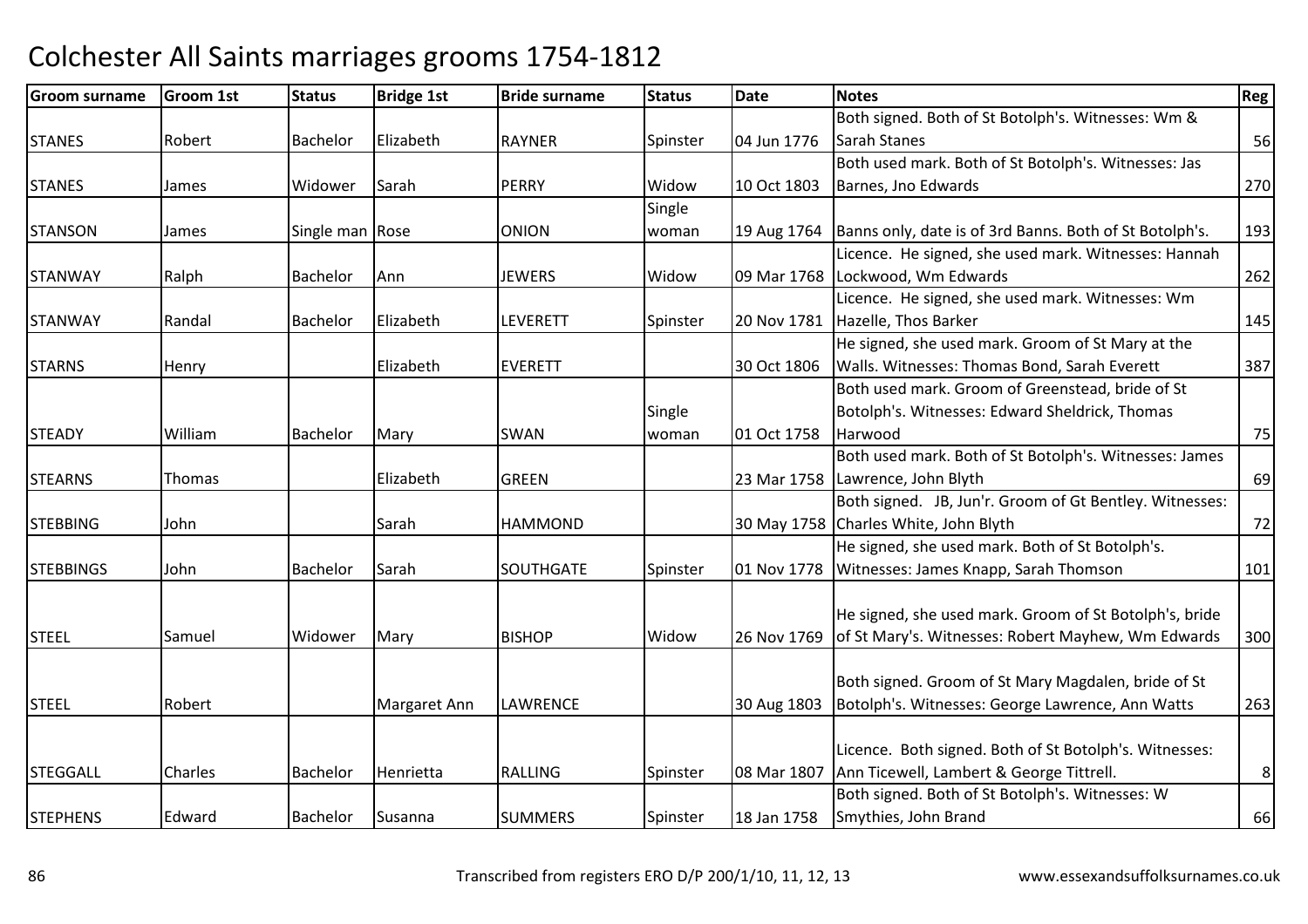# Colchester All Saints marriages grooms 1754-1812

| Groom surname | Groom 1st | Status | Bridge 1st | Bride surname | Status | Date | Notes | Reg |
|---|---|---|---|---|---|---|---|---|
| STANES | Robert | Bachelor | Elizabeth | RAYNER | Spinster | 04 Jun 1776 | Both signed. Both of St Botolph's. Witnesses: Wm & Sarah Stanes | 56 |
| STANES | James | Widower | Sarah | PERRY | Widow | 10 Oct 1803 | Both used mark. Both of St Botolph's. Witnesses: Jas Barnes, Jno Edwards | 270 |
| STANSON | James | Single man | Rose | ONION | Single woman | 19 Aug 1764 | Banns only, date is of 3rd Banns. Both of St Botolph's. | 193 |
| STANWAY | Ralph | Bachelor | Ann | JEWERS | Widow | 09 Mar 1768 | Licence. He signed, she used mark. Witnesses: Hannah Lockwood, Wm Edwards | 262 |
| STANWAY | Randal | Bachelor | Elizabeth | LEVERETT | Spinster | 20 Nov 1781 | Licence. He signed, she used mark. Witnesses: Wm Hazelle, Thos Barker | 145 |
| STARNS | Henry | | Elizabeth | EVERETT | | 30 Oct 1806 | He signed, she used mark. Groom of St Mary at the Walls. Witnesses: Thomas Bond, Sarah Everett | 387 |
| STEADY | William | Bachelor | Mary | SWAN | Single woman | 01 Oct 1758 | Both used mark. Groom of Greenstead, bride of St Botolph's. Witnesses: Edward Sheldrick, Thomas Harwood | 75 |
| STEARNS | Thomas | | Elizabeth | GREEN | | 23 Mar 1758 | Both used mark. Both of St Botolph's. Witnesses: James Lawrence, John Blyth | 69 |
| STEBBING | John | | Sarah | HAMMOND | | 30 May 1758 | Both signed. JB, Jun'r. Groom of Gt Bentley. Witnesses: Charles White, John Blyth | 72 |
| STEBBINGS | John | Bachelor | Sarah | SOUTHGATE | Spinster | 01 Nov 1778 | He signed, she used mark. Both of St Botolph's. Witnesses: James Knapp, Sarah Thomson | 101 |
| STEEL | Samuel | Widower | Mary | BISHOP | Widow | 26 Nov 1769 | He signed, she used mark. Groom of St Botolph's, bride of St Mary's. Witnesses: Robert Mayhew, Wm Edwards | 300 |
| STEEL | Robert | | Margaret Ann | LAWRENCE | | 30 Aug 1803 | Both signed. Groom of St Mary Magdalen, bride of St Botolph's. Witnesses: George Lawrence, Ann Watts | 263 |
| STEGGALL | Charles | Bachelor | Henrietta | RALLING | Spinster | 08 Mar 1807 | Licence. Both signed. Both of St Botolph's. Witnesses: Ann Ticewell, Lambert & George Tittrell. | 8 |
| STEPHENS | Edward | Bachelor | Susanna | SUMMERS | Spinster | 18 Jan 1758 | Both signed. Both of St Botolph's. Witnesses: W Smythies, John Brand | 66 |

Transcribed from registers ERO D/P 200/1/10, 11, 12, 13 www.essexandsuffolksurnames.co.uk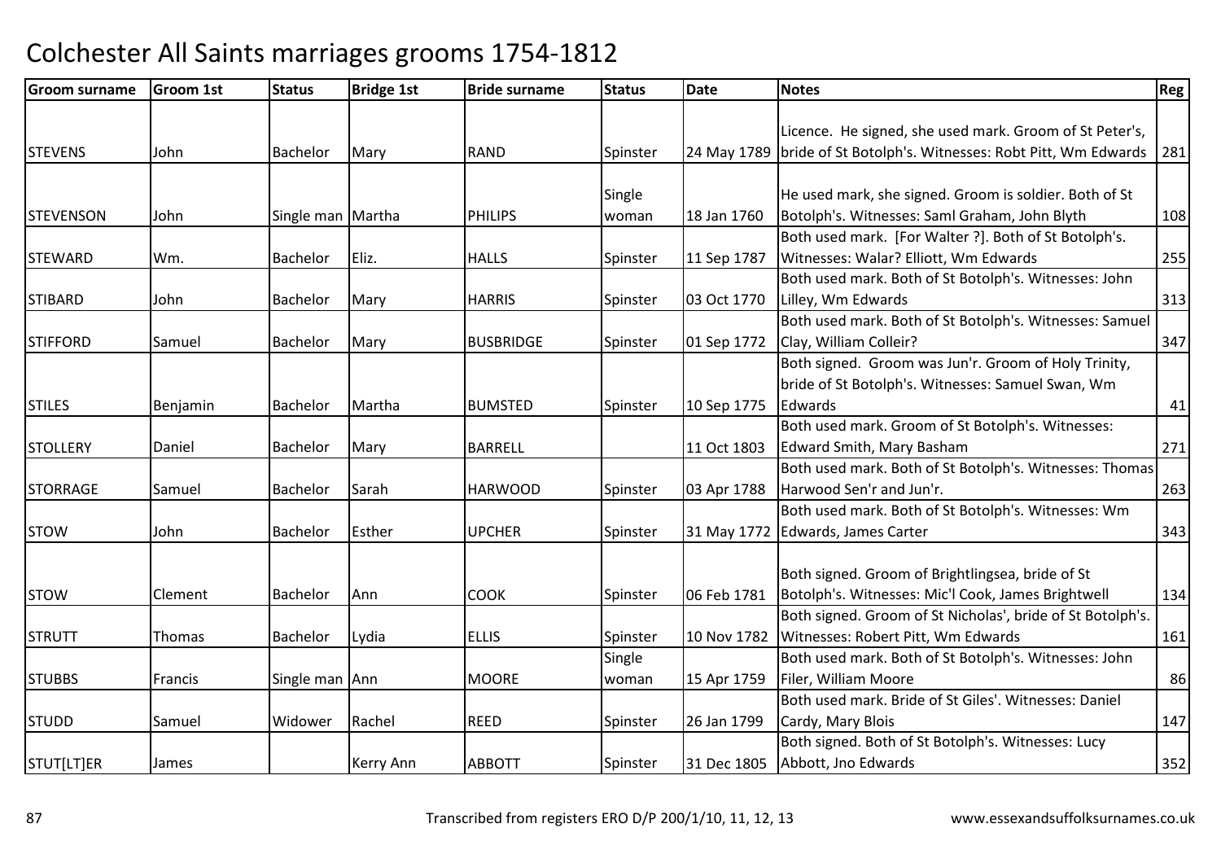# Colchester All Saints marriages grooms 1754-1812

| Groom surname | Groom 1st | Status | Bridge 1st | Bride surname | Status | Date | Notes | Reg |
|---|---|---|---|---|---|---|---|---|
| STEVENS | John | Bachelor | Mary | RAND | Spinster | 24 May 1789 | Licence. He signed, she used mark. Groom of St Peter's, bride of St Botolph's. Witnesses: Robt Pitt, Wm Edwards | 281 |
| STEVENSON | John | Single man | Martha | PHILIPS | Single woman | 18 Jan 1760 | He used mark, she signed. Groom is soldier. Both of St Botolph's. Witnesses: Saml Graham, John Blyth | 108 |
| STEWARD | Wm. | Bachelor | Eliz. | HALLS | Spinster | 11 Sep 1787 | Both used mark. [For Walter ?]. Both of St Botolph's. Witnesses: Walar? Elliott, Wm Edwards | 255 |
| STIBARD | John | Bachelor | Mary | HARRIS | Spinster | 03 Oct 1770 | Both used mark. Both of St Botolph's. Witnesses: John Lilley, Wm Edwards | 313 |
| STIFFORD | Samuel | Bachelor | Mary | BUSBRIDGE | Spinster | 01 Sep 1772 | Both used mark. Both of St Botolph's. Witnesses: Samuel Clay, William Colleir? | 347 |
| STILES | Benjamin | Bachelor | Martha | BUMSTED | Spinster | 10 Sep 1775 | Both signed. Groom was Jun'r. Groom of Holy Trinity, bride of St Botolph's. Witnesses: Samuel Swan, Wm Edwards | 41 |
| STOLLERY | Daniel | Bachelor | Mary | BARRELL | | 11 Oct 1803 | Both used mark. Groom of St Botolph's. Witnesses: Edward Smith, Mary Basham | 271 |
| STORRAGE | Samuel | Bachelor | Sarah | HARWOOD | Spinster | 03 Apr 1788 | Both used mark. Both of St Botolph's. Witnesses: Thomas Harwood Sen'r and Jun'r. | 263 |
| STOW | John | Bachelor | Esther | UPCHER | Spinster | 31 May 1772 | Both used mark. Both of St Botolph's. Witnesses: Wm Edwards, James Carter | 343 |
| STOW | Clement | Bachelor | Ann | COOK | Spinster | 06 Feb 1781 | Both signed. Groom of Brightlingsea, bride of St Botolph's. Witnesses: Mic'l Cook, James Brightwell | 134 |
| STRUTT | Thomas | Bachelor | Lydia | ELLIS | Spinster | 10 Nov 1782 | Both signed. Groom of St Nicholas', bride of St Botolph's. Witnesses: Robert Pitt, Wm Edwards | 161 |
| STUBBS | Francis | Single man | Ann | MOORE | Single woman | 15 Apr 1759 | Both used mark. Both of St Botolph's. Witnesses: John Filer, William Moore | 86 |
| STUDD | Samuel | Widower | Rachel | REED | Spinster | 26 Jan 1799 | Both used mark. Bride of St Giles'. Witnesses: Daniel Cardy, Mary Blois | 147 |
| STUT[LT]ER | James | | Kerry Ann | ABBOTT | Spinster | 31 Dec 1805 | Both signed. Both of St Botolph's. Witnesses: Lucy Abbott, Jno Edwards | 352 |

Transcribed from registers ERO D/P 200/1/10, 11, 12, 13 www.essexandsuffolksurnames.co.uk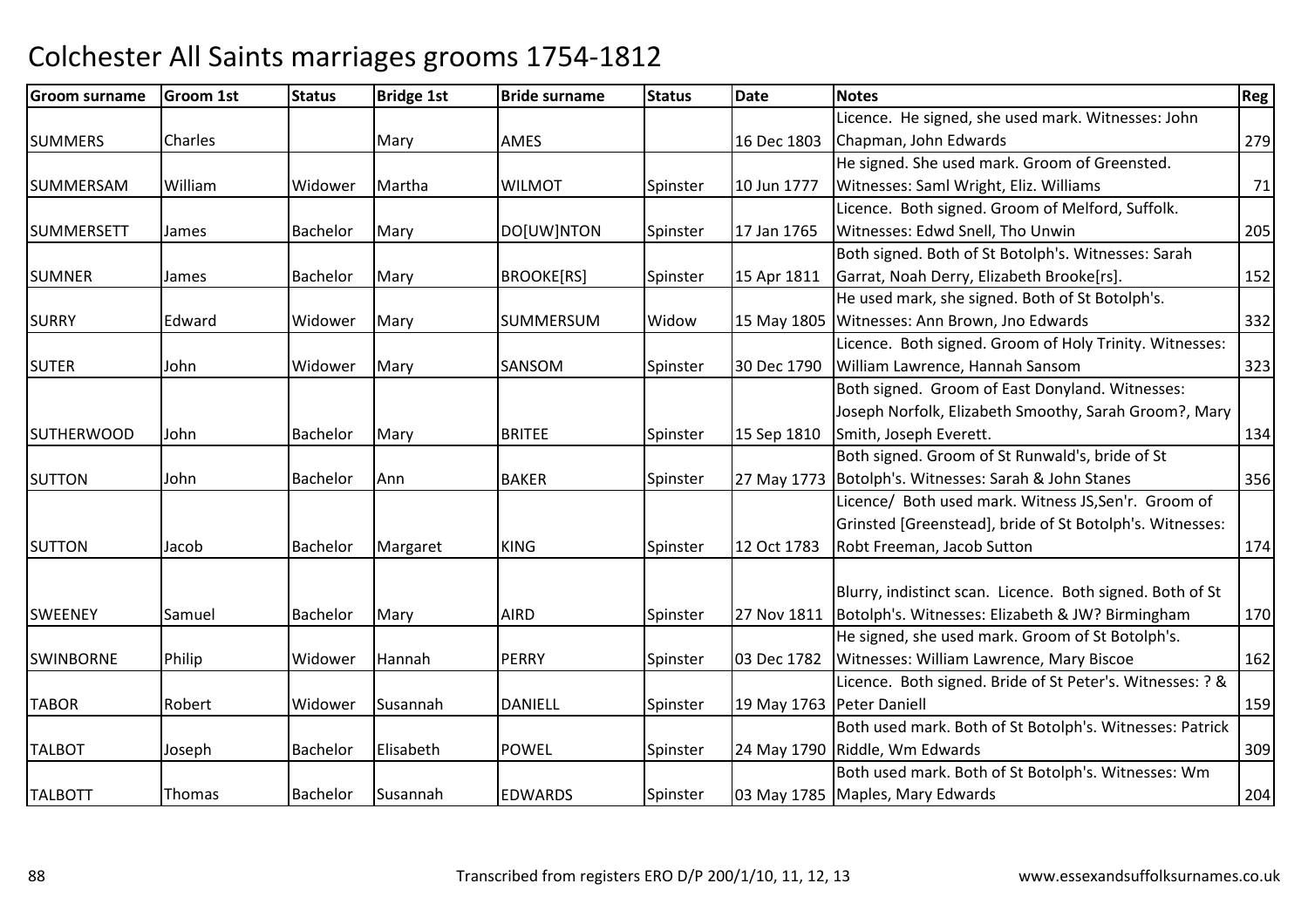# Colchester All Saints marriages grooms 1754-1812

| Groom surname | Groom 1st | Status | Bridge 1st | Bride surname | Status | Date | Notes | Reg |
|---|---|---|---|---|---|---|---|---|
| SUMMERS | Charles | | Mary | AMES | | 16 Dec 1803 | Licence. He signed, she used mark. Witnesses: John Chapman, John Edwards | 279 |
| SUMMERSAM | William | Widower | Martha | WILMOT | Spinster | 10 Jun 1777 | He signed. She used mark. Groom of Greensted. Witnesses: Saml Wright, Eliz. Williams | 71 |
| SUMMERSETT | James | Bachelor | Mary | DO[UW]NTON | Spinster | 17 Jan 1765 | Licence. Both signed. Groom of Melford, Suffolk. Witnesses: Edwd Snell, Tho Unwin | 205 |
| SUMNER | James | Bachelor | Mary | BROOKE[RS] | Spinster | 15 Apr 1811 | Both signed. Both of St Botolph's. Witnesses: Sarah Garrat, Noah Derry, Elizabeth Brooke[rs]. | 152 |
| SURRY | Edward | Widower | Mary | SUMMERSUM | Widow | 15 May 1805 | He used mark, she signed. Both of St Botolph's. Witnesses: Ann Brown, Jno Edwards | 332 |
| SUTER | John | Widower | Mary | SANSOM | Spinster | 30 Dec 1790 | Licence. Both signed. Groom of Holy Trinity. Witnesses: William Lawrence, Hannah Sansom | 323 |
| SUTHERWOOD | John | Bachelor | Mary | BRITEE | Spinster | 15 Sep 1810 | Both signed. Groom of East Donyland. Witnesses: Joseph Norfolk, Elizabeth Smoothy, Sarah Groom?, Mary Smith, Joseph Everett. | 134 |
| SUTTON | John | Bachelor | Ann | BAKER | Spinster | 27 May 1773 | Both signed. Groom of St Runwald's, bride of St Botolph's. Witnesses: Sarah & John Stanes | 356 |
| SUTTON | Jacob | Bachelor | Margaret | KING | Spinster | 12 Oct 1783 | Licence/ Both used mark. Witness JS,Sen'r. Groom of Grinsted [Greenstead], bride of St Botolph's. Witnesses: Robt Freeman, Jacob Sutton | 174 |
| SWEENEY | Samuel | Bachelor | Mary | AIRD | Spinster | 27 Nov 1811 | Blurry, indistinct scan. Licence. Both signed. Both of St Botolph's. Witnesses: Elizabeth & JW? Birmingham | 170 |
| SWINBORNE | Philip | Widower | Hannah | PERRY | Spinster | 03 Dec 1782 | He signed, she used mark. Groom of St Botolph's. Witnesses: William Lawrence, Mary Biscoe | 162 |
| TABOR | Robert | Widower | Susannah | DANIELL | Spinster | 19 May 1763 | Licence. Both signed. Bride of St Peter's. Witnesses: ? & Peter Daniell | 159 |
| TALBOT | Joseph | Bachelor | Elisabeth | POWEL | Spinster | 24 May 1790 | Both used mark. Both of St Botolph's. Witnesses: Patrick Riddle, Wm Edwards | 309 |
| TALBOTT | Thomas | Bachelor | Susannah | EDWARDS | Spinster | 03 May 1785 | Both used mark. Both of St Botolph's. Witnesses: Wm Maples, Mary Edwards | 204 |

Transcribed from registers ERO D/P 200/1/10, 11, 12, 13 www.essexandsuffolksurnames.co.uk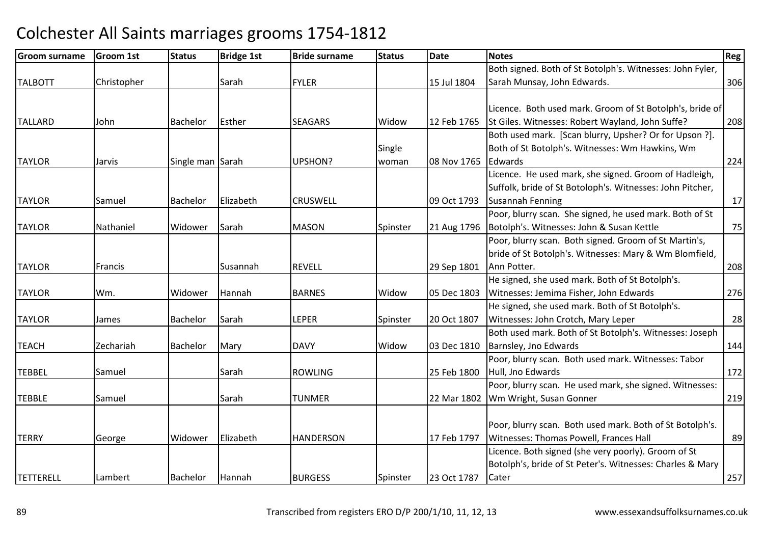# Colchester All Saints marriages grooms 1754-1812

| Groom surname | Groom 1st | Status | Bridge 1st | Bride surname | Status | Date | Notes | Reg |
|---|---|---|---|---|---|---|---|---|
| TALBOTT | Christopher | | Sarah | FYLER | | 15 Jul 1804 | Both signed. Both of St Botolph's. Witnesses: John Fyler, Sarah Munsay, John Edwards. | 306 |
| TALLARD | John | Bachelor | Esther | SEAGARS | Widow | 12 Feb 1765 | Licence. Both used mark. Groom of St Botolph's, bride of St Giles. Witnesses: Robert Wayland, John Suffe? | 208 |
| TAYLOR | Jarvis | Single man | Sarah | UPSHON? | Single woman | 08 Nov 1765 | Both used mark. [Scan blurry, Upsher? Or for Upson ?]. Both of St Botolph's. Witnesses: Wm Hawkins, Wm Edwards | 224 |
| TAYLOR | Samuel | Bachelor | Elizabeth | CRUSWELL | | 09 Oct 1793 | Licence. He used mark, she signed. Groom of Hadleigh, Suffolk, bride of St Botoloph's. Witnesses: John Pitcher, Susannah Fenning | 17 |
| TAYLOR | Nathaniel | Widower | Sarah | MASON | Spinster | 21 Aug 1796 | Poor, blurry scan. She signed, he used mark. Both of St Botolph's. Witnesses: John & Susan Kettle | 75 |
| TAYLOR | Francis | | Susannah | REVELL | | 29 Sep 1801 | Poor, blurry scan. Both signed. Groom of St Martin's, bride of St Botolph's. Witnesses: Mary & Wm Blomfield, Ann Potter. | 208 |
| TAYLOR | Wm. | Widower | Hannah | BARNES | Widow | 05 Dec 1803 | He signed, she used mark. Both of St Botolph's. Witnesses: Jemima Fisher, John Edwards | 276 |
| TAYLOR | James | Bachelor | Sarah | LEPER | Spinster | 20 Oct 1807 | He signed, she used mark. Both of St Botolph's. Witnesses: John Crotch, Mary Leper | 28 |
| TEACH | Zechariah | Bachelor | Mary | DAVY | Widow | 03 Dec 1810 | Both used mark. Both of St Botolph's. Witnesses: Joseph Barnsley, Jno Edwards | 144 |
| TEBBEL | Samuel | | Sarah | ROWLING | | 25 Feb 1800 | Poor, blurry scan. Both used mark. Witnesses: Tabor Hull, Jno Edwards | 172 |
| TEBBLE | Samuel | | Sarah | TUNMER | | 22 Mar 1802 | Poor, blurry scan. He used mark, she signed. Witnesses: Wm Wright, Susan Gonner | 219 |
| TERRY | George | Widower | Elizabeth | HANDERSON | | 17 Feb 1797 | Poor, blurry scan. Both used mark. Both of St Botolph's. Witnesses: Thomas Powell, Frances Hall | 89 |
| TETTERELL | Lambert | Bachelor | Hannah | BURGESS | Spinster | 23 Oct 1787 | Licence. Both signed (she very poorly). Groom of St Botolph's, bride of St Peter's. Witnesses: Charles & Mary Cater | 257 |

Transcribed from registers ERO D/P 200/1/10, 11, 12, 13

www.essexandsuffolksurnames.co.uk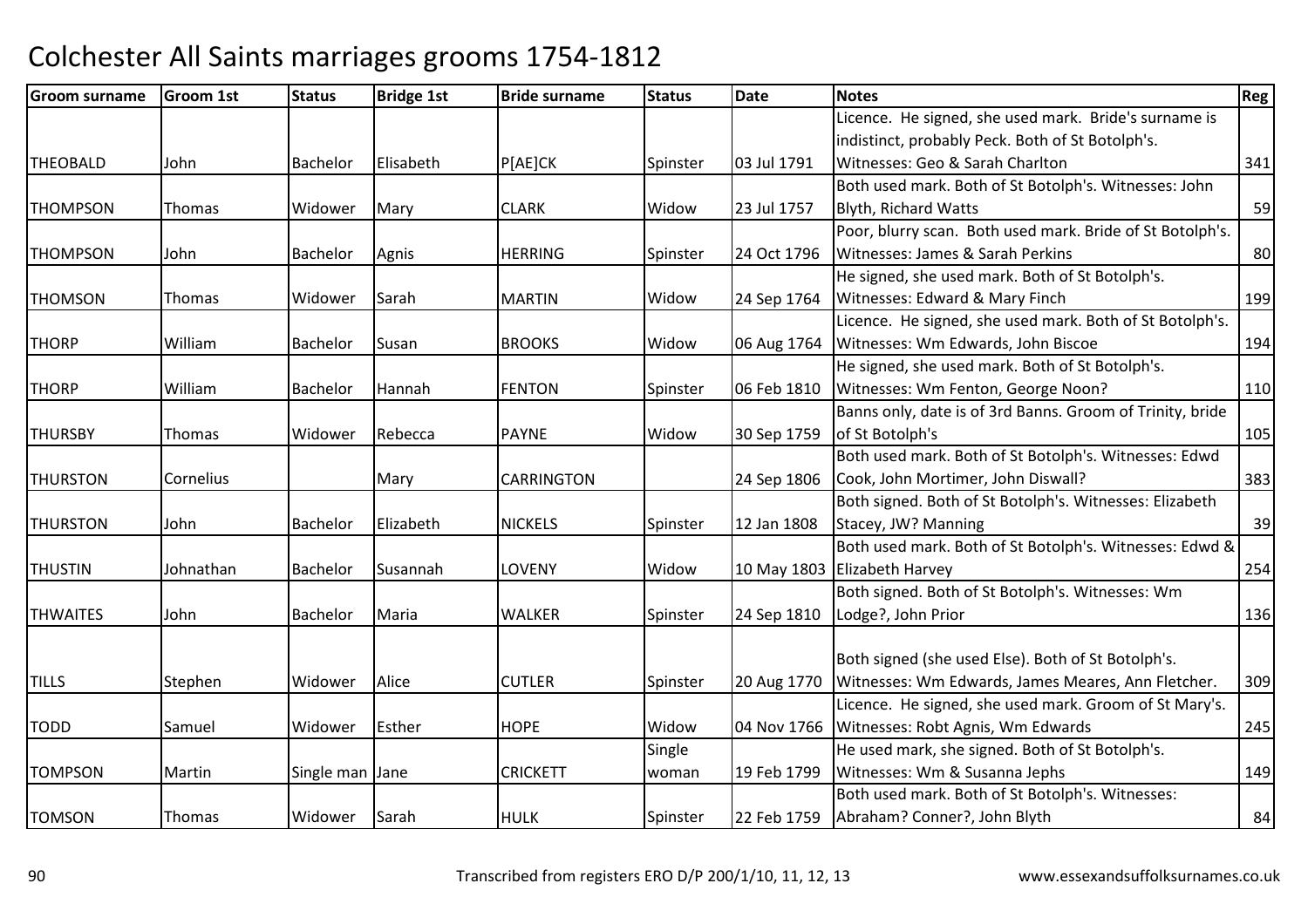# Colchester All Saints marriages grooms 1754-1812

| Groom surname | Groom 1st | Status | Bridge 1st | Bride surname | Status | Date | Notes | Reg |
|---|---|---|---|---|---|---|---|---|
| THEOBALD | John | Bachelor | Elisabeth | P[AE]CK | Spinster | 03 Jul 1791 | Licence. He signed, she used mark. Bride's surname is indistinct, probably Peck. Both of St Botolph's. Witnesses: Geo & Sarah Charlton | 341 |
| THOMPSON | Thomas | Widower | Mary | CLARK | Widow | 23 Jul 1757 | Both used mark. Both of St Botolph's. Witnesses: John Blyth, Richard Watts | 59 |
| THOMPSON | John | Bachelor | Agnis | HERRING | Spinster | 24 Oct 1796 | Poor, blurry scan. Both used mark. Bride of St Botolph's. Witnesses: James & Sarah Perkins | 80 |
| THOMSON | Thomas | Widower | Sarah | MARTIN | Widow | 24 Sep 1764 | He signed, she used mark. Both of St Botolph's. Witnesses: Edward & Mary Finch | 199 |
| THORP | William | Bachelor | Susan | BROOKS | Widow | 06 Aug 1764 | Licence. He signed, she used mark. Both of St Botolph's. Witnesses: Wm Edwards, John Biscoe | 194 |
| THORP | William | Bachelor | Hannah | FENTON | Spinster | 06 Feb 1810 | He signed, she used mark. Both of St Botolph's. Witnesses: Wm Fenton, George Noon? | 110 |
| THURSBY | Thomas | Widower | Rebecca | PAYNE | Widow | 30 Sep 1759 | Banns only, date is of 3rd Banns. Groom of Trinity, bride of St Botolph's | 105 |
| THURSTON | Cornelius | | Mary | CARRINGTON | | 24 Sep 1806 | Both used mark. Both of St Botolph's. Witnesses: Edwd Cook, John Mortimer, John Diswall? | 383 |
| THURSTON | John | Bachelor | Elizabeth | NICKELS | Spinster | 12 Jan 1808 | Both signed. Both of St Botolph's. Witnesses: Elizabeth Stacey, JW? Manning | 39 |
| THUSTIN | Johnathan | Bachelor | Susannah | LOVENY | Widow | 10 May 1803 | Both used mark. Both of St Botolph's. Witnesses: Edwd & Elizabeth Harvey | 254 |
| THWAITES | John | Bachelor | Maria | WALKER | Spinster | 24 Sep 1810 | Both signed. Both of St Botolph's. Witnesses: Wm Lodge?, John Prior | 136 |
| TILLS | Stephen | Widower | Alice | CUTLER | Spinster | 20 Aug 1770 | Both signed (she used Else). Both of St Botolph's. Witnesses: Wm Edwards, James Meares, Ann Fletcher. | 309 |
| TODD | Samuel | Widower | Esther | HOPE | Widow | 04 Nov 1766 | Licence. He signed, she used mark. Groom of St Mary's. Witnesses: Robt Agnis, Wm Edwards | 245 |
| TOMPSON | Martin | Single man | Jane | CRICKETT | Single woman | 19 Feb 1799 | He used mark, she signed. Both of St Botolph's. Witnesses: Wm & Susanna Jephs | 149 |
| TOMSON | Thomas | Widower | Sarah | HULK | Spinster | 22 Feb 1759 | Both used mark. Both of St Botolph's. Witnesses: Abraham? Conner?, John Blyth | 84 |

Transcribed from registers ERO D/P 200/1/10, 11, 12, 13 www.essexandsuffolksurnames.co.uk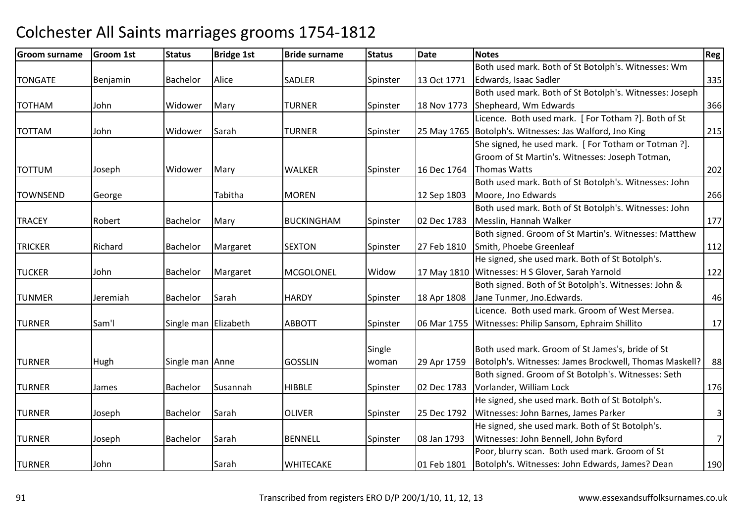# Colchester All Saints marriages grooms 1754-1812

| Groom surname | Groom 1st | Status | Bridge 1st | Bride surname | Status | Date | Notes | Reg |
|---|---|---|---|---|---|---|---|---|
| TONGATE | Benjamin | Bachelor | Alice | SADLER | Spinster | 13 Oct 1771 | Both used mark. Both of St Botolph's. Witnesses: Wm Edwards, Isaac Sadler | 335 |
| TOTHAM | John | Widower | Mary | TURNER | Spinster | 18 Nov 1773 | Both used mark. Both of St Botolph's. Witnesses: Joseph Shepheard, Wm Edwards | 366 |
| TOTTAM | John | Widower | Sarah | TURNER | Spinster | 25 May 1765 | Licence. Both used mark. [ For Totham ?]. Both of St Botolph's. Witnesses: Jas Walford, Jno King | 215 |
| TOTTUM | Joseph | Widower | Mary | WALKER | Spinster | 16 Dec 1764 | She signed, he used mark. [ For Totham or Totman ?]. Groom of St Martin's. Witnesses: Joseph Totman, Thomas Watts | 202 |
| TOWNSEND | George | | Tabitha | MOREN | | 12 Sep 1803 | Both used mark. Both of St Botolph's. Witnesses: John Moore, Jno Edwards | 266 |
| TRACEY | Robert | Bachelor | Mary | BUCKINGHAM | Spinster | 02 Dec 1783 | Both used mark. Both of St Botolph's. Witnesses: John Messlin, Hannah Walker | 177 |
| TRICKER | Richard | Bachelor | Margaret | SEXTON | Spinster | 27 Feb 1810 | Both signed. Groom of St Martin's. Witnesses: Matthew Smith, Phoebe Greenleaf | 112 |
| TUCKER | John | Bachelor | Margaret | MCGOLONEL | Widow | 17 May 1810 | He signed, she used mark. Both of St Botolph's. Witnesses: H S Glover, Sarah Yarnold | 122 |
| TUNMER | Jeremiah | Bachelor | Sarah | HARDY | Spinster | 18 Apr 1808 | Both signed. Both of St Botolph's. Witnesses: John & Jane Tunmer, Jno.Edwards. | 46 |
| TURNER | Sam'l | Single man | Elizabeth | ABBOTT | Spinster | 06 Mar 1755 | Licence. Both used mark. Groom of West Mersea. Witnesses: Philip Sansom, Ephraim Shillito | 17 |
| TURNER | Hugh | Single man | Anne | GOSSLIN | Single woman | 29 Apr 1759 | Both used mark. Groom of St James's, bride of St Botolph's. Witnesses: James Brockwell, Thomas Maskell? | 88 |
| TURNER | James | Bachelor | Susannah | HIBBLE | Spinster | 02 Dec 1783 | Both signed. Groom of St Botolph's. Witnesses: Seth Vorlander, William Lock | 176 |
| TURNER | Joseph | Bachelor | Sarah | OLIVER | Spinster | 25 Dec 1792 | He signed, she used mark. Both of St Botolph's. Witnesses: John Barnes, James Parker | 3 |
| TURNER | Joseph | Bachelor | Sarah | BENNELL | Spinster | 08 Jan 1793 | He signed, she used mark. Both of St Botolph's. Witnesses: John Bennell, John Byford | 7 |
| TURNER | John | | Sarah | WHITECAKE | | 01 Feb 1801 | Poor, blurry scan. Both used mark. Groom of St Botolph's. Witnesses: John Edwards, James? Dean | 190 |

Transcribed from registers ERO D/P 200/1/10, 11, 12, 13 www.essexandsuffolksurnames.co.uk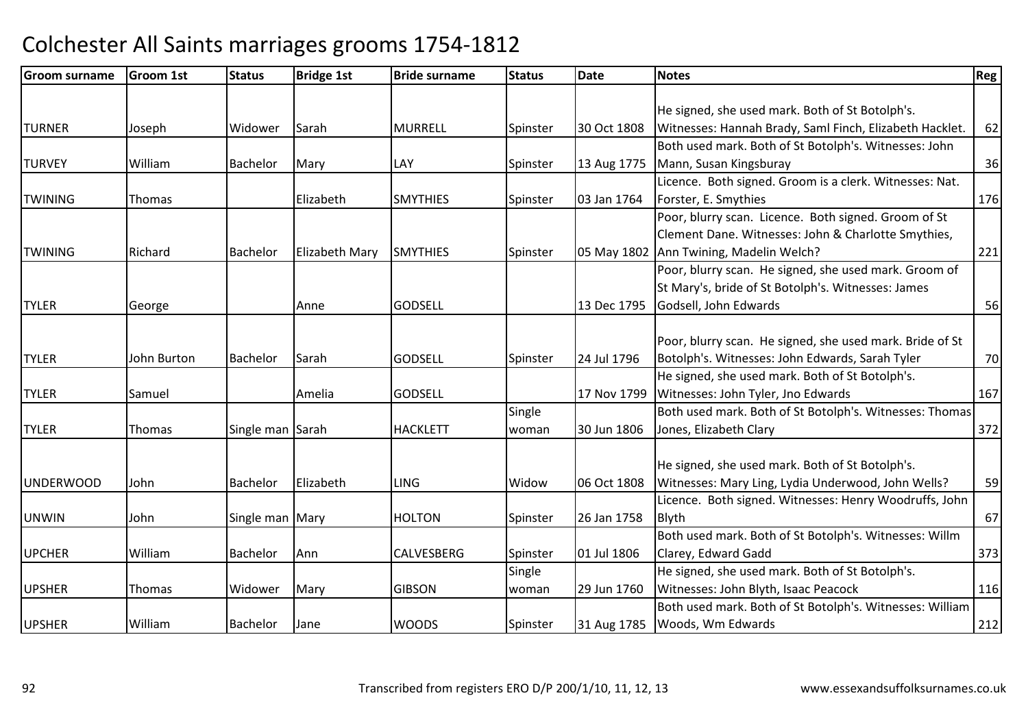# Colchester All Saints marriages grooms 1754-1812

| Groom surname | Groom 1st | Status | Bridge 1st | Bride surname | Status | Date | Notes | Reg |
|---|---|---|---|---|---|---|---|---|
| TURNER | Joseph | Widower | Sarah | MURRELL | Spinster | 30 Oct 1808 | He signed, she used mark. Both of St Botolph's. Witnesses: Hannah Brady, Saml Finch, Elizabeth Hacklet. | 62 |
| TURVEY | William | Bachelor | Mary | LAY | Spinster | 13 Aug 1775 | Both used mark. Both of St Botolph's. Witnesses: John Mann, Susan Kingsburay | 36 |
| TWINING | Thomas | | Elizabeth | SMYTHIES | Spinster | 03 Jan 1764 | Licence. Both signed. Groom is a clerk. Witnesses: Nat. Forster, E. Smythies | 176 |
| TWINING | Richard | Bachelor | Elizabeth Mary | SMYTHIES | Spinster | 05 May 1802 | Poor, blurry scan. Licence. Both signed. Groom of St Clement Dane. Witnesses: John & Charlotte Smythies, Ann Twining, Madelin Welch? | 221 |
| TYLER | George | | Anne | GODSELL | | 13 Dec 1795 | Poor, blurry scan. He signed, she used mark. Groom of St Mary's, bride of St Botolph's. Witnesses: James Godsell, John Edwards | 56 |
| TYLER | John Burton | Bachelor | Sarah | GODSELL | Spinster | 24 Jul 1796 | Poor, blurry scan. He signed, she used mark. Bride of St Botolph's. Witnesses: John Edwards, Sarah Tyler | 70 |
| TYLER | Samuel | | Amelia | GODSELL | | 17 Nov 1799 | He signed, she used mark. Both of St Botolph's. Witnesses: John Tyler, Jno Edwards | 167 |
| TYLER | Thomas | Single man | Sarah | HACKLETT | Single woman | 30 Jun 1806 | Both used mark. Both of St Botolph's. Witnesses: Thomas Jones, Elizabeth Clary | 372 |
| UNDERWOOD | John | Bachelor | Elizabeth | LING | Widow | 06 Oct 1808 | He signed, she used mark. Both of St Botolph's. Witnesses: Mary Ling, Lydia Underwood, John Wells? | 59 |
| UNWIN | John | Single man | Mary | HOLTON | Spinster | 26 Jan 1758 | Licence. Both signed. Witnesses: Henry Woodruffs, John Blyth | 67 |
| UPCHER | William | Bachelor | Ann | CALVESBERG | Spinster | 01 Jul 1806 | Both used mark. Both of St Botolph's. Witnesses: Willm Clarey, Edward Gadd | 373 |
| UPSHER | Thomas | Widower | Mary | GIBSON | Single woman | 29 Jun 1760 | He signed, she used mark. Both of St Botolph's. Witnesses: John Blyth, Isaac Peacock | 116 |
| UPSHER | William | Bachelor | Jane | WOODS | Spinster | 31 Aug 1785 | Both used mark. Both of St Botolph's. Witnesses: William Woods, Wm Edwards | 212 |

Transcribed from registers ERO D/P 200/1/10, 11, 12, 13    www.essexandsuffolksurnames.co.uk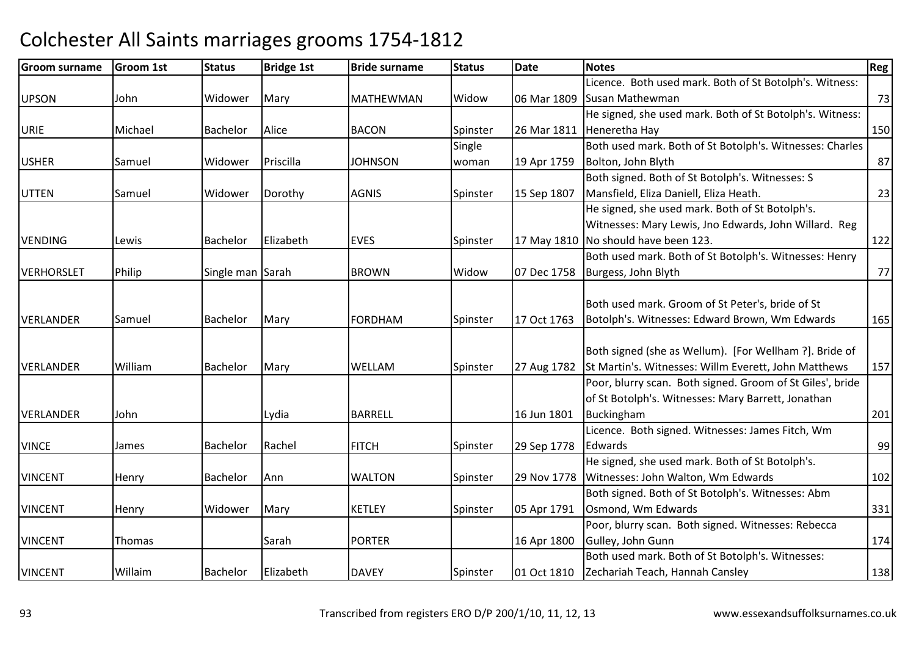# Colchester All Saints marriages grooms 1754-1812

| Groom surname | Groom 1st | Status | Bridge 1st | Bride surname | Status | Date | Notes | Reg |
|---|---|---|---|---|---|---|---|---|
| UPSON | John | Widower | Mary | MATHEWMAN | Widow | 06 Mar 1809 | Licence. Both used mark. Both of St Botolph's. Witness: Susan Mathewman | 73 |
| URIE | Michael | Bachelor | Alice | BACON | Spinster | 26 Mar 1811 | He signed, she used mark. Both of St Botolph's. Witness: Heneretha Hay | 150 |
| USHER | Samuel | Widower | Priscilla | JOHNSON | Single woman | 19 Apr 1759 | Both used mark. Both of St Botolph's. Witnesses: Charles Bolton, John Blyth | 87 |
| UTTEN | Samuel | Widower | Dorothy | AGNIS | Spinster | 15 Sep 1807 | Both signed. Both of St Botolph's. Witnesses: S Mansfield, Eliza Daniell, Eliza Heath. | 23 |
| VENDING | Lewis | Bachelor | Elizabeth | EVES | Spinster | 17 May 1810 | He signed, she used mark. Both of St Botolph's. Witnesses: Mary Lewis, Jno Edwards, John Willard. Reg No should have been 123. | 122 |
| VERHORSLET | Philip | Single man | Sarah | BROWN | Widow | 07 Dec 1758 | Both used mark. Both of St Botolph's. Witnesses: Henry Burgess, John Blyth | 77 |
| VERLANDER | Samuel | Bachelor | Mary | FORDHAM | Spinster | 17 Oct 1763 | Both used mark. Groom of St Peter's, bride of St Botolph's. Witnesses: Edward Brown, Wm Edwards | 165 |
| VERLANDER | William | Bachelor | Mary | WELLAM | Spinster | 27 Aug 1782 | Both signed (she as Wellum). [For Wellham ?]. Bride of St Martin's. Witnesses: Willm Everett, John Matthews | 157 |
| VERLANDER | John | | Lydia | BARRELL | | 16 Jun 1801 | Poor, blurry scan. Both signed. Groom of St Giles', bride of St Botolph's. Witnesses: Mary Barrett, Jonathan Buckingham | 201 |
| VINCE | James | Bachelor | Rachel | FITCH | Spinster | 29 Sep 1778 | Licence. Both signed. Witnesses: James Fitch, Wm Edwards | 99 |
| VINCENT | Henry | Bachelor | Ann | WALTON | Spinster | 29 Nov 1778 | He signed, she used mark. Both of St Botolph's. Witnesses: John Walton, Wm Edwards | 102 |
| VINCENT | Henry | Widower | Mary | KETLEY | Spinster | 05 Apr 1791 | Both signed. Both of St Botolph's. Witnesses: Abm Osmond, Wm Edwards | 331 |
| VINCENT | Thomas | | Sarah | PORTER | | 16 Apr 1800 | Poor, blurry scan. Both signed. Witnesses: Rebecca Gulley, John Gunn | 174 |
| VINCENT | Willaim | Bachelor | Elizabeth | DAVEY | Spinster | 01 Oct 1810 | Both used mark. Both of St Botolph's. Witnesses: Zechariah Teach, Hannah Cansley | 138 |

Transcribed from registers ERO D/P 200/1/10, 11, 12, 13 www.essexandsuffolksurnames.co.uk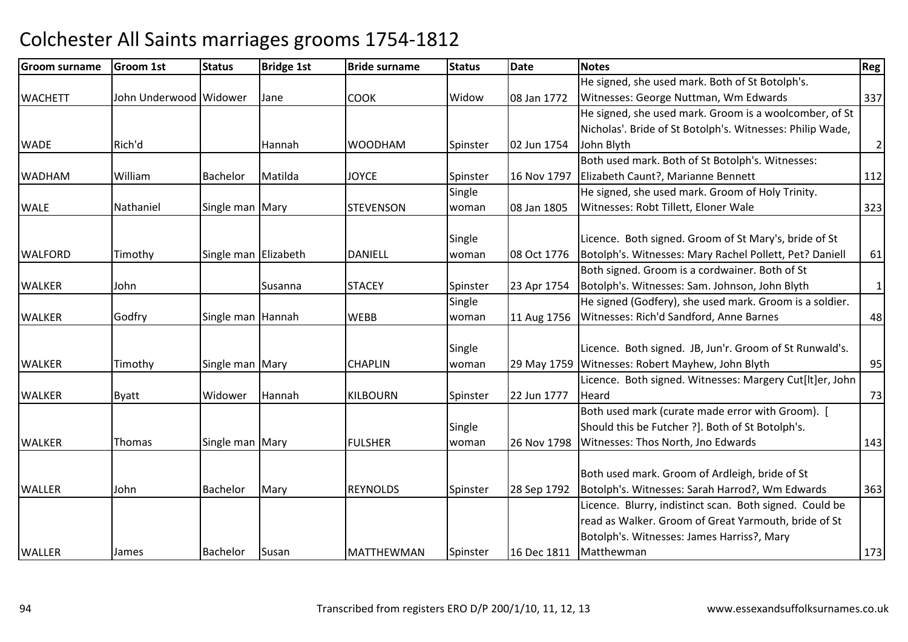# Colchester All Saints marriages grooms 1754-1812

| Groom surname | Groom 1st | Status | Bridge 1st | Bride surname | Status | Date | Notes | Reg |
|---|---|---|---|---|---|---|---|---|
| WACHETT | John Underwood | Widower | Jane | COOK | Widow | 08 Jan 1772 | He signed, she used mark. Both of St Botolph's. Witnesses: George Nuttman, Wm Edwards | 337 |
| WADE | Rich'd | | Hannah | WOODHAM | Spinster | 02 Jun 1754 | He signed, she used mark. Groom is a woolcomber, of St Nicholas'. Bride of St Botolph's. Witnesses: Philip Wade, John Blyth | 2 |
| WADHAM | William | Bachelor | Matilda | JOYCE | Spinster | 16 Nov 1797 | Both used mark. Both of St Botolph's. Witnesses: Elizabeth Caunt?, Marianne Bennett | 112 |
| WALE | Nathaniel | Single man | Mary | STEVENSON | Single woman | 08 Jan 1805 | He signed, she used mark. Groom of Holy Trinity. Witnesses: Robt Tillett, Eloner Wale | 323 |
| WALFORD | Timothy | Single man | Elizabeth | DANIELL | Single woman | 08 Oct 1776 | Licence. Both signed. Groom of St Mary's, bride of St Botolph's. Witnesses: Mary Rachel Pollett, Pet? Daniell | 61 |
| WALKER | John | | Susanna | STACEY | Spinster | 23 Apr 1754 | Both signed. Groom is a cordwainer. Both of St Botolph's. Witnesses: Sam. Johnson, John Blyth | 1 |
| WALKER | Godfry | Single man | Hannah | WEBB | Single woman | 11 Aug 1756 | He signed (Godfery), she used mark. Groom is a soldier. Witnesses: Rich'd Sandford, Anne Barnes | 48 |
| WALKER | Timothy | Single man | Mary | CHAPLIN | Single woman | 29 May 1759 | Licence. Both signed. JB, Jun'r. Groom of St Runwald's. Witnesses: Robert Mayhew, John Blyth | 95 |
| WALKER | Byatt | Widower | Hannah | KILBOURN | Spinster | 22 Jun 1777 | Licence. Both signed. Witnesses: Margery Cut[lt]er, John Heard | 73 |
| WALKER | Thomas | Single man | Mary | FULSHER | Single woman | 26 Nov 1798 | Both used mark (curate made error with Groom). [ Should this be Futcher ?]. Both of St Botolph's. Witnesses: Thos North, Jno Edwards | 143 |
| WALLER | John | Bachelor | Mary | REYNOLDS | Spinster | 28 Sep 1792 | Both used mark. Groom of Ardleigh, bride of St Botolph's. Witnesses: Sarah Harrod?, Wm Edwards | 363 |
| WALLER | James | Bachelor | Susan | MATTHEWMAN | Spinster | 16 Dec 1811 | Licence. Blurry, indistinct scan. Both signed. Could be read as Walker. Groom of Great Yarmouth, bride of St Botolph's. Witnesses: James Harriss?, Mary Matthewman | 173 |

Transcribed from registers ERO D/P 200/1/10, 11, 12, 13

www.essexandsuffolksurnames.co.uk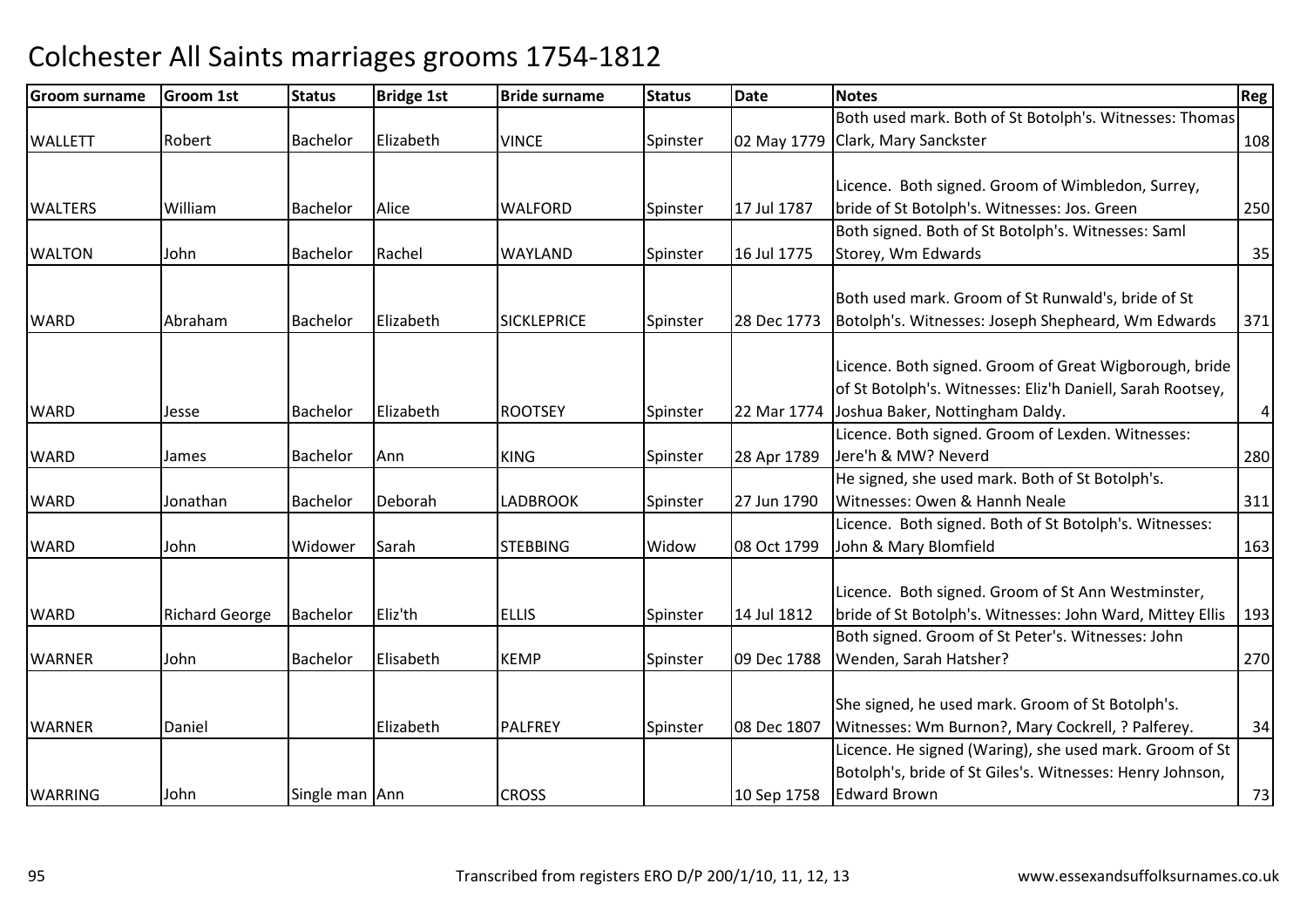# Colchester All Saints marriages grooms 1754-1812

| Groom surname | Groom 1st | Status | Bridge 1st | Bride surname | Status | Date | Notes | Reg |
|---|---|---|---|---|---|---|---|---|
| WALLETT | Robert | Bachelor | Elizabeth | VINCE | Spinster | 02 May 1779 | Both used mark. Both of St Botolph's. Witnesses: Thomas Clark, Mary Sanckster | 108 |
| WALTERS | William | Bachelor | Alice | WALFORD | Spinster | 17 Jul 1787 | Licence. Both signed. Groom of Wimbledon, Surrey, bride of St Botolph's. Witnesses: Jos. Green | 250 |
| WALTON | John | Bachelor | Rachel | WAYLAND | Spinster | 16 Jul 1775 | Both signed. Both of St Botolph's. Witnesses: Saml Storey, Wm Edwards | 35 |
| WARD | Abraham | Bachelor | Elizabeth | SICKLEPRICE | Spinster | 28 Dec 1773 | Both used mark. Groom of St Runwald's, bride of St Botolph's. Witnesses: Joseph Shepheard, Wm Edwards | 371 |
| WARD | Jesse | Bachelor | Elizabeth | ROOTSEY | Spinster | 22 Mar 1774 | Licence. Both signed. Groom of Great Wigborough, bride of St Botolph's. Witnesses: Eliz'h Daniell, Sarah Rootsey, Joshua Baker, Nottingham Daldy. | 4 |
| WARD | James | Bachelor | Ann | KING | Spinster | 28 Apr 1789 | Licence. Both signed. Groom of Lexden. Witnesses: Jere'h & MW? Neverd | 280 |
| WARD | Jonathan | Bachelor | Deborah | LADBROOK | Spinster | 27 Jun 1790 | He signed, she used mark. Both of St Botolph's. Witnesses: Owen & Hannh Neale | 311 |
| WARD | John | Widower | Sarah | STEBBING | Widow | 08 Oct 1799 | Licence. Both signed. Both of St Botolph's. Witnesses: John & Mary Blomfield | 163 |
| WARD | Richard George | Bachelor | Eliz'th | ELLIS | Spinster | 14 Jul 1812 | Licence. Both signed. Groom of St Ann Westminster, bride of St Botolph's. Witnesses: John Ward, Mittey Ellis | 193 |
| WARNER | John | Bachelor | Elisabeth | KEMP | Spinster | 09 Dec 1788 | Both signed. Groom of St Peter's. Witnesses: John Wenden, Sarah Hatsher? | 270 |
| WARNER | Daniel | | Elizabeth | PALFREY | Spinster | 08 Dec 1807 | She signed, he used mark. Groom of St Botolph's. Witnesses: Wm Burnon?, Mary Cockrell, ? Palferey. | 34 |
| WARRING | John | Single man | Ann | CROSS | | 10 Sep 1758 | Licence. He signed (Waring), she used mark. Groom of St Botolph's, bride of St Giles's. Witnesses: Henry Johnson, Edward Brown | 73 |

Transcribed from registers ERO D/P 200/1/10, 11, 12, 13 www.essexandsuffolksurnames.co.uk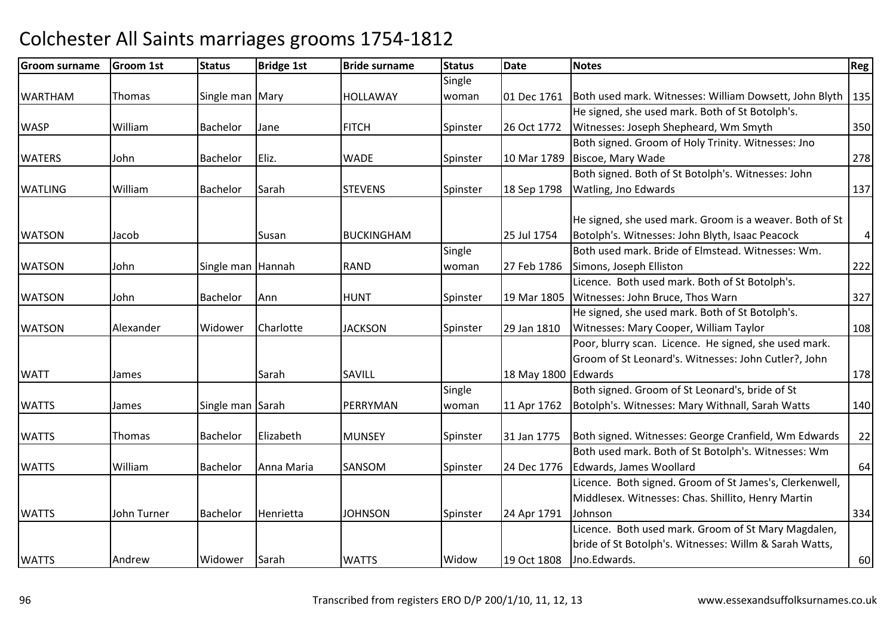# Colchester All Saints marriages grooms 1754-1812

| Groom surname | Groom 1st | Status | Bridge 1st | Bride surname | Status | Date | Notes | Reg |
|---|---|---|---|---|---|---|---|---|
| WARTHAM | Thomas | Single man | Mary | HOLLAWAY | Single woman | 01 Dec 1761 | Both used mark. Witnesses: William Dowsett, John Blyth | 135 |
| WASP | William | Bachelor | Jane | FITCH | Spinster | 26 Oct 1772 | He signed, she used mark. Both of St Botolph's. Witnesses: Joseph Shepheard, Wm Smyth | 350 |
| WATERS | John | Bachelor | Eliz. | WADE | Spinster | 10 Mar 1789 | Both signed. Groom of Holy Trinity. Witnesses: Jno Biscoe, Mary Wade | 278 |
| WATLING | William | Bachelor | Sarah | STEVENS | Spinster | 18 Sep 1798 | Both signed. Both of St Botolph's. Witnesses: John Watling, Jno Edwards | 137 |
| WATSON | Jacob | | Susan | BUCKINGHAM | | 25 Jul 1754 | He signed, she used mark. Groom is a weaver. Both of St Botolph's. Witnesses: John Blyth, Isaac Peacock | 4 |
| WATSON | John | Single man | Hannah | RAND | Single woman | 27 Feb 1786 | Both used mark. Bride of Elmstead. Witnesses: Wm. Simons, Joseph Elliston | 222 |
| WATSON | John | Bachelor | Ann | HUNT | Spinster | 19 Mar 1805 | Licence. Both used mark. Both of St Botolph's. Witnesses: John Bruce, Thos Warn | 327 |
| WATSON | Alexander | Widower | Charlotte | JACKSON | Spinster | 29 Jan 1810 | He signed, she used mark. Both of St Botolph's. Witnesses: Mary Cooper, William Taylor | 108 |
| WATT | James | | Sarah | SAVILL | | 18 May 1800 | Poor, blurry scan. Licence. He signed, she used mark. Groom of St Leonard's. Witnesses: John Cutler?, John Edwards | 178 |
| WATTS | James | Single man | Sarah | PERRYMAN | Single woman | 11 Apr 1762 | Both signed. Groom of St Leonard's, bride of St Botolph's. Witnesses: Mary Withnall, Sarah Watts | 140 |
| WATTS | Thomas | Bachelor | Elizabeth | MUNSEY | Spinster | 31 Jan 1775 | Both signed. Witnesses: George Cranfield, Wm Edwards | 22 |
| WATTS | William | Bachelor | Anna Maria | SANSOM | Spinster | 24 Dec 1776 | Both used mark. Both of St Botolph's. Witnesses: Wm Edwards, James Woollard | 64 |
| WATTS | John Turner | Bachelor | Henrietta | JOHNSON | Spinster | 24 Apr 1791 | Licence. Both signed. Groom of St James's, Clerkenwell, Middlesex. Witnesses: Chas. Shillito, Henry Martin Johnson | 334 |
| WATTS | Andrew | Widower | Sarah | WATTS | Widow | 19 Oct 1808 | Licence. Both used mark. Groom of St Mary Magdalen, bride of St Botolph's. Witnesses: Willm & Sarah Watts, Jno.Edwards. | 60 |

Transcribed from registers ERO D/P 200/1/10, 11, 12, 13 www.essexandsuffolksurnames.co.uk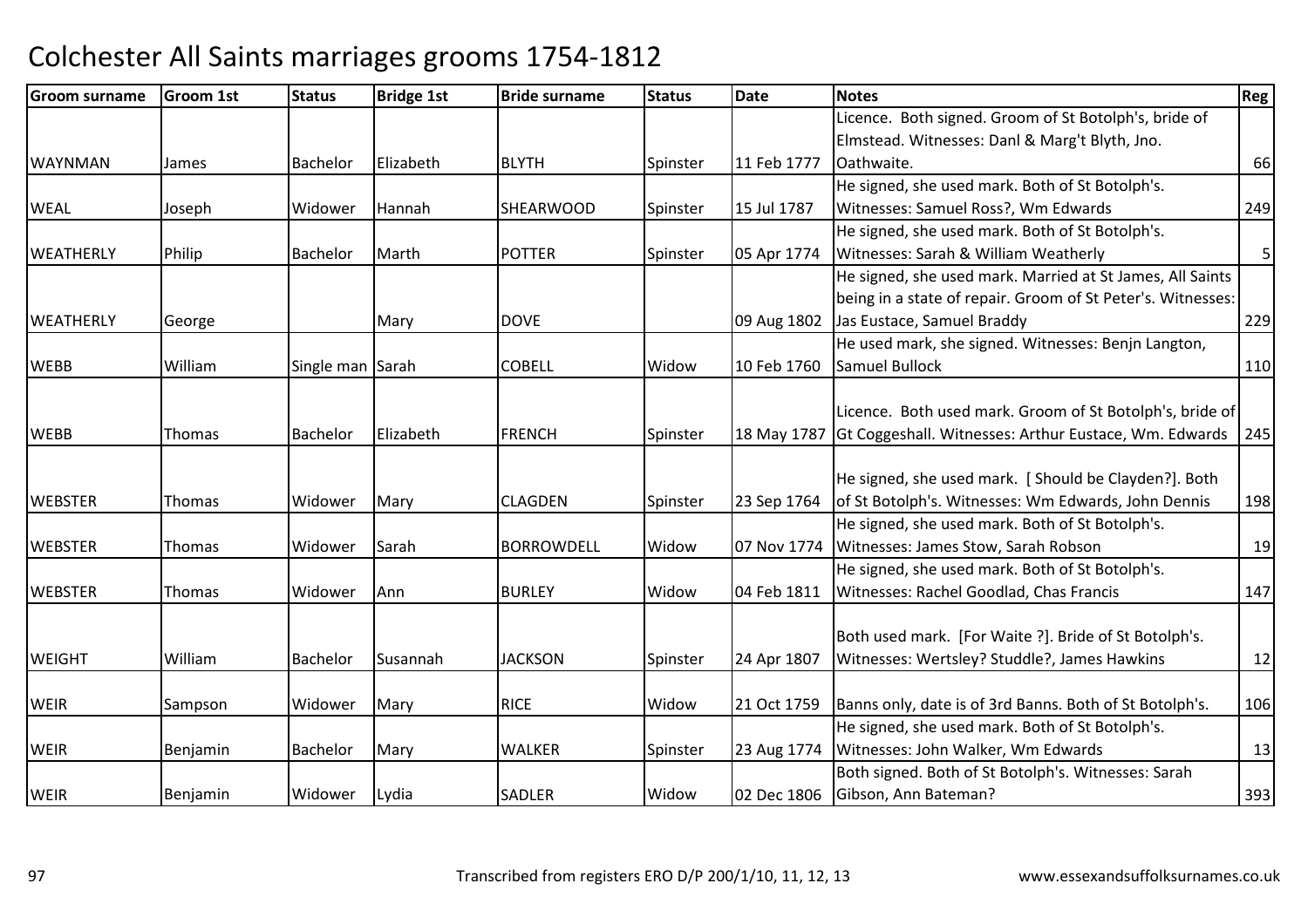# Colchester All Saints marriages grooms 1754-1812

| Groom surname | Groom 1st | Status | Bridge 1st | Bride surname | Status | Date | Notes | Reg |
|---|---|---|---|---|---|---|---|---|
| WAYNMAN | James | Bachelor | Elizabeth | BLYTH | Spinster | 11 Feb 1777 | Licence. Both signed. Groom of St Botolph's, bride of Elmstead. Witnesses: Danl & Marg't Blyth, Jno. Oathwaite. | 66 |
| WEAL | Joseph | Widower | Hannah | SHEARWOOD | Spinster | 15 Jul 1787 | He signed, she used mark. Both of St Botolph's. Witnesses: Samuel Ross?, Wm Edwards | 249 |
| WEATHERLY | Philip | Bachelor | Marth | POTTER | Spinster | 05 Apr 1774 | He signed, she used mark. Both of St Botolph's. Witnesses: Sarah & William Weatherly | 5 |
| WEATHERLY | George | | Mary | DOVE | | 09 Aug 1802 | He signed, she used mark. Married at St James, All Saints being in a state of repair. Groom of St Peter's. Witnesses: Jas Eustace, Samuel Braddy | 229 |
| WEBB | William | Single man | Sarah | COBELL | Widow | 10 Feb 1760 | He used mark, she signed. Witnesses: Benjn Langton, Samuel Bullock | 110 |
| WEBB | Thomas | Bachelor | Elizabeth | FRENCH | Spinster | 18 May 1787 | Licence. Both used mark. Groom of St Botolph's, bride of Gt Coggeshall. Witnesses: Arthur Eustace, Wm. Edwards | 245 |
| WEBSTER | Thomas | Widower | Mary | CLAGDEN | Spinster | 23 Sep 1764 | He signed, she used mark. [ Should be Clayden?]. Both of St Botolph's. Witnesses: Wm Edwards, John Dennis | 198 |
| WEBSTER | Thomas | Widower | Sarah | BORROWDELL | Widow | 07 Nov 1774 | He signed, she used mark. Both of St Botolph's. Witnesses: James Stow, Sarah Robson | 19 |
| WEBSTER | Thomas | Widower | Ann | BURLEY | Widow | 04 Feb 1811 | He signed, she used mark. Both of St Botolph's. Witnesses: Rachel Goodlad, Chas Francis | 147 |
| WEIGHT | William | Bachelor | Susannah | JACKSON | Spinster | 24 Apr 1807 | Both used mark. [For Waite ?]. Bride of St Botolph's. Witnesses: Wertsley? Studdle?, James Hawkins | 12 |
| WEIR | Sampson | Widower | Mary | RICE | Widow | 21 Oct 1759 | Banns only, date is of 3rd Banns. Both of St Botolph's. | 106 |
| WEIR | Benjamin | Bachelor | Mary | WALKER | Spinster | 23 Aug 1774 | He signed, she used mark. Both of St Botolph's. Witnesses: John Walker, Wm Edwards | 13 |
| WEIR | Benjamin | Widower | Lydia | SADLER | Widow | 02 Dec 1806 | Both signed. Both of St Botolph's. Witnesses: Sarah Gibson, Ann Bateman? | 393 |

Transcribed from registers ERO D/P 200/1/10, 11, 12, 13 www.essexandsuffolksurnames.co.uk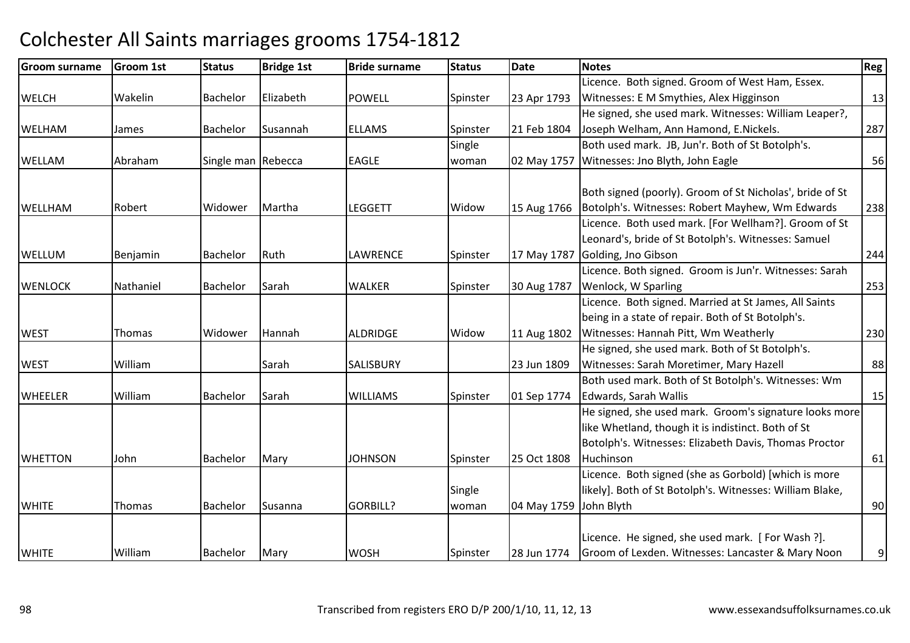# Colchester All Saints marriages grooms 1754-1812

| Groom surname | Groom 1st | Status | Bridge 1st | Bride surname | Status | Date | Notes | Reg |
|---|---|---|---|---|---|---|---|---|
| WELCH | Wakelin | Bachelor | Elizabeth | POWELL | Spinster | 23 Apr 1793 | Licence. Both signed. Groom of West Ham, Essex. Witnesses: E M Smythies, Alex Higginson | 13 |
| WELHAM | James | Bachelor | Susannah | ELLAMS | Spinster | 21 Feb 1804 | He signed, she used mark. Witnesses: William Leaper?, Joseph Welham, Ann Hamond, E.Nickels. | 287 |
| WELLAM | Abraham | Single man | Rebecca | EAGLE | Single woman | 02 May 1757 | Both used mark. JB, Jun'r. Both of St Botolph's. Witnesses: Jno Blyth, John Eagle | 56 |
| WELLHAM | Robert | Widower | Martha | LEGGETT | Widow | 15 Aug 1766 | Both signed (poorly). Groom of St Nicholas', bride of St Botolph's. Witnesses: Robert Mayhew, Wm Edwards | 238 |
| WELLUM | Benjamin | Bachelor | Ruth | LAWRENCE | Spinster | 17 May 1787 | Licence. Both used mark. [For Wellham?]. Groom of St Leonard's, bride of St Botolph's. Witnesses: Samuel Golding, Jno Gibson | 244 |
| WENLOCK | Nathaniel | Bachelor | Sarah | WALKER | Spinster | 30 Aug 1787 | Licence. Both signed. Groom is Jun'r. Witnesses: Sarah Wenlock, W Sparling | 253 |
| WEST | Thomas | Widower | Hannah | ALDRIDGE | Widow | 11 Aug 1802 | Licence. Both signed. Married at St James, All Saints being in a state of repair. Both of St Botolph's. Witnesses: Hannah Pitt, Wm Weatherly | 230 |
| WEST | William | | Sarah | SALISBURY | | 23 Jun 1809 | He signed, she used mark. Both of St Botolph's. Witnesses: Sarah Moretimer, Mary Hazell | 88 |
| WHEELER | William | Bachelor | Sarah | WILLIAMS | Spinster | 01 Sep 1774 | Both used mark. Both of St Botolph's. Witnesses: Wm Edwards, Sarah Wallis | 15 |
| WHETTON | John | Bachelor | Mary | JOHNSON | Spinster | 25 Oct 1808 | He signed, she used mark. Groom's signature looks more like Whetland, though it is indistinct. Both of St Botolph's. Witnesses: Elizabeth Davis, Thomas Proctor Huchinson | 61 |
| WHITE | Thomas | Bachelor | Susanna | GORBILL? | Single woman | 04 May 1759 | Licence. Both signed (she as Gorbold) [which is more likely]. Both of St Botolph's. Witnesses: William Blake, John Blyth | 90 |
| WHITE | William | Bachelor | Mary | WOSH | Spinster | 28 Jun 1774 | Licence. He signed, she used mark. [ For Wash ?]. Groom of Lexden. Witnesses: Lancaster & Mary Noon | 9 |

Transcribed from registers ERO D/P 200/1/10, 11, 12, 13

www.essexandsuffolksurnames.co.uk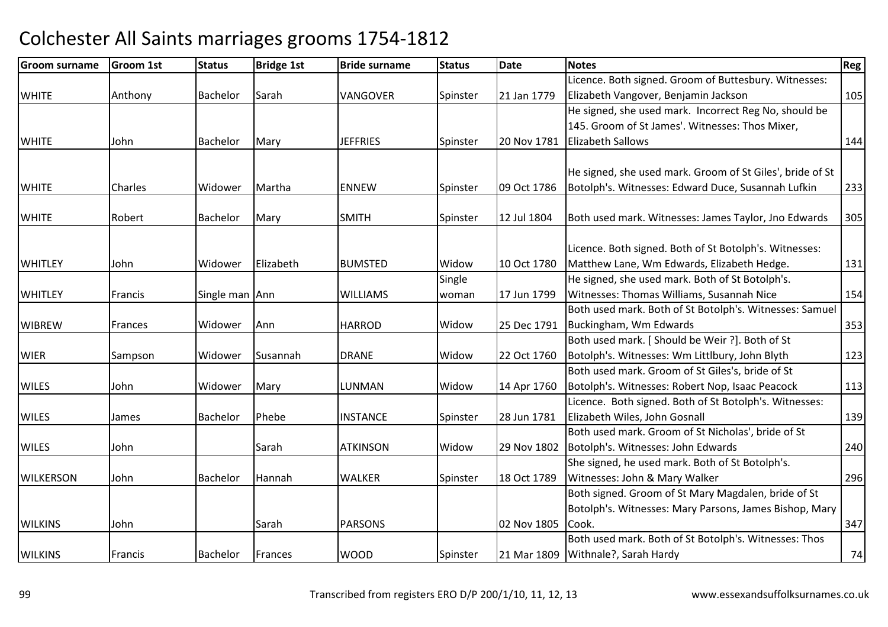# Colchester All Saints marriages grooms 1754-1812

| Groom surname | Groom 1st | Status | Bridge 1st | Bride surname | Status | Date | Notes | Reg |
|---|---|---|---|---|---|---|---|---|
| WHITE | Anthony | Bachelor | Sarah | VANGOVER | Spinster | 21 Jan 1779 | Licence. Both signed. Groom of Buttesbury. Witnesses: Elizabeth Vangover, Benjamin Jackson | 105 |
| WHITE | John | Bachelor | Mary | JEFFRIES | Spinster | 20 Nov 1781 | He signed, she used mark. Incorrect Reg No, should be 145. Groom of St James'. Witnesses: Thos Mixer, Elizabeth Sallows | 144 |
| WHITE | Charles | Widower | Martha | ENNEW | Spinster | 09 Oct 1786 | He signed, she used mark. Groom of St Giles', bride of St Botolph's. Witnesses: Edward Duce, Susannah Lufkin | 233 |
| WHITE | Robert | Bachelor | Mary | SMITH | Spinster | 12 Jul 1804 | Both used mark. Witnesses: James Taylor, Jno Edwards | 305 |
| WHITLEY | John | Widower | Elizabeth | BUMSTED | Widow | 10 Oct 1780 | Licence. Both signed. Both of St Botolph's. Witnesses: Matthew Lane, Wm Edwards, Elizabeth Hedge. | 131 |
| WHITLEY | Francis | Single man | Ann | WILLIAMS | Single woman | 17 Jun 1799 | He signed, she used mark. Both of St Botolph's. Witnesses: Thomas Williams, Susannah Nice | 154 |
| WIBREW | Frances | Widower | Ann | HARROD | Widow | 25 Dec 1791 | Both used mark. Both of St Botolph's. Witnesses: Samuel Buckingham, Wm Edwards | 353 |
| WIER | Sampson | Widower | Susannah | DRANE | Widow | 22 Oct 1760 | Both used mark. [ Should be Weir ?]. Both of St Botolph's. Witnesses: Wm Littlbury, John Blyth | 123 |
| WILES | John | Widower | Mary | LUNMAN | Widow | 14 Apr 1760 | Both used mark. Groom of St Giles's, bride of St Botolph's. Witnesses: Robert Nop, Isaac Peacock | 113 |
| WILES | James | Bachelor | Phebe | INSTANCE | Spinster | 28 Jun 1781 | Licence. Both signed. Both of St Botolph's. Witnesses: Elizabeth Wiles, John Gosnall | 139 |
| WILES | John | | Sarah | ATKINSON | Widow | 29 Nov 1802 | Both used mark. Groom of St Nicholas', bride of St Botolph's. Witnesses: John Edwards | 240 |
| WILKERSON | John | Bachelor | Hannah | WALKER | Spinster | 18 Oct 1789 | She signed, he used mark. Both of St Botolph's. Witnesses: John & Mary Walker | 296 |
| WILKINS | John | | Sarah | PARSONS | | 02 Nov 1805 | Both signed. Groom of St Mary Magdalen, bride of St Botolph's. Witnesses: Mary Parsons, James Bishop, Mary Cook. | 347 |
| WILKINS | Francis | Bachelor | Frances | WOOD | Spinster | 21 Mar 1809 | Both used mark. Both of St Botolph's. Witnesses: Thos Withnale?, Sarah Hardy | 74 |

Transcribed from registers ERO D/P 200/1/10, 11, 12, 13 www.essexandsuffolksurnames.co.uk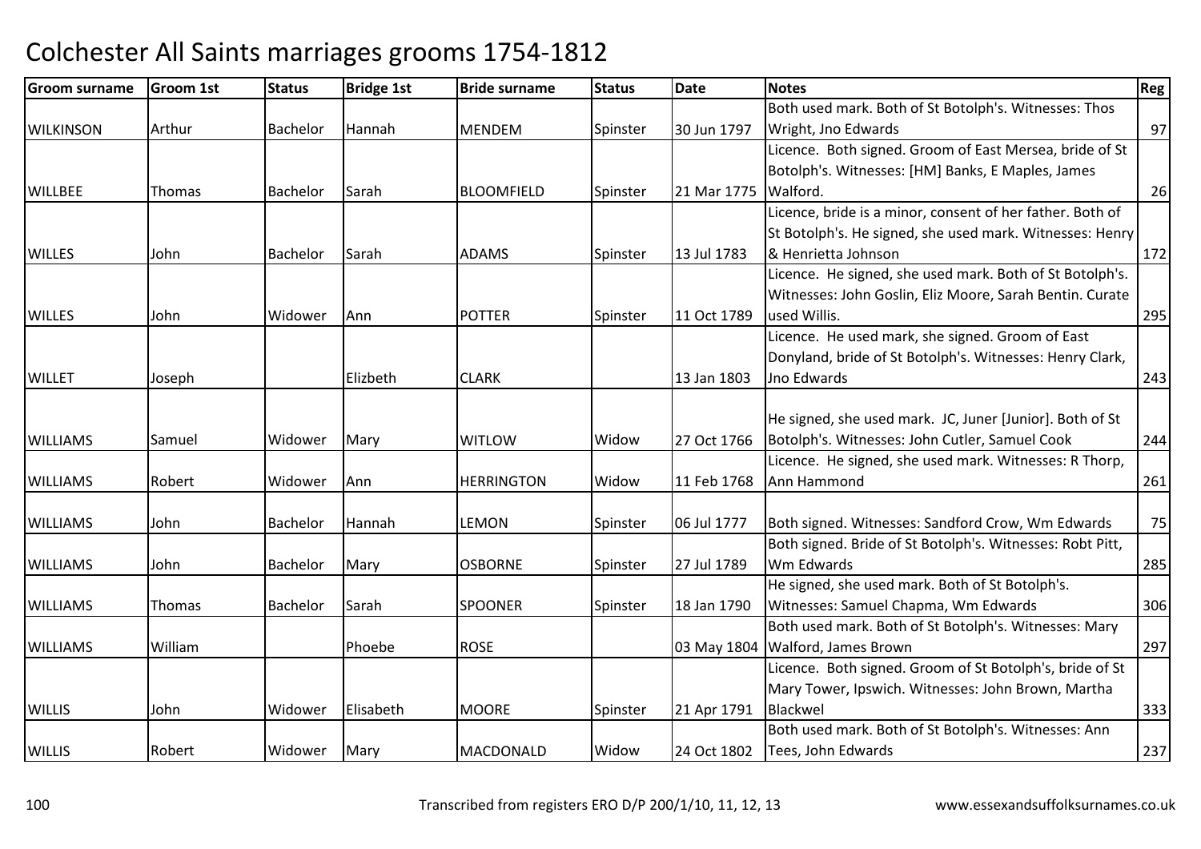# Colchester All Saints marriages grooms 1754-1812

| Groom surname | Groom 1st | Status | Bridge 1st | Bride surname | Status | Date | Notes | Reg |
|---|---|---|---|---|---|---|---|---|
| WILKINSON | Arthur | Bachelor | Hannah | MENDEM | Spinster | 30 Jun 1797 | Both used mark. Both of St Botolph's. Witnesses: Thos Wright, Jno Edwards | 97 |
| WILLBEE | Thomas | Bachelor | Sarah | BLOOMFIELD | Spinster | 21 Mar 1775 | Licence. Both signed. Groom of East Mersea, bride of St Botolph's. Witnesses: [HM] Banks, E Maples, James Walford. | 26 |
| WILLES | John | Bachelor | Sarah | ADAMS | Spinster | 13 Jul 1783 | Licence, bride is a minor, consent of her father. Both of St Botolph's. He signed, she used mark. Witnesses: Henry & Henrietta Johnson | 172 |
| WILLES | John | Widower | Ann | POTTER | Spinster | 11 Oct 1789 | Licence. He signed, she used mark. Both of St Botolph's. Witnesses: John Goslin, Eliz Moore, Sarah Bentin. Curate used Willis. | 295 |
| WILLET | Joseph | | Elizbeth | CLARK | | 13 Jan 1803 | Licence. He used mark, she signed. Groom of East Donyland, bride of St Botolph's. Witnesses: Henry Clark, Jno Edwards | 243 |
| WILLIAMS | Samuel | Widower | Mary | WITLOW | Widow | 27 Oct 1766 | He signed, she used mark. JC, Juner [Junior]. Both of St Botolph's. Witnesses: John Cutler, Samuel Cook | 244 |
| WILLIAMS | Robert | Widower | Ann | HERRINGTON | Widow | 11 Feb 1768 | Licence. He signed, she used mark. Witnesses: R Thorp, Ann Hammond | 261 |
| WILLIAMS | John | Bachelor | Hannah | LEMON | Spinster | 06 Jul 1777 | Both signed. Witnesses: Sandford Crow, Wm Edwards | 75 |
| WILLIAMS | John | Bachelor | Mary | OSBORNE | Spinster | 27 Jul 1789 | Both signed. Bride of St Botolph's. Witnesses: Robt Pitt, Wm Edwards | 285 |
| WILLIAMS | Thomas | Bachelor | Sarah | SPOONER | Spinster | 18 Jan 1790 | He signed, she used mark. Both of St Botolph's. Witnesses: Samuel Chapma, Wm Edwards | 306 |
| WILLIAMS | William | | Phoebe | ROSE | | 03 May 1804 | Both used mark. Both of St Botolph's. Witnesses: Mary Walford, James Brown | 297 |
| WILLIS | John | Widower | Elisabeth | MOORE | Spinster | 21 Apr 1791 | Licence. Both signed. Groom of St Botolph's, bride of St Mary Tower, Ipswich. Witnesses: John Brown, Martha Blackwel | 333 |
| WILLIS | Robert | Widower | Mary | MACDONALD | Widow | 24 Oct 1802 | Both used mark. Both of St Botolph's. Witnesses: Ann Tees, John Edwards | 237 |

Transcribed from registers ERO D/P 200/1/10, 11, 12, 13 www.essexandsuffolksurnames.co.uk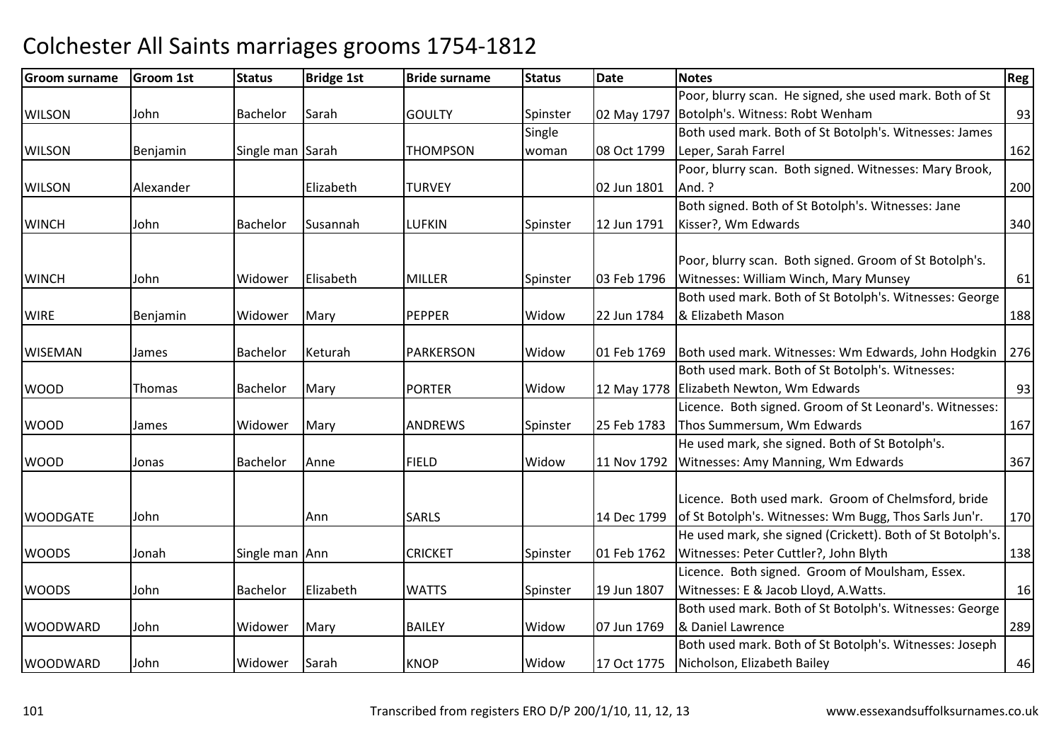# Colchester All Saints marriages grooms 1754-1812

| Groom surname | Groom 1st | Status | Bridge 1st | Bride surname | Status | Date | Notes | Reg |
|---|---|---|---|---|---|---|---|---|
| WILSON | John | Bachelor | Sarah | GOULTY | Spinster | 02 May 1797 | Poor, blurry scan. He signed, she used mark. Both of St Botolph's. Witness: Robt Wenham | 93 |
| WILSON | Benjamin | Single man | Sarah | THOMPSON | Single woman | 08 Oct 1799 | Both used mark. Both of St Botolph's. Witnesses: James Leper, Sarah Farrel | 162 |
| WILSON | Alexander | | Elizabeth | TURVEY | | 02 Jun 1801 | Poor, blurry scan. Both signed. Witnesses: Mary Brook, And. ? | 200 |
| WINCH | John | Bachelor | Susannah | LUFKIN | Spinster | 12 Jun 1791 | Both signed. Both of St Botolph's. Witnesses: Jane Kisser?, Wm Edwards | 340 |
| WINCH | John | Widower | Elisabeth | MILLER | Spinster | 03 Feb 1796 | Poor, blurry scan. Both signed. Groom of St Botolph's. Witnesses: William Winch, Mary Munsey | 61 |
| WIRE | Benjamin | Widower | Mary | PEPPER | Widow | 22 Jun 1784 | Both used mark. Both of St Botolph's. Witnesses: George & Elizabeth Mason | 188 |
| WISEMAN | James | Bachelor | Keturah | PARKERSON | Widow | 01 Feb 1769 | Both used mark. Witnesses: Wm Edwards, John Hodgkin | 276 |
| WOOD | Thomas | Bachelor | Mary | PORTER | Widow | 12 May 1778 | Both used mark. Both of St Botolph's. Witnesses: Elizabeth Newton, Wm Edwards | 93 |
| WOOD | James | Widower | Mary | ANDREWS | Spinster | 25 Feb 1783 | Licence. Both signed. Groom of St Leonard's. Witnesses: Thos Summersum, Wm Edwards | 167 |
| WOOD | Jonas | Bachelor | Anne | FIELD | Widow | 11 Nov 1792 | He used mark, she signed. Both of St Botolph's. Witnesses: Amy Manning, Wm Edwards | 367 |
| WOODGATE | John | | Ann | SARLS | | 14 Dec 1799 | Licence. Both used mark. Groom of Chelmsford, bride of St Botolph's. Witnesses: Wm Bugg, Thos Sarls Jun'r. | 170 |
| WOODS | Jonah | Single man | Ann | CRICKET | Spinster | 01 Feb 1762 | He used mark, she signed (Crickett). Both of St Botolph's. Witnesses: Peter Cuttler?, John Blyth | 138 |
| WOODS | John | Bachelor | Elizabeth | WATTS | Spinster | 19 Jun 1807 | Licence. Both signed. Groom of Moulsham, Essex. Witnesses: E & Jacob Lloyd, A.Watts. | 16 |
| WOODWARD | John | Widower | Mary | BAILEY | Widow | 07 Jun 1769 | Both used mark. Both of St Botolph's. Witnesses: George & Daniel Lawrence | 289 |
| WOODWARD | John | Widower | Sarah | KNOP | Widow | 17 Oct 1775 | Both used mark. Both of St Botolph's. Witnesses: Joseph Nicholson, Elizabeth Bailey | 46 |

Transcribed from registers ERO D/P 200/1/10, 11, 12, 13 www.essexandsuffolksurnames.co.uk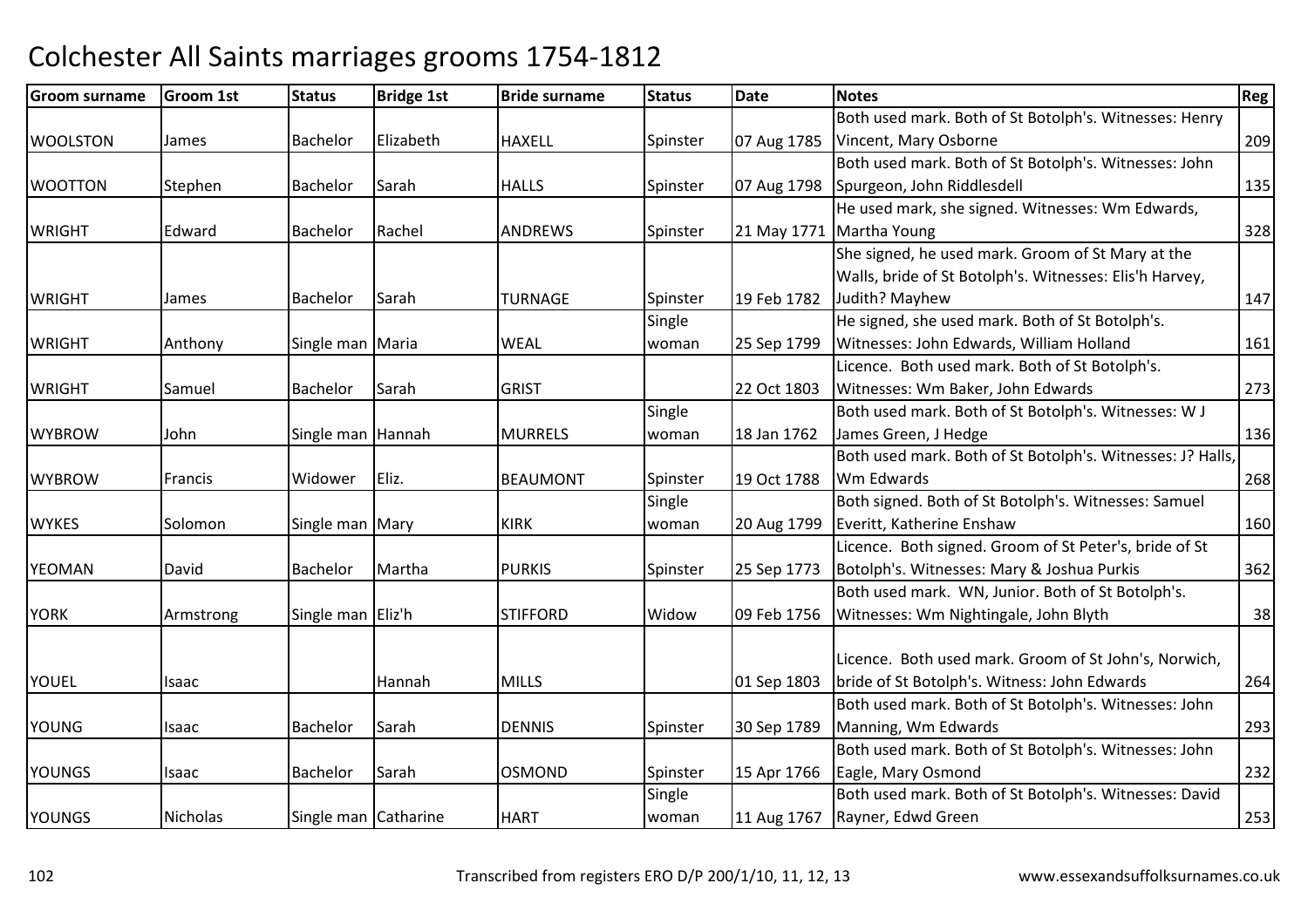# Colchester All Saints marriages grooms 1754-1812

| Groom surname | Groom 1st | Status | Bridge 1st | Bride surname | Status | Date | Notes | Reg |
|---|---|---|---|---|---|---|---|---|
| WOOLSTON | James | Bachelor | Elizabeth | HAXELL | Spinster | 07 Aug 1785 | Both used mark. Both of St Botolph's. Witnesses: Henry Vincent, Mary Osborne | 209 |
| WOOTTON | Stephen | Bachelor | Sarah | HALLS | Spinster | 07 Aug 1798 | Both used mark. Both of St Botolph's. Witnesses: John Spurgeon, John Riddlesdell | 135 |
| WRIGHT | Edward | Bachelor | Rachel | ANDREWS | Spinster | 21 May 1771 | He used mark, she signed. Witnesses: Wm Edwards, Martha Young | 328 |
| WRIGHT | James | Bachelor | Sarah | TURNAGE | Spinster | 19 Feb 1782 | She signed, he used mark. Groom of St Mary at the Walls, bride of St Botolph's. Witnesses: Elis'h Harvey, Judith? Mayhew | 147 |
| WRIGHT | Anthony | Single man | Maria | WEAL | Single woman | 25 Sep 1799 | He signed, she used mark. Both of St Botolph's. Witnesses: John Edwards, William Holland | 161 |
| WRIGHT | Samuel | Bachelor | Sarah | GRIST | | 22 Oct 1803 | Licence. Both used mark. Both of St Botolph's. Witnesses: Wm Baker, John Edwards | 273 |
| WYBROW | John | Single man | Hannah | MURRELS | Single woman | 18 Jan 1762 | Both used mark. Both of St Botolph's. Witnesses: W J James Green, J Hedge | 136 |
| WYBROW | Francis | Widower | Eliz. | BEAUMONT | Spinster | 19 Oct 1788 | Both used mark. Both of St Botolph's. Witnesses: J? Halls, Wm Edwards | 268 |
| WYKES | Solomon | Single man | Mary | KIRK | Single woman | 20 Aug 1799 | Both signed. Both of St Botolph's. Witnesses: Samuel Everitt, Katherine Enshaw | 160 |
| YEOMAN | David | Bachelor | Martha | PURKIS | Spinster | 25 Sep 1773 | Licence. Both signed. Groom of St Peter's, bride of St Botolph's. Witnesses: Mary & Joshua Purkis | 362 |
| YORK | Armstrong | Single man | Eliz'h | STIFFORD | Widow | 09 Feb 1756 | Both used mark. WN, Junior. Both of St Botolph's. Witnesses: Wm Nightingale, John Blyth | 38 |
| YOUEL | Isaac | | Hannah | MILLS | | 01 Sep 1803 | Licence. Both used mark. Groom of St John's, Norwich, bride of St Botolph's. Witness: John Edwards | 264 |
| YOUNG | Isaac | Bachelor | Sarah | DENNIS | Spinster | 30 Sep 1789 | Both used mark. Both of St Botolph's. Witnesses: John Manning, Wm Edwards | 293 |
| YOUNGS | Isaac | Bachelor | Sarah | OSMOND | Spinster | 15 Apr 1766 | Both used mark. Both of St Botolph's. Witnesses: John Eagle, Mary Osmond | 232 |
| YOUNGS | Nicholas | Single man | Catharine | HART | Single woman | 11 Aug 1767 | Both used mark. Both of St Botolph's. Witnesses: David Rayner, Edwd Green | 253 |

Transcribed from registers ERO D/P 200/1/10, 11, 12, 13

www.essexandsuffolksurnames.co.uk